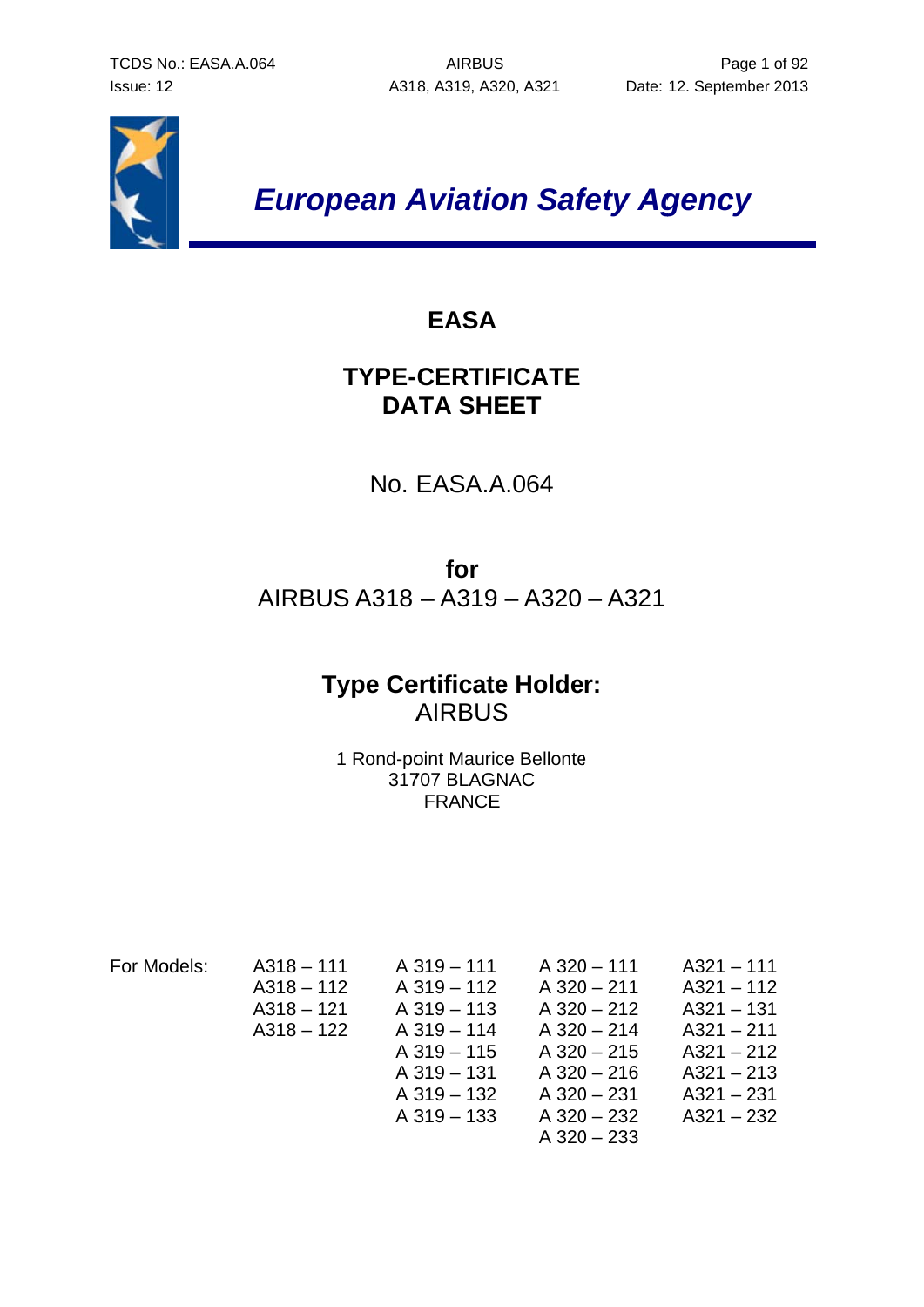# European Aviation Safety Agency

## EASA

## TYPE-CERTIFICATE DATA SHEET

No. EASA.A.064

**for**

AIRBUS A318 – A319 – A320 – A321

**Type Certificate Holder:**

AIRBUS

1 Rond-point Maurice Bellonte
31707 BLAGNAC
FRANCE

| For Models: | A318 – 111 | A 319 – 111 | A 320 – 111 | A321 – 111 |
|---|---|---|---|---|
| | A318 – 112 | A 319 – 112 | A 320 – 211 | A321 – 112 |
| | A318 – 121 | A 319 – 113 | A 320 – 212 | A321 – 131 |
| | A318 – 122 | A 319 – 114 | A 320 – 214 | A321 – 211 |
| | | A 319 – 115 | A 320 – 215 | A321 – 212 |
| | | A 319 – 131 | A 320 – 216 | A321 – 213 |
| | | A 319 – 132 | A 320 – 231 | A321 – 231 |
| | | A 319 – 133 | A 320 – 232 | A321 – 232 |
| | | | A 320 – 233 | |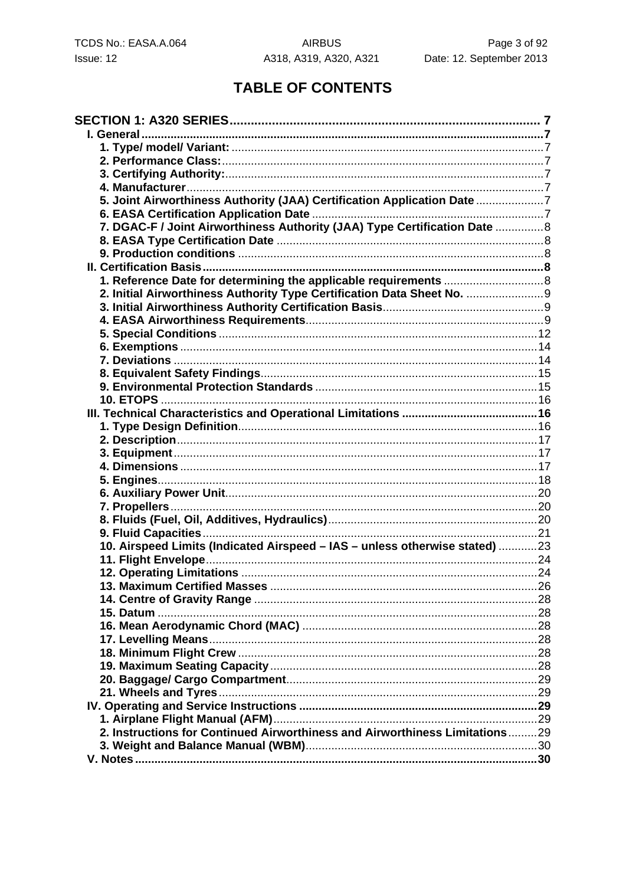# TABLE OF CONTENTS

**SECTION 1: A320 SERIES** ... 7

- **I. General** ... 7
  - 1. Type/ model/ Variant: ... 7
  - 2. Performance Class: ... 7
  - 3. Certifying Authority: ... 7
  - 4. Manufacturer ... 7
  - 5. Joint Airworthiness Authority (JAA) Certification Application Date ... 7
  - 6. EASA Certification Application Date ... 7
  - 7. DGAC-F / Joint Airworthiness Authority (JAA) Type Certification Date ... 8
  - 8. EASA Type Certification Date ... 8
  - 9. Production conditions ... 8
- **II. Certification Basis** ... 8
  - 1. Reference Date for determining the applicable requirements ... 8
  - 2. Initial Airworthiness Authority Type Certification Data Sheet No. ... 9
  - 3. Initial Airworthiness Authority Certification Basis ... 9
  - 4. EASA Airworthiness Requirements ... 9
  - 5. Special Conditions ... 12
  - 6. Exemptions ... 14
  - 7. Deviations ... 14
  - 8. Equivalent Safety Findings ... 15
  - 9. Environmental Protection Standards ... 15
  - 10. ETOPS ... 16
- **III. Technical Characteristics and Operational Limitations** ... 16
  - 1. Type Design Definition ... 16
  - 2. Description ... 17
  - 3. Equipment ... 17
  - 4. Dimensions ... 17
  - 5. Engines ... 18
  - 6. Auxiliary Power Unit ... 20
  - 7. Propellers ... 20
  - 8. Fluids (Fuel, Oil, Additives, Hydraulics) ... 20
  - 9. Fluid Capacities ... 21
  - 10. Airspeed Limits (Indicated Airspeed – IAS – unless otherwise stated) ... 23
  - 11. Flight Envelope ... 24
  - 12. Operating Limitations ... 24
  - 13. Maximum Certified Masses ... 26
  - 14. Centre of Gravity Range ... 28
  - 15. Datum ... 28
  - 16. Mean Aerodynamic Chord (MAC) ... 28
  - 17. Levelling Means ... 28
  - 18. Minimum Flight Crew ... 28
  - 19. Maximum Seating Capacity ... 28
  - 20. Baggage/ Cargo Compartment ... 29
  - 21. Wheels and Tyres ... 29
- **IV. Operating and Service Instructions** ... 29
  - 1. Airplane Flight Manual (AFM) ... 29
  - 2. Instructions for Continued Airworthiness and Airworthiness Limitations ... 29
  - 3. Weight and Balance Manual (WBM) ... 30
- **V. Notes** ... 30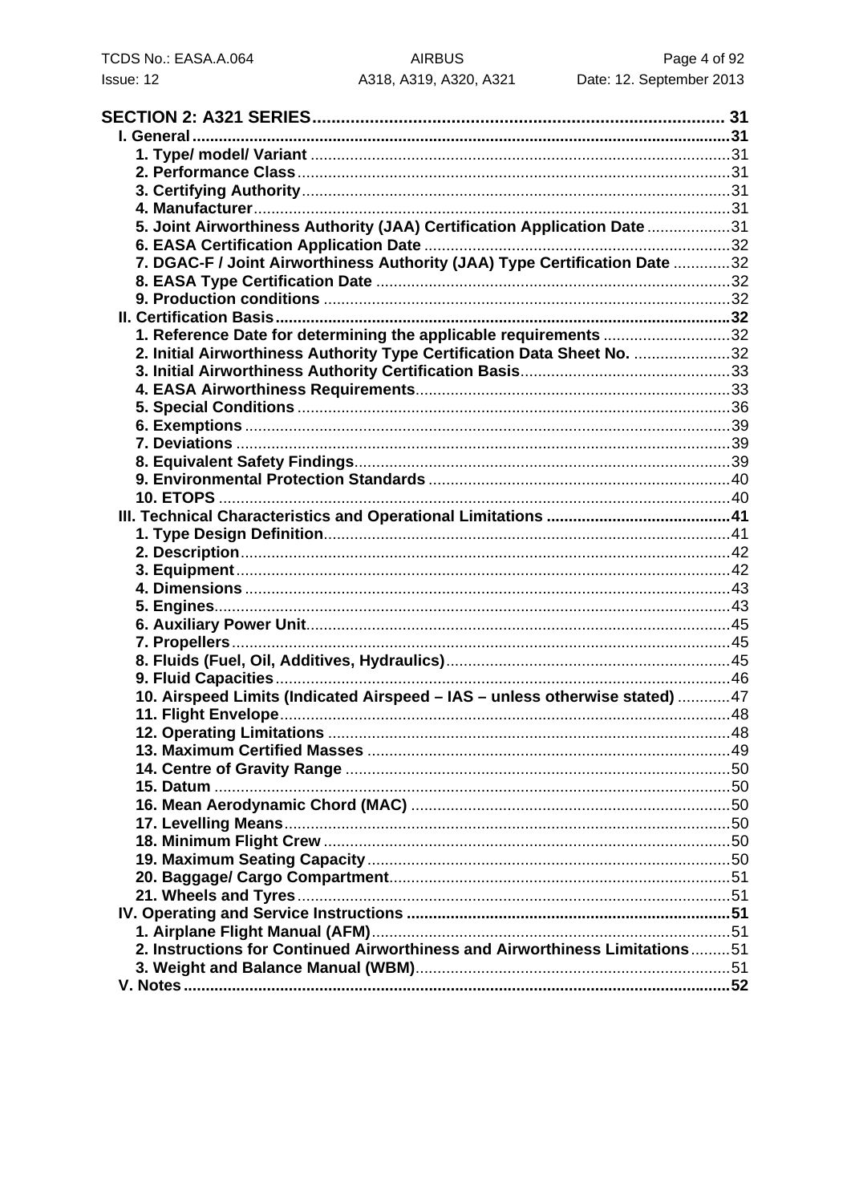**SECTION 2: A321 SERIES** ..... 31

- **I. General** ..... 31
  - 1. Type/ model/ Variant ..... 31
  - 2. Performance Class ..... 31
  - 3. Certifying Authority ..... 31
  - 4. Manufacturer ..... 31
  - 5. Joint Airworthiness Authority (JAA) Certification Application Date ..... 31
  - 6. EASA Certification Application Date ..... 32
  - 7. DGAC-F / Joint Airworthiness Authority (JAA) Type Certification Date ..... 32
  - 8. EASA Type Certification Date ..... 32
  - 9. Production conditions ..... 32
- **II. Certification Basis** ..... 32
  - 1. Reference Date for determining the applicable requirements ..... 32
  - 2. Initial Airworthiness Authority Type Certification Data Sheet No. ..... 32
  - 3. Initial Airworthiness Authority Certification Basis ..... 33
  - 4. EASA Airworthiness Requirements ..... 33
  - 5. Special Conditions ..... 36
  - 6. Exemptions ..... 39
  - 7. Deviations ..... 39
  - 8. Equivalent Safety Findings ..... 39
  - 9. Environmental Protection Standards ..... 40
  - 10. ETOPS ..... 40
- **III. Technical Characteristics and Operational Limitations** ..... 41
  - 1. Type Design Definition ..... 41
  - 2. Description ..... 42
  - 3. Equipment ..... 42
  - 4. Dimensions ..... 43
  - 5. Engines ..... 43
  - 6. Auxiliary Power Unit ..... 45
  - 7. Propellers ..... 45
  - 8. Fluids (Fuel, Oil, Additives, Hydraulics) ..... 45
  - 9. Fluid Capacities ..... 46
  - 10. Airspeed Limits (Indicated Airspeed – IAS – unless otherwise stated) ..... 47
  - 11. Flight Envelope ..... 48
  - 12. Operating Limitations ..... 48
  - 13. Maximum Certified Masses ..... 49
  - 14. Centre of Gravity Range ..... 50
  - 15. Datum ..... 50
  - 16. Mean Aerodynamic Chord (MAC) ..... 50
  - 17. Levelling Means ..... 50
  - 18. Minimum Flight Crew ..... 50
  - 19. Maximum Seating Capacity ..... 50
  - 20. Baggage/ Cargo Compartment ..... 51
  - 21. Wheels and Tyres ..... 51
- **IV. Operating and Service Instructions** ..... 51
  - 1. Airplane Flight Manual (AFM) ..... 51
  - 2. Instructions for Continued Airworthiness and Airworthiness Limitations ..... 51
  - 3. Weight and Balance Manual (WBM) ..... 51
- **V. Notes** ..... 52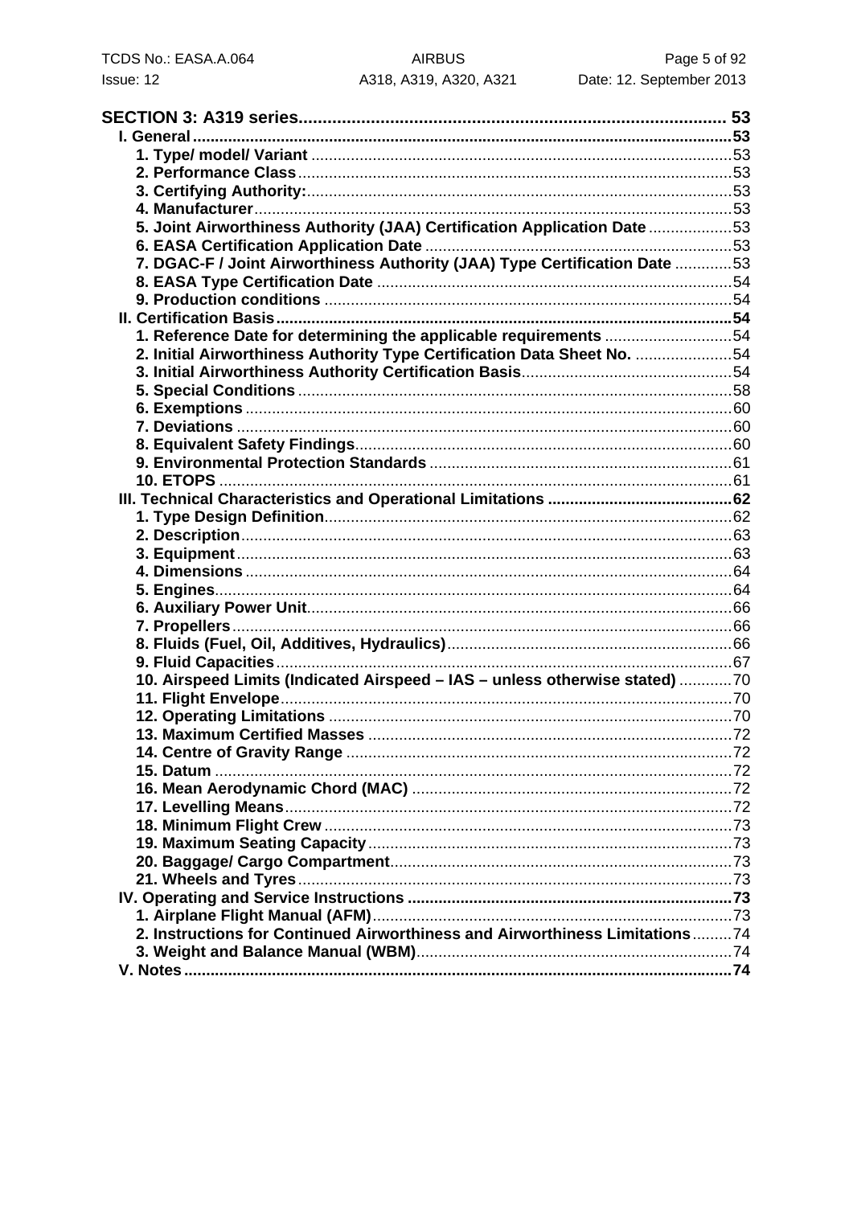**SECTION 3: A319 series** ..... 53

- **I. General** ..... 53
  - 1. Type/ model/ Variant ..... 53
  - 2. Performance Class ..... 53
  - 3. Certifying Authority: ..... 53
  - 4. Manufacturer ..... 53
  - 5. Joint Airworthiness Authority (JAA) Certification Application Date ..... 53
  - 6. EASA Certification Application Date ..... 53
  - 7. DGAC-F / Joint Airworthiness Authority (JAA) Type Certification Date ..... 53
  - 8. EASA Type Certification Date ..... 54
  - 9. Production conditions ..... 54
- **II. Certification Basis** ..... 54
  - 1. Reference Date for determining the applicable requirements ..... 54
  - 2. Initial Airworthiness Authority Type Certification Data Sheet No. ..... 54
  - 3. Initial Airworthiness Authority Certification Basis ..... 54
  - 5. Special Conditions ..... 58
  - 6. Exemptions ..... 60
  - 7. Deviations ..... 60
  - 8. Equivalent Safety Findings ..... 60
  - 9. Environmental Protection Standards ..... 61
  - 10. ETOPS ..... 61
- **III. Technical Characteristics and Operational Limitations** ..... 62
  - 1. Type Design Definition ..... 62
  - 2. Description ..... 63
  - 3. Equipment ..... 63
  - 4. Dimensions ..... 64
  - 5. Engines ..... 64
  - 6. Auxiliary Power Unit ..... 66
  - 7. Propellers ..... 66
  - 8. Fluids (Fuel, Oil, Additives, Hydraulics) ..... 66
  - 9. Fluid Capacities ..... 67
  - 10. Airspeed Limits (Indicated Airspeed – IAS – unless otherwise stated) ..... 70
  - 11. Flight Envelope ..... 70
  - 12. Operating Limitations ..... 70
  - 13. Maximum Certified Masses ..... 72
  - 14. Centre of Gravity Range ..... 72
  - 15. Datum ..... 72
  - 16. Mean Aerodynamic Chord (MAC) ..... 72
  - 17. Levelling Means ..... 72
  - 18. Minimum Flight Crew ..... 73
  - 19. Maximum Seating Capacity ..... 73
  - 20. Baggage/ Cargo Compartment ..... 73
  - 21. Wheels and Tyres ..... 73
- **IV. Operating and Service Instructions** ..... 73
  - 1. Airplane Flight Manual (AFM) ..... 73
  - 2. Instructions for Continued Airworthiness and Airworthiness Limitations ..... 74
  - 3. Weight and Balance Manual (WBM) ..... 74
- **V. Notes** ..... 74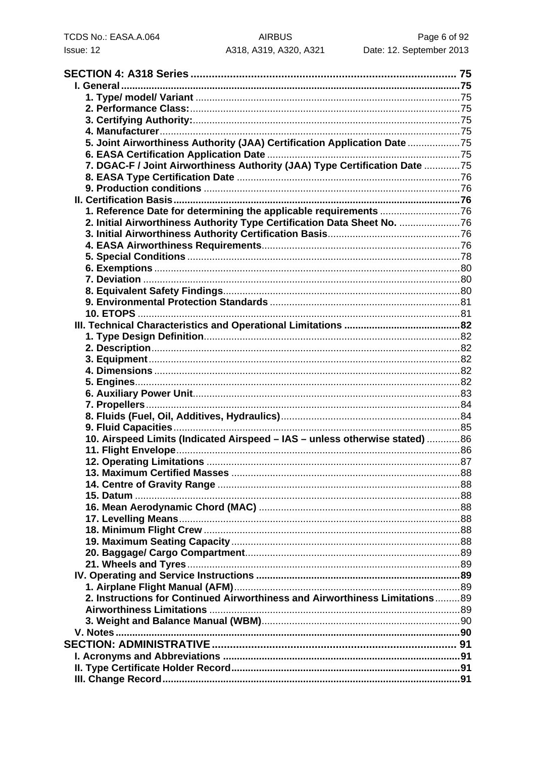**SECTION 4: A318 Series** ........ 75

- **I. General** ........ 75
  - 1. Type/ model/ Variant ........ 75
  - 2. Performance Class: ........ 75
  - 3. Certifying Authority: ........ 75
  - 4. Manufacturer ........ 75
  - 5. Joint Airworthiness Authority (JAA) Certification Application Date ........ 75
  - 6. EASA Certification Application Date ........ 75
  - 7. DGAC-F / Joint Airworthiness Authority (JAA) Type Certification Date ........ 75
  - 8. EASA Type Certification Date ........ 76
  - 9. Production conditions ........ 76
- **II. Certification Basis** ........ 76
  - 1. Reference Date for determining the applicable requirements ........ 76
  - 2. Initial Airworthiness Authority Type Certification Data Sheet No. ........ 76
  - 3. Initial Airworthiness Authority Certification Basis ........ 76
  - 4. EASA Airworthiness Requirements ........ 76
  - 5. Special Conditions ........ 78
  - 6. Exemptions ........ 80
  - 7. Deviation ........ 80
  - 8. Equivalent Safety Findings ........ 80
  - 9. Environmental Protection Standards ........ 81
  - 10. ETOPS ........ 81
- **III. Technical Characteristics and Operational Limitations** ........ 82
  - 1. Type Design Definition ........ 82
  - 2. Description ........ 82
  - 3. Equipment ........ 82
  - 4. Dimensions ........ 82
  - 5. Engines ........ 82
  - 6. Auxiliary Power Unit ........ 83
  - 7. Propellers ........ 84
  - 8. Fluids (Fuel, Oil, Additives, Hydraulics) ........ 84
  - 9. Fluid Capacities ........ 85
  - 10. Airspeed Limits (Indicated Airspeed – IAS – unless otherwise stated) ........ 86
  - 11. Flight Envelope ........ 86
  - 12. Operating Limitations ........ 87
  - 13. Maximum Certified Masses ........ 88
  - 14. Centre of Gravity Range ........ 88
  - 15. Datum ........ 88
  - 16. Mean Aerodynamic Chord (MAC) ........ 88
  - 17. Levelling Means ........ 88
  - 18. Minimum Flight Crew ........ 88
  - 19. Maximum Seating Capacity ........ 88
  - 20. Baggage/ Cargo Compartment ........ 89
  - 21. Wheels and Tyres ........ 89
- **IV. Operating and Service Instructions** ........ 89
  - 1. Airplane Flight Manual (AFM) ........ 89
  - 2. Instructions for Continued Airworthiness and Airworthiness Limitations ........ 89
  - Airworthiness Limitations ........ 89
  - 3. Weight and Balance Manual (WBM) ........ 90
- **V. Notes** ........ 90

**SECTION: ADMINISTRATIVE** ........ 91

- **I. Acronyms and Abbreviations** ........ 91
- **II. Type Certificate Holder Record** ........ 91
- **III. Change Record** ........ 91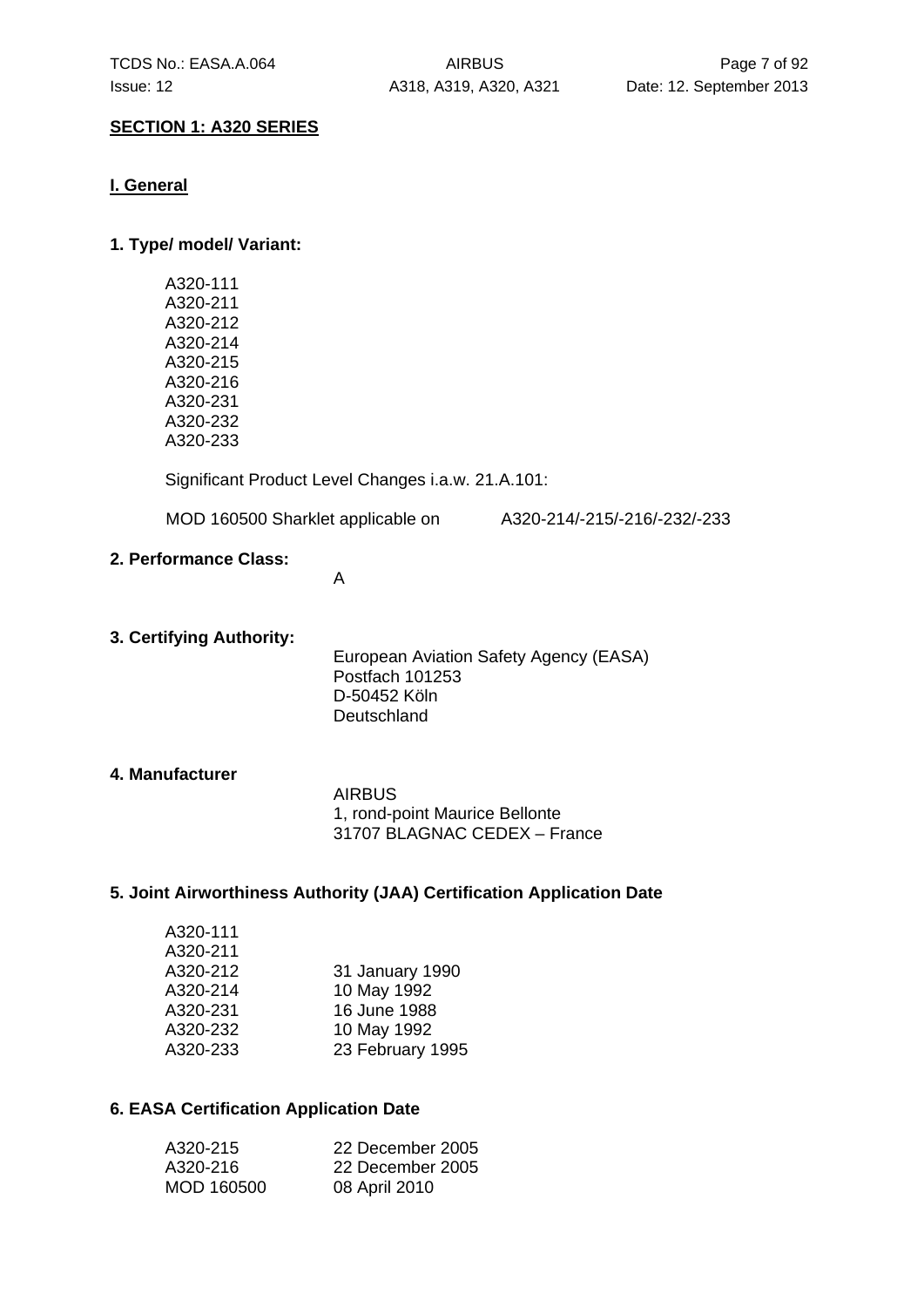## SECTION 1: A320 SERIES

### I. General

#### 1. Type/ model/ Variant:

A320-111
A320-211
A320-212
A320-214
A320-215
A320-216
A320-231
A320-232
A320-233

Significant Product Level Changes i.a.w. 21.A.101:

MOD 160500 Sharklet applicable on A320-214/-215/-216/-232/-233

#### 2. Performance Class:

A

#### 3. Certifying Authority:

European Aviation Safety Agency (EASA)
Postfach 101253
D-50452 Köln
Deutschland

#### 4. Manufacturer

AIRBUS
1, rond-point Maurice Bellonte
31707 BLAGNAC CEDEX – France

#### 5. Joint Airworthiness Authority (JAA) Certification Application Date

| | |
|---|---|
| A320-111 | |
| A320-211 | |
| A320-212 | 31 January 1990 |
| A320-214 | 10 May 1992 |
| A320-231 | 16 June 1988 |
| A320-232 | 10 May 1992 |
| A320-233 | 23 February 1995 |

#### 6. EASA Certification Application Date

| | |
|---|---|
| A320-215 | 22 December 2005 |
| A320-216 | 22 December 2005 |
| MOD 160500 | 08 April 2010 |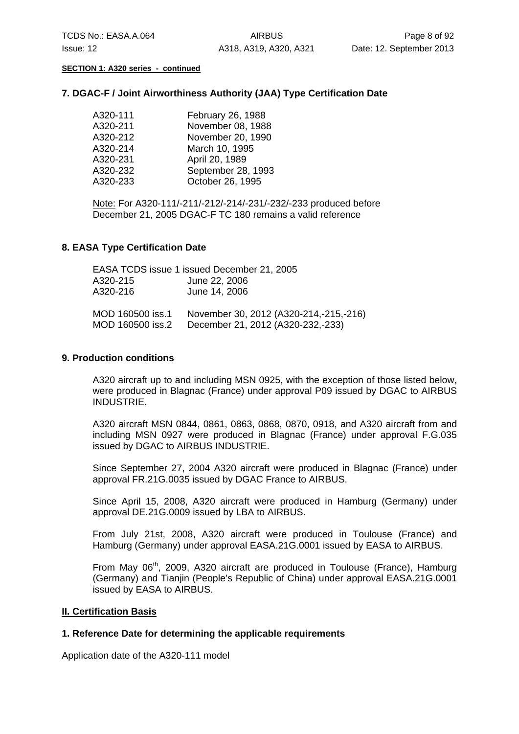**SECTION 1: A320 series - continued**

### 7. DGAC-F / Joint Airworthiness Authority (JAA) Type Certification Date

| | |
|---|---|
| A320-111 | February 26, 1988 |
| A320-211 | November 08, 1988 |
| A320-212 | November 20, 1990 |
| A320-214 | March 10, 1995 |
| A320-231 | April 20, 1989 |
| A320-232 | September 28, 1993 |
| A320-233 | October 26, 1995 |

Note: For A320-111/-211/-212/-214/-231/-232/-233 produced before December 21, 2005 DGAC-F TC 180 remains a valid reference

### 8. EASA Type Certification Date

EASA TCDS issue 1 issued December 21, 2005

| | |
|---|---|
| A320-215 | June 22, 2006 |
| A320-216 | June 14, 2006 |
| MOD 160500 iss.1 | November 30, 2012 (A320-214,-215,-216) |
| MOD 160500 iss.2 | December 21, 2012 (A320-232,-233) |

### 9. Production conditions

A320 aircraft up to and including MSN 0925, with the exception of those listed below, were produced in Blagnac (France) under approval P09 issued by DGAC to AIRBUS INDUSTRIE.

A320 aircraft MSN 0844, 0861, 0863, 0868, 0870, 0918, and A320 aircraft from and including MSN 0927 were produced in Blagnac (France) under approval F.G.035 issued by DGAC to AIRBUS INDUSTRIE.

Since September 27, 2004 A320 aircraft were produced in Blagnac (France) under approval FR.21G.0035 issued by DGAC France to AIRBUS.

Since April 15, 2008, A320 aircraft were produced in Hamburg (Germany) under approval DE.21G.0009 issued by LBA to AIRBUS.

From July 21st, 2008, A320 aircraft were produced in Toulouse (France) and Hamburg (Germany) under approval EASA.21G.0001 issued by EASA to AIRBUS.

From May 06th, 2009, A320 aircraft are produced in Toulouse (France), Hamburg (Germany) and Tianjin (People's Republic of China) under approval EASA.21G.0001 issued by EASA to AIRBUS.

## II. Certification Basis

### 1. Reference Date for determining the applicable requirements

Application date of the A320-111 model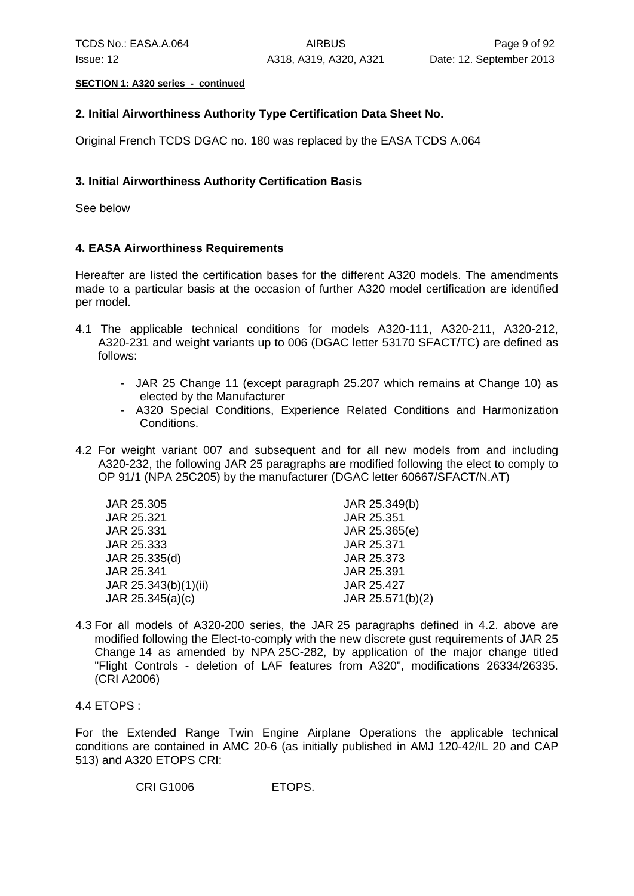**SECTION 1: A320 series - continued**

### 2. Initial Airworthiness Authority Type Certification Data Sheet No.

Original French TCDS DGAC no. 180 was replaced by the EASA TCDS A.064

### 3. Initial Airworthiness Authority Certification Basis

See below

### 4. EASA Airworthiness Requirements

Hereafter are listed the certification bases for the different A320 models. The amendments made to a particular basis at the occasion of further A320 model certification are identified per model.

4.1 The applicable technical conditions for models A320-111, A320-211, A320-212, A320-231 and weight variants up to 006 (DGAC letter 53170 SFACT/TC) are defined as follows:

- JAR 25 Change 11 (except paragraph 25.207 which remains at Change 10) as elected by the Manufacturer
- A320 Special Conditions, Experience Related Conditions and Harmonization Conditions.

4.2 For weight variant 007 and subsequent and for all new models from and including A320-232, the following JAR 25 paragraphs are modified following the elect to comply to OP 91/1 (NPA 25C205) by the manufacturer (DGAC letter 60667/SFACT/N.AT)

| | |
|---|---|
| JAR 25.305 | JAR 25.349(b) |
| JAR 25.321 | JAR 25.351 |
| JAR 25.331 | JAR 25.365(e) |
| JAR 25.333 | JAR 25.371 |
| JAR 25.335(d) | JAR 25.373 |
| JAR 25.341 | JAR 25.391 |
| JAR 25.343(b)(1)(ii) | JAR 25.427 |
| JAR 25.345(a)(c) | JAR 25.571(b)(2) |

4.3 For all models of A320-200 series, the JAR 25 paragraphs defined in 4.2. above are modified following the Elect-to-comply with the new discrete gust requirements of JAR 25 Change 14 as amended by NPA 25C-282, by application of the major change titled "Flight Controls - deletion of LAF features from A320", modifications 26334/26335. (CRI A2006)

4.4 ETOPS :

For the Extended Range Twin Engine Airplane Operations the applicable technical conditions are contained in AMC 20-6 (as initially published in AMJ 120-42/IL 20 and CAP 513) and A320 ETOPS CRI:

CRI G1006 ETOPS.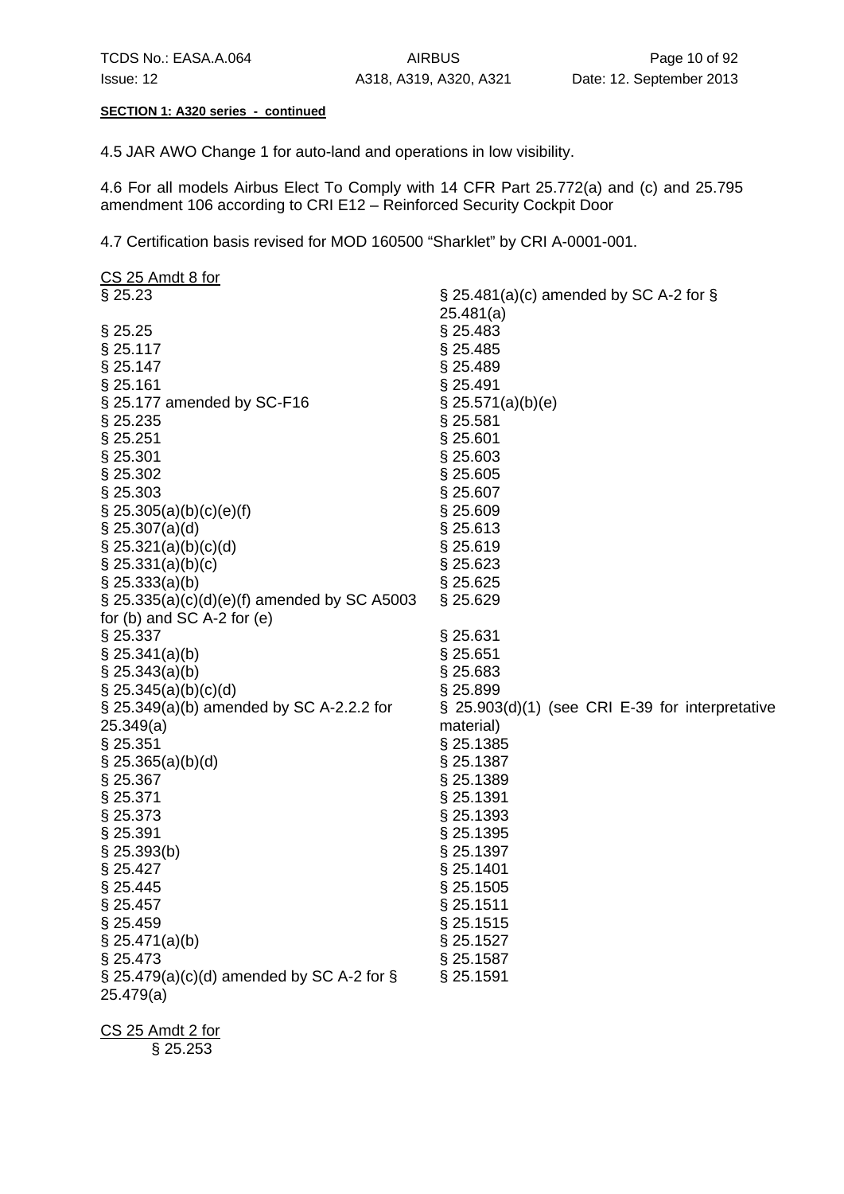**SECTION 1: A320 series - continued**

4.5 JAR AWO Change 1 for auto-land and operations in low visibility.

4.6 For all models Airbus Elect To Comply with 14 CFR Part 25.772(a) and (c) and 25.795 amendment 106 according to CRI E12 – Reinforced Security Cockpit Door

4.7 Certification basis revised for MOD 160500 “Sharklet” by CRI A-0001-001.

CS 25 Amdt 8 for

- § 25.23
- § 25.25
- § 25.117
- § 25.147
- § 25.161
- § 25.177 amended by SC-F16
- § 25.235
- § 25.251
- § 25.301
- § 25.302
- § 25.303
- § 25.305(a)(b)(c)(e)(f)
- § 25.307(a)(d)
- § 25.321(a)(b)(c)(d)
- § 25.331(a)(b)(c)
- § 25.333(a)(b)
- § 25.335(a)(c)(d)(e)(f) amended by SC A5003 for (b) and SC A-2 for (e)
- § 25.337
- § 25.341(a)(b)
- § 25.343(a)(b)
- § 25.345(a)(b)(c)(d)
- § 25.349(a)(b) amended by SC A-2.2.2 for 25.349(a)
- § 25.351
- § 25.365(a)(b)(d)
- § 25.367
- § 25.371
- § 25.373
- § 25.391
- § 25.393(b)
- § 25.427
- § 25.445
- § 25.457
- § 25.459
- § 25.471(a)(b)
- § 25.473
- § 25.479(a)(c)(d) amended by SC A-2 for § 25.479(a)
- § 25.481(a)(c) amended by SC A-2 for § 25.481(a)
- § 25.483
- § 25.485
- § 25.489
- § 25.491
- § 25.571(a)(b)(e)
- § 25.581
- § 25.601
- § 25.603
- § 25.605
- § 25.607
- § 25.609
- § 25.613
- § 25.619
- § 25.623
- § 25.625
- § 25.629
- § 25.631
- § 25.651
- § 25.683
- § 25.899
- § 25.903(d)(1) (see CRI E-39 for interpretative material)
- § 25.1385
- § 25.1387
- § 25.1389
- § 25.1391
- § 25.1393
- § 25.1395
- § 25.1397
- § 25.1401
- § 25.1505
- § 25.1511
- § 25.1515
- § 25.1527
- § 25.1587
- § 25.1591

CS 25 Amdt 2 for

- § 25.253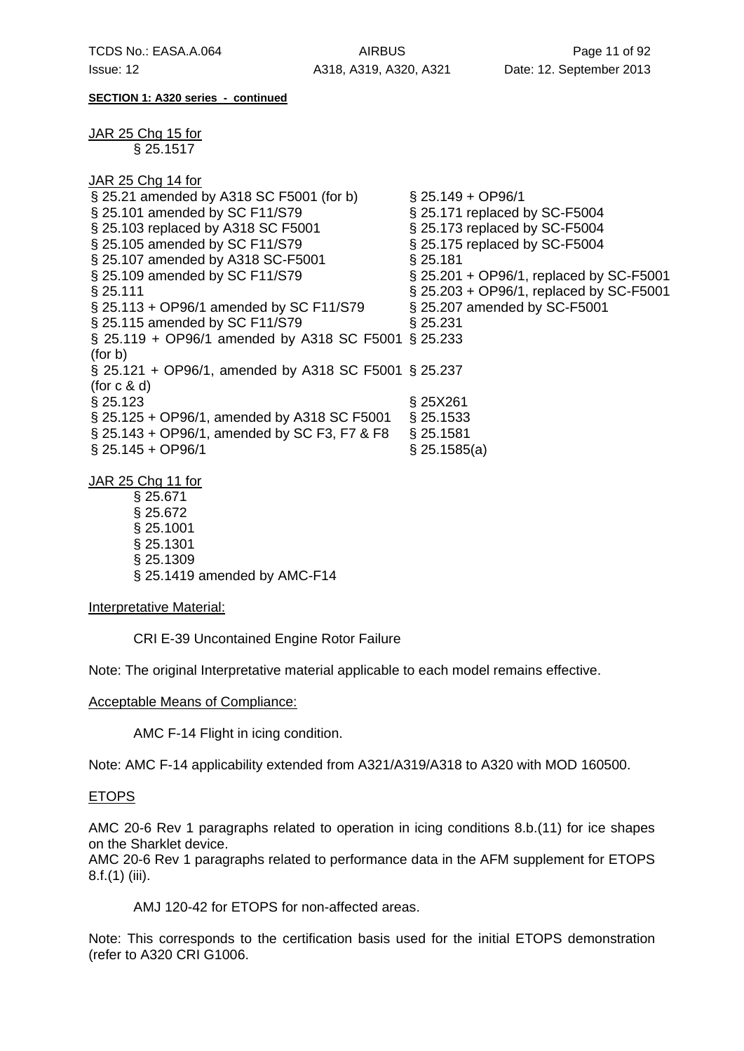**SECTION 1: A320 series - continued**

JAR 25 Chg 15 for
- § 25.1517

JAR 25 Chg 14 for

| | |
|---|---|
| § 25.21 amended by A318 SC F5001 (for b) | § 25.149 + OP96/1 |
| § 25.101 amended by SC F11/S79 | § 25.171 replaced by SC-F5004 |
| § 25.103 replaced by A318 SC F5001 | § 25.173 replaced by SC-F5004 |
| § 25.105 amended by SC F11/S79 | § 25.175 replaced by SC-F5004 |
| § 25.107 amended by A318 SC-F5001 | § 25.181 |
| § 25.109 amended by SC F11/S79 | § 25.201 + OP96/1, replaced by SC-F5001 |
| § 25.111 | § 25.203 + OP96/1, replaced by SC-F5001 |
| § 25.113 + OP96/1 amended by SC F11/S79 | § 25.207 amended by SC-F5001 |
| § 25.115 amended by SC F11/S79 | § 25.231 |
| § 25.119 + OP96/1 amended by A318 SC F5001 (for b) | § 25.233 |
| § 25.121 + OP96/1, amended by A318 SC F5001 (for c & d) | § 25.237 |
| § 25.123 | § 25X261 |
| § 25.125 + OP96/1, amended by A318 SC F5001 | § 25.1533 |
| § 25.143 + OP96/1, amended by SC F3, F7 & F8 | § 25.1581 |
| § 25.145 + OP96/1 | § 25.1585(a) |

JAR 25 Chg 11 for
- § 25.671
- § 25.672
- § 25.1001
- § 25.1301
- § 25.1309
- § 25.1419 amended by AMC-F14

Interpretative Material:

CRI E-39 Uncontained Engine Rotor Failure

Note: The original Interpretative material applicable to each model remains effective.

Acceptable Means of Compliance:

AMC F-14 Flight in icing condition.

Note: AMC F-14 applicability extended from A321/A319/A318 to A320 with MOD 160500.

ETOPS

AMC 20-6 Rev 1 paragraphs related to operation in icing conditions 8.b.(11) for ice shapes on the Sharklet device.
AMC 20-6 Rev 1 paragraphs related to performance data in the AFM supplement for ETOPS 8.f.(1) (iii).

AMJ 120-42 for ETOPS for non-affected areas.

Note: This corresponds to the certification basis used for the initial ETOPS demonstration (refer to A320 CRI G1006.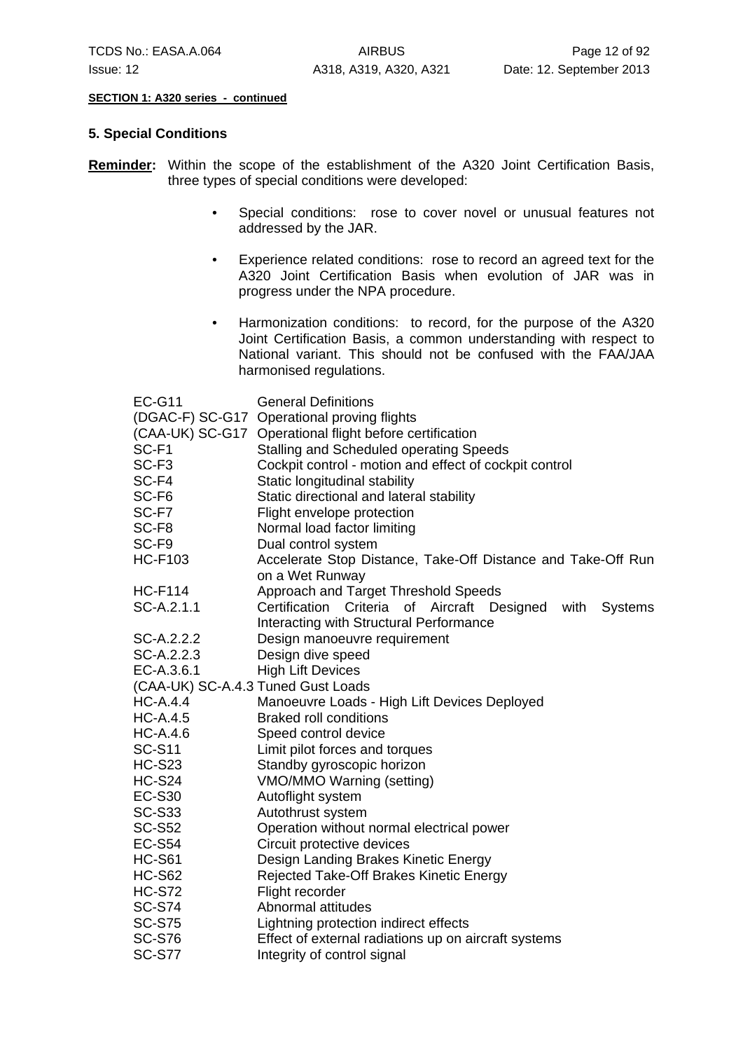**SECTION 1: A320 series - continued**

## 5. Special Conditions

**Reminder:** Within the scope of the establishment of the A320 Joint Certification Basis, three types of special conditions were developed:

- Special conditions: rose to cover novel or unusual features not addressed by the JAR.
- Experience related conditions: rose to record an agreed text for the A320 Joint Certification Basis when evolution of JAR was in progress under the NPA procedure.
- Harmonization conditions: to record, for the purpose of the A320 Joint Certification Basis, a common understanding with respect to National variant. This should not be confused with the FAA/JAA harmonised regulations.

| | |
|---|---|
| EC-G11 | General Definitions |
| (DGAC-F) SC-G17 | Operational proving flights |
| (CAA-UK) SC-G17 | Operational flight before certification |
| SC-F1 | Stalling and Scheduled operating Speeds |
| SC-F3 | Cockpit control - motion and effect of cockpit control |
| SC-F4 | Static longitudinal stability |
| SC-F6 | Static directional and lateral stability |
| SC-F7 | Flight envelope protection |
| SC-F8 | Normal load factor limiting |
| SC-F9 | Dual control system |
| HC-F103 | Accelerate Stop Distance, Take-Off Distance and Take-Off Run on a Wet Runway |
| HC-F114 | Approach and Target Threshold Speeds |
| SC-A.2.1.1 | Certification Criteria of Aircraft Designed with Systems Interacting with Structural Performance |
| SC-A.2.2.2 | Design manoeuvre requirement |
| SC-A.2.2.3 | Design dive speed |
| EC-A.3.6.1 | High Lift Devices |
| (CAA-UK) SC-A.4.3 | Tuned Gust Loads |
| HC-A.4.4 | Manoeuvre Loads - High Lift Devices Deployed |
| HC-A.4.5 | Braked roll conditions |
| HC-A.4.6 | Speed control device |
| SC-S11 | Limit pilot forces and torques |
| HC-S23 | Standby gyroscopic horizon |
| HC-S24 | VMO/MMO Warning (setting) |
| EC-S30 | Autoflight system |
| SC-S33 | Autothrust system |
| SC-S52 | Operation without normal electrical power |
| EC-S54 | Circuit protective devices |
| HC-S61 | Design Landing Brakes Kinetic Energy |
| HC-S62 | Rejected Take-Off Brakes Kinetic Energy |
| HC-S72 | Flight recorder |
| SC-S74 | Abnormal attitudes |
| SC-S75 | Lightning protection indirect effects |
| SC-S76 | Effect of external radiations up on aircraft systems |
| SC-S77 | Integrity of control signal |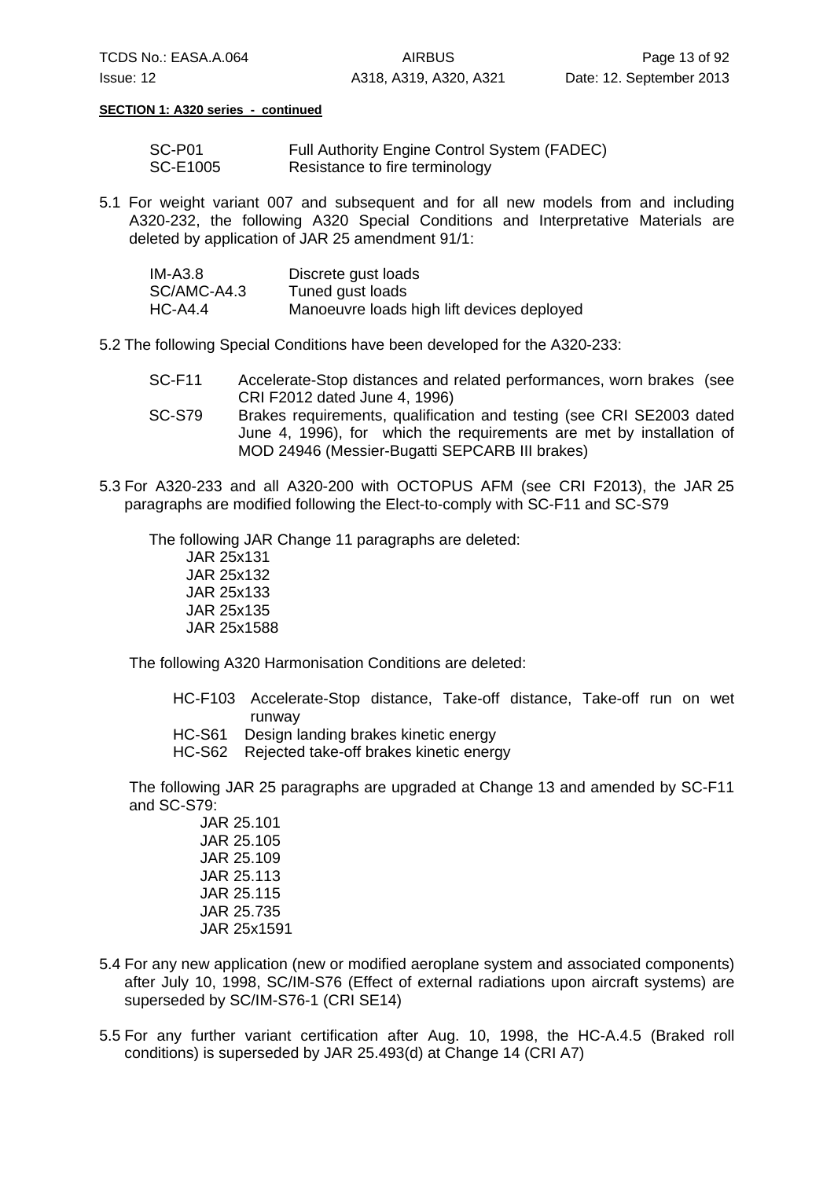**SECTION 1: A320 series - continued**

| | |
|---|---|
| SC-P01 | Full Authority Engine Control System (FADEC) |
| SC-E1005 | Resistance to fire terminology |

5.1 For weight variant 007 and subsequent and for all new models from and including A320-232, the following A320 Special Conditions and Interpretative Materials are deleted by application of JAR 25 amendment 91/1:

| | |
|---|---|
| IM-A3.8 | Discrete gust loads |
| SC/AMC-A4.3 | Tuned gust loads |
| HC-A4.4 | Manoeuvre loads high lift devices deployed |

5.2 The following Special Conditions have been developed for the A320-233:

| | |
|---|---|
| SC-F11 | Accelerate-Stop distances and related performances, worn brakes (see CRI F2012 dated June 4, 1996) |
| SC-S79 | Brakes requirements, qualification and testing (see CRI SE2003 dated June 4, 1996), for which the requirements are met by installation of MOD 24946 (Messier-Bugatti SEPCARB III brakes) |

5.3 For A320-233 and all A320-200 with OCTOPUS AFM (see CRI F2013), the JAR 25 paragraphs are modified following the Elect-to-comply with SC-F11 and SC-S79

The following JAR Change 11 paragraphs are deleted:

JAR 25x131
JAR 25x132
JAR 25x133
JAR 25x135
JAR 25x1588

The following A320 Harmonisation Conditions are deleted:

| | |
|---|---|
| HC-F103 | Accelerate-Stop distance, Take-off distance, Take-off run on wet runway |
| HC-S61 | Design landing brakes kinetic energy |
| HC-S62 | Rejected take-off brakes kinetic energy |

The following JAR 25 paragraphs are upgraded at Change 13 and amended by SC-F11 and SC-S79:

JAR 25.101
JAR 25.105
JAR 25.109
JAR 25.113
JAR 25.115
JAR 25.735
JAR 25x1591

5.4 For any new application (new or modified aeroplane system and associated components) after July 10, 1998, SC/IM-S76 (Effect of external radiations upon aircraft systems) are superseded by SC/IM-S76-1 (CRI SE14)

5.5 For any further variant certification after Aug. 10, 1998, the HC-A.4.5 (Braked roll conditions) is superseded by JAR 25.493(d) at Change 14 (CRI A7)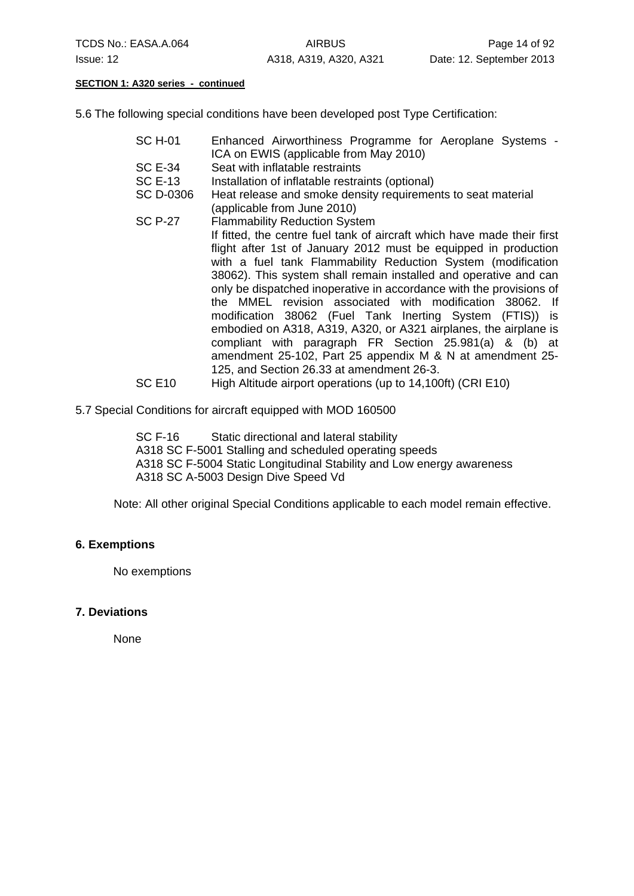**SECTION 1: A320 series - continued**

5.6 The following special conditions have been developed post Type Certification:

| | |
|---|---|
| SC H-01 | Enhanced Airworthiness Programme for Aeroplane Systems - ICA on EWIS (applicable from May 2010) |
| SC E-34 | Seat with inflatable restraints |
| SC E-13 | Installation of inflatable restraints (optional) |
| SC D-0306 | Heat release and smoke density requirements to seat material (applicable from June 2010) |
| SC P-27 | Flammability Reduction System<br>If fitted, the centre fuel tank of aircraft which have made their first flight after 1st of January 2012 must be equipped in production with a fuel tank Flammability Reduction System (modification 38062). This system shall remain installed and operative and can only be dispatched inoperative in accordance with the provisions of the MMEL revision associated with modification 38062. If modification 38062 (Fuel Tank Inerting System (FTIS)) is embodied on A318, A319, A320, or A321 airplanes, the airplane is compliant with paragraph FR Section 25.981(a) & (b) at amendment 25-102, Part 25 appendix M & N at amendment 25-125, and Section 26.33 at amendment 26-3. |
| SC E10 | High Altitude airport operations (up to 14,100ft) (CRI E10) |

5.7 Special Conditions for aircraft equipped with MOD 160500

SC F-16 Static directional and lateral stability
A318 SC F-5001 Stalling and scheduled operating speeds
A318 SC F-5004 Static Longitudinal Stability and Low energy awareness
A318 SC A-5003 Design Dive Speed Vd

Note: All other original Special Conditions applicable to each model remain effective.

## 6. Exemptions

No exemptions

## 7. Deviations

None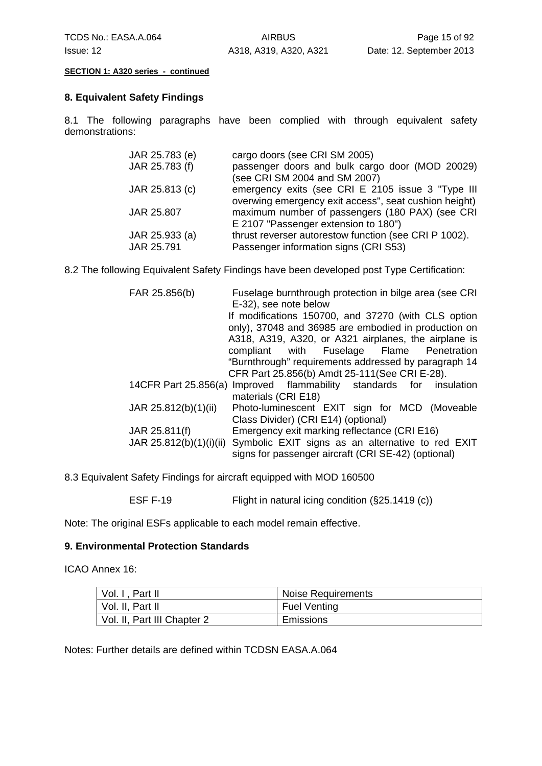**SECTION 1: A320 series - continued**

## 8. Equivalent Safety Findings

8.1 The following paragraphs have been complied with through equivalent safety demonstrations:

| | |
|---|---|
| JAR 25.783 (e) | cargo doors (see CRI SM 2005) |
| JAR 25.783 (f) | passenger doors and bulk cargo door (MOD 20029) (see CRI SM 2004 and SM 2007) |
| JAR 25.813 (c) | emergency exits (see CRI E 2105 issue 3 "Type III overwing emergency exit access", seat cushion height) |
| JAR 25.807 | maximum number of passengers (180 PAX) (see CRI E 2107 "Passenger extension to 180") |
| JAR 25.933 (a) | thrust reverser autorestow function (see CRI P 1002). |
| JAR 25.791 | Passenger information signs (CRI S53) |

8.2 The following Equivalent Safety Findings have been developed post Type Certification:

| | |
|---|---|
| FAR 25.856(b) | Fuselage burnthrough protection in bilge area (see CRI E-32), see note below<br>If modifications 150700, and 37270 (with CLS option only), 37048 and 36985 are embodied in production on A318, A319, A320, or A321 airplanes, the airplane is compliant with Fuselage Flame Penetration "Burnthrough" requirements addressed by paragraph 14 CFR Part 25.856(b) Amdt 25-111(See CRI E-28). |
| 14CFR Part 25.856(a) | Improved flammability standards for insulation materials (CRI E18) |
| JAR 25.812(b)(1)(ii) | Photo-luminescent EXIT sign for MCD (Moveable Class Divider) (CRI E14) (optional) |
| JAR 25.811(f) | Emergency exit marking reflectance (CRI E16) |
| JAR 25.812(b)(1)(i)(ii) | Symbolic EXIT signs as an alternative to red EXIT signs for passenger aircraft (CRI SE-42) (optional) |

8.3 Equivalent Safety Findings for aircraft equipped with MOD 160500

| | |
|---|---|
| ESF F-19 | Flight in natural icing condition (§25.1419 (c)) |

Note: The original ESFs applicable to each model remain effective.

## 9. Environmental Protection Standards

ICAO Annex 16:

| | |
|---|---|
| Vol. I , Part II | Noise Requirements |
| Vol. II, Part II | Fuel Venting |
| Vol. II, Part III Chapter 2 | Emissions |

Notes: Further details are defined within TCDSN EASA.A.064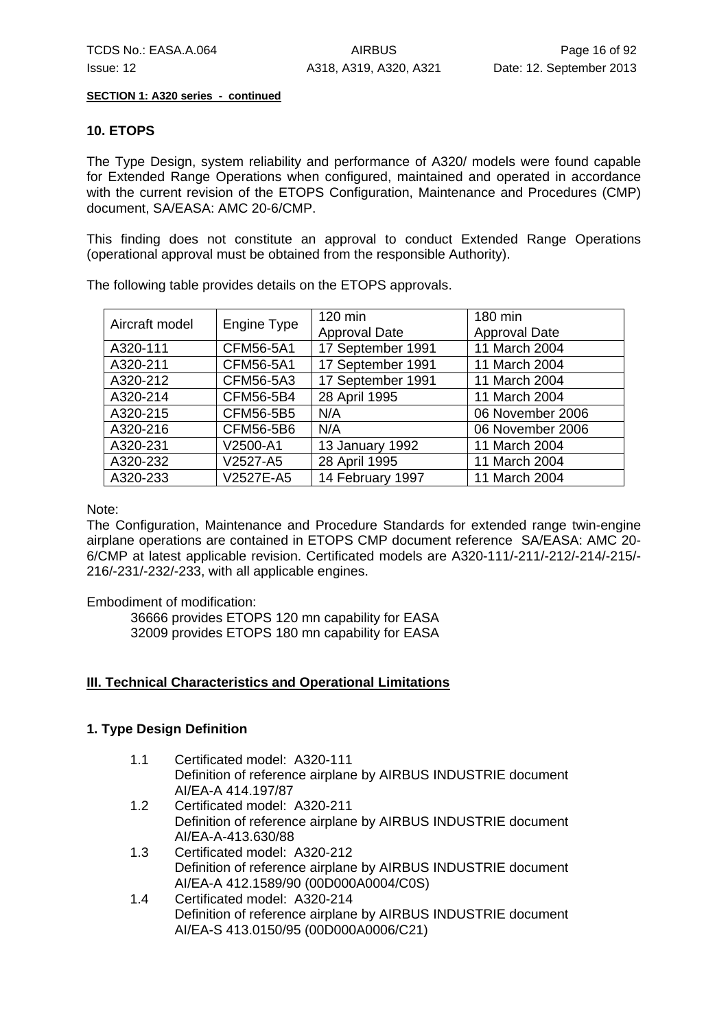**SECTION 1: A320 series - continued**

### 10. ETOPS

The Type Design, system reliability and performance of A320/ models were found capable for Extended Range Operations when configured, maintained and operated in accordance with the current revision of the ETOPS Configuration, Maintenance and Procedures (CMP) document, SA/EASA: AMC 20-6/CMP.

This finding does not constitute an approval to conduct Extended Range Operations (operational approval must be obtained from the responsible Authority).

The following table provides details on the ETOPS approvals.

| Aircraft model | Engine Type | 120 min Approval Date | 180 min Approval Date |
|---|---|---|---|
| A320-111 | CFM56-5A1 | 17 September 1991 | 11 March 2004 |
| A320-211 | CFM56-5A1 | 17 September 1991 | 11 March 2004 |
| A320-212 | CFM56-5A3 | 17 September 1991 | 11 March 2004 |
| A320-214 | CFM56-5B4 | 28 April 1995 | 11 March 2004 |
| A320-215 | CFM56-5B5 | N/A | 06 November 2006 |
| A320-216 | CFM56-5B6 | N/A | 06 November 2006 |
| A320-231 | V2500-A1 | 13 January 1992 | 11 March 2004 |
| A320-232 | V2527-A5 | 28 April 1995 | 11 March 2004 |
| A320-233 | V2527E-A5 | 14 February 1997 | 11 March 2004 |

Note:
The Configuration, Maintenance and Procedure Standards for extended range twin-engine airplane operations are contained in ETOPS CMP document reference SA/EASA: AMC 20-6/CMP at latest applicable revision. Certificated models are A320-111/-211/-212/-214/-215/-216/-231/-232/-233, with all applicable engines.

Embodiment of modification:

36666 provides ETOPS 120 mn capability for EASA
32009 provides ETOPS 180 mn capability for EASA

## III. Technical Characteristics and Operational Limitations

### 1. Type Design Definition

1.1 Certificated model: A320-111
Definition of reference airplane by AIRBUS INDUSTRIE document AI/EA-A 414.197/87

1.2 Certificated model: A320-211
Definition of reference airplane by AIRBUS INDUSTRIE document AI/EA-A-413.630/88

1.3 Certificated model: A320-212
Definition of reference airplane by AIRBUS INDUSTRIE document AI/EA-A 412.1589/90 (00D000A0004/C0S)

1.4 Certificated model: A320-214
Definition of reference airplane by AIRBUS INDUSTRIE document AI/EA-S 413.0150/95 (00D000A0006/C21)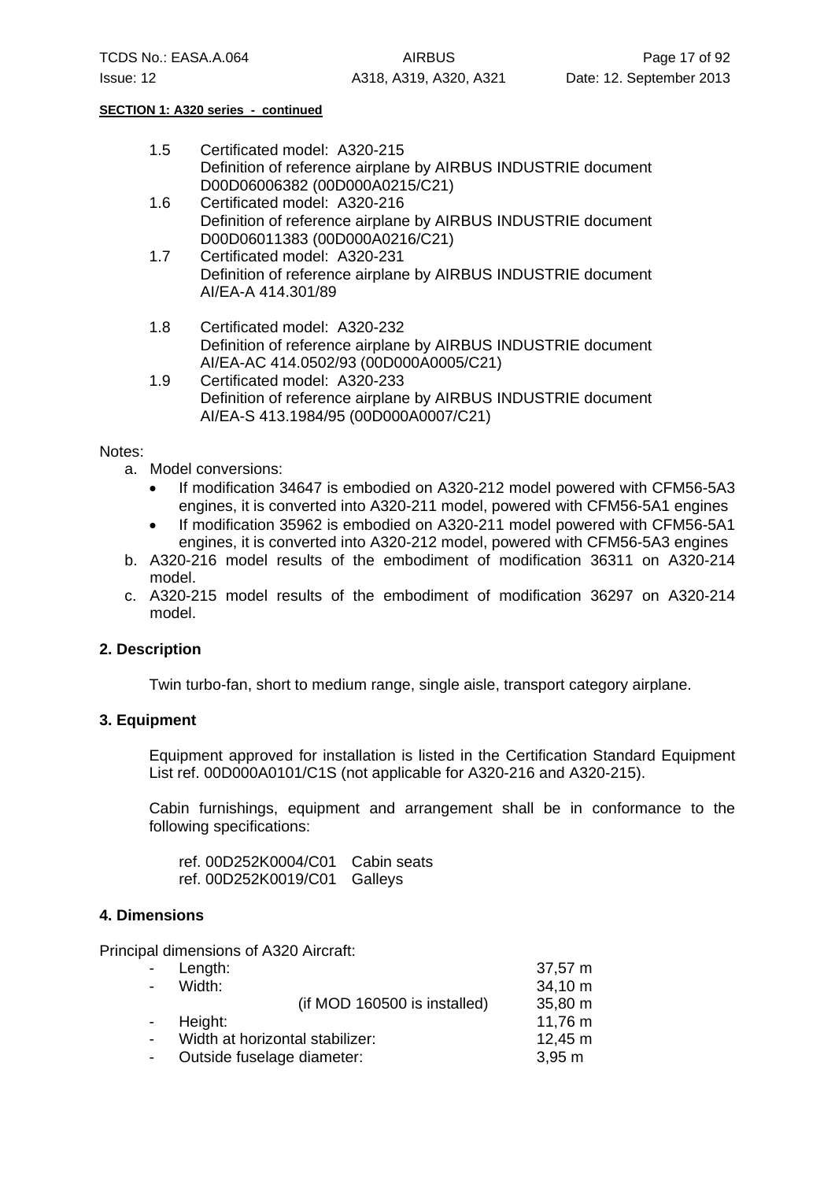**SECTION 1: A320 series - continued**

1.5 Certificated model: A320-215
Definition of reference airplane by AIRBUS INDUSTRIE document D00D06006382 (00D000A0215/C21)

1.6 Certificated model: A320-216
Definition of reference airplane by AIRBUS INDUSTRIE document D00D06011383 (00D000A0216/C21)

1.7 Certificated model: A320-231
Definition of reference airplane by AIRBUS INDUSTRIE document AI/EA-A 414.301/89

1.8 Certificated model: A320-232
Definition of reference airplane by AIRBUS INDUSTRIE document AI/EA-AC 414.0502/93 (00D000A0005/C21)

1.9 Certificated model: A320-233
Definition of reference airplane by AIRBUS INDUSTRIE document AI/EA-S 413.1984/95 (00D000A0007/C21)

Notes:

a. Model conversions:
   - If modification 34647 is embodied on A320-212 model powered with CFM56-5A3 engines, it is converted into A320-211 model, powered with CFM56-5A1 engines
   - If modification 35962 is embodied on A320-211 model powered with CFM56-5A1 engines, it is converted into A320-212 model, powered with CFM56-5A3 engines

b. A320-216 model results of the embodiment of modification 36311 on A320-214 model.

c. A320-215 model results of the embodiment of modification 36297 on A320-214 model.

## 2. Description

Twin turbo-fan, short to medium range, single aisle, transport category airplane.

## 3. Equipment

Equipment approved for installation is listed in the Certification Standard Equipment List ref. 00D000A0101/C1S (not applicable for A320-216 and A320-215).

Cabin furnishings, equipment and arrangement shall be in conformance to the following specifications:

ref. 00D252K0004/C01 Cabin seats
ref. 00D252K0019/C01 Galleys

## 4. Dimensions

Principal dimensions of A320 Aircraft:

| | |
|---|---|
| - Length: | 37,57 m |
| - Width: | 34,10 m |
| (if MOD 160500 is installed) | 35,80 m |
| - Height: | 11,76 m |
| - Width at horizontal stabilizer: | 12,45 m |
| - Outside fuselage diameter: | 3,95 m |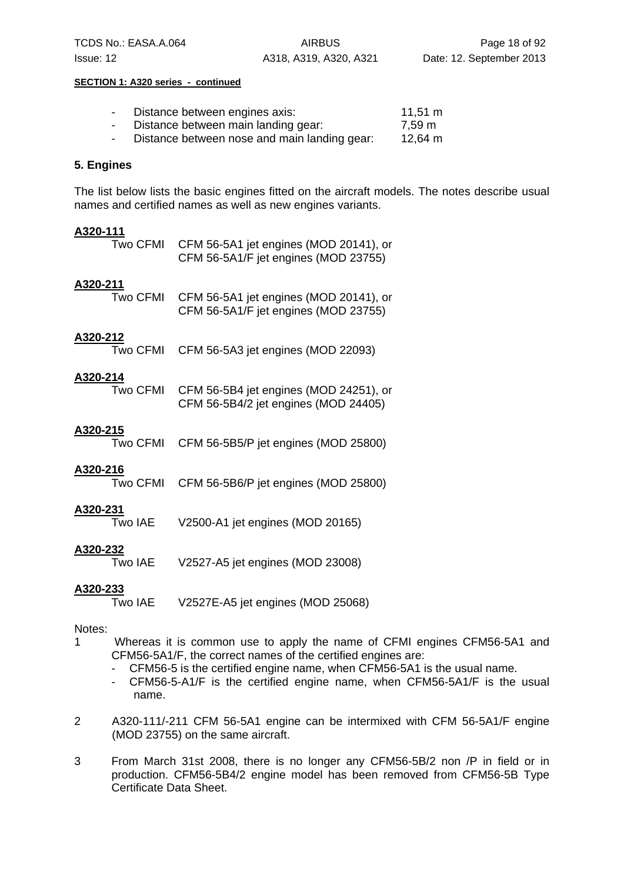**SECTION 1: A320 series - continued**

- Distance between engines axis: 11,51 m
- Distance between main landing gear: 7,59 m
- Distance between nose and main landing gear: 12,64 m

### 5. Engines

The list below lists the basic engines fitted on the aircraft models. The notes describe usual names and certified names as well as new engines variants.

**A320-111**
Two CFMI CFM 56-5A1 jet engines (MOD 20141), or
CFM 56-5A1/F jet engines (MOD 23755)

**A320-211**
Two CFMI CFM 56-5A1 jet engines (MOD 20141), or
CFM 56-5A1/F jet engines (MOD 23755)

**A320-212**
Two CFMI CFM 56-5A3 jet engines (MOD 22093)

**A320-214**
Two CFMI CFM 56-5B4 jet engines (MOD 24251), or
CFM 56-5B4/2 jet engines (MOD 24405)

**A320-215**
Two CFMI CFM 56-5B5/P jet engines (MOD 25800)

**A320-216**
Two CFMI CFM 56-5B6/P jet engines (MOD 25800)

**A320-231**
Two IAE V2500-A1 jet engines (MOD 20165)

**A320-232**
Two IAE V2527-A5 jet engines (MOD 23008)

**A320-233**
Two IAE V2527E-A5 jet engines (MOD 25068)

Notes:

1 Whereas it is common use to apply the name of CFMI engines CFM56-5A1 and CFM56-5A1/F, the correct names of the certified engines are:
   - CFM56-5 is the certified engine name, when CFM56-5A1 is the usual name.
   - CFM56-5-A1/F is the certified engine name, when CFM56-5A1/F is the usual name.

2 A320-111/-211 CFM 56-5A1 engine can be intermixed with CFM 56-5A1/F engine (MOD 23755) on the same aircraft.

3 From March 31st 2008, there is no longer any CFM56-5B/2 non /P in field or in production. CFM56-5B4/2 engine model has been removed from CFM56-5B Type Certificate Data Sheet.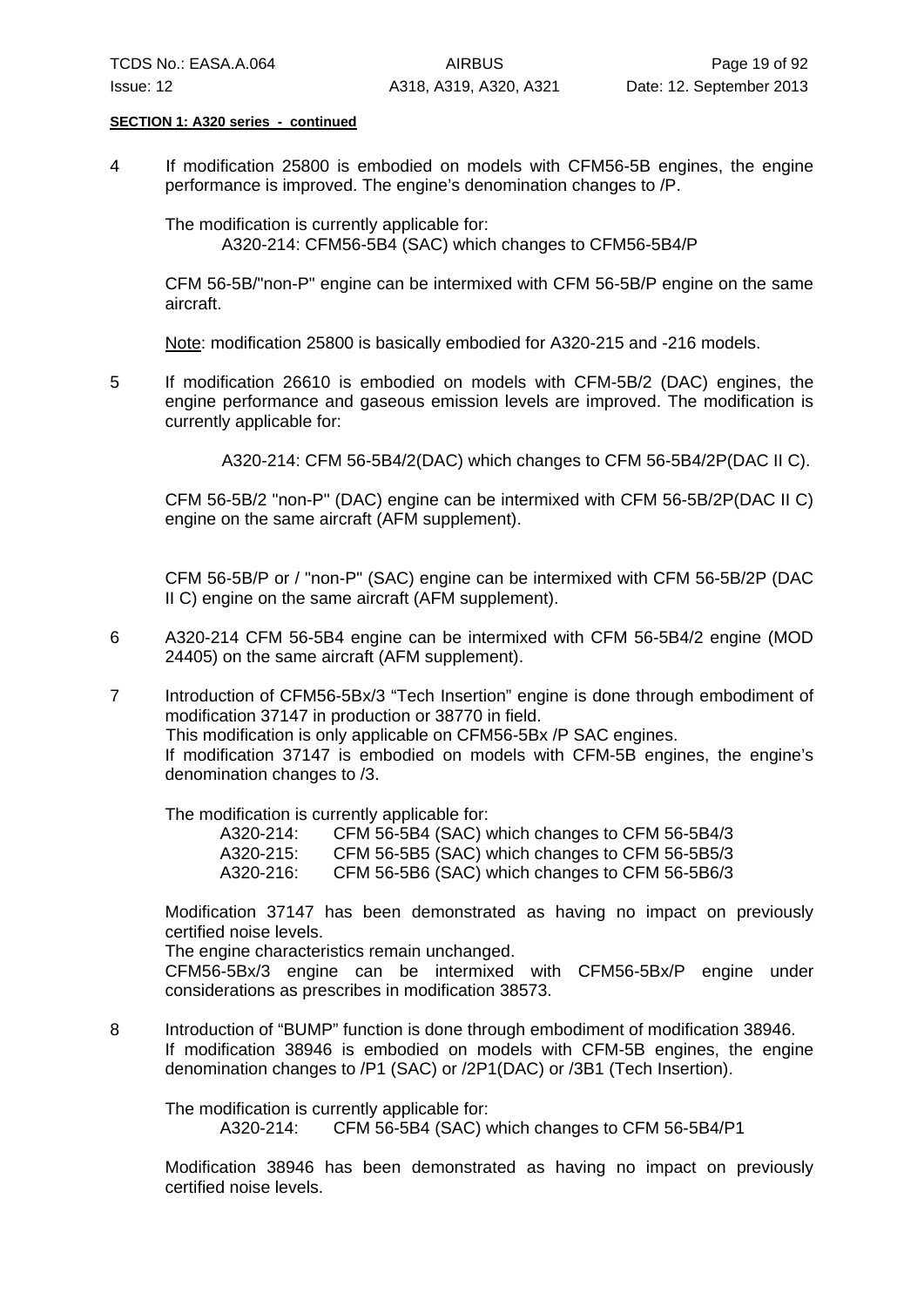**SECTION 1: A320 series - continued**

4 If modification 25800 is embodied on models with CFM56-5B engines, the engine performance is improved. The engine's denomination changes to /P.

The modification is currently applicable for:
A320-214: CFM56-5B4 (SAC) which changes to CFM56-5B4/P

CFM 56-5B/"non-P" engine can be intermixed with CFM 56-5B/P engine on the same aircraft.

Note: modification 25800 is basically embodied for A320-215 and -216 models.

5 If modification 26610 is embodied on models with CFM-5B/2 (DAC) engines, the engine performance and gaseous emission levels are improved. The modification is currently applicable for:

A320-214: CFM 56-5B4/2(DAC) which changes to CFM 56-5B4/2P(DAC II C).

CFM 56-5B/2 "non-P" (DAC) engine can be intermixed with CFM 56-5B/2P(DAC II C) engine on the same aircraft (AFM supplement).

CFM 56-5B/P or / "non-P" (SAC) engine can be intermixed with CFM 56-5B/2P (DAC II C) engine on the same aircraft (AFM supplement).

6 A320-214 CFM 56-5B4 engine can be intermixed with CFM 56-5B4/2 engine (MOD 24405) on the same aircraft (AFM supplement).

7 Introduction of CFM56-5Bx/3 "Tech Insertion" engine is done through embodiment of modification 37147 in production or 38770 in field.
This modification is only applicable on CFM56-5Bx /P SAC engines.
If modification 37147 is embodied on models with CFM-5B engines, the engine's denomination changes to /3.

The modification is currently applicable for:
A320-214: CFM 56-5B4 (SAC) which changes to CFM 56-5B4/3
A320-215: CFM 56-5B5 (SAC) which changes to CFM 56-5B5/3
A320-216: CFM 56-5B6 (SAC) which changes to CFM 56-5B6/3

Modification 37147 has been demonstrated as having no impact on previously certified noise levels.
The engine characteristics remain unchanged.
CFM56-5Bx/3 engine can be intermixed with CFM56-5Bx/P engine under considerations as prescribes in modification 38573.

8 Introduction of "BUMP" function is done through embodiment of modification 38946.
If modification 38946 is embodied on models with CFM-5B engines, the engine denomination changes to /P1 (SAC) or /2P1(DAC) or /3B1 (Tech Insertion).

The modification is currently applicable for:
A320-214: CFM 56-5B4 (SAC) which changes to CFM 56-5B4/P1

Modification 38946 has been demonstrated as having no impact on previously certified noise levels.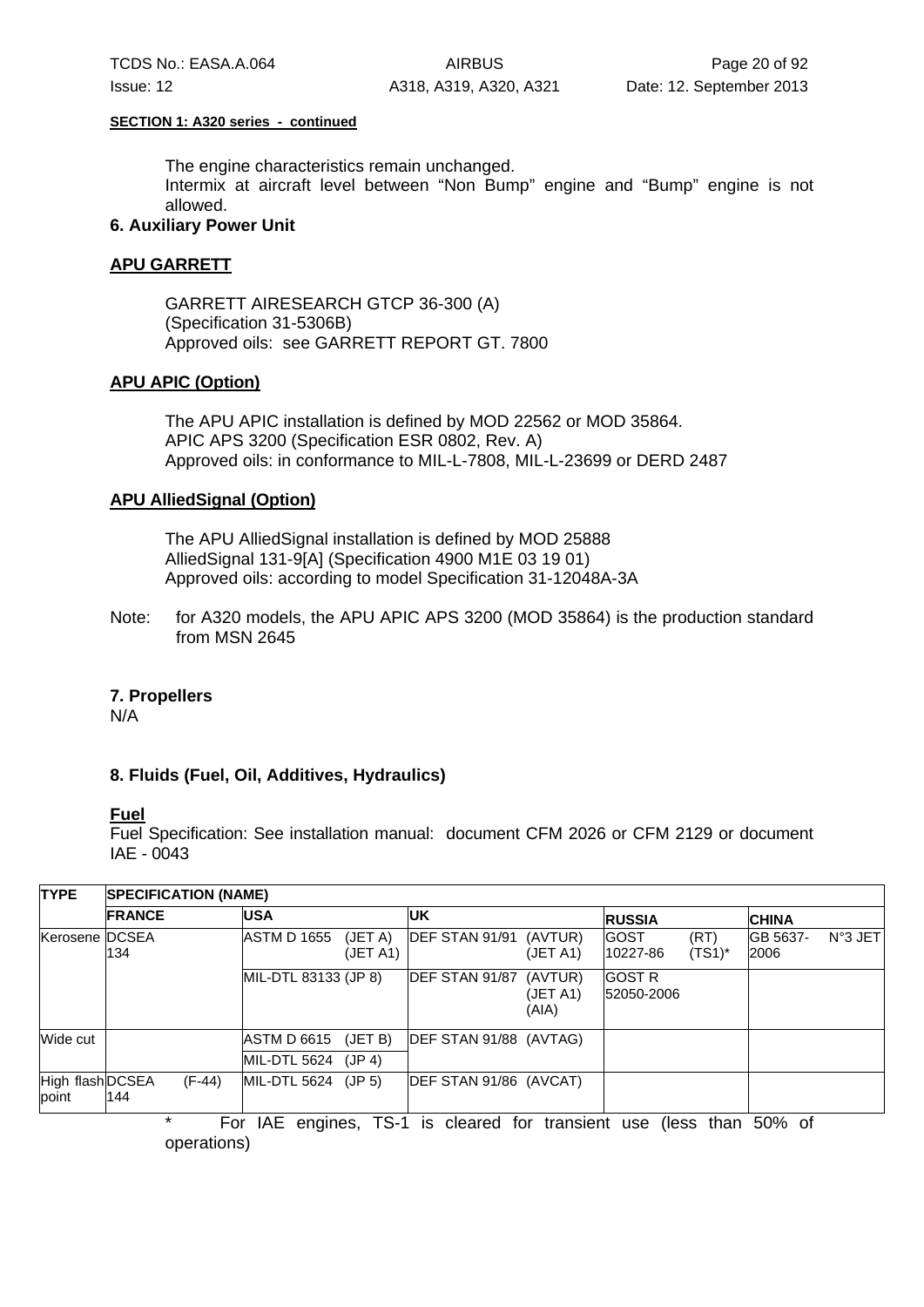**SECTION 1: A320 series - continued**

The engine characteristics remain unchanged.
Intermix at aircraft level between “Non Bump” engine and “Bump” engine is not allowed.

### 6. Auxiliary Power Unit

**APU GARRETT**

GARRETT AIRESEARCH GTCP 36-300 (A)
(Specification 31-5306B)
Approved oils: see GARRETT REPORT GT. 7800

**APU APIC (Option)**

The APU APIC installation is defined by MOD 22562 or MOD 35864.
APIC APS 3200 (Specification ESR 0802, Rev. A)
Approved oils: in conformance to MIL-L-7808, MIL-L-23699 or DERD 2487

**APU AlliedSignal (Option)**

The APU AlliedSignal installation is defined by MOD 25888
AlliedSignal 131-9[A] (Specification 4900 M1E 03 19 01)
Approved oils: according to model Specification 31-12048A-3A

Note: for A320 models, the APU APIC APS 3200 (MOD 35864) is the production standard from MSN 2645

### 7. Propellers

N/A

### 8. Fluids (Fuel, Oil, Additives, Hydraulics)

**Fuel**

Fuel Specification: See installation manual: document CFM 2026 or CFM 2129 or document IAE - 0043

| TYPE | SPECIFICATION (NAME) | | | | |
|---|---|---|---|---|---|
| | FRANCE | USA | UK | RUSSIA | CHINA |
| Kerosene | DCSEA 134 | ASTM D 1655 (JET A) (JET A1) | DEF STAN 91/91 (AVTUR) (JET A1) | GOST 10227-86 (RT) (TS1)* | GB 5637-2006 N°3 JET |
| | | MIL-DTL 83133 (JP 8) | DEF STAN 91/87 (AVTUR) (JET A1) (AIA) | GOST R 52050-2006 | |
| Wide cut | | ASTM D 6615 (JET B) | DEF STAN 91/88 (AVTAG) | | |
| | | MIL-DTL 5624 (JP 4) | | | |
| High flash point | DCSEA 144 (F-44) | MIL-DTL 5624 (JP 5) | DEF STAN 91/86 (AVCAT) | | |

\* For IAE engines, TS-1 is cleared for transient use (less than 50% of operations)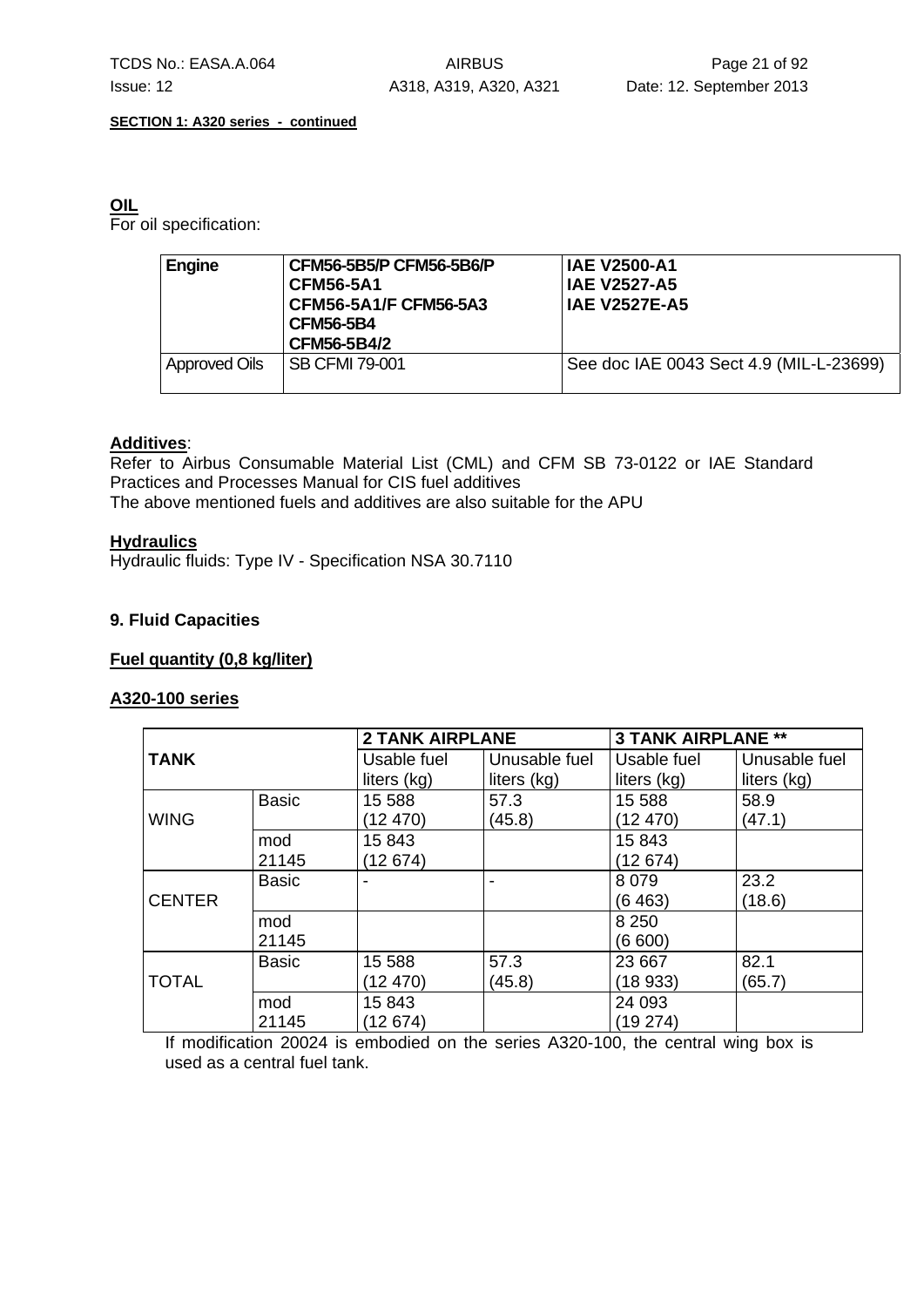**SECTION 1: A320 series - continued**

**OIL**

For oil specification:

| Engine | CFM56-5B5/P CFM56-5B6/P<br>CFM56-5A1<br>CFM56-5A1/F CFM56-5A3<br>CFM56-5B4<br>CFM56-5B4/2 | IAE V2500-A1<br>IAE V2527-A5<br>IAE V2527E-A5 |
|---|---|---|
| Approved Oils | SB CFMI 79-001 | See doc IAE 0043 Sect 4.9 (MIL-L-23699) |

**Additives**:

Refer to Airbus Consumable Material List (CML) and CFM SB 73-0122 or IAE Standard Practices and Processes Manual for CIS fuel additives

The above mentioned fuels and additives are also suitable for the APU

**Hydraulics**

Hydraulic fluids: Type IV - Specification NSA 30.7110

**9. Fluid Capacities**

**Fuel quantity (0,8 kg/liter)**

**A320-100 series**

| TANK | | 2 TANK AIRPLANE | | 3 TANK AIRPLANE ** | |
|---|---|---|---|---|---|
| | | Usable fuel liters (kg) | Unusable fuel liters (kg) | Usable fuel liters (kg) | Unusable fuel liters (kg) |
| WING | Basic | 15 588 (12 470) | 57.3 (45.8) | 15 588 (12 470) | 58.9 (47.1) |
| | mod 21145 | 15 843 (12 674) | | 15 843 (12 674) | |
| CENTER | Basic | - | - | 8 079 (6 463) | 23.2 (18.6) |
| | mod 21145 | | | 8 250 (6 600) | |
| TOTAL | Basic | 15 588 (12 470) | 57.3 (45.8) | 23 667 (18 933) | 82.1 (65.7) |
| | mod 21145 | 15 843 (12 674) | | 24 093 (19 274) | |

If modification 20024 is embodied on the series A320-100, the central wing box is used as a central fuel tank.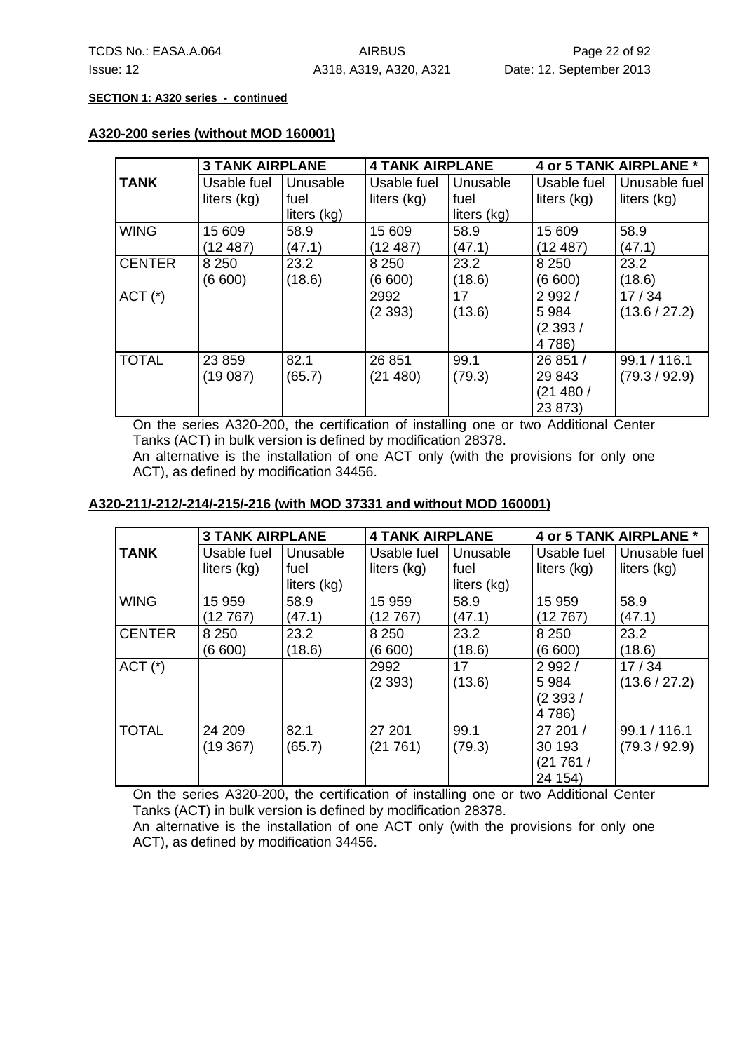**SECTION 1: A320 series - continued**

**A320-200 series (without MOD 160001)**

| TANK | 3 TANK AIRPLANE | | 4 TANK AIRPLANE | | 4 or 5 TANK AIRPLANE * | |
|---|---|---|---|---|---|---|
| | Usable fuel liters (kg) | Unusable fuel liters (kg) | Usable fuel liters (kg) | Unusable fuel liters (kg) | Usable fuel liters (kg) | Unusable fuel liters (kg) |
| WING | 15 609 (12 487) | 58.9 (47.1) | 15 609 (12 487) | 58.9 (47.1) | 15 609 (12 487) | 58.9 (47.1) |
| CENTER | 8 250 (6 600) | 23.2 (18.6) | 8 250 (6 600) | 23.2 (18.6) | 8 250 (6 600) | 23.2 (18.6) |
| ACT (*) | | | 2992 (2 393) | 17 (13.6) | 2 992 / 5 984 (2 393 / 4 786) | 17 / 34 (13.6 / 27.2) |
| TOTAL | 23 859 (19 087) | 82.1 (65.7) | 26 851 (21 480) | 99.1 (79.3) | 26 851 / 29 843 (21 480 / 23 873) | 99.1 / 116.1 (79.3 / 92.9) |

On the series A320-200, the certification of installing one or two Additional Center Tanks (ACT) in bulk version is defined by modification 28378.
An alternative is the installation of one ACT only (with the provisions for only one ACT), as defined by modification 34456.

**A320-211/-212/-214/-215/-216 (with MOD 37331 and without MOD 160001)**

| TANK | 3 TANK AIRPLANE | | 4 TANK AIRPLANE | | 4 or 5 TANK AIRPLANE * | |
|---|---|---|---|---|---|---|
| | Usable fuel liters (kg) | Unusable fuel liters (kg) | Usable fuel liters (kg) | Unusable fuel liters (kg) | Usable fuel liters (kg) | Unusable fuel liters (kg) |
| WING | 15 959 (12 767) | 58.9 (47.1) | 15 959 (12 767) | 58.9 (47.1) | 15 959 (12 767) | 58.9 (47.1) |
| CENTER | 8 250 (6 600) | 23.2 (18.6) | 8 250 (6 600) | 23.2 (18.6) | 8 250 (6 600) | 23.2 (18.6) |
| ACT (*) | | | 2992 (2 393) | 17 (13.6) | 2 992 / 5 984 (2 393 / 4 786) | 17 / 34 (13.6 / 27.2) |
| TOTAL | 24 209 (19 367) | 82.1 (65.7) | 27 201 (21 761) | 99.1 (79.3) | 27 201 / 30 193 (21 761 / 24 154) | 99.1 / 116.1 (79.3 / 92.9) |

On the series A320-200, the certification of installing one or two Additional Center Tanks (ACT) in bulk version is defined by modification 28378.
An alternative is the installation of one ACT only (with the provisions for only one ACT), as defined by modification 34456.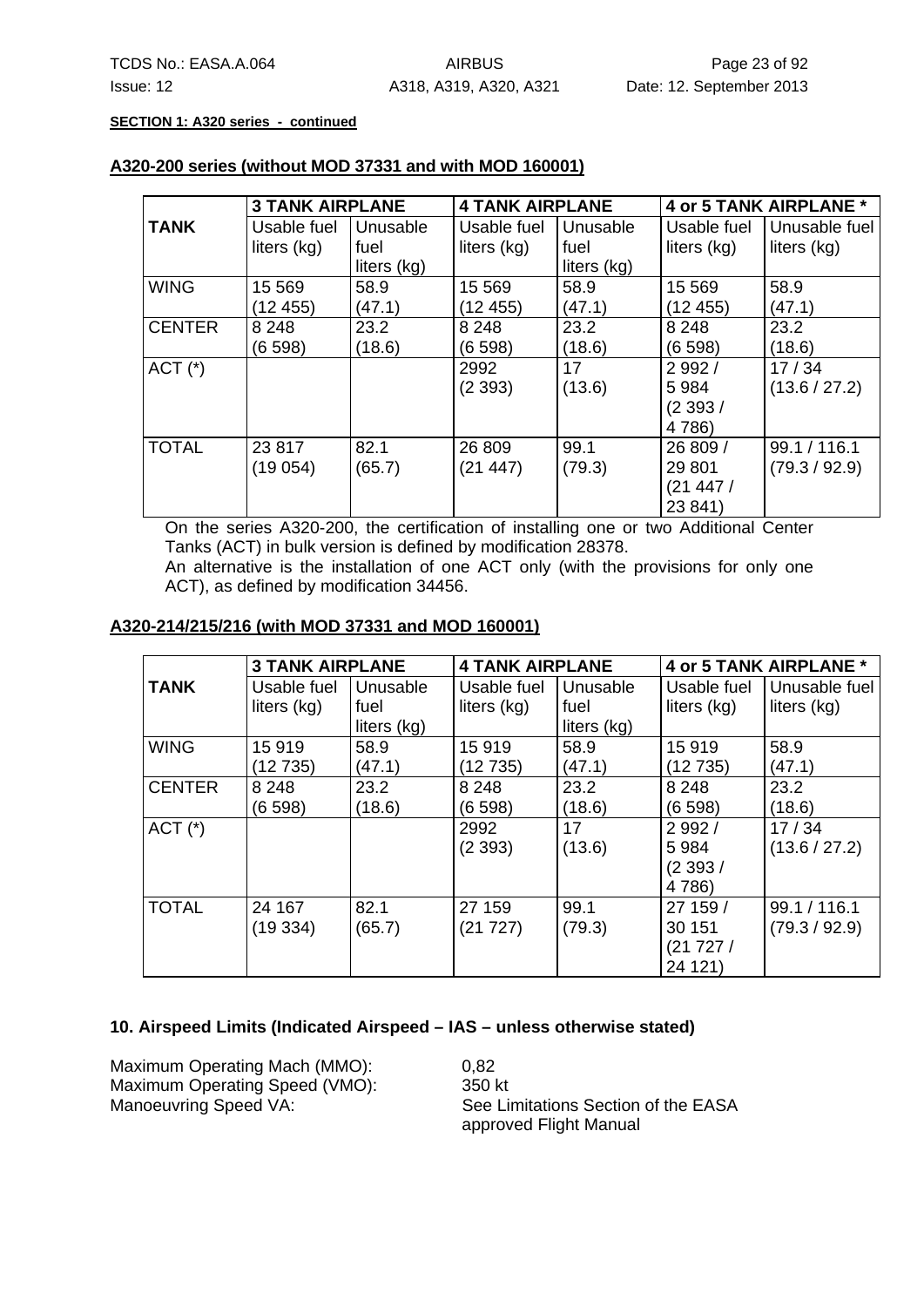**SECTION 1: A320 series - continued**

**A320-200 series (without MOD 37331 and with MOD 160001)**

| TANK | 3 TANK AIRPLANE | | 4 TANK AIRPLANE | | 4 or 5 TANK AIRPLANE * | |
|---|---|---|---|---|---|---|
| | Usable fuel liters (kg) | Unusable fuel liters (kg) | Usable fuel liters (kg) | Unusable fuel liters (kg) | Usable fuel liters (kg) | Unusable fuel liters (kg) |
| WING | 15 569 (12 455) | 58.9 (47.1) | 15 569 (12 455) | 58.9 (47.1) | 15 569 (12 455) | 58.9 (47.1) |
| CENTER | 8 248 (6 598) | 23.2 (18.6) | 8 248 (6 598) | 23.2 (18.6) | 8 248 (6 598) | 23.2 (18.6) |
| ACT (*) | | | 2992 (2 393) | 17 (13.6) | 2 992 / 5 984 (2 393 / 4 786) | 17 / 34 (13.6 / 27.2) |
| TOTAL | 23 817 (19 054) | 82.1 (65.7) | 26 809 (21 447) | 99.1 (79.3) | 26 809 / 29 801 (21 447 / 23 841) | 99.1 / 116.1 (79.3 / 92.9) |

On the series A320-200, the certification of installing one or two Additional Center Tanks (ACT) in bulk version is defined by modification 28378.
An alternative is the installation of one ACT only (with the provisions for only one ACT), as defined by modification 34456.

**A320-214/215/216 (with MOD 37331 and MOD 160001)**

| TANK | 3 TANK AIRPLANE | | 4 TANK AIRPLANE | | 4 or 5 TANK AIRPLANE * | |
|---|---|---|---|---|---|---|
| | Usable fuel liters (kg) | Unusable fuel liters (kg) | Usable fuel liters (kg) | Unusable fuel liters (kg) | Usable fuel liters (kg) | Unusable fuel liters (kg) |
| WING | 15 919 (12 735) | 58.9 (47.1) | 15 919 (12 735) | 58.9 (47.1) | 15 919 (12 735) | 58.9 (47.1) |
| CENTER | 8 248 (6 598) | 23.2 (18.6) | 8 248 (6 598) | 23.2 (18.6) | 8 248 (6 598) | 23.2 (18.6) |
| ACT (*) | | | 2992 (2 393) | 17 (13.6) | 2 992 / 5 984 (2 393 / 4 786) | 17 / 34 (13.6 / 27.2) |
| TOTAL | 24 167 (19 334) | 82.1 (65.7) | 27 159 (21 727) | 99.1 (79.3) | 27 159 / 30 151 (21 727 / 24 121) | 99.1 / 116.1 (79.3 / 92.9) |

**10. Airspeed Limits (Indicated Airspeed – IAS – unless otherwise stated)**

| | |
|---|---|
| Maximum Operating Mach (MMO): | 0,82 |
| Maximum Operating Speed (VMO): | 350 kt |
| Manoeuvring Speed VA: | See Limitations Section of the EASA approved Flight Manual |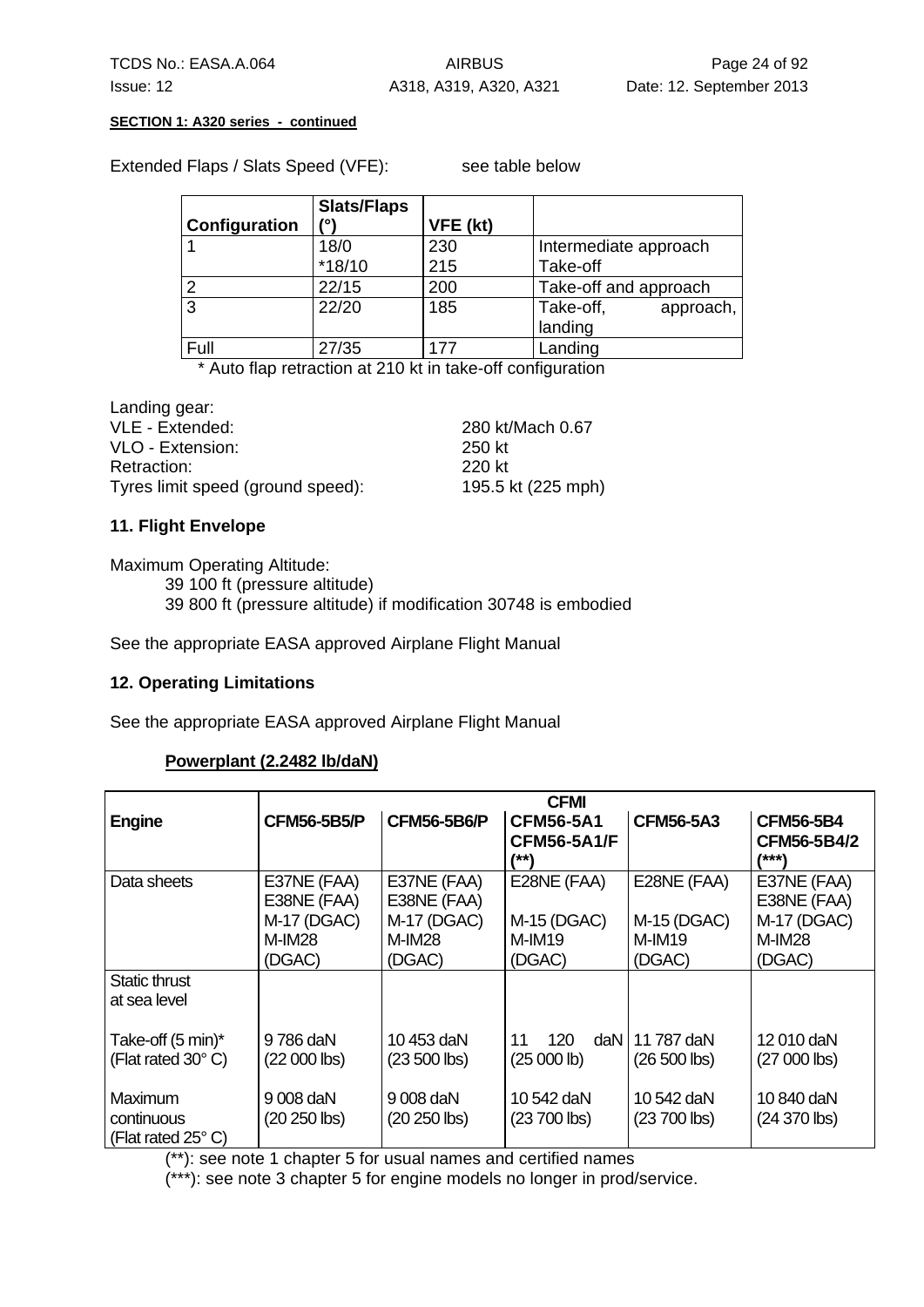**SECTION 1: A320 series - continued**

Extended Flaps / Slats Speed (VFE): see table below

| Configuration | Slats/Flaps (°) | VFE (kt) | |
|---|---|---|---|
| 1 | 18/0<br>*18/10 | 230<br>215 | Intermediate approach<br>Take-off |
| 2 | 22/15 | 200 | Take-off and approach |
| 3 | 22/20 | 185 | Take-off, approach, landing |
| Full | 27/35 | 177 | Landing |

\* Auto flap retraction at 210 kt in take-off configuration

Landing gear:
VLE - Extended: 280 kt/Mach 0.67
VLO - Extension: 250 kt
Retraction: 220 kt
Tyres limit speed (ground speed): 195.5 kt (225 mph)

### 11. Flight Envelope

Maximum Operating Altitude:
39 100 ft (pressure altitude)
39 800 ft (pressure altitude) if modification 30748 is embodied

See the appropriate EASA approved Airplane Flight Manual

### 12. Operating Limitations

See the appropriate EASA approved Airplane Flight Manual

**Powerplant (2.2482 lb/daN)**

| | CFMI | | | | |
|---|---|---|---|---|---|
| **Engine** | **CFM56-5B5/P** | **CFM56-5B6/P** | **CFM56-5A1<br>CFM56-5A1/F (**)** | **CFM56-5A3** | **CFM56-5B4<br>CFM56-5B4/2 (***)** |
| Data sheets | E37NE (FAA)<br>E38NE (FAA)<br>M-17 (DGAC)<br>M-IM28 (DGAC) | E37NE (FAA)<br>E38NE (FAA)<br>M-17 (DGAC)<br>M-IM28 (DGAC) | E28NE (FAA)<br><br>M-15 (DGAC)<br>M-IM19 (DGAC) | E28NE (FAA)<br><br>M-15 (DGAC)<br>M-IM19 (DGAC) | E37NE (FAA)<br>E38NE (FAA)<br>M-17 (DGAC)<br>M-IM28 (DGAC) |
| Static thrust at sea level | | | | | |
| Take-off (5 min)*<br>(Flat rated 30° C) | 9 786 daN<br>(22 000 lbs) | 10 453 daN<br>(23 500 lbs) | 11 120 daN<br>(25 000 lb) | 11 787 daN<br>(26 500 lbs) | 12 010 daN<br>(27 000 lbs) |
| Maximum continuous<br>(Flat rated 25° C) | 9 008 daN<br>(20 250 lbs) | 9 008 daN<br>(20 250 lbs) | 10 542 daN<br>(23 700 lbs) | 10 542 daN<br>(23 700 lbs) | 10 840 daN<br>(24 370 lbs) |

(**): see note 1 chapter 5 for usual names and certified names
(***): see note 3 chapter 5 for engine models no longer in prod/service.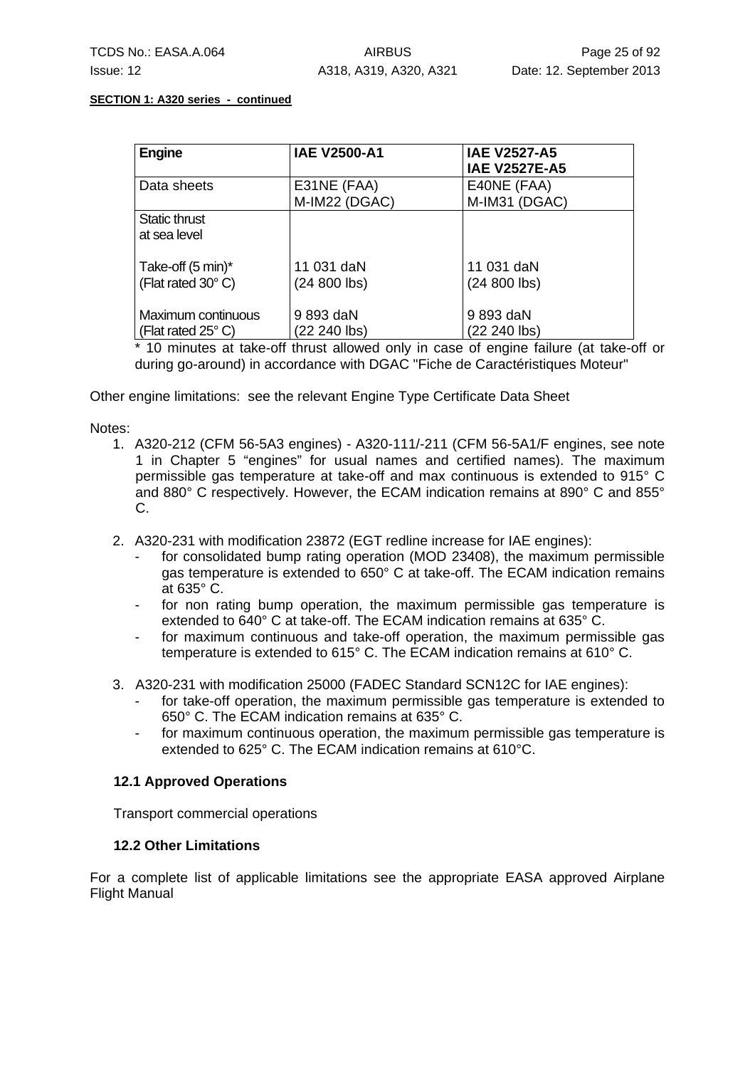**SECTION 1: A320 series - continued**

| Engine | IAE V2500-A1 | IAE V2527-A5<br>IAE V2527E-A5 |
|---|---|---|
| Data sheets | E31NE (FAA)<br>M-IM22 (DGAC) | E40NE (FAA)<br>M-IM31 (DGAC) |
| Static thrust<br>at sea level | | |
| Take-off (5 min)*<br>(Flat rated 30° C) | 11 031 daN<br>(24 800 lbs) | 11 031 daN<br>(24 800 lbs) |
| Maximum continuous<br>(Flat rated 25° C) | 9 893 daN<br>(22 240 lbs) | 9 893 daN<br>(22 240 lbs) |

\* 10 minutes at take-off thrust allowed only in case of engine failure (at take-off or during go-around) in accordance with DGAC "Fiche de Caractéristiques Moteur"

Other engine limitations: see the relevant Engine Type Certificate Data Sheet

Notes:

1. A320-212 (CFM 56-5A3 engines) - A320-111/-211 (CFM 56-5A1/F engines, see note 1 in Chapter 5 "engines" for usual names and certified names). The maximum permissible gas temperature at take-off and max continuous is extended to 915° C and 880° C respectively. However, the ECAM indication remains at 890° C and 855° C.

2. A320-231 with modification 23872 (EGT redline increase for IAE engines):
   - for consolidated bump rating operation (MOD 23408), the maximum permissible gas temperature is extended to 650° C at take-off. The ECAM indication remains at 635° C.
   - for non rating bump operation, the maximum permissible gas temperature is extended to 640° C at take-off. The ECAM indication remains at 635° C.
   - for maximum continuous and take-off operation, the maximum permissible gas temperature is extended to 615° C. The ECAM indication remains at 610° C.

3. A320-231 with modification 25000 (FADEC Standard SCN12C for IAE engines):
   - for take-off operation, the maximum permissible gas temperature is extended to 650° C. The ECAM indication remains at 635° C.
   - for maximum continuous operation, the maximum permissible gas temperature is extended to 625° C. The ECAM indication remains at 610°C.

### 12.1 Approved Operations

Transport commercial operations

### 12.2 Other Limitations

For a complete list of applicable limitations see the appropriate EASA approved Airplane Flight Manual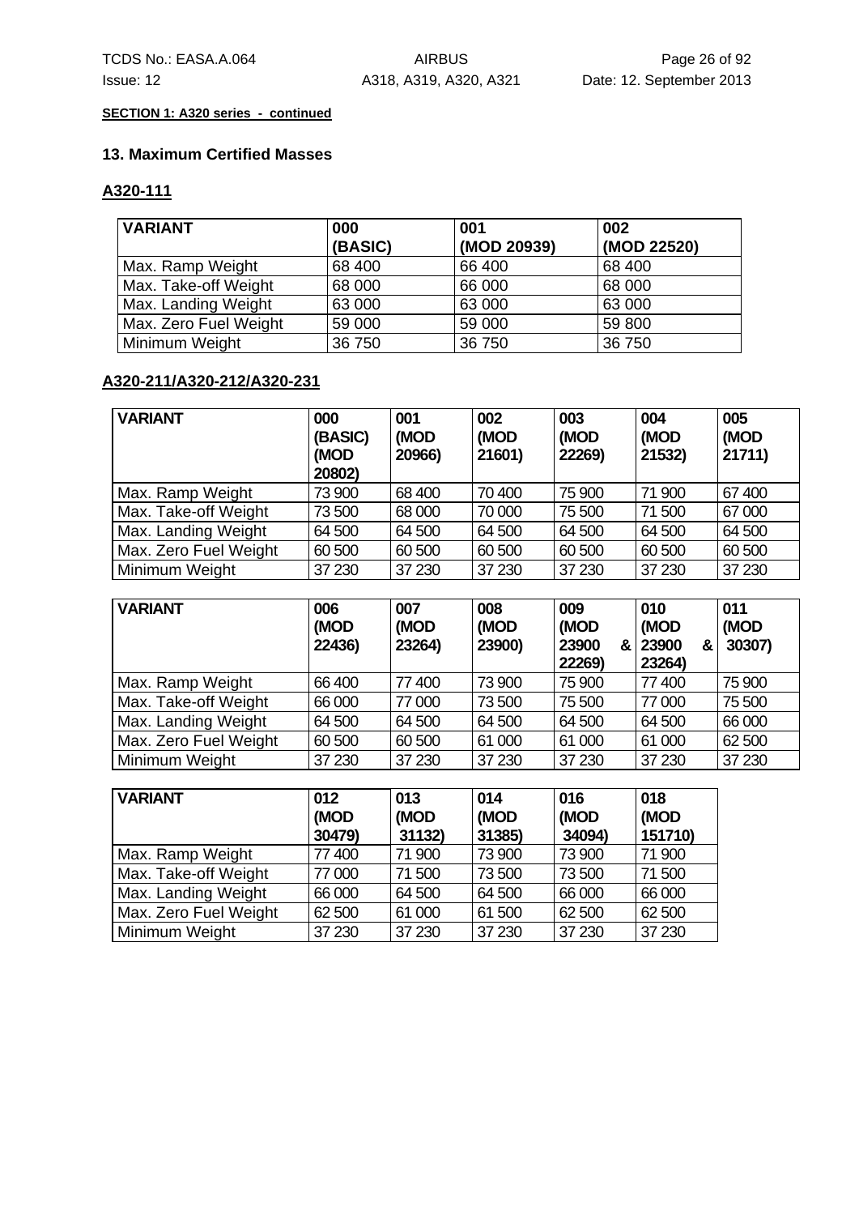**SECTION 1: A320 series - continued**

## 13. Maximum Certified Masses

### A320-111

| VARIANT | 000 (BASIC) | 001 (MOD 20939) | 002 (MOD 22520) |
|---|---|---|---|
| Max. Ramp Weight | 68 400 | 66 400 | 68 400 |
| Max. Take-off Weight | 68 000 | 66 000 | 68 000 |
| Max. Landing Weight | 63 000 | 63 000 | 63 000 |
| Max. Zero Fuel Weight | 59 000 | 59 000 | 59 800 |
| Minimum Weight | 36 750 | 36 750 | 36 750 |

### A320-211/A320-212/A320-231

| VARIANT | 000 (BASIC) (MOD 20802) | 001 (MOD 20966) | 002 (MOD 21601) | 003 (MOD 22269) | 004 (MOD 21532) | 005 (MOD 21711) |
|---|---|---|---|---|---|---|
| Max. Ramp Weight | 73 900 | 68 400 | 70 400 | 75 900 | 71 900 | 67 400 |
| Max. Take-off Weight | 73 500 | 68 000 | 70 000 | 75 500 | 71 500 | 67 000 |
| Max. Landing Weight | 64 500 | 64 500 | 64 500 | 64 500 | 64 500 | 64 500 |
| Max. Zero Fuel Weight | 60 500 | 60 500 | 60 500 | 60 500 | 60 500 | 60 500 |
| Minimum Weight | 37 230 | 37 230 | 37 230 | 37 230 | 37 230 | 37 230 |

| VARIANT | 006 (MOD 22436) | 007 (MOD 23264) | 008 (MOD 23900) | 009 (MOD 23900 & 22269) | 010 (MOD 23900 & 23264) | 011 (MOD 30307) |
|---|---|---|---|---|---|---|
| Max. Ramp Weight | 66 400 | 77 400 | 73 900 | 75 900 | 77 400 | 75 900 |
| Max. Take-off Weight | 66 000 | 77 000 | 73 500 | 75 500 | 77 000 | 75 500 |
| Max. Landing Weight | 64 500 | 64 500 | 64 500 | 64 500 | 64 500 | 66 000 |
| Max. Zero Fuel Weight | 60 500 | 60 500 | 61 000 | 61 000 | 61 000 | 62 500 |
| Minimum Weight | 37 230 | 37 230 | 37 230 | 37 230 | 37 230 | 37 230 |

| VARIANT | 012 (MOD 30479) | 013 (MOD 31132) | 014 (MOD 31385) | 016 (MOD 34094) | 018 (MOD 151710) |
|---|---|---|---|---|---|
| Max. Ramp Weight | 77 400 | 71 900 | 73 900 | 73 900 | 71 900 |
| Max. Take-off Weight | 77 000 | 71 500 | 73 500 | 73 500 | 71 500 |
| Max. Landing Weight | 66 000 | 64 500 | 64 500 | 66 000 | 66 000 |
| Max. Zero Fuel Weight | 62 500 | 61 000 | 61 500 | 62 500 | 62 500 |
| Minimum Weight | 37 230 | 37 230 | 37 230 | 37 230 | 37 230 |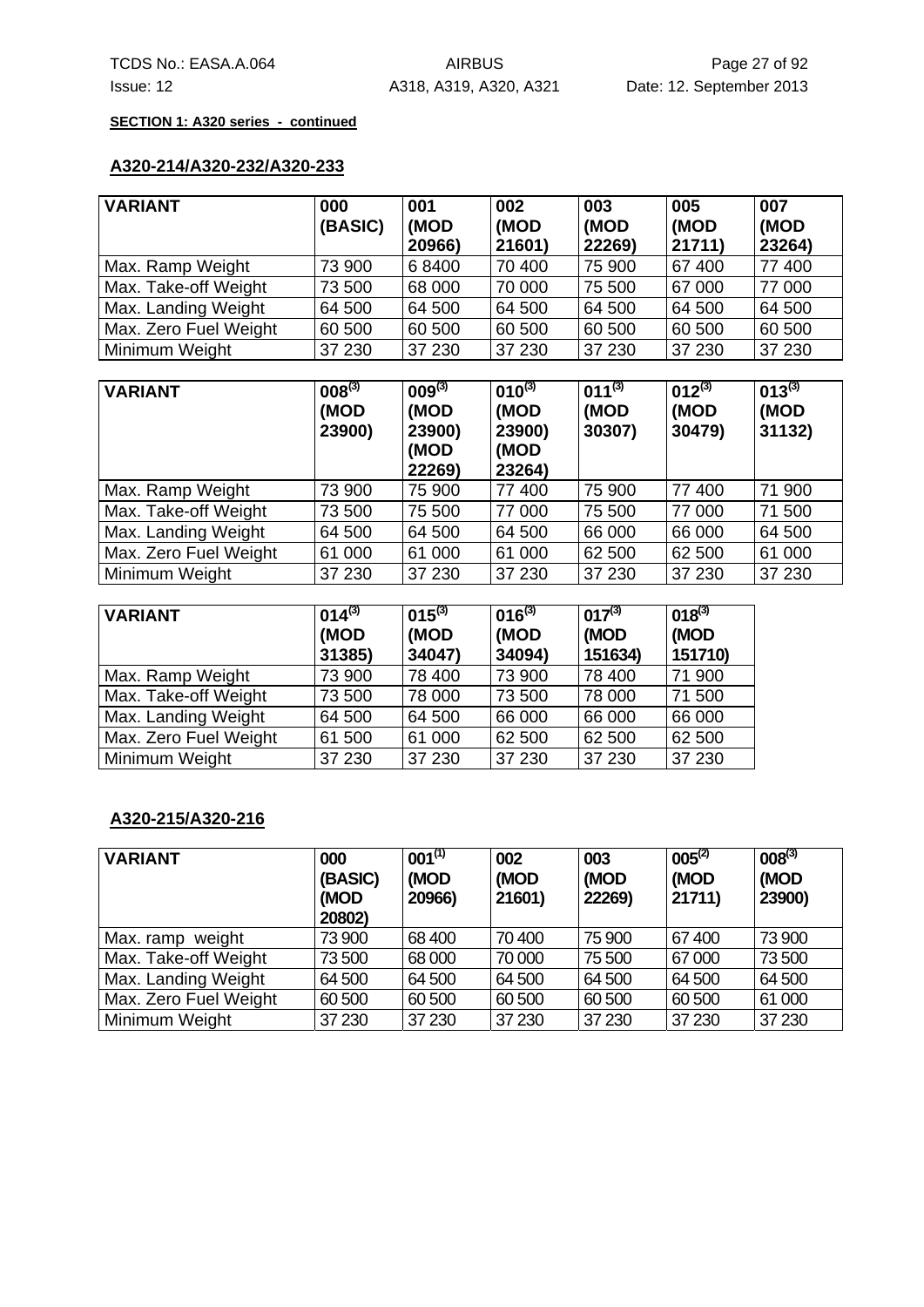**SECTION 1: A320 series - continued**

## A320-214/A320-232/A320-233

| VARIANT | 000 (BASIC) | 001 (MOD 20966) | 002 (MOD 21601) | 003 (MOD 22269) | 005 (MOD 21711) | 007 (MOD 23264) |
|---|---|---|---|---|---|---|
| Max. Ramp Weight | 73 900 | 6 8400 | 70 400 | 75 900 | 67 400 | 77 400 |
| Max. Take-off Weight | 73 500 | 68 000 | 70 000 | 75 500 | 67 000 | 77 000 |
| Max. Landing Weight | 64 500 | 64 500 | 64 500 | 64 500 | 64 500 | 64 500 |
| Max. Zero Fuel Weight | 60 500 | 60 500 | 60 500 | 60 500 | 60 500 | 60 500 |
| Minimum Weight | 37 230 | 37 230 | 37 230 | 37 230 | 37 230 | 37 230 |

| VARIANT | 008(3) (MOD 23900) | 009(3) (MOD 23900) (MOD 22269) | 010(3) (MOD 23900) (MOD 23264) | 011(3) (MOD 30307) | 012(3) (MOD 30479) | 013(3) (MOD 31132) |
|---|---|---|---|---|---|---|
| Max. Ramp Weight | 73 900 | 75 900 | 77 400 | 75 900 | 77 400 | 71 900 |
| Max. Take-off Weight | 73 500 | 75 500 | 77 000 | 75 500 | 77 000 | 71 500 |
| Max. Landing Weight | 64 500 | 64 500 | 64 500 | 66 000 | 66 000 | 64 500 |
| Max. Zero Fuel Weight | 61 000 | 61 000 | 61 000 | 62 500 | 62 500 | 61 000 |
| Minimum Weight | 37 230 | 37 230 | 37 230 | 37 230 | 37 230 | 37 230 |

| VARIANT | 014(3) (MOD 31385) | 015(3) (MOD 34047) | 016(3) (MOD 34094) | 017(3) (MOD 151634) | 018(3) (MOD 151710) |
|---|---|---|---|---|---|
| Max. Ramp Weight | 73 900 | 78 400 | 73 900 | 78 400 | 71 900 |
| Max. Take-off Weight | 73 500 | 78 000 | 73 500 | 78 000 | 71 500 |
| Max. Landing Weight | 64 500 | 64 500 | 66 000 | 66 000 | 66 000 |
| Max. Zero Fuel Weight | 61 500 | 61 000 | 62 500 | 62 500 | 62 500 |
| Minimum Weight | 37 230 | 37 230 | 37 230 | 37 230 | 37 230 |

## A320-215/A320-216

| VARIANT | 000 (BASIC) (MOD 20802) | 001(1) (MOD 20966) | 002 (MOD 21601) | 003 (MOD 22269) | 005(2) (MOD 21711) | 008(3) (MOD 23900) |
|---|---|---|---|---|---|---|
| Max. ramp weight | 73 900 | 68 400 | 70 400 | 75 900 | 67 400 | 73 900 |
| Max. Take-off Weight | 73 500 | 68 000 | 70 000 | 75 500 | 67 000 | 73 500 |
| Max. Landing Weight | 64 500 | 64 500 | 64 500 | 64 500 | 64 500 | 64 500 |
| Max. Zero Fuel Weight | 60 500 | 60 500 | 60 500 | 60 500 | 60 500 | 61 000 |
| Minimum Weight | 37 230 | 37 230 | 37 230 | 37 230 | 37 230 | 37 230 |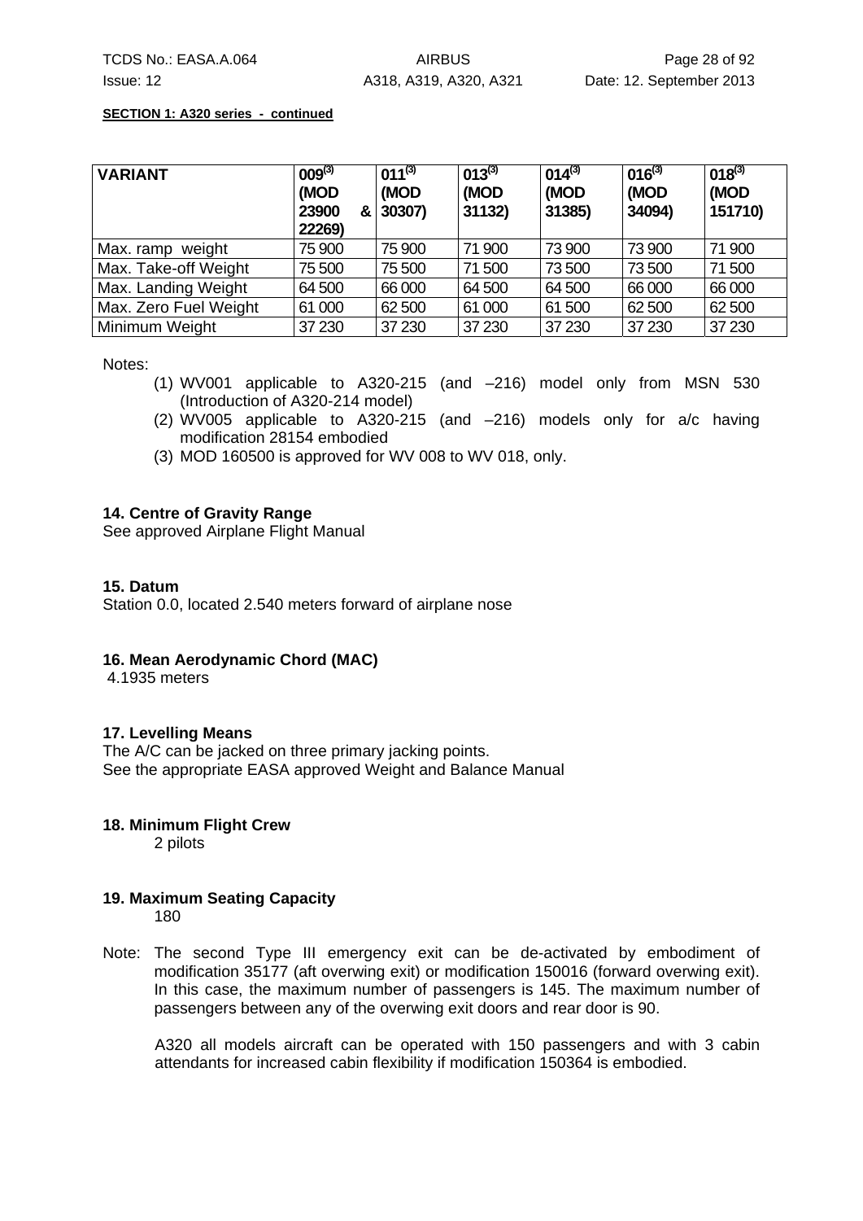**SECTION 1: A320 series - continued**

| VARIANT | 009(3) (MOD 23900 & 22269) | 011(3) (MOD 30307) | 013(3) (MOD 31132) | 014(3) (MOD 31385) | 016(3) (MOD 34094) | 018(3) (MOD 151710) |
|---|---|---|---|---|---|---|
| Max. ramp weight | 75 900 | 75 900 | 71 900 | 73 900 | 73 900 | 71 900 |
| Max. Take-off Weight | 75 500 | 75 500 | 71 500 | 73 500 | 73 500 | 71 500 |
| Max. Landing Weight | 64 500 | 66 000 | 64 500 | 64 500 | 66 000 | 66 000 |
| Max. Zero Fuel Weight | 61 000 | 62 500 | 61 000 | 61 500 | 62 500 | 62 500 |
| Minimum Weight | 37 230 | 37 230 | 37 230 | 37 230 | 37 230 | 37 230 |

Notes:

(1) WV001 applicable to A320-215 (and –216) model only from MSN 530 (Introduction of A320-214 model)
(2) WV005 applicable to A320-215 (and –216) models only for a/c having modification 28154 embodied
(3) MOD 160500 is approved for WV 008 to WV 018, only.

**14. Centre of Gravity Range**

See approved Airplane Flight Manual

**15. Datum**

Station 0.0, located 2.540 meters forward of airplane nose

**16. Mean Aerodynamic Chord (MAC)**

4.1935 meters

**17. Levelling Means**

The A/C can be jacked on three primary jacking points.
See the appropriate EASA approved Weight and Balance Manual

**18. Minimum Flight Crew**

2 pilots

**19. Maximum Seating Capacity**

180

Note: The second Type III emergency exit can be de-activated by embodiment of modification 35177 (aft overwing exit) or modification 150016 (forward overwing exit). In this case, the maximum number of passengers is 145. The maximum number of passengers between any of the overwing exit doors and rear door is 90.

A320 all models aircraft can be operated with 150 passengers and with 3 cabin attendants for increased cabin flexibility if modification 150364 is embodied.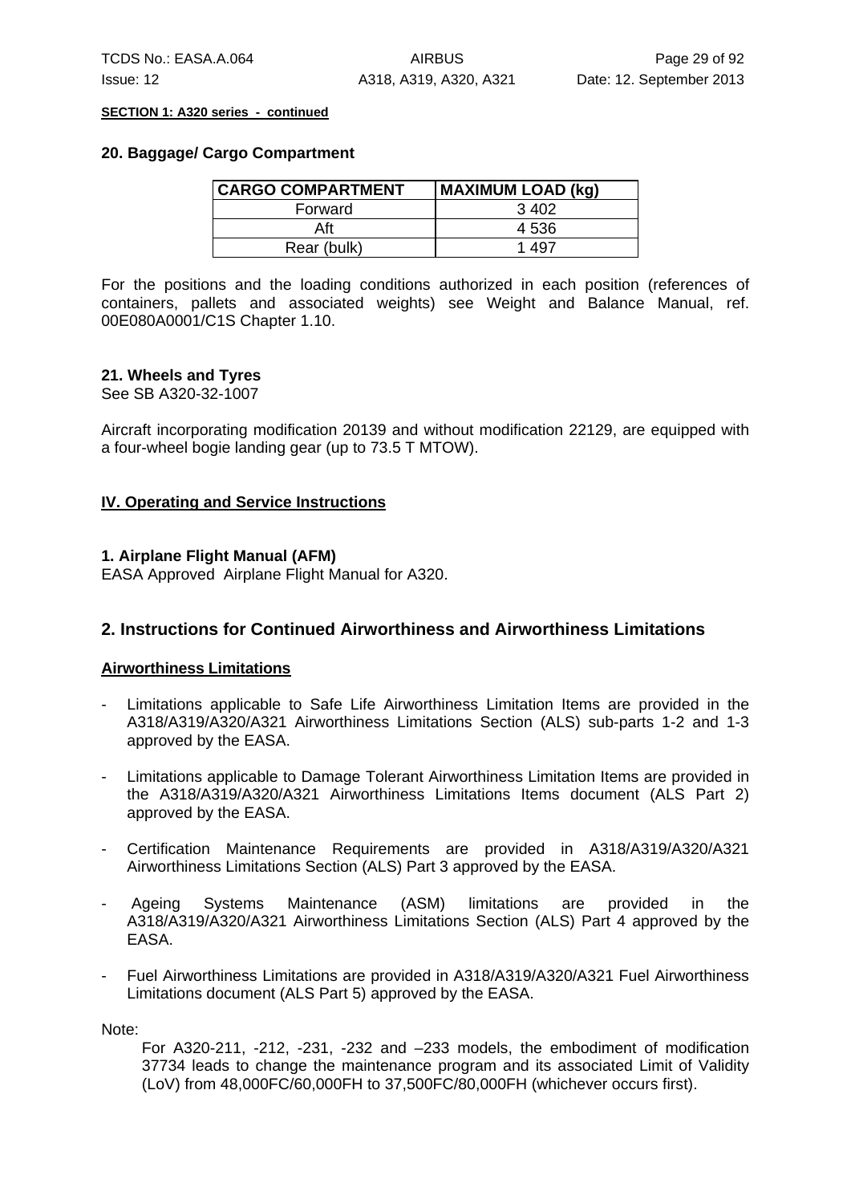**SECTION 1: A320 series - continued**

### 20. Baggage/ Cargo Compartment

| CARGO COMPARTMENT | MAXIMUM LOAD (kg) |
|---|---|
| Forward | 3 402 |
| Aft | 4 536 |
| Rear (bulk) | 1 497 |

For the positions and the loading conditions authorized in each position (references of containers, pallets and associated weights) see Weight and Balance Manual, ref. 00E080A0001/C1S Chapter 1.10.

### 21. Wheels and Tyres

See SB A320-32-1007

Aircraft incorporating modification 20139 and without modification 22129, are equipped with a four-wheel bogie landing gear (up to 73.5 T MTOW).

## IV. Operating and Service Instructions

### 1. Airplane Flight Manual (AFM)

EASA Approved Airplane Flight Manual for A320.

## 2. Instructions for Continued Airworthiness and Airworthiness Limitations

**Airworthiness Limitations**

- Limitations applicable to Safe Life Airworthiness Limitation Items are provided in the A318/A319/A320/A321 Airworthiness Limitations Section (ALS) sub-parts 1-2 and 1-3 approved by the EASA.
- Limitations applicable to Damage Tolerant Airworthiness Limitation Items are provided in the A318/A319/A320/A321 Airworthiness Limitations Items document (ALS Part 2) approved by the EASA.
- Certification Maintenance Requirements are provided in A318/A319/A320/A321 Airworthiness Limitations Section (ALS) Part 3 approved by the EASA.
- Ageing Systems Maintenance (ASM) limitations are provided in the A318/A319/A320/A321 Airworthiness Limitations Section (ALS) Part 4 approved by the EASA.
- Fuel Airworthiness Limitations are provided in A318/A319/A320/A321 Fuel Airworthiness Limitations document (ALS Part 5) approved by the EASA.

Note:

For A320-211, -212, -231, -232 and –233 models, the embodiment of modification 37734 leads to change the maintenance program and its associated Limit of Validity (LoV) from 48,000FC/60,000FH to 37,500FC/80,000FH (whichever occurs first).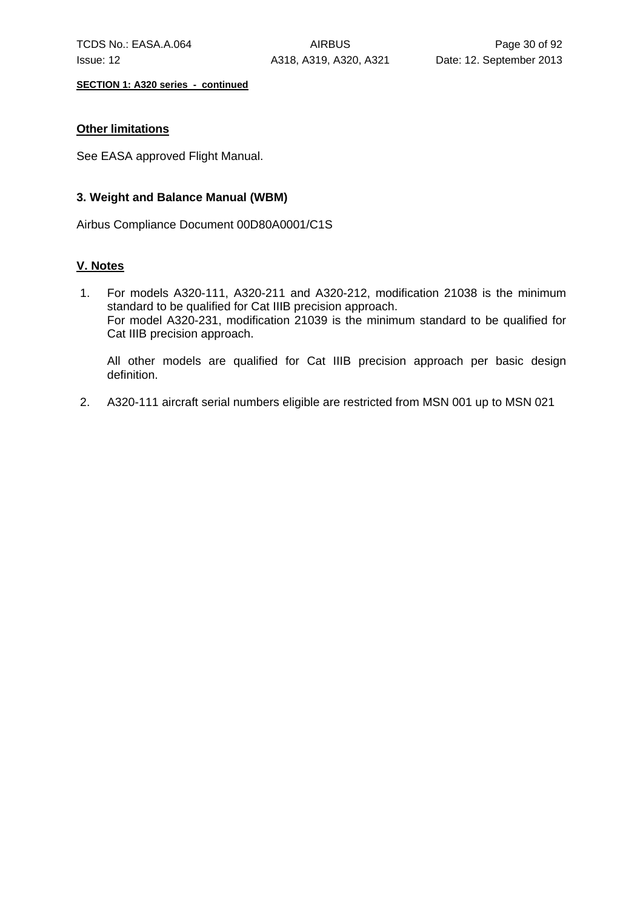**SECTION 1: A320 series - continued**

**Other limitations**

See EASA approved Flight Manual.

**3. Weight and Balance Manual (WBM)**

Airbus Compliance Document 00D80A0001/C1S

## V. Notes

1. For models A320-111, A320-211 and A320-212, modification 21038 is the minimum standard to be qualified for Cat IIIB precision approach.
   For model A320-231, modification 21039 is the minimum standard to be qualified for Cat IIIB precision approach.

   All other models are qualified for Cat IIIB precision approach per basic design definition.

2. A320-111 aircraft serial numbers eligible are restricted from MSN 001 up to MSN 021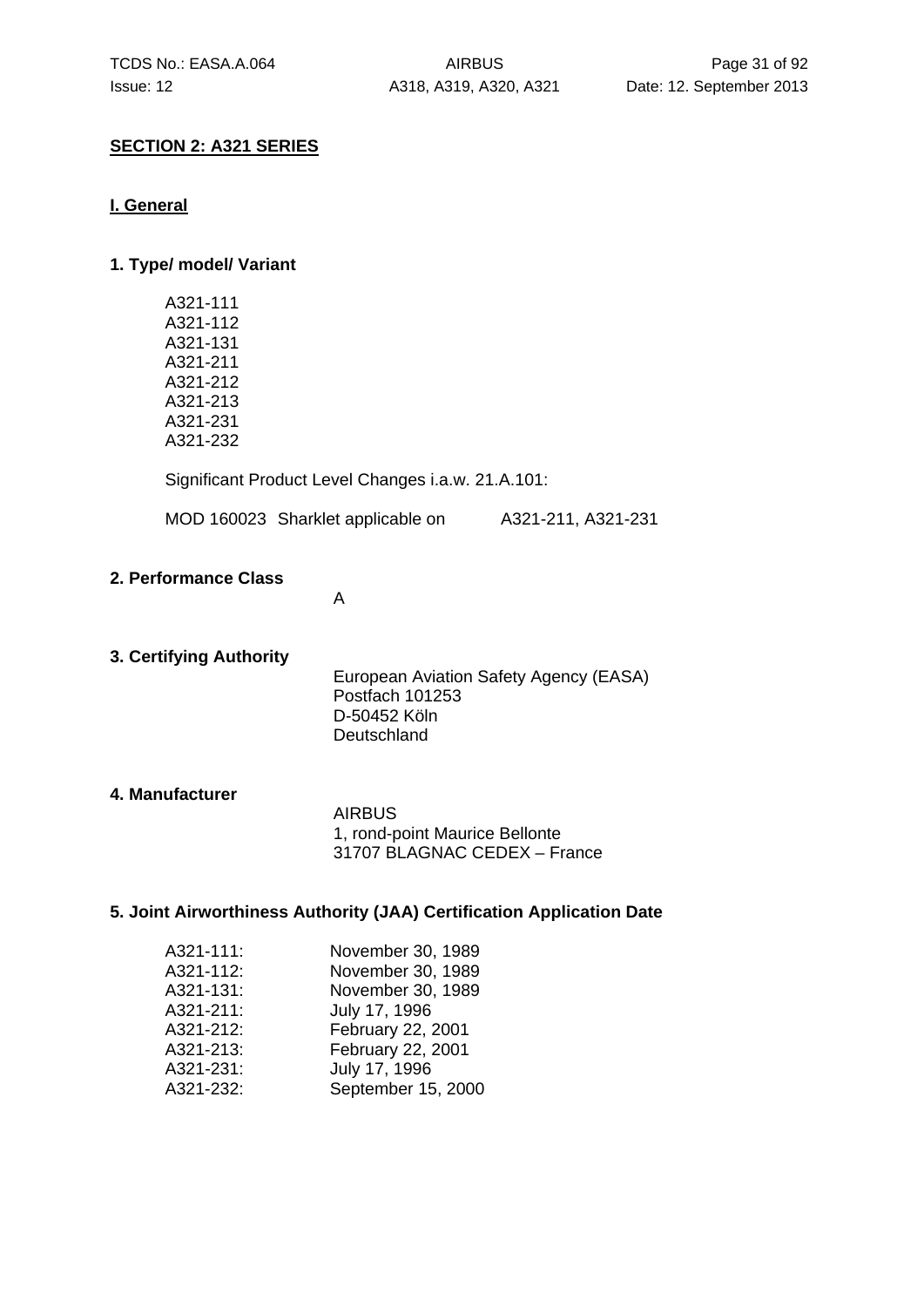## SECTION 2: A321 SERIES

### I. General

#### 1. Type/ model/ Variant

A321-111
A321-112
A321-131
A321-211
A321-212
A321-213
A321-231
A321-232

Significant Product Level Changes i.a.w. 21.A.101:

MOD 160023 Sharklet applicable on A321-211, A321-231

#### 2. Performance Class

A

#### 3. Certifying Authority

European Aviation Safety Agency (EASA)
Postfach 101253
D-50452 Köln
Deutschland

#### 4. Manufacturer

AIRBUS
1, rond-point Maurice Bellonte
31707 BLAGNAC CEDEX – France

#### 5. Joint Airworthiness Authority (JAA) Certification Application Date

| | |
|---|---|
| A321-111: | November 30, 1989 |
| A321-112: | November 30, 1989 |
| A321-131: | November 30, 1989 |
| A321-211: | July 17, 1996 |
| A321-212: | February 22, 2001 |
| A321-213: | February 22, 2001 |
| A321-231: | July 17, 1996 |
| A321-232: | September 15, 2000 |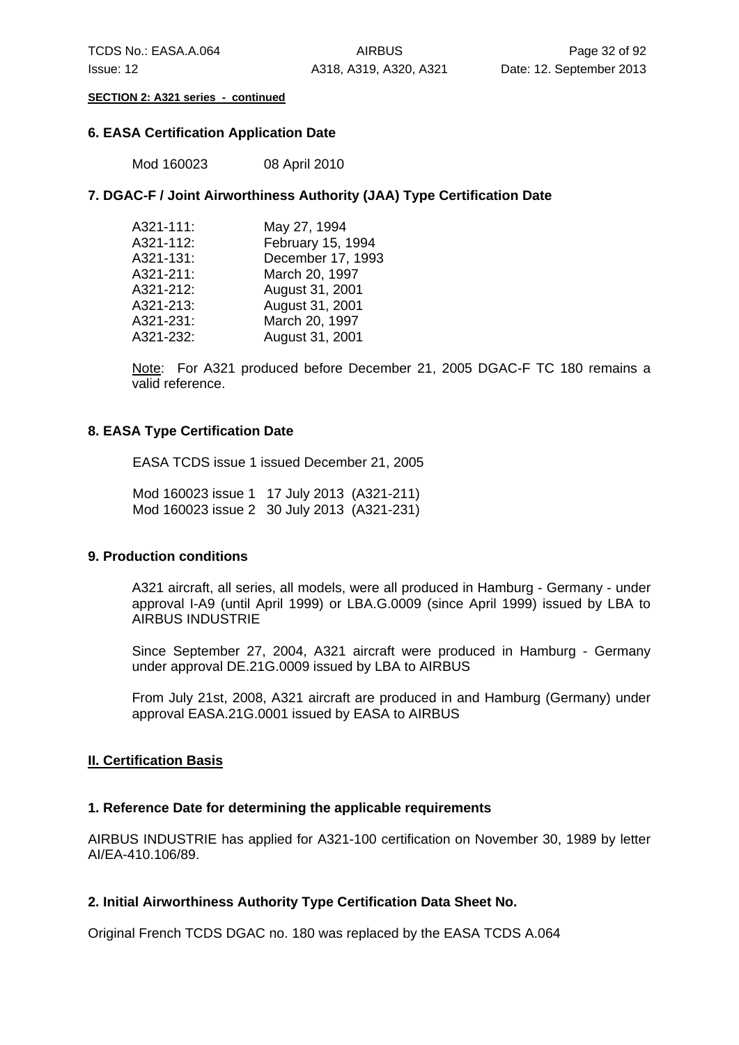**SECTION 2: A321 series - continued**

### 6. EASA Certification Application Date

Mod 160023 08 April 2010

### 7. DGAC-F / Joint Airworthiness Authority (JAA) Type Certification Date

| | |
|---|---|
| A321-111: | May 27, 1994 |
| A321-112: | February 15, 1994 |
| A321-131: | December 17, 1993 |
| A321-211: | March 20, 1997 |
| A321-212: | August 31, 2001 |
| A321-213: | August 31, 2001 |
| A321-231: | March 20, 1997 |
| A321-232: | August 31, 2001 |

Note: For A321 produced before December 21, 2005 DGAC-F TC 180 remains a valid reference.

### 8. EASA Type Certification Date

EASA TCDS issue 1 issued December 21, 2005

Mod 160023 issue 1 17 July 2013 (A321-211)
Mod 160023 issue 2 30 July 2013 (A321-231)

### 9. Production conditions

A321 aircraft, all series, all models, were all produced in Hamburg - Germany - under approval I-A9 (until April 1999) or LBA.G.0009 (since April 1999) issued by LBA to AIRBUS INDUSTRIE

Since September 27, 2004, A321 aircraft were produced in Hamburg - Germany under approval DE.21G.0009 issued by LBA to AIRBUS

From July 21st, 2008, A321 aircraft are produced in and Hamburg (Germany) under approval EASA.21G.0001 issued by EASA to AIRBUS

## II. Certification Basis

### 1. Reference Date for determining the applicable requirements

AIRBUS INDUSTRIE has applied for A321-100 certification on November 30, 1989 by letter AI/EA-410.106/89.

### 2. Initial Airworthiness Authority Type Certification Data Sheet No.

Original French TCDS DGAC no. 180 was replaced by the EASA TCDS A.064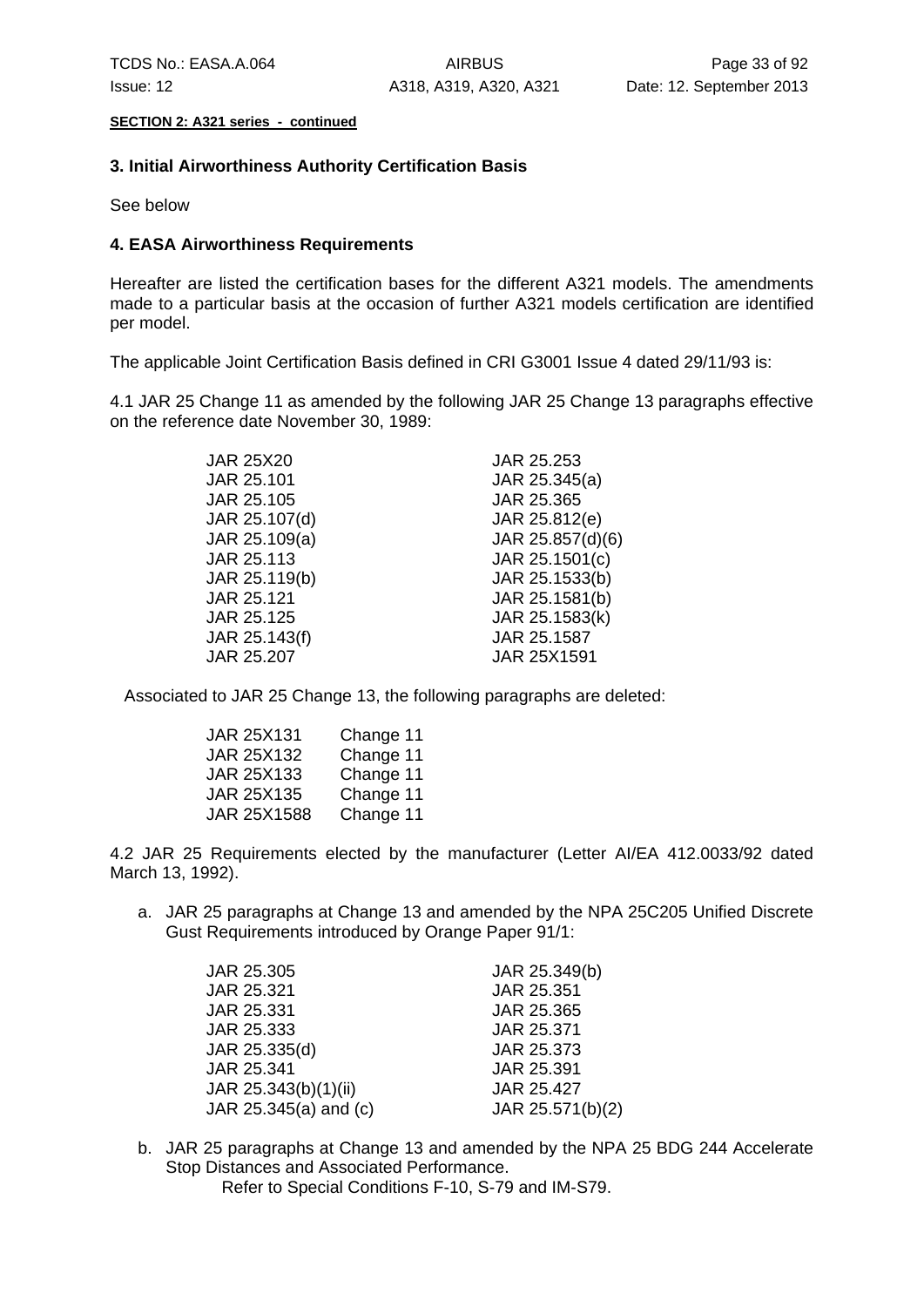**SECTION 2: A321 series - continued**

### 3. Initial Airworthiness Authority Certification Basis

See below

### 4. EASA Airworthiness Requirements

Hereafter are listed the certification bases for the different A321 models. The amendments made to a particular basis at the occasion of further A321 models certification are identified per model.

The applicable Joint Certification Basis defined in CRI G3001 Issue 4 dated 29/11/93 is:

4.1 JAR 25 Change 11 as amended by the following JAR 25 Change 13 paragraphs effective on the reference date November 30, 1989:

| | |
|---|---|
| JAR 25X20 | JAR 25.253 |
| JAR 25.101 | JAR 25.345(a) |
| JAR 25.105 | JAR 25.365 |
| JAR 25.107(d) | JAR 25.812(e) |
| JAR 25.109(a) | JAR 25.857(d)(6) |
| JAR 25.113 | JAR 25.1501(c) |
| JAR 25.119(b) | JAR 25.1533(b) |
| JAR 25.121 | JAR 25.1581(b) |
| JAR 25.125 | JAR 25.1583(k) |
| JAR 25.143(f) | JAR 25.1587 |
| JAR 25.207 | JAR 25X1591 |

Associated to JAR 25 Change 13, the following paragraphs are deleted:

| | |
|---|---|
| JAR 25X131 | Change 11 |
| JAR 25X132 | Change 11 |
| JAR 25X133 | Change 11 |
| JAR 25X135 | Change 11 |
| JAR 25X1588 | Change 11 |

4.2 JAR 25 Requirements elected by the manufacturer (Letter AI/EA 412.0033/92 dated March 13, 1992).

a. JAR 25 paragraphs at Change 13 and amended by the NPA 25C205 Unified Discrete Gust Requirements introduced by Orange Paper 91/1:

| | |
|---|---|
| JAR 25.305 | JAR 25.349(b) |
| JAR 25.321 | JAR 25.351 |
| JAR 25.331 | JAR 25.365 |
| JAR 25.333 | JAR 25.371 |
| JAR 25.335(d) | JAR 25.373 |
| JAR 25.341 | JAR 25.391 |
| JAR 25.343(b)(1)(ii) | JAR 25.427 |
| JAR 25.345(a) and (c) | JAR 25.571(b)(2) |

b. JAR 25 paragraphs at Change 13 and amended by the NPA 25 BDG 244 Accelerate Stop Distances and Associated Performance.
Refer to Special Conditions F-10, S-79 and IM-S79.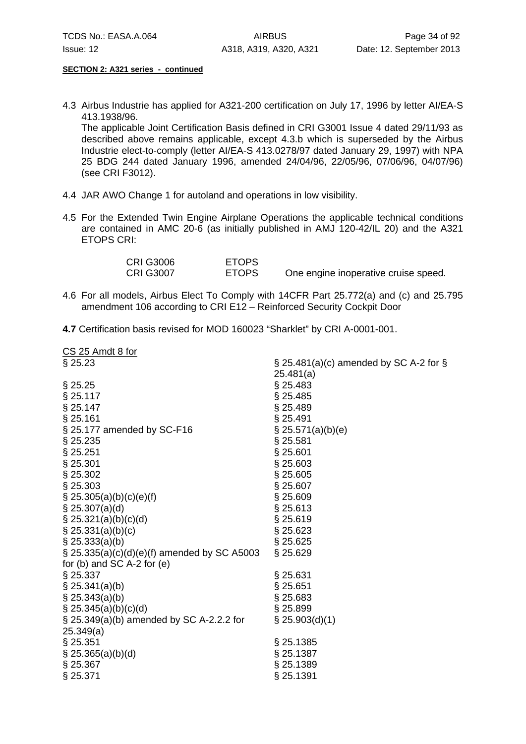**SECTION 2: A321 series - continued**

4.3 Airbus Industrie has applied for A321-200 certification on July 17, 1996 by letter AI/EA-S 413.1938/96.
The applicable Joint Certification Basis defined in CRI G3001 Issue 4 dated 29/11/93 as described above remains applicable, except 4.3.b which is superseded by the Airbus Industrie elect-to-comply (letter AI/EA-S 413.0278/97 dated January 29, 1997) with NPA 25 BDG 244 dated January 1996, amended 24/04/96, 22/05/96, 07/06/96, 04/07/96) (see CRI F3012).

4.4 JAR AWO Change 1 for autoland and operations in low visibility.

4.5 For the Extended Twin Engine Airplane Operations the applicable technical conditions are contained in AMC 20-6 (as initially published in AMJ 120-42/IL 20) and the A321 ETOPS CRI:

| | | |
|---|---|---|
| CRI G3006 | ETOPS | |
| CRI G3007 | ETOPS | One engine inoperative cruise speed. |

4.6 For all models, Airbus Elect To Comply with 14CFR Part 25.772(a) and (c) and 25.795 amendment 106 according to CRI E12 – Reinforced Security Cockpit Door

**4.7** Certification basis revised for MOD 160023 "Sharklet" by CRI A-0001-001.

CS 25 Amdt 8 for

§ 25.23
§ 25.25
§ 25.117
§ 25.147
§ 25.161
§ 25.177 amended by SC-F16
§ 25.235
§ 25.251
§ 25.301
§ 25.302
§ 25.303
§ 25.305(a)(b)(c)(e)(f)
§ 25.307(a)(d)
§ 25.321(a)(b)(c)(d)
§ 25.331(a)(b)(c)
§ 25.333(a)(b)
§ 25.335(a)(c)(d)(e)(f) amended by SC A5003 for (b) and SC A-2 for (e)
§ 25.337
§ 25.341(a)(b)
§ 25.343(a)(b)
§ 25.345(a)(b)(c)(d)
§ 25.349(a)(b) amended by SC A-2.2.2 for 25.349(a)
§ 25.351
§ 25.365(a)(b)(d)
§ 25.367
§ 25.371
§ 25.481(a)(c) amended by SC A-2 for § 25.481(a)
§ 25.483
§ 25.485
§ 25.489
§ 25.491
§ 25.571(a)(b)(e)
§ 25.581
§ 25.601
§ 25.603
§ 25.605
§ 25.607
§ 25.609
§ 25.613
§ 25.619
§ 25.623
§ 25.625
§ 25.629
§ 25.631
§ 25.651
§ 25.683
§ 25.899
§ 25.903(d)(1)
§ 25.1385
§ 25.1387
§ 25.1389
§ 25.1391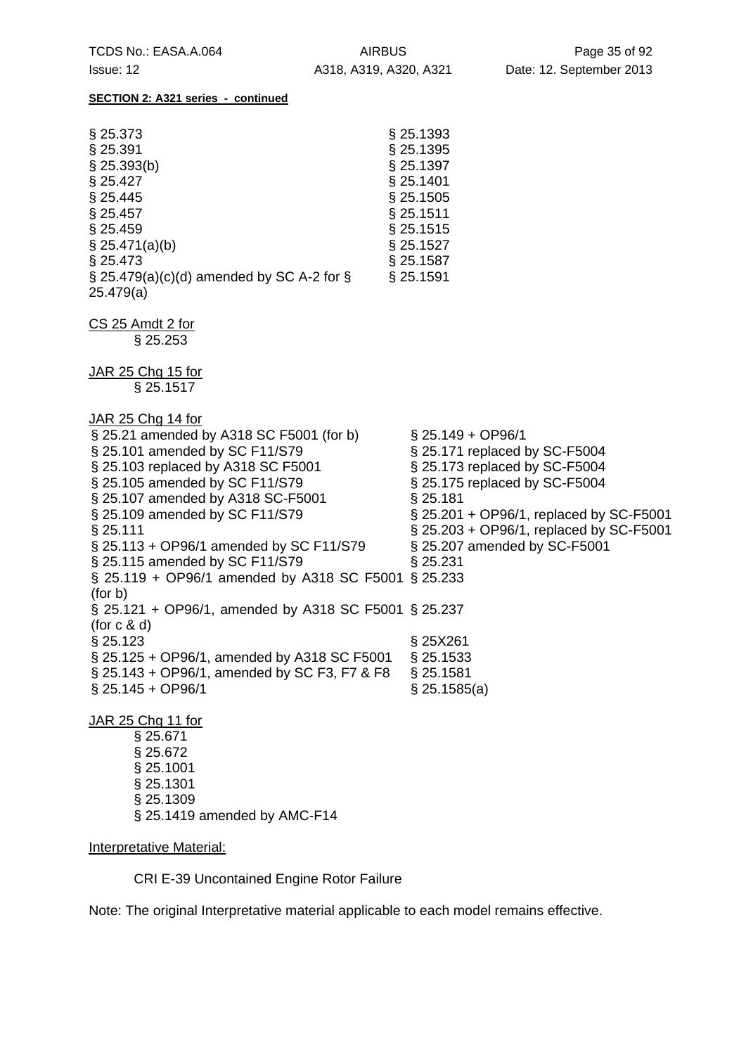**SECTION 2: A321 series - continued**

§ 25.373
§ 25.391
§ 25.393(b)
§ 25.427
§ 25.445
§ 25.457
§ 25.459
§ 25.471(a)(b)
§ 25.473
§ 25.479(a)(c)(d) amended by SC A-2 for § 25.479(a)
§ 25.1393
§ 25.1395
§ 25.1397
§ 25.1401
§ 25.1505
§ 25.1511
§ 25.1515
§ 25.1527
§ 25.1587
§ 25.1591

CS 25 Amdt 2 for
- § 25.253

JAR 25 Chg 15 for
- § 25.1517

JAR 25 Chg 14 for

§ 25.21 amended by A318 SC F5001 (for b)
§ 25.101 amended by SC F11/S79
§ 25.103 replaced by A318 SC F5001
§ 25.105 amended by SC F11/S79
§ 25.107 amended by A318 SC-F5001
§ 25.109 amended by SC F11/S79
§ 25.111
§ 25.113 + OP96/1 amended by SC F11/S79
§ 25.115 amended by SC F11/S79
§ 25.119 + OP96/1 amended by A318 SC F5001 (for b)
§ 25.121 + OP96/1, amended by A318 SC F5001 (for c & d)
§ 25.123
§ 25.125 + OP96/1, amended by A318 SC F5001
§ 25.143 + OP96/1, amended by SC F3, F7 & F8
§ 25.145 + OP96/1
§ 25.149 + OP96/1
§ 25.171 replaced by SC-F5004
§ 25.173 replaced by SC-F5004
§ 25.175 replaced by SC-F5004
§ 25.181
§ 25.201 + OP96/1, replaced by SC-F5001
§ 25.203 + OP96/1, replaced by SC-F5001
§ 25.207 amended by SC-F5001
§ 25.231
§ 25.233
§ 25.237
§ 25X261
§ 25.1533
§ 25.1581
§ 25.1585(a)

JAR 25 Chg 11 for
- § 25.671
- § 25.672
- § 25.1001
- § 25.1301
- § 25.1309
- § 25.1419 amended by AMC-F14

Interpretative Material:

CRI E-39 Uncontained Engine Rotor Failure

Note: The original Interpretative material applicable to each model remains effective.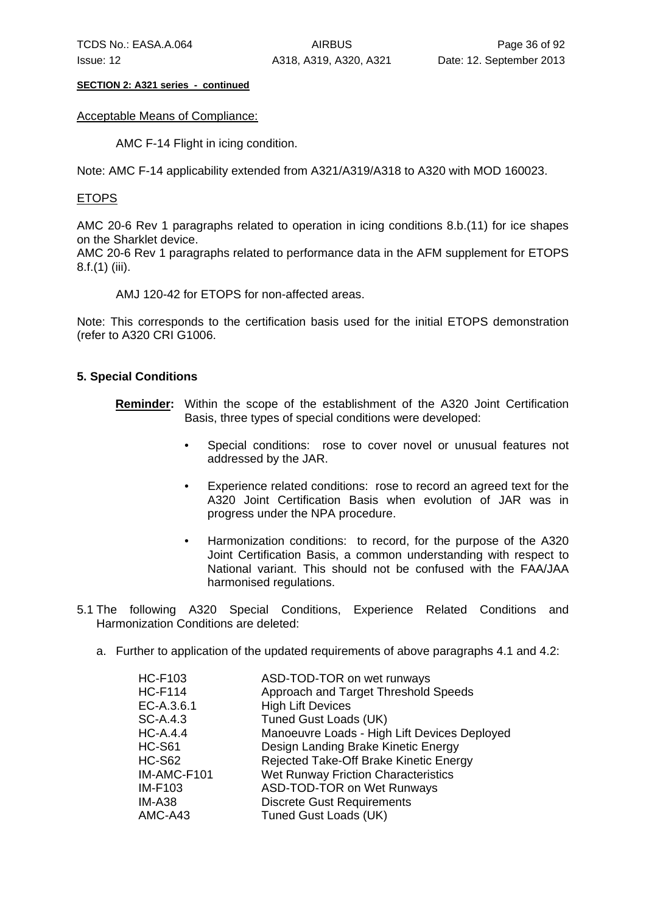**SECTION 2: A321 series - continued**

Acceptable Means of Compliance:

AMC F-14 Flight in icing condition.

Note: AMC F-14 applicability extended from A321/A319/A318 to A320 with MOD 160023.

ETOPS

AMC 20-6 Rev 1 paragraphs related to operation in icing conditions 8.b.(11) for ice shapes on the Sharklet device.
AMC 20-6 Rev 1 paragraphs related to performance data in the AFM supplement for ETOPS 8.f.(1) (iii).

AMJ 120-42 for ETOPS for non-affected areas.

Note: This corresponds to the certification basis used for the initial ETOPS demonstration (refer to A320 CRI G1006.

## 5. Special Conditions

**Reminder:** Within the scope of the establishment of the A320 Joint Certification Basis, three types of special conditions were developed:

- Special conditions: rose to cover novel or unusual features not addressed by the JAR.
- Experience related conditions: rose to record an agreed text for the A320 Joint Certification Basis when evolution of JAR was in progress under the NPA procedure.
- Harmonization conditions: to record, for the purpose of the A320 Joint Certification Basis, a common understanding with respect to National variant. This should not be confused with the FAA/JAA harmonised regulations.

5.1 The following A320 Special Conditions, Experience Related Conditions and Harmonization Conditions are deleted:

a. Further to application of the updated requirements of above paragraphs 4.1 and 4.2:

| | |
|---|---|
| HC-F103 | ASD-TOD-TOR on wet runways |
| HC-F114 | Approach and Target Threshold Speeds |
| EC-A.3.6.1 | High Lift Devices |
| SC-A.4.3 | Tuned Gust Loads (UK) |
| HC-A.4.4 | Manoeuvre Loads - High Lift Devices Deployed |
| HC-S61 | Design Landing Brake Kinetic Energy |
| HC-S62 | Rejected Take-Off Brake Kinetic Energy |
| IM-AMC-F101 | Wet Runway Friction Characteristics |
| IM-F103 | ASD-TOD-TOR on Wet Runways |
| IM-A38 | Discrete Gust Requirements |
| AMC-A43 | Tuned Gust Loads (UK) |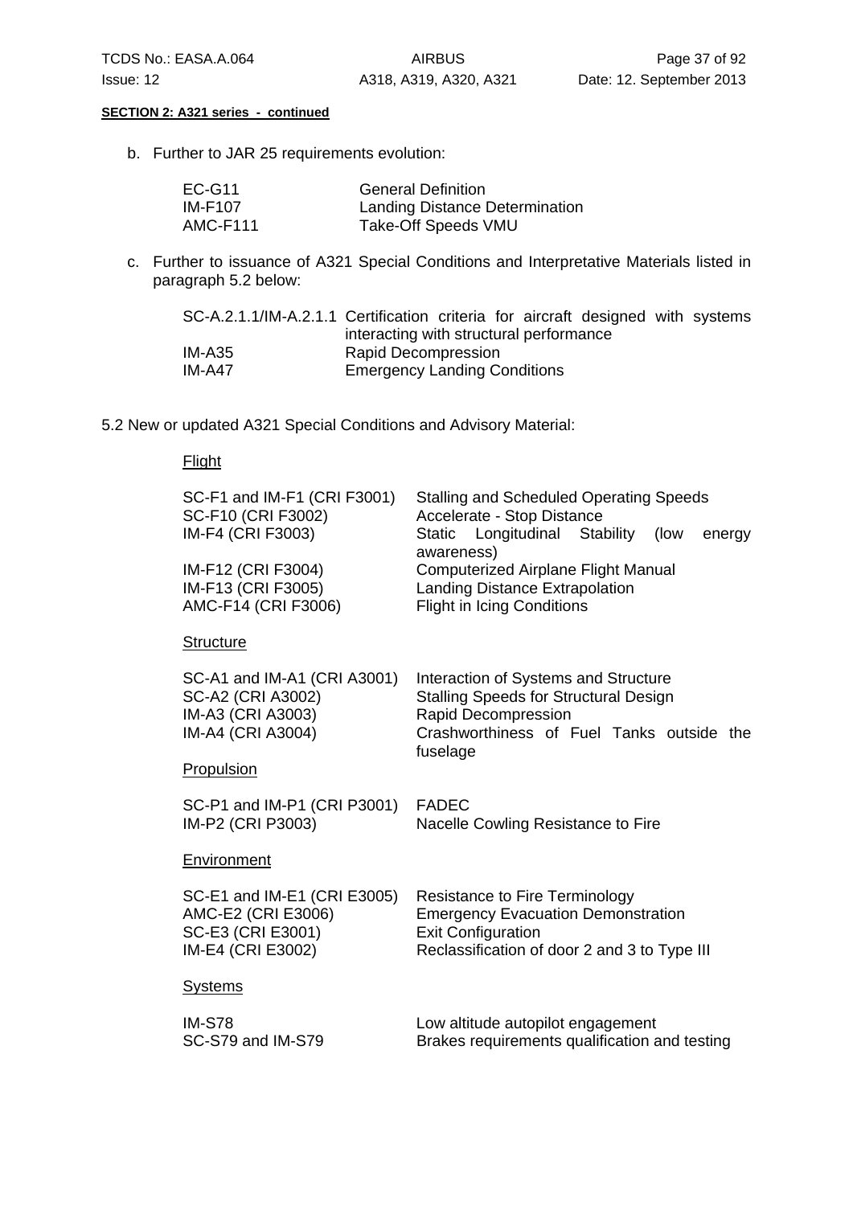**SECTION 2: A321 series - continued**

b. Further to JAR 25 requirements evolution:

| | |
|---|---|
| EC-G11 | General Definition |
| IM-F107 | Landing Distance Determination |
| AMC-F111 | Take-Off Speeds VMU |

c. Further to issuance of A321 Special Conditions and Interpretative Materials listed in paragraph 5.2 below:

| | |
|---|---|
| SC-A.2.1.1/IM-A.2.1.1 | Certification criteria for aircraft designed with systems interacting with structural performance |
| IM-A35 | Rapid Decompression |
| IM-A47 | Emergency Landing Conditions |

5.2 New or updated A321 Special Conditions and Advisory Material:

Flight

| | |
|---|---|
| SC-F1 and IM-F1 (CRI F3001) | Stalling and Scheduled Operating Speeds |
| SC-F10 (CRI F3002) | Accelerate - Stop Distance |
| IM-F4 (CRI F3003) | Static Longitudinal Stability (low energy awareness) |
| IM-F12 (CRI F3004) | Computerized Airplane Flight Manual |
| IM-F13 (CRI F3005) | Landing Distance Extrapolation |
| AMC-F14 (CRI F3006) | Flight in Icing Conditions |

Structure

| | |
|---|---|
| SC-A1 and IM-A1 (CRI A3001) | Interaction of Systems and Structure |
| SC-A2 (CRI A3002) | Stalling Speeds for Structural Design |
| IM-A3 (CRI A3003) | Rapid Decompression |
| IM-A4 (CRI A3004) | Crashworthiness of Fuel Tanks outside the fuselage |

Propulsion

| | |
|---|---|
| SC-P1 and IM-P1 (CRI P3001) | FADEC |
| IM-P2 (CRI P3003) | Nacelle Cowling Resistance to Fire |

Environment

| | |
|---|---|
| SC-E1 and IM-E1 (CRI E3005) | Resistance to Fire Terminology |
| AMC-E2 (CRI E3006) | Emergency Evacuation Demonstration |
| SC-E3 (CRI E3001) | Exit Configuration |
| IM-E4 (CRI E3002) | Reclassification of door 2 and 3 to Type III |

Systems

| | |
|---|---|
| IM-S78 | Low altitude autopilot engagement |
| SC-S79 and IM-S79 | Brakes requirements qualification and testing |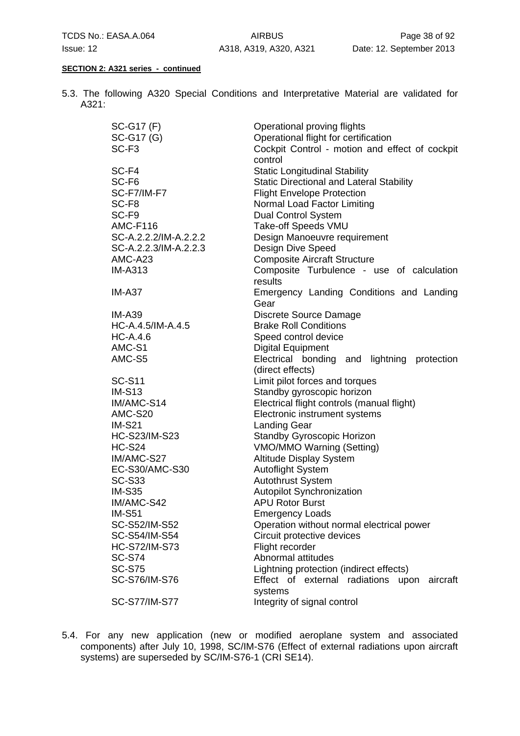**SECTION 2: A321 series - continued**

5.3. The following A320 Special Conditions and Interpretative Material are validated for A321:

| | |
|---|---|
| SC-G17 (F) | Operational proving flights |
| SC-G17 (G) | Operational flight for certification |
| SC-F3 | Cockpit Control - motion and effect of cockpit control |
| SC-F4 | Static Longitudinal Stability |
| SC-F6 | Static Directional and Lateral Stability |
| SC-F7/IM-F7 | Flight Envelope Protection |
| SC-F8 | Normal Load Factor Limiting |
| SC-F9 | Dual Control System |
| AMC-F116 | Take-off Speeds VMU |
| SC-A.2.2.2/IM-A.2.2.2 | Design Manoeuvre requirement |
| SC-A.2.2.3/IM-A.2.2.3 | Design Dive Speed |
| AMC-A23 | Composite Aircraft Structure |
| IM-A313 | Composite Turbulence - use of calculation results |
| IM-A37 | Emergency Landing Conditions and Landing Gear |
| IM-A39 | Discrete Source Damage |
| HC-A.4.5/IM-A.4.5 | Brake Roll Conditions |
| HC-A.4.6 | Speed control device |
| AMC-S1 | Digital Equipment |
| AMC-S5 | Electrical bonding and lightning protection (direct effects) |
| SC-S11 | Limit pilot forces and torques |
| IM-S13 | Standby gyroscopic horizon |
| IM/AMC-S14 | Electrical flight controls (manual flight) |
| AMC-S20 | Electronic instrument systems |
| IM-S21 | Landing Gear |
| HC-S23/IM-S23 | Standby Gyroscopic Horizon |
| HC-S24 | VMO/MMO Warning (Setting) |
| IM/AMC-S27 | Altitude Display System |
| EC-S30/AMC-S30 | Autoflight System |
| SC-S33 | Autothrust System |
| IM-S35 | Autopilot Synchronization |
| IM/AMC-S42 | APU Rotor Burst |
| IM-S51 | Emergency Loads |
| SC-S52/IM-S52 | Operation without normal electrical power |
| SC-S54/IM-S54 | Circuit protective devices |
| HC-S72/IM-S73 | Flight recorder |
| SC-S74 | Abnormal attitudes |
| SC-S75 | Lightning protection (indirect effects) |
| SC-S76/IM-S76 | Effect of external radiations upon aircraft systems |
| SC-S77/IM-S77 | Integrity of signal control |

5.4. For any new application (new or modified aeroplane system and associated components) after July 10, 1998, SC/IM-S76 (Effect of external radiations upon aircraft systems) are superseded by SC/IM-S76-1 (CRI SE14).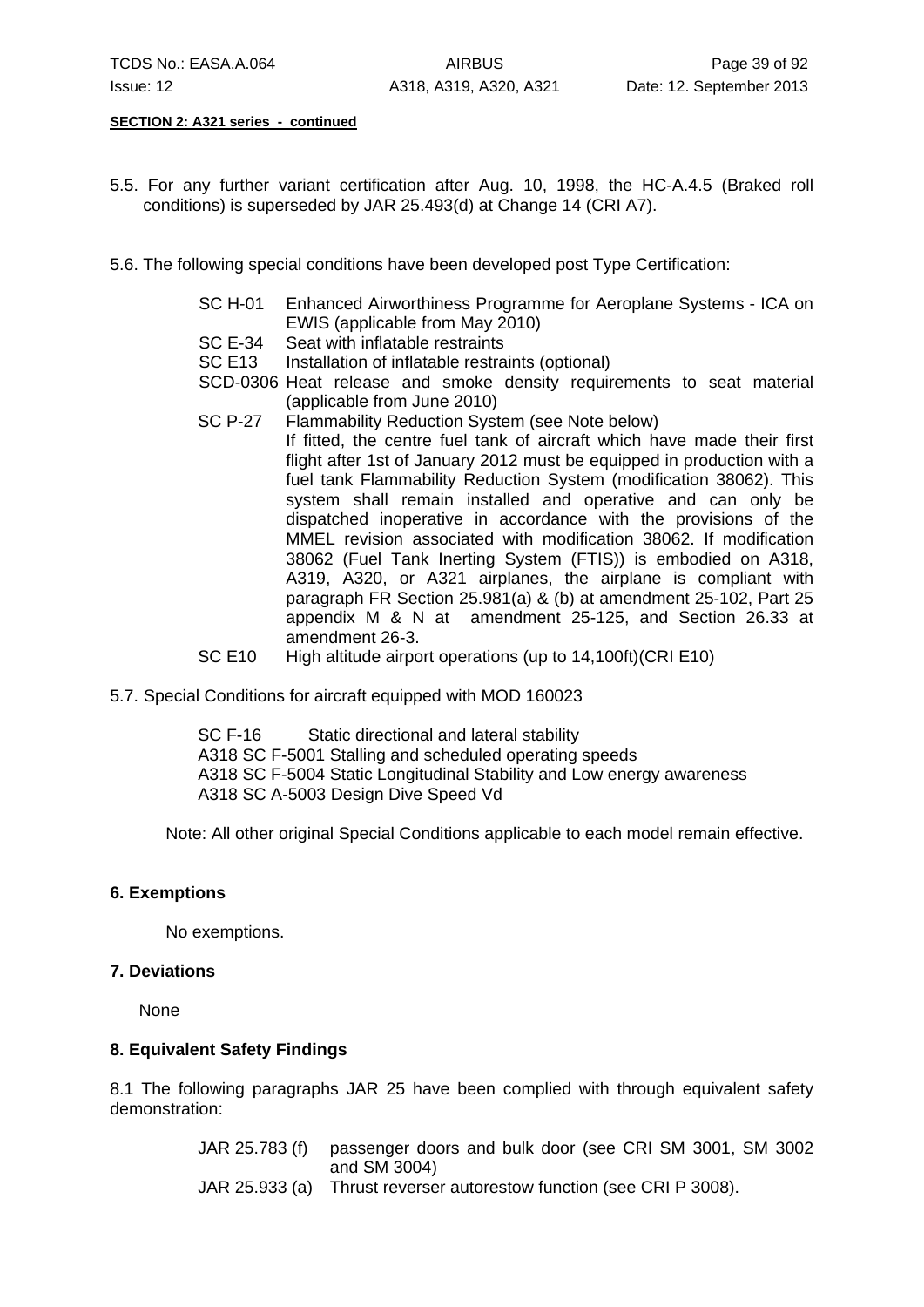**SECTION 2: A321 series - continued**

5.5. For any further variant certification after Aug. 10, 1998, the HC-A.4.5 (Braked roll conditions) is superseded by JAR 25.493(d) at Change 14 (CRI A7).

5.6. The following special conditions have been developed post Type Certification:

- SC H-01 Enhanced Airworthiness Programme for Aeroplane Systems - ICA on EWIS (applicable from May 2010)
- SC E-34 Seat with inflatable restraints
- SC E13 Installation of inflatable restraints (optional)
- SCD-0306 Heat release and smoke density requirements to seat material (applicable from June 2010)
- SC P-27 Flammability Reduction System (see Note below)
  If fitted, the centre fuel tank of aircraft which have made their first flight after 1st of January 2012 must be equipped in production with a fuel tank Flammability Reduction System (modification 38062). This system shall remain installed and operative and can only be dispatched inoperative in accordance with the provisions of the MMEL revision associated with modification 38062. If modification 38062 (Fuel Tank Inerting System (FTIS)) is embodied on A318, A319, A320, or A321 airplanes, the airplane is compliant with paragraph FR Section 25.981(a) & (b) at amendment 25-102, Part 25 appendix M & N at amendment 25-125, and Section 26.33 at amendment 26-3.
- SC E10 High altitude airport operations (up to 14,100ft)(CRI E10)

5.7. Special Conditions for aircraft equipped with MOD 160023

- SC F-16 Static directional and lateral stability
- A318 SC F-5001 Stalling and scheduled operating speeds
- A318 SC F-5004 Static Longitudinal Stability and Low energy awareness
- A318 SC A-5003 Design Dive Speed Vd

Note: All other original Special Conditions applicable to each model remain effective.

### 6. Exemptions

No exemptions.

### 7. Deviations

None

### 8. Equivalent Safety Findings

8.1 The following paragraphs JAR 25 have been complied with through equivalent safety demonstration:

- JAR 25.783 (f) passenger doors and bulk door (see CRI SM 3001, SM 3002 and SM 3004)
- JAR 25.933 (a) Thrust reverser autorestow function (see CRI P 3008).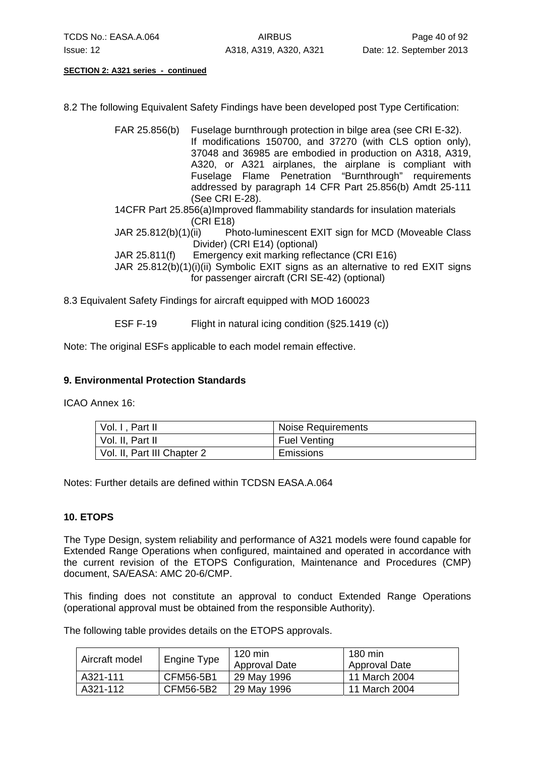**SECTION 2: A321 series - continued**

8.2 The following Equivalent Safety Findings have been developed post Type Certification:

FAR 25.856(b) Fuselage burnthrough protection in bilge area (see CRI E-32). If modifications 150700, and 37270 (with CLS option only), 37048 and 36985 are embodied in production on A318, A319, A320, or A321 airplanes, the airplane is compliant with Fuselage Flame Penetration "Burnthrough" requirements addressed by paragraph 14 CFR Part 25.856(b) Amdt 25-111 (See CRI E-28).

14CFR Part 25.856(a) Improved flammability standards for insulation materials (CRI E18)

JAR 25.812(b)(1)(ii) Photo-luminescent EXIT sign for MCD (Moveable Class Divider) (CRI E14) (optional)

JAR 25.811(f) Emergency exit marking reflectance (CRI E16)

JAR 25.812(b)(1)(i)(ii) Symbolic EXIT signs as an alternative to red EXIT signs for passenger aircraft (CRI SE-42) (optional)

8.3 Equivalent Safety Findings for aircraft equipped with MOD 160023

ESF F-19 Flight in natural icing condition (§25.1419 (c))

Note: The original ESFs applicable to each model remain effective.

### 9. Environmental Protection Standards

ICAO Annex 16:

| Vol. I , Part II | Noise Requirements |
|---|---|
| Vol. II, Part II | Fuel Venting |
| Vol. II, Part III Chapter 2 | Emissions |

Notes: Further details are defined within TCDSN EASA.A.064

### 10. ETOPS

The Type Design, system reliability and performance of A321 models were found capable for Extended Range Operations when configured, maintained and operated in accordance with the current revision of the ETOPS Configuration, Maintenance and Procedures (CMP) document, SA/EASA: AMC 20-6/CMP.

This finding does not constitute an approval to conduct Extended Range Operations (operational approval must be obtained from the responsible Authority).

The following table provides details on the ETOPS approvals.

| Aircraft model | Engine Type | 120 min Approval Date | 180 min Approval Date |
|---|---|---|---|
| A321-111 | CFM56-5B1 | 29 May 1996 | 11 March 2004 |
| A321-112 | CFM56-5B2 | 29 May 1996 | 11 March 2004 |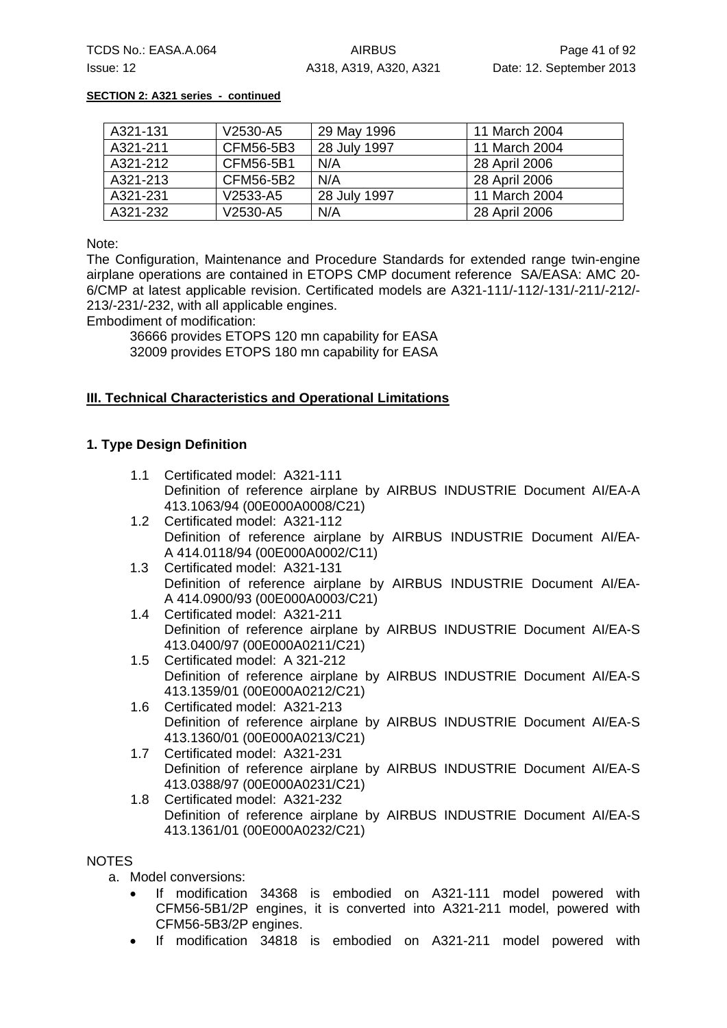**SECTION 2: A321 series - continued**

| A321-131 | V2530-A5 | 29 May 1996 | 11 March 2004 |
|---|---|---|---|
| A321-211 | CFM56-5B3 | 28 July 1997 | 11 March 2004 |
| A321-212 | CFM56-5B1 | N/A | 28 April 2006 |
| A321-213 | CFM56-5B2 | N/A | 28 April 2006 |
| A321-231 | V2533-A5 | 28 July 1997 | 11 March 2004 |
| A321-232 | V2530-A5 | N/A | 28 April 2006 |

Note:
The Configuration, Maintenance and Procedure Standards for extended range twin-engine airplane operations are contained in ETOPS CMP document reference SA/EASA: AMC 20-6/CMP at latest applicable revision. Certificated models are A321-111/-112/-131/-211/-212/-213/-231/-232, with all applicable engines.
Embodiment of modification:

36666 provides ETOPS 120 mn capability for EASA
32009 provides ETOPS 180 mn capability for EASA

## III. Technical Characteristics and Operational Limitations

### 1. Type Design Definition

1.1 Certificated model: A321-111
Definition of reference airplane by AIRBUS INDUSTRIE Document AI/EA-A 413.1063/94 (00E000A0008/C21)

1.2 Certificated model: A321-112
Definition of reference airplane by AIRBUS INDUSTRIE Document AI/EA-A 414.0118/94 (00E000A0002/C11)

1.3 Certificated model: A321-131
Definition of reference airplane by AIRBUS INDUSTRIE Document AI/EA-A 414.0900/93 (00E000A0003/C21)

1.4 Certificated model: A321-211
Definition of reference airplane by AIRBUS INDUSTRIE Document AI/EA-S 413.0400/97 (00E000A0211/C21)

1.5 Certificated model: A 321-212
Definition of reference airplane by AIRBUS INDUSTRIE Document AI/EA-S 413.1359/01 (00E000A0212/C21)

1.6 Certificated model: A321-213
Definition of reference airplane by AIRBUS INDUSTRIE Document AI/EA-S 413.1360/01 (00E000A0213/C21)

1.7 Certificated model: A321-231
Definition of reference airplane by AIRBUS INDUSTRIE Document AI/EA-S 413.0388/97 (00E000A0231/C21)

1.8 Certificated model: A321-232
Definition of reference airplane by AIRBUS INDUSTRIE Document AI/EA-S 413.1361/01 (00E000A0232/C21)

NOTES

a. Model conversions:
   - If modification 34368 is embodied on A321-111 model powered with CFM56-5B1/2P engines, it is converted into A321-211 model, powered with CFM56-5B3/2P engines.
   - If modification 34818 is embodied on A321-211 model powered with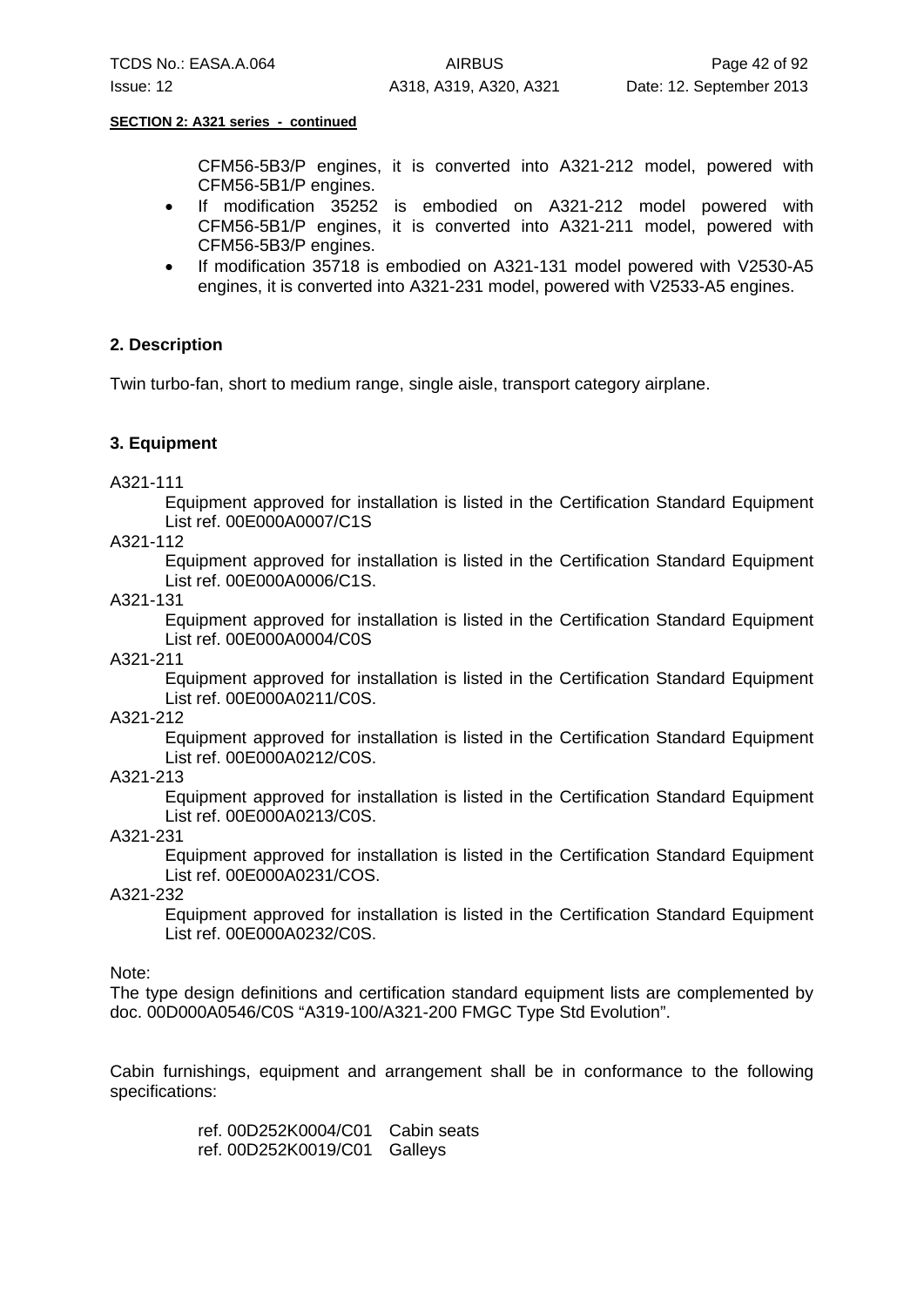**SECTION 2: A321 series - continued**

CFM56-5B3/P engines, it is converted into A321-212 model, powered with CFM56-5B1/P engines.

- If modification 35252 is embodied on A321-212 model powered with CFM56-5B1/P engines, it is converted into A321-211 model, powered with CFM56-5B3/P engines.
- If modification 35718 is embodied on A321-131 model powered with V2530-A5 engines, it is converted into A321-231 model, powered with V2533-A5 engines.

## 2. Description

Twin turbo-fan, short to medium range, single aisle, transport category airplane.

## 3. Equipment

A321-111

Equipment approved for installation is listed in the Certification Standard Equipment List ref. 00E000A0007/C1S

A321-112

Equipment approved for installation is listed in the Certification Standard Equipment List ref. 00E000A0006/C1S.

A321-131

Equipment approved for installation is listed in the Certification Standard Equipment List ref. 00E000A0004/C0S

A321-211

Equipment approved for installation is listed in the Certification Standard Equipment List ref. 00E000A0211/C0S.

A321-212

Equipment approved for installation is listed in the Certification Standard Equipment List ref. 00E000A0212/C0S.

A321-213

Equipment approved for installation is listed in the Certification Standard Equipment List ref. 00E000A0213/C0S.

A321-231

Equipment approved for installation is listed in the Certification Standard Equipment List ref. 00E000A0231/COS.

A321-232

Equipment approved for installation is listed in the Certification Standard Equipment List ref. 00E000A0232/C0S.

Note:

The type design definitions and certification standard equipment lists are complemented by doc. 00D000A0546/C0S "A319-100/A321-200 FMGC Type Std Evolution".

Cabin furnishings, equipment and arrangement shall be in conformance to the following specifications:

ref. 00D252K0004/C01 Cabin seats
ref. 00D252K0019/C01 Galleys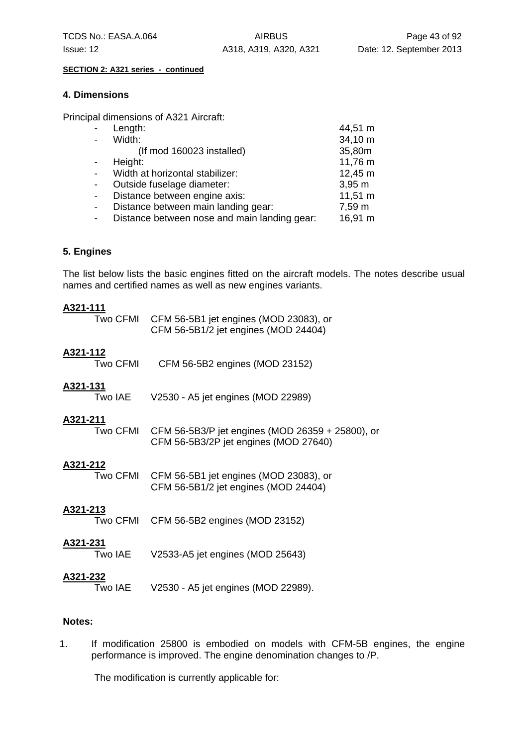**SECTION 2: A321 series - continued**

#### 4. Dimensions

Principal dimensions of A321 Aircraft:

| | |
|---|---|
| - Length: | 44,51 m |
| - Width: | 34,10 m |
| (If mod 160023 installed) | 35,80m |
| - Height: | 11,76 m |
| - Width at horizontal stabilizer: | 12,45 m |
| - Outside fuselage diameter: | 3,95 m |
| - Distance between engine axis: | 11,51 m |
| - Distance between main landing gear: | 7,59 m |
| - Distance between nose and main landing gear: | 16,91 m |

#### 5. Engines

The list below lists the basic engines fitted on the aircraft models. The notes describe usual names and certified names as well as new engines variants.

**A321-111**
Two CFMI CFM 56-5B1 jet engines (MOD 23083), or
CFM 56-5B1/2 jet engines (MOD 24404)

**A321-112**
Two CFMI CFM 56-5B2 engines (MOD 23152)

**A321-131**
Two IAE V2530 - A5 jet engines (MOD 22989)

**A321-211**
Two CFMI CFM 56-5B3/P jet engines (MOD 26359 + 25800), or
CFM 56-5B3/2P jet engines (MOD 27640)

**A321-212**
Two CFMI CFM 56-5B1 jet engines (MOD 23083), or
CFM 56-5B1/2 jet engines (MOD 24404)

**A321-213**
Two CFMI CFM 56-5B2 engines (MOD 23152)

**A321-231**
Two IAE V2533-A5 jet engines (MOD 25643)

**A321-232**
Two IAE V2530 - A5 jet engines (MOD 22989).

**Notes:**

1. If modification 25800 is embodied on models with CFM-5B engines, the engine performance is improved. The engine denomination changes to /P.

   The modification is currently applicable for: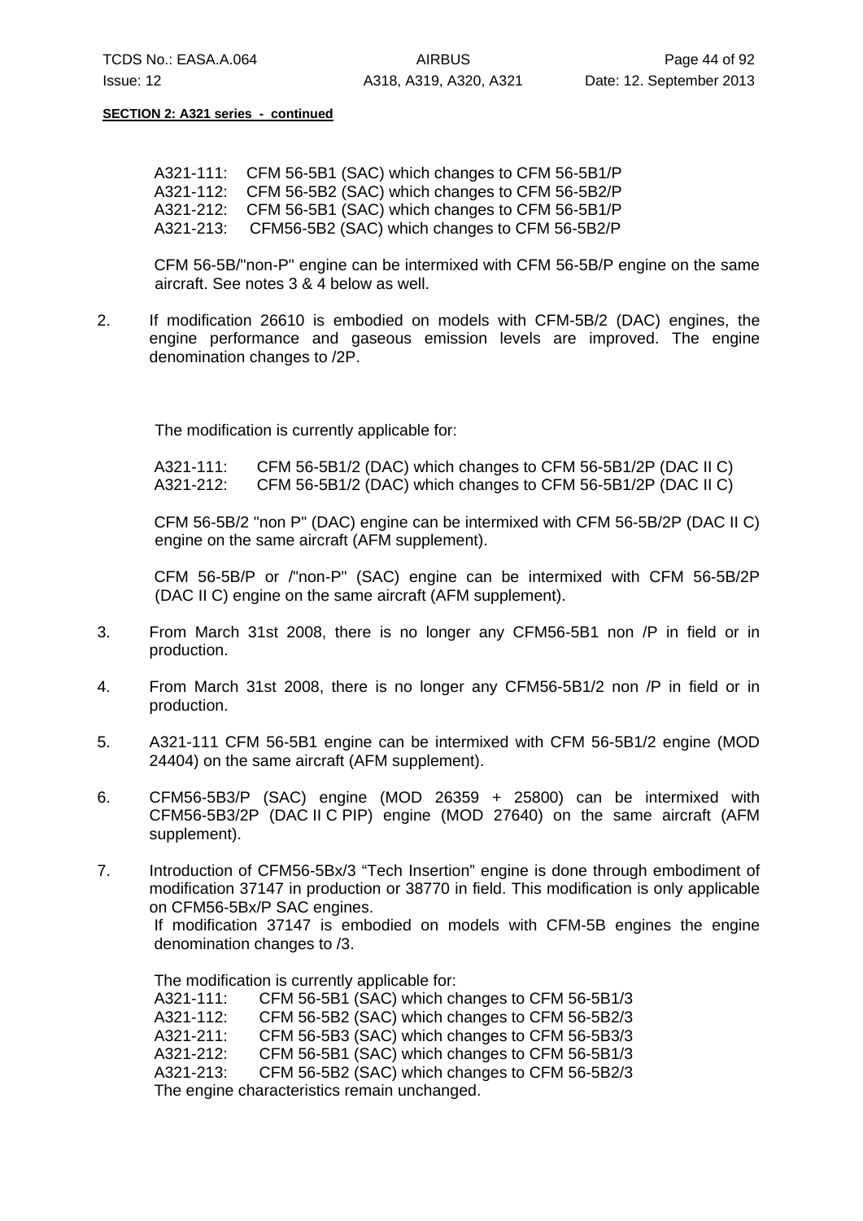**SECTION 2: A321 series - continued**

A321-111: CFM 56-5B1 (SAC) which changes to CFM 56-5B1/P
A321-112: CFM 56-5B2 (SAC) which changes to CFM 56-5B2/P
A321-212: CFM 56-5B1 (SAC) which changes to CFM 56-5B1/P
A321-213: CFM56-5B2 (SAC) which changes to CFM 56-5B2/P

CFM 56-5B/"non-P" engine can be intermixed with CFM 56-5B/P engine on the same aircraft. See notes 3 & 4 below as well.

2. If modification 26610 is embodied on models with CFM-5B/2 (DAC) engines, the engine performance and gaseous emission levels are improved. The engine denomination changes to /2P.

   The modification is currently applicable for:

   A321-111: CFM 56-5B1/2 (DAC) which changes to CFM 56-5B1/2P (DAC II C)
   A321-212: CFM 56-5B1/2 (DAC) which changes to CFM 56-5B1/2P (DAC II C)

   CFM 56-5B/2 "non P" (DAC) engine can be intermixed with CFM 56-5B/2P (DAC II C) engine on the same aircraft (AFM supplement).

   CFM 56-5B/P or /"non-P" (SAC) engine can be intermixed with CFM 56-5B/2P (DAC II C) engine on the same aircraft (AFM supplement).

3. From March 31st 2008, there is no longer any CFM56-5B1 non /P in field or in production.

4. From March 31st 2008, there is no longer any CFM56-5B1/2 non /P in field or in production.

5. A321-111 CFM 56-5B1 engine can be intermixed with CFM 56-5B1/2 engine (MOD 24404) on the same aircraft (AFM supplement).

6. CFM56-5B3/P (SAC) engine (MOD 26359 + 25800) can be intermixed with CFM56-5B3/2P (DAC II C PIP) engine (MOD 27640) on the same aircraft (AFM supplement).

7. Introduction of CFM56-5Bx/3 "Tech Insertion" engine is done through embodiment of modification 37147 in production or 38770 in field. This modification is only applicable on CFM56-5Bx/P SAC engines.
   If modification 37147 is embodied on models with CFM-5B engines the engine denomination changes to /3.

   The modification is currently applicable for:
   A321-111: CFM 56-5B1 (SAC) which changes to CFM 56-5B1/3
   A321-112: CFM 56-5B2 (SAC) which changes to CFM 56-5B2/3
   A321-211: CFM 56-5B3 (SAC) which changes to CFM 56-5B3/3
   A321-212: CFM 56-5B1 (SAC) which changes to CFM 56-5B1/3
   A321-213: CFM 56-5B2 (SAC) which changes to CFM 56-5B2/3
   The engine characteristics remain unchanged.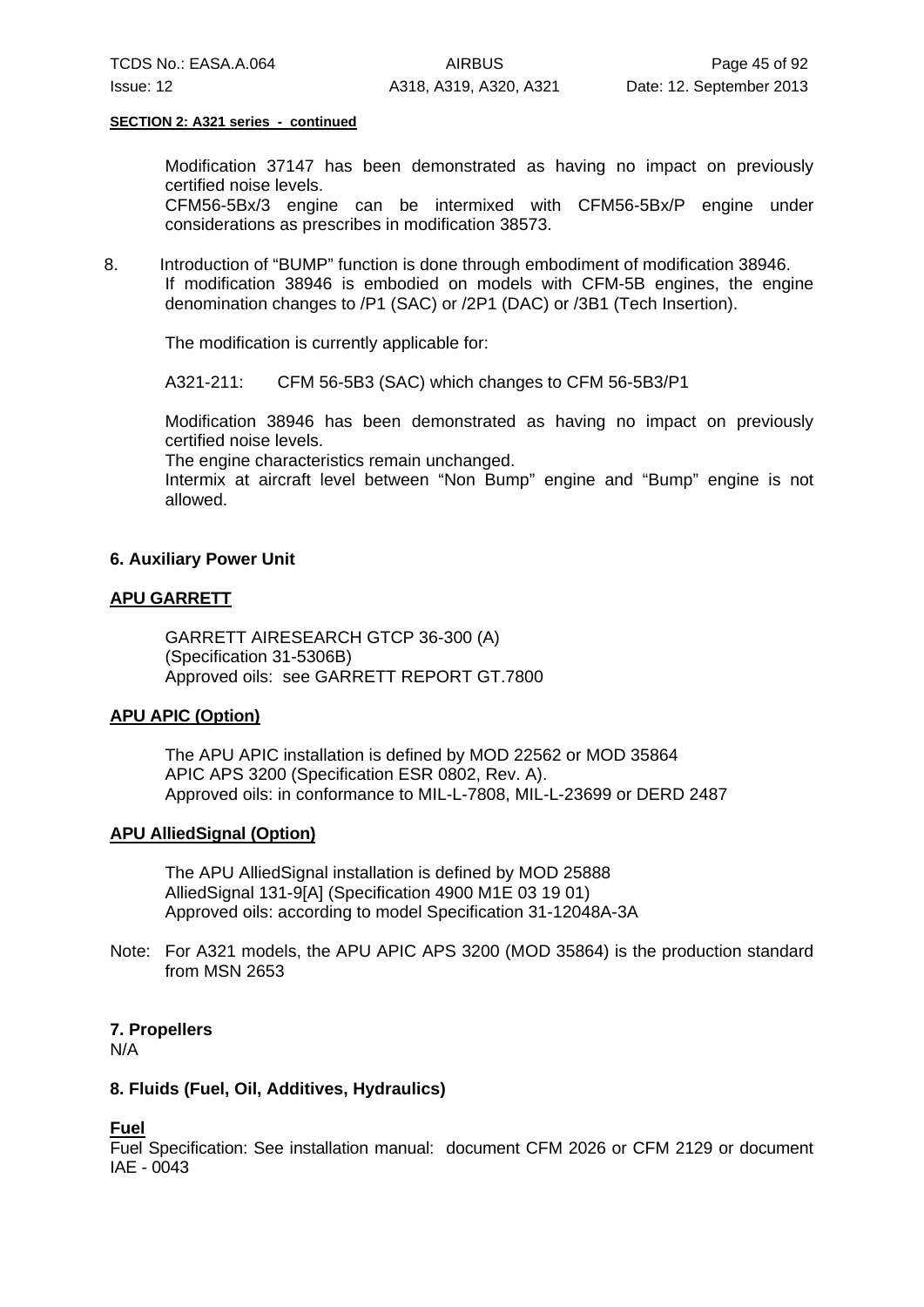**SECTION 2: A321 series - continued**

Modification 37147 has been demonstrated as having no impact on previously certified noise levels.
CFM56-5Bx/3 engine can be intermixed with CFM56-5Bx/P engine under considerations as prescribes in modification 38573.

8. Introduction of "BUMP" function is done through embodiment of modification 38946.
If modification 38946 is embodied on models with CFM-5B engines, the engine denomination changes to /P1 (SAC) or /2P1 (DAC) or /3B1 (Tech Insertion).

The modification is currently applicable for:

A321-211: CFM 56-5B3 (SAC) which changes to CFM 56-5B3/P1

Modification 38946 has been demonstrated as having no impact on previously certified noise levels.
The engine characteristics remain unchanged.
Intermix at aircraft level between "Non Bump" engine and "Bump" engine is not allowed.

### 6. Auxiliary Power Unit

**APU GARRETT**

GARRETT AIRESEARCH GTCP 36-300 (A)
(Specification 31-5306B)
Approved oils: see GARRETT REPORT GT.7800

**APU APIC (Option)**

The APU APIC installation is defined by MOD 22562 or MOD 35864
APIC APS 3200 (Specification ESR 0802, Rev. A).
Approved oils: in conformance to MIL-L-7808, MIL-L-23699 or DERD 2487

**APU AlliedSignal (Option)**

The APU AlliedSignal installation is defined by MOD 25888
AlliedSignal 131-9[A] (Specification 4900 M1E 03 19 01)
Approved oils: according to model Specification 31-12048A-3A

Note: For A321 models, the APU APIC APS 3200 (MOD 35864) is the production standard from MSN 2653

### 7. Propellers

N/A

### 8. Fluids (Fuel, Oil, Additives, Hydraulics)

**Fuel**

Fuel Specification: See installation manual: document CFM 2026 or CFM 2129 or document IAE - 0043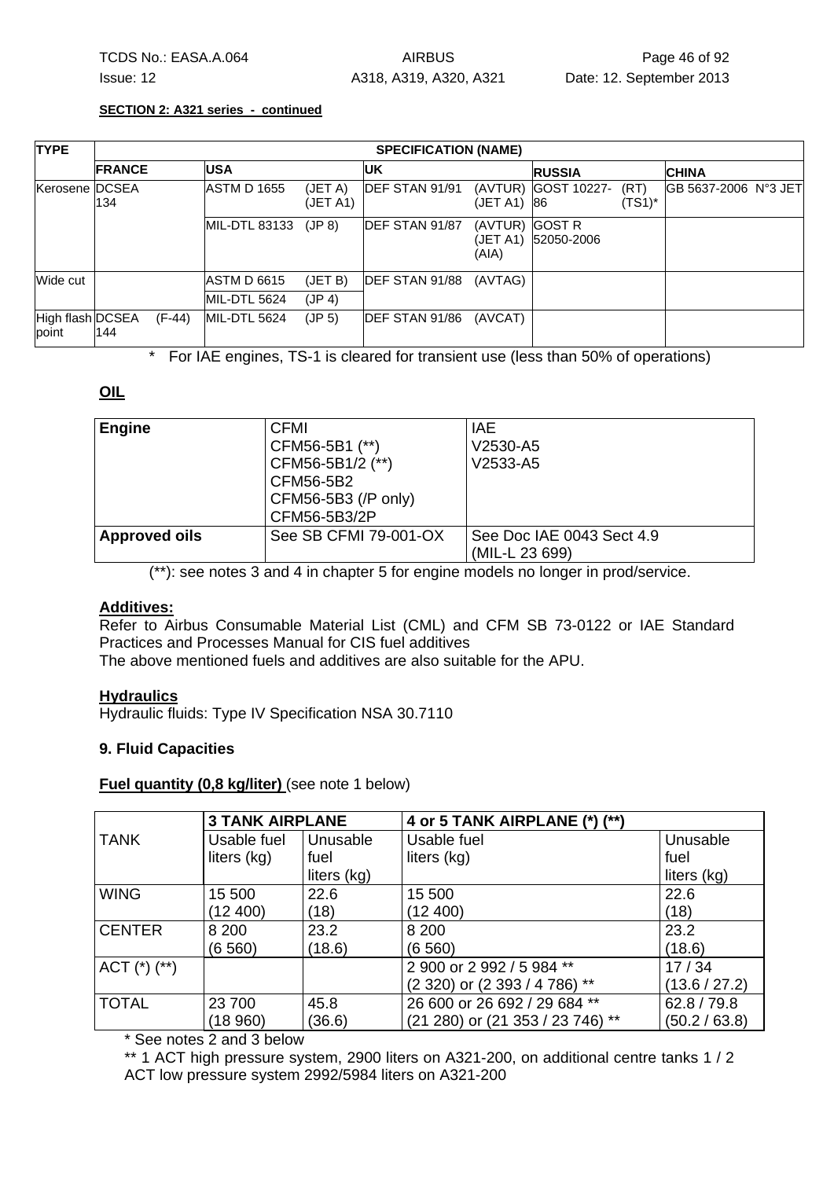**SECTION 2: A321 series - continued**

| TYPE | SPECIFICATION (NAME) | | | | | | | | |
|---|---|---|---|---|---|---|---|---|---|
| | FRANCE | USA | | UK | | RUSSIA | | CHINA | |
| Kerosene | DCSEA 134 | ASTM D 1655 | (JET A) (JET A1) | DEF STAN 91/91 | (AVTUR) (JET A1) | GOST 10227-86 | (RT) (TS1)* | GB 5637-2006 N°3 JET | |
| | | MIL-DTL 83133 | (JP 8) | DEF STAN 91/87 | (AVTUR) (JET A1) (AIA) | GOST R 52050-2006 | | | |
| Wide cut | | ASTM D 6615 | (JET B) | DEF STAN 91/88 | (AVTAG) | | | | |
| | | MIL-DTL 5624 | (JP 4) | | | | | | |
| High flash point | DCSEA 144 (F-44) | MIL-DTL 5624 | (JP 5) | DEF STAN 91/86 | (AVCAT) | | | | |

\* For IAE engines, TS-1 is cleared for transient use (less than 50% of operations)

**OIL**

| Engine | CFMI<br>CFM56-5B1 (**)<br>CFM56-5B1/2 (**)<br>CFM56-5B2<br>CFM56-5B3 (/P only)<br>CFM56-5B3/2P | IAE<br>V2530-A5<br>V2533-A5 |
|---|---|---|
| **Approved oils** | See SB CFMI 79-001-OX | See Doc IAE 0043 Sect 4.9 (MIL-L 23 699) |

(**): see notes 3 and 4 in chapter 5 for engine models no longer in prod/service.

**Additives:**
Refer to Airbus Consumable Material List (CML) and CFM SB 73-0122 or IAE Standard Practices and Processes Manual for CIS fuel additives
The above mentioned fuels and additives are also suitable for the APU.

**Hydraulics**
Hydraulic fluids: Type IV Specification NSA 30.7110

**9. Fluid Capacities**

**Fuel quantity (0,8 kg/liter)** (see note 1 below)

| TANK | 3 TANK AIRPLANE | | 4 or 5 TANK AIRPLANE (*) (**) | |
|---|---|---|---|---|
| | Usable fuel liters (kg) | Unusable fuel liters (kg) | Usable fuel liters (kg) | Unusable fuel liters (kg) |
| WING | 15 500 (12 400) | 22.6 (18) | 15 500 (12 400) | 22.6 (18) |
| CENTER | 8 200 (6 560) | 23.2 (18.6) | 8 200 (6 560) | 23.2 (18.6) |
| ACT (*) (**) | | | 2 900 or 2 992 / 5 984 ** (2 320) or (2 393 / 4 786) ** | 17 / 34 (13.6 / 27.2) |
| TOTAL | 23 700 (18 960) | 45.8 (36.6) | 26 600 or 26 692 / 29 684 ** (21 280) or (21 353 / 23 746) ** | 62.8 / 79.8 (50.2 / 63.8) |

\* See notes 2 and 3 below

** 1 ACT high pressure system, 2900 liters on A321-200, on additional centre tanks 1 / 2 ACT low pressure system 2992/5984 liters on A321-200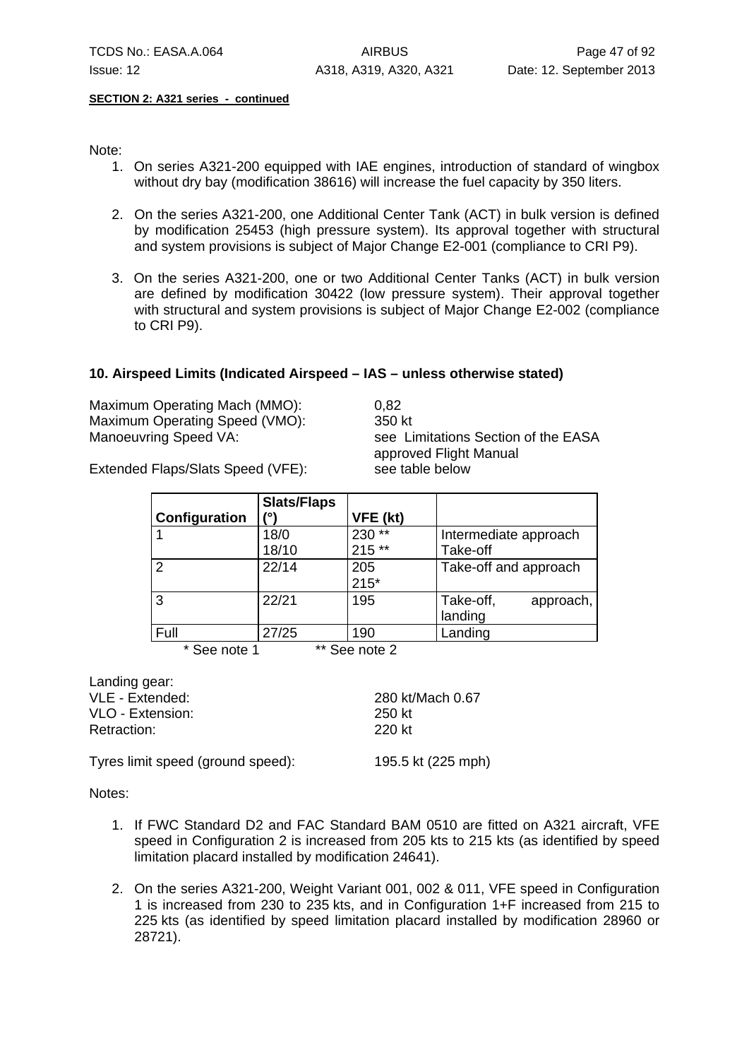**SECTION 2: A321 series - continued**

Note:

1. On series A321-200 equipped with IAE engines, introduction of standard of wingbox without dry bay (modification 38616) will increase the fuel capacity by 350 liters.

2. On the series A321-200, one Additional Center Tank (ACT) in bulk version is defined by modification 25453 (high pressure system). Its approval together with structural and system provisions is subject of Major Change E2-001 (compliance to CRI P9).

3. On the series A321-200, one or two Additional Center Tanks (ACT) in bulk version are defined by modification 30422 (low pressure system). Their approval together with structural and system provisions is subject of Major Change E2-002 (compliance to CRI P9).

### 10. Airspeed Limits (Indicated Airspeed – IAS – unless otherwise stated)

| | |
|---|---|
| Maximum Operating Mach (MMO): | 0,82 |
| Maximum Operating Speed (VMO): | 350 kt |
| Manoeuvring Speed VA: | see Limitations Section of the EASA approved Flight Manual |
| Extended Flaps/Slats Speed (VFE): | see table below |

| Configuration | Slats/Flaps (°) | VFE (kt) | |
|---|---|---|---|
| 1 | 18/0<br>18/10 | 230 **<br>215 ** | Intermediate approach<br>Take-off |
| 2 | 22/14 | 205<br>215* | Take-off and approach |
| 3 | 22/21 | 195 | Take-off, approach, landing |
| Full | 27/25 | 190 | Landing |

\* See note 1 ** See note 2

Landing gear:

| | |
|---|---|
| VLE - Extended: | 280 kt/Mach 0.67 |
| VLO - Extension: | 250 kt |
| Retraction: | 220 kt |

Tyres limit speed (ground speed): 195.5 kt (225 mph)

Notes:

1. If FWC Standard D2 and FAC Standard BAM 0510 are fitted on A321 aircraft, VFE speed in Configuration 2 is increased from 205 kts to 215 kts (as identified by speed limitation placard installed by modification 24641).

2. On the series A321-200, Weight Variant 001, 002 & 011, VFE speed in Configuration 1 is increased from 230 to 235 kts, and in Configuration 1+F increased from 215 to 225 kts (as identified by speed limitation placard installed by modification 28960 or 28721).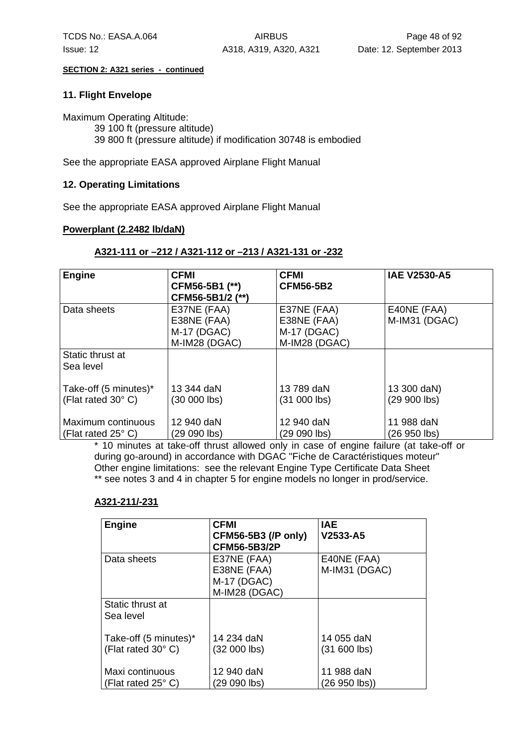**SECTION 2: A321 series - continued**

## 11. Flight Envelope

Maximum Operating Altitude:

39 100 ft (pressure altitude)
39 800 ft (pressure altitude) if modification 30748 is embodied

See the appropriate EASA approved Airplane Flight Manual

## 12. Operating Limitations

See the appropriate EASA approved Airplane Flight Manual

**Powerplant (2.2482 lb/daN)**

**A321-111 or –212 / A321-112 or –213 / A321-131 or -232**

| Engine | CFMI CFM56-5B1 (**) CFM56-5B1/2 (**) | CFMI CFM56-5B2 | IAE V2530-A5 |
|---|---|---|---|
| Data sheets | E37NE (FAA) E38NE (FAA) M-17 (DGAC) M-IM28 (DGAC) | E37NE (FAA) E38NE (FAA) M-17 (DGAC) M-IM28 (DGAC) | E40NE (FAA) M-IM31 (DGAC) |
| Static thrust at Sea level | | | |
| Take-off (5 minutes)* (Flat rated 30° C) | 13 344 daN (30 000 lbs) | 13 789 daN (31 000 lbs) | 13 300 daN) (29 900 lbs) |
| Maximum continuous (Flat rated 25° C) | 12 940 daN (29 090 lbs) | 12 940 daN (29 090 lbs) | 11 988 daN (26 950 lbs) |

\* 10 minutes at take-off thrust allowed only in case of engine failure (at take-off or during go-around) in accordance with DGAC "Fiche de Caractéristiques moteur"
Other engine limitations: see the relevant Engine Type Certificate Data Sheet
\*\* see notes 3 and 4 in chapter 5 for engine models no longer in prod/service.

**A321-211/-231**

| Engine | CFMI CFM56-5B3 (/P only) CFM56-5B3/2P | IAE V2533-A5 |
|---|---|---|
| Data sheets | E37NE (FAA) E38NE (FAA) M-17 (DGAC) M-IM28 (DGAC) | E40NE (FAA) M-IM31 (DGAC) |
| Static thrust at Sea level | | |
| Take-off (5 minutes)* (Flat rated 30° C) | 14 234 daN (32 000 lbs) | 14 055 daN (31 600 lbs) |
| Maxi continuous (Flat rated 25° C) | 12 940 daN (29 090 lbs) | 11 988 daN (26 950 lbs)) |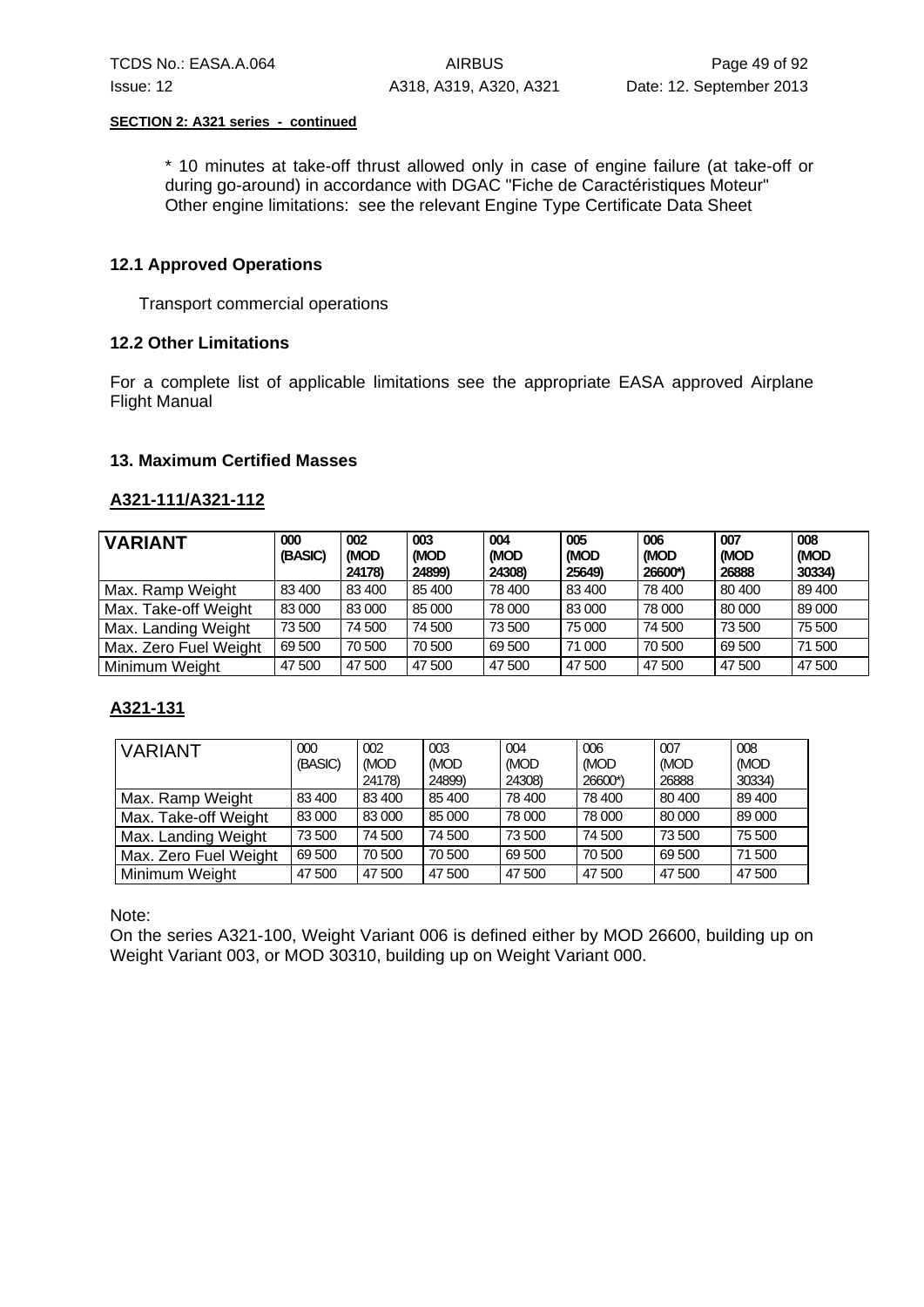**SECTION 2: A321 series - continued**

\* 10 minutes at take-off thrust allowed only in case of engine failure (at take-off or during go-around) in accordance with DGAC "Fiche de Caractéristiques Moteur"
Other engine limitations: see the relevant Engine Type Certificate Data Sheet

### 12.1 Approved Operations

Transport commercial operations

### 12.2 Other Limitations

For a complete list of applicable limitations see the appropriate EASA approved Airplane Flight Manual

### 13. Maximum Certified Masses

**A321-111/A321-112**

| VARIANT | 000 (BASIC) | 002 (MOD 24178) | 003 (MOD 24899) | 004 (MOD 24308) | 005 (MOD 25649) | 006 (MOD 26600*) | 007 (MOD 26888 | 008 (MOD 30334) |
|---|---|---|---|---|---|---|---|---|
| Max. Ramp Weight | 83 400 | 83 400 | 85 400 | 78 400 | 83 400 | 78 400 | 80 400 | 89 400 |
| Max. Take-off Weight | 83 000 | 83 000 | 85 000 | 78 000 | 83 000 | 78 000 | 80 000 | 89 000 |
| Max. Landing Weight | 73 500 | 74 500 | 74 500 | 73 500 | 75 000 | 74 500 | 73 500 | 75 500 |
| Max. Zero Fuel Weight | 69 500 | 70 500 | 70 500 | 69 500 | 71 000 | 70 500 | 69 500 | 71 500 |
| Minimum Weight | 47 500 | 47 500 | 47 500 | 47 500 | 47 500 | 47 500 | 47 500 | 47 500 |

**A321-131**

| VARIANT | 000 (BASIC) | 002 (MOD 24178) | 003 (MOD 24899) | 004 (MOD 24308) | 006 (MOD 26600*) | 007 (MOD 26888 | 008 (MOD 30334) |
|---|---|---|---|---|---|---|---|
| Max. Ramp Weight | 83 400 | 83 400 | 85 400 | 78 400 | 78 400 | 80 400 | 89 400 |
| Max. Take-off Weight | 83 000 | 83 000 | 85 000 | 78 000 | 78 000 | 80 000 | 89 000 |
| Max. Landing Weight | 73 500 | 74 500 | 74 500 | 73 500 | 74 500 | 73 500 | 75 500 |
| Max. Zero Fuel Weight | 69 500 | 70 500 | 70 500 | 69 500 | 70 500 | 69 500 | 71 500 |
| Minimum Weight | 47 500 | 47 500 | 47 500 | 47 500 | 47 500 | 47 500 | 47 500 |

Note:
On the series A321-100, Weight Variant 006 is defined either by MOD 26600, building up on Weight Variant 003, or MOD 30310, building up on Weight Variant 000.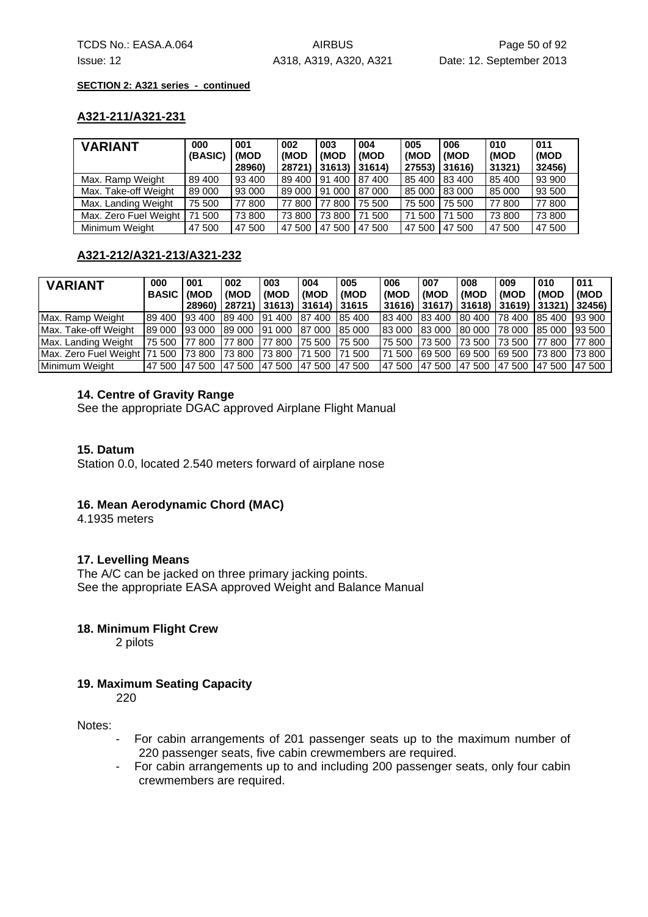**SECTION 2: A321 series - continued**

## A321-211/A321-231

| VARIANT | 000 (BASIC) | 001 (MOD 28960) | 002 (MOD 28721) | 003 (MOD 31613) | 004 (MOD 31614) | 005 (MOD 27553) | 006 (MOD 31616) | 010 (MOD 31321) | 011 (MOD 32456) |
|---|---|---|---|---|---|---|---|---|---|
| Max. Ramp Weight | 89 400 | 93 400 | 89 400 | 91 400 | 87 400 | 85 400 | 83 400 | 85 400 | 93 900 |
| Max. Take-off Weight | 89 000 | 93 000 | 89 000 | 91 000 | 87 000 | 85 000 | 83 000 | 85 000 | 93 500 |
| Max. Landing Weight | 75 500 | 77 800 | 77 800 | 77 800 | 75 500 | 75 500 | 75 500 | 77 800 | 77 800 |
| Max. Zero Fuel Weight | 71 500 | 73 800 | 73 800 | 73 800 | 71 500 | 71 500 | 71 500 | 73 800 | 73 800 |
| Minimum Weight | 47 500 | 47 500 | 47 500 | 47 500 | 47 500 | 47 500 | 47 500 | 47 500 | 47 500 |

## A321-212/A321-213/A321-232

| VARIANT | 000 BASIC | 001 (MOD 28960) | 002 (MOD 28721) | 003 (MOD 31613) | 004 (MOD 31614) | 005 (MOD 31615 | 006 (MOD 31616) | 007 (MOD 31617) | 008 (MOD 31618) | 009 (MOD 31619) | 010 (MOD 31321) | 011 (MOD 32456) |
|---|---|---|---|---|---|---|---|---|---|---|---|---|
| Max. Ramp Weight | 89 400 | 93 400 | 89 400 | 91 400 | 87 400 | 85 400 | 83 400 | 83 400 | 80 400 | 78 400 | 85 400 | 93 900 |
| Max. Take-off Weight | 89 000 | 93 000 | 89 000 | 91 000 | 87 000 | 85 000 | 83 000 | 83 000 | 80 000 | 78 000 | 85 000 | 93 500 |
| Max. Landing Weight | 75 500 | 77 800 | 77 800 | 77 800 | 75 500 | 75 500 | 75 500 | 73 500 | 73 500 | 73 500 | 77 800 | 77 800 |
| Max. Zero Fuel Weight | 71 500 | 73 800 | 73 800 | 73 800 | 71 500 | 71 500 | 71 500 | 69 500 | 69 500 | 69 500 | 73 800 | 73 800 |
| Minimum Weight | 47 500 | 47 500 | 47 500 | 47 500 | 47 500 | 47 500 | 47 500 | 47 500 | 47 500 | 47 500 | 47 500 | 47 500 |

### 14. Centre of Gravity Range

See the appropriate DGAC approved Airplane Flight Manual

### 15. Datum

Station 0.0, located 2.540 meters forward of airplane nose

### 16. Mean Aerodynamic Chord (MAC)

4.1935 meters

### 17. Levelling Means

The A/C can be jacked on three primary jacking points.
See the appropriate EASA approved Weight and Balance Manual

### 18. Minimum Flight Crew

2 pilots

### 19. Maximum Seating Capacity

220

Notes:

- For cabin arrangements of 201 passenger seats up to the maximum number of 220 passenger seats, five cabin crewmembers are required.
- For cabin arrangements up to and including 200 passenger seats, only four cabin crewmembers are required.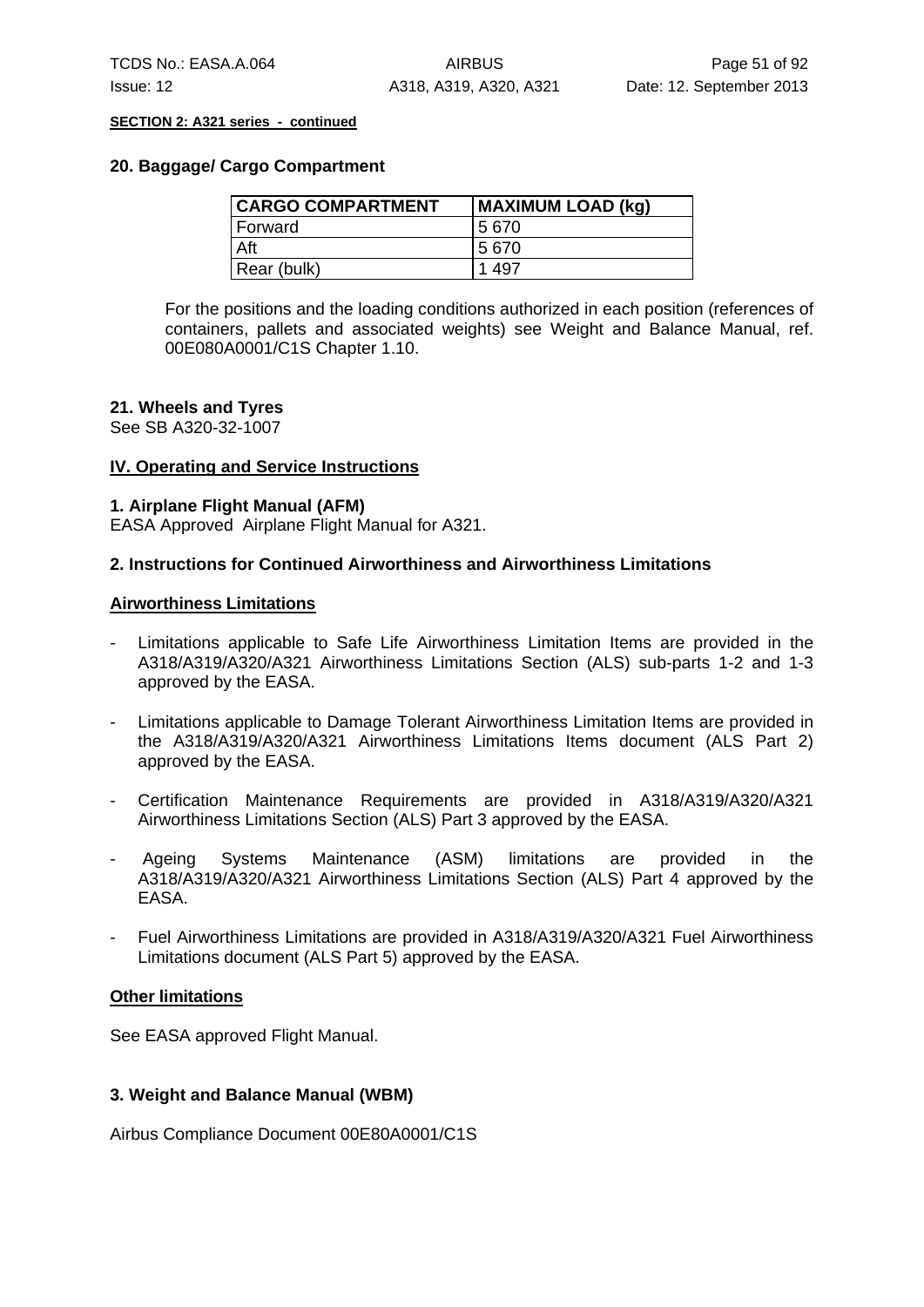**SECTION 2: A321 series - continued**

### 20. Baggage/ Cargo Compartment

| CARGO COMPARTMENT | MAXIMUM LOAD (kg) |
|---|---|
| Forward | 5 670 |
| Aft | 5 670 |
| Rear (bulk) | 1 497 |

For the positions and the loading conditions authorized in each position (references of containers, pallets and associated weights) see Weight and Balance Manual, ref. 00E080A0001/C1S Chapter 1.10.

### 21. Wheels and Tyres

See SB A320-32-1007

## IV. Operating and Service Instructions

### 1. Airplane Flight Manual (AFM)

EASA Approved Airplane Flight Manual for A321.

### 2. Instructions for Continued Airworthiness and Airworthiness Limitations

**Airworthiness Limitations**

- Limitations applicable to Safe Life Airworthiness Limitation Items are provided in the A318/A319/A320/A321 Airworthiness Limitations Section (ALS) sub-parts 1-2 and 1-3 approved by the EASA.
- Limitations applicable to Damage Tolerant Airworthiness Limitation Items are provided in the A318/A319/A320/A321 Airworthiness Limitations Items document (ALS Part 2) approved by the EASA.
- Certification Maintenance Requirements are provided in A318/A319/A320/A321 Airworthiness Limitations Section (ALS) Part 3 approved by the EASA.
- Ageing Systems Maintenance (ASM) limitations are provided in the A318/A319/A320/A321 Airworthiness Limitations Section (ALS) Part 4 approved by the EASA.
- Fuel Airworthiness Limitations are provided in A318/A319/A320/A321 Fuel Airworthiness Limitations document (ALS Part 5) approved by the EASA.

**Other limitations**

See EASA approved Flight Manual.

### 3. Weight and Balance Manual (WBM)

Airbus Compliance Document 00E80A0001/C1S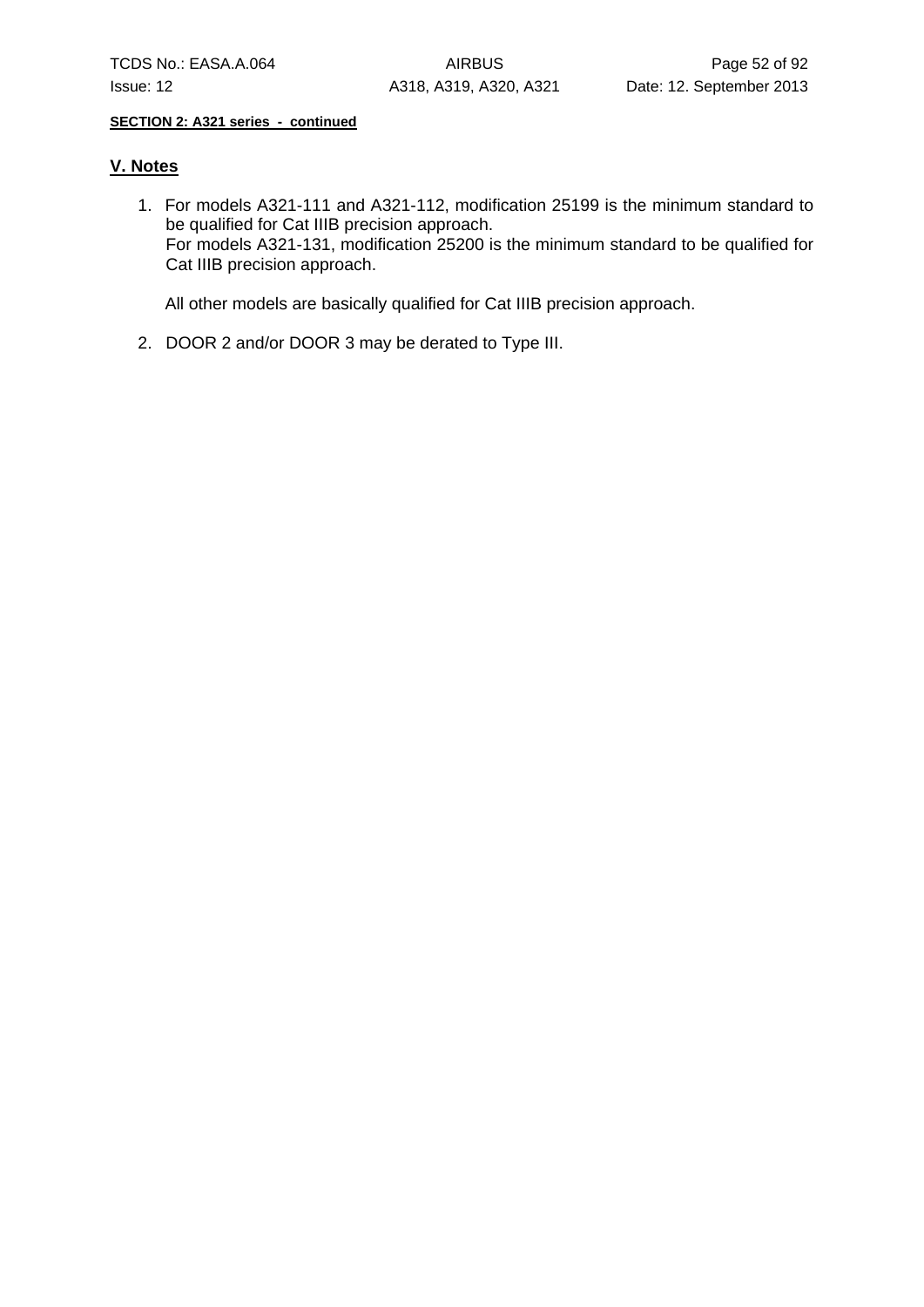**SECTION 2: A321 series - continued**

## V. Notes

1. For models A321-111 and A321-112, modification 25199 is the minimum standard to be qualified for Cat IIIB precision approach.
   For models A321-131, modification 25200 is the minimum standard to be qualified for Cat IIIB precision approach.

   All other models are basically qualified for Cat IIIB precision approach.

2. DOOR 2 and/or DOOR 3 may be derated to Type III.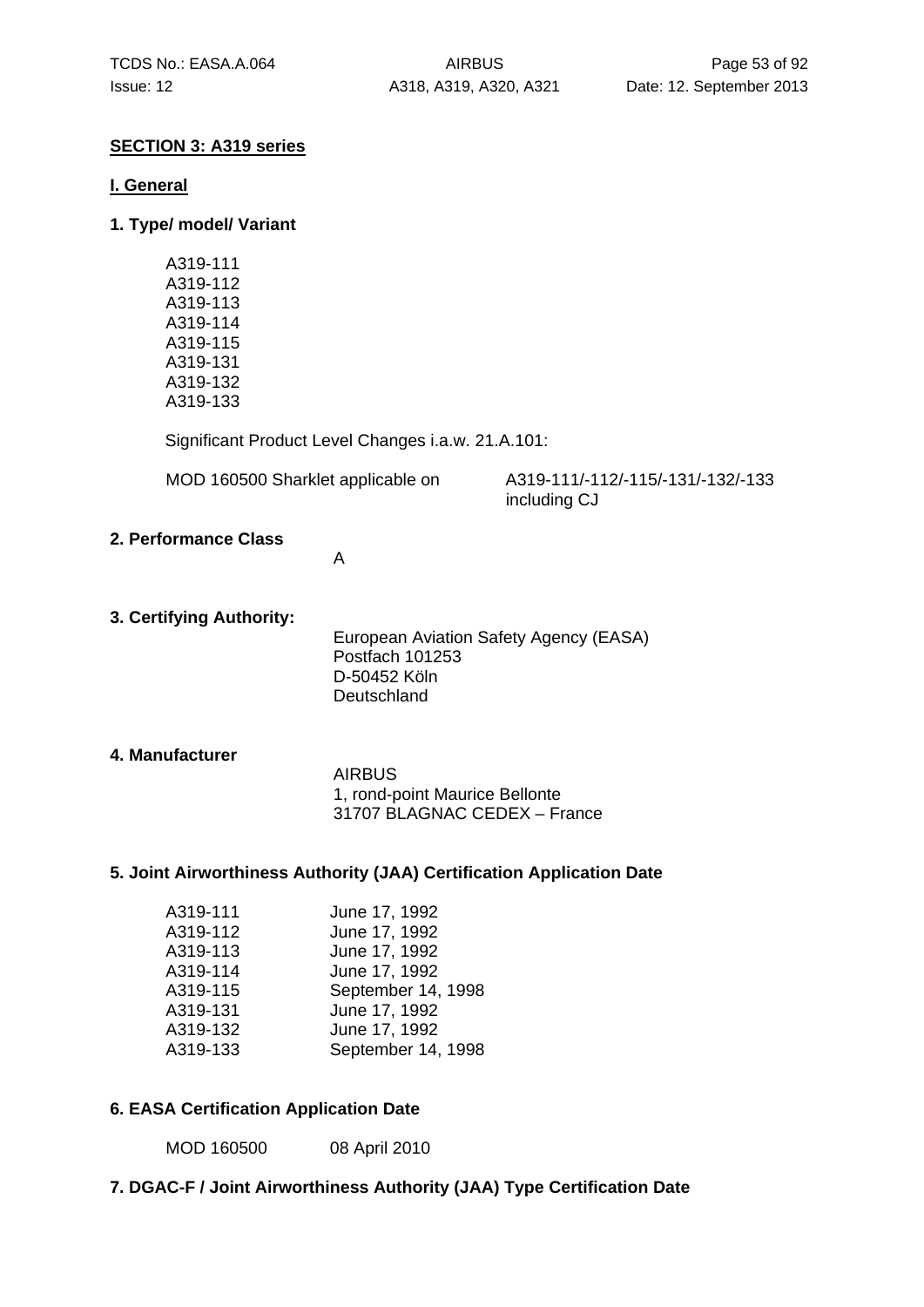**SECTION 3: A319 series**

**I. General**

**1. Type/ model/ Variant**

A319-111
A319-112
A319-113
A319-114
A319-115
A319-131
A319-132
A319-133

Significant Product Level Changes i.a.w. 21.A.101:

| | |
|---|---|
| MOD 160500 Sharklet applicable on | A319-111/-112/-115/-131/-132/-133 including CJ |

**2. Performance Class**

A

**3. Certifying Authority:**

European Aviation Safety Agency (EASA)
Postfach 101253
D-50452 Köln
Deutschland

**4. Manufacturer**

AIRBUS
1, rond-point Maurice Bellonte
31707 BLAGNAC CEDEX – France

**5. Joint Airworthiness Authority (JAA) Certification Application Date**

| | |
|---|---|
| A319-111 | June 17, 1992 |
| A319-112 | June 17, 1992 |
| A319-113 | June 17, 1992 |
| A319-114 | June 17, 1992 |
| A319-115 | September 14, 1998 |
| A319-131 | June 17, 1992 |
| A319-132 | June 17, 1992 |
| A319-133 | September 14, 1998 |

**6. EASA Certification Application Date**

| | |
|---|---|
| MOD 160500 | 08 April 2010 |

**7. DGAC-F / Joint Airworthiness Authority (JAA) Type Certification Date**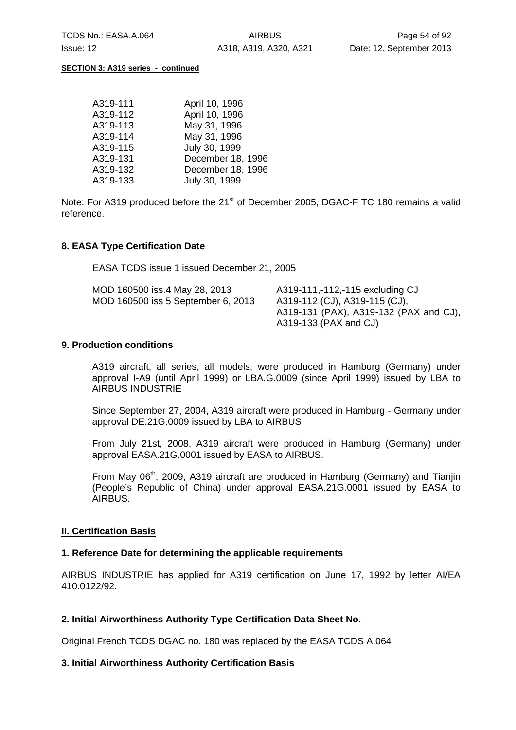**SECTION 3: A319 series - continued**

| | |
|---|---|
| A319-111 | April 10, 1996 |
| A319-112 | April 10, 1996 |
| A319-113 | May 31, 1996 |
| A319-114 | May 31, 1996 |
| A319-115 | July 30, 1999 |
| A319-131 | December 18, 1996 |
| A319-132 | December 18, 1996 |
| A319-133 | July 30, 1999 |

Note: For A319 produced before the 21st of December 2005, DGAC-F TC 180 remains a valid reference.

### 8. EASA Type Certification Date

EASA TCDS issue 1 issued December 21, 2005

| | |
|---|---|
| MOD 160500 iss.4 May 28, 2013 | A319-111,-112,-115 excluding CJ |
| MOD 160500 iss 5 September 6, 2013 | A319-112 (CJ), A319-115 (CJ), A319-131 (PAX), A319-132 (PAX and CJ), A319-133 (PAX and CJ) |

### 9. Production conditions

A319 aircraft, all series, all models, were produced in Hamburg (Germany) under approval I-A9 (until April 1999) or LBA.G.0009 (since April 1999) issued by LBA to AIRBUS INDUSTRIE

Since September 27, 2004, A319 aircraft were produced in Hamburg - Germany under approval DE.21G.0009 issued by LBA to AIRBUS

From July 21st, 2008, A319 aircraft were produced in Hamburg (Germany) under approval EASA.21G.0001 issued by EASA to AIRBUS.

From May 06th, 2009, A319 aircraft are produced in Hamburg (Germany) and Tianjin (People's Republic of China) under approval EASA.21G.0001 issued by EASA to AIRBUS.

## II. Certification Basis

### 1. Reference Date for determining the applicable requirements

AIRBUS INDUSTRIE has applied for A319 certification on June 17, 1992 by letter AI/EA 410.0122/92.

### 2. Initial Airworthiness Authority Type Certification Data Sheet No.

Original French TCDS DGAC no. 180 was replaced by the EASA TCDS A.064

### 3. Initial Airworthiness Authority Certification Basis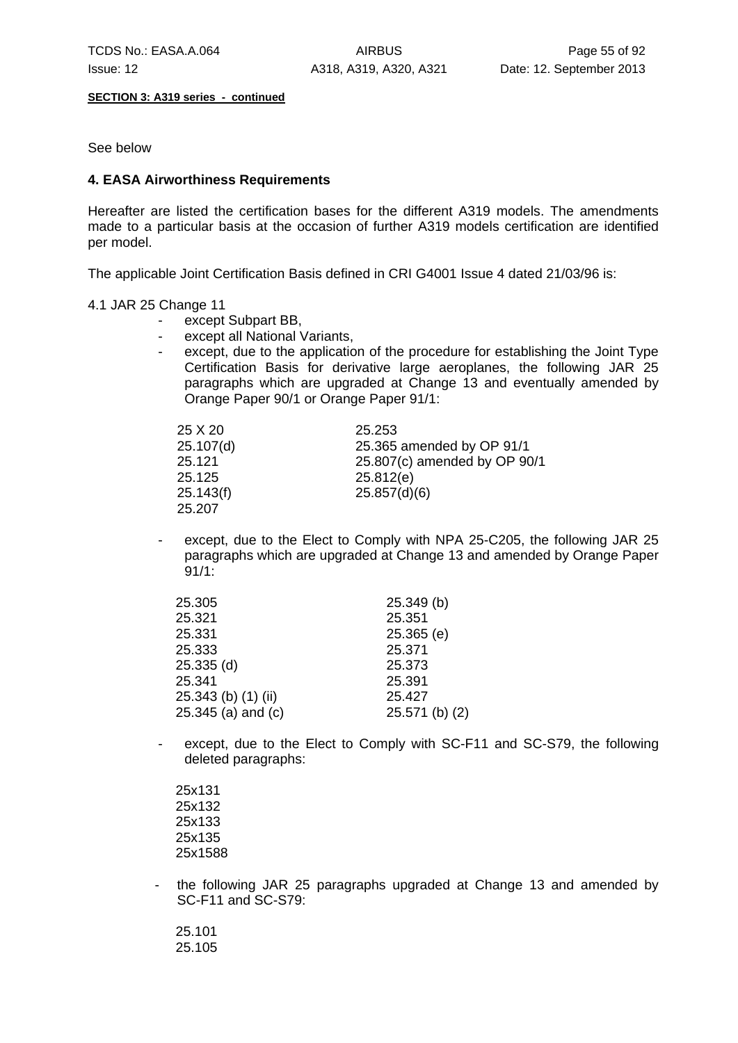**SECTION 3: A319 series - continued**

See below

**4. EASA Airworthiness Requirements**

Hereafter are listed the certification bases for the different A319 models. The amendments made to a particular basis at the occasion of further A319 models certification are identified per model.

The applicable Joint Certification Basis defined in CRI G4001 Issue 4 dated 21/03/96 is:

4.1 JAR 25 Change 11

- except Subpart BB,
- except all National Variants,
- except, due to the application of the procedure for establishing the Joint Type Certification Basis for derivative large aeroplanes, the following JAR 25 paragraphs which are upgraded at Change 13 and eventually amended by Orange Paper 90/1 or Orange Paper 91/1:

| | |
|---|---|
| 25 X 20 | 25.253 |
| 25.107(d) | 25.365 amended by OP 91/1 |
| 25.121 | 25.807(c) amended by OP 90/1 |
| 25.125 | 25.812(e) |
| 25.143(f) | 25.857(d)(6) |
| 25.207 | |

- except, due to the Elect to Comply with NPA 25-C205, the following JAR 25 paragraphs which are upgraded at Change 13 and amended by Orange Paper 91/1:

| | |
|---|---|
| 25.305 | 25.349 (b) |
| 25.321 | 25.351 |
| 25.331 | 25.365 (e) |
| 25.333 | 25.371 |
| 25.335 (d) | 25.373 |
| 25.341 | 25.391 |
| 25.343 (b) (1) (ii) | 25.427 |
| 25.345 (a) and (c) | 25.571 (b) (2) |

- except, due to the Elect to Comply with SC-F11 and SC-S79, the following deleted paragraphs:

  25x131
  25x132
  25x133
  25x135
  25x1588

- the following JAR 25 paragraphs upgraded at Change 13 and amended by SC-F11 and SC-S79:

  25.101
  25.105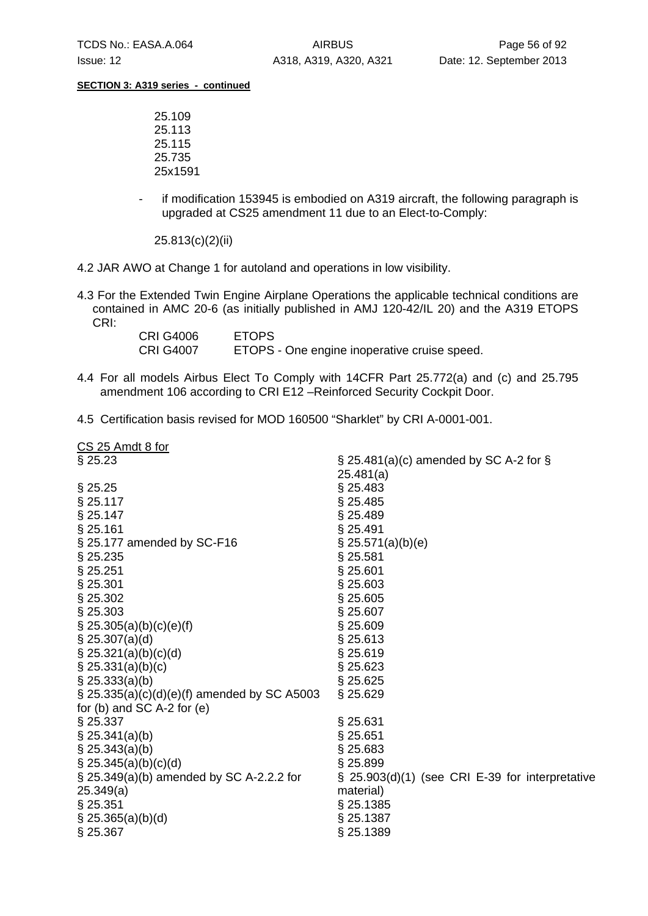**SECTION 3: A319 series - continued**

25.109
25.113
25.115
25.735
25x1591

- if modification 153945 is embodied on A319 aircraft, the following paragraph is upgraded at CS25 amendment 11 due to an Elect-to-Comply:

  25.813(c)(2)(ii)

4.2 JAR AWO at Change 1 for autoland and operations in low visibility.

4.3 For the Extended Twin Engine Airplane Operations the applicable technical conditions are contained in AMC 20-6 (as initially published in AMJ 120-42/IL 20) and the A319 ETOPS CRI:

| | |
|---|---|
| CRI G4006 | ETOPS |
| CRI G4007 | ETOPS - One engine inoperative cruise speed. |

4.4 For all models Airbus Elect To Comply with 14CFR Part 25.772(a) and (c) and 25.795 amendment 106 according to CRI E12 –Reinforced Security Cockpit Door.

4.5 Certification basis revised for MOD 160500 "Sharklet" by CRI A-0001-001.

CS 25 Amdt 8 for

| | |
|---|---|
| § 25.23 | § 25.481(a)(c) amended by SC A-2 for § 25.481(a) |
| § 25.25 | § 25.483 |
| § 25.117 | § 25.485 |
| § 25.147 | § 25.489 |
| § 25.161 | § 25.491 |
| § 25.177 amended by SC-F16 | § 25.571(a)(b)(e) |
| § 25.235 | § 25.581 |
| § 25.251 | § 25.601 |
| § 25.301 | § 25.603 |
| § 25.302 | § 25.605 |
| § 25.303 | § 25.607 |
| § 25.305(a)(b)(c)(e)(f) | § 25.609 |
| § 25.307(a)(d) | § 25.613 |
| § 25.321(a)(b)(c)(d) | § 25.619 |
| § 25.331(a)(b)(c) | § 25.623 |
| § 25.333(a)(b) | § 25.625 |
| § 25.335(a)(c)(d)(e)(f) amended by SC A5003 for (b) and SC A-2 for (e) | § 25.629 |
| § 25.337 | § 25.631 |
| § 25.341(a)(b) | § 25.651 |
| § 25.343(a)(b) | § 25.683 |
| § 25.345(a)(b)(c)(d) | § 25.899 |
| § 25.349(a)(b) amended by SC A-2.2.2 for 25.349(a) | § 25.903(d)(1) (see CRI E-39 for interpretative material) |
| § 25.351 | § 25.1385 |
| § 25.365(a)(b)(d) | § 25.1387 |
| § 25.367 | § 25.1389 |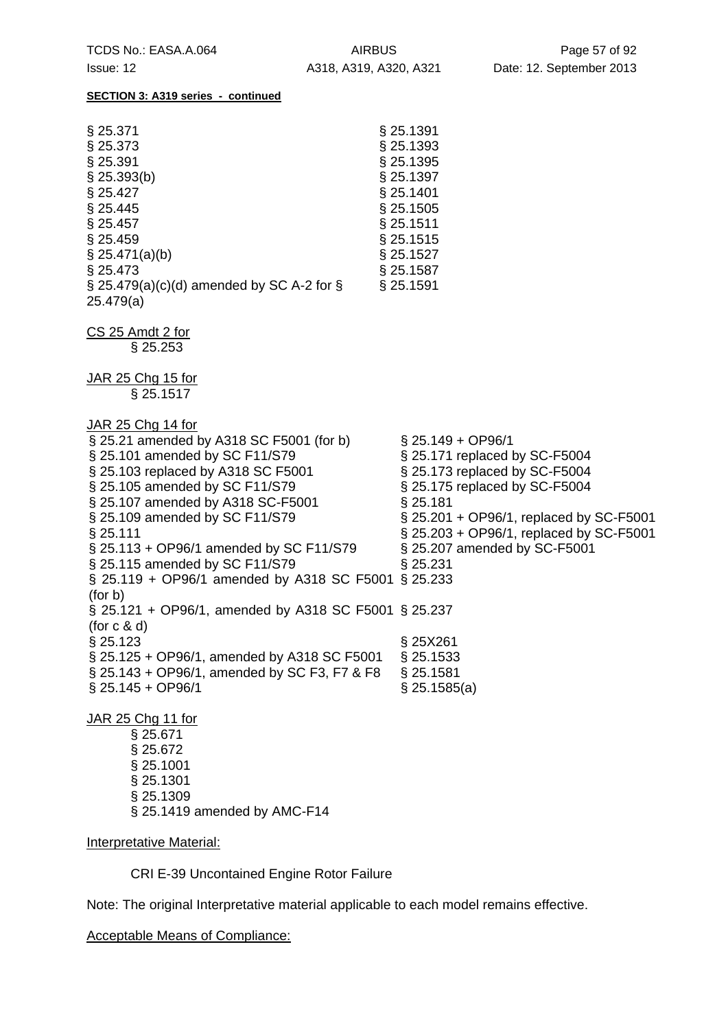**SECTION 3: A319 series - continued**

§ 25.371
§ 25.373
§ 25.391
§ 25.393(b)
§ 25.427
§ 25.445
§ 25.457
§ 25.459
§ 25.471(a)(b)
§ 25.473
§ 25.479(a)(c)(d) amended by SC A-2 for § 25.479(a)
§ 25.1391
§ 25.1393
§ 25.1395
§ 25.1397
§ 25.1401
§ 25.1505
§ 25.1511
§ 25.1515
§ 25.1527
§ 25.1587
§ 25.1591

CS 25 Amdt 2 for
§ 25.253

JAR 25 Chg 15 for
§ 25.1517

JAR 25 Chg 14 for
§ 25.21 amended by A318 SC F5001 (for b)
§ 25.101 amended by SC F11/S79
§ 25.103 replaced by A318 SC F5001
§ 25.105 amended by SC F11/S79
§ 25.107 amended by A318 SC-F5001
§ 25.109 amended by SC F11/S79
§ 25.111
§ 25.113 + OP96/1 amended by SC F11/S79
§ 25.115 amended by SC F11/S79
§ 25.119 + OP96/1 amended by A318 SC F5001 (for b)
§ 25.121 + OP96/1, amended by A318 SC F5001 (for c & d)
§ 25.123
§ 25.125 + OP96/1, amended by A318 SC F5001
§ 25.143 + OP96/1, amended by SC F3, F7 & F8
§ 25.145 + OP96/1
§ 25.149 + OP96/1
§ 25.171 replaced by SC-F5004
§ 25.173 replaced by SC-F5004
§ 25.175 replaced by SC-F5004
§ 25.181
§ 25.201 + OP96/1, replaced by SC-F5001
§ 25.203 + OP96/1, replaced by SC-F5001
§ 25.207 amended by SC-F5001
§ 25.231
§ 25.233
§ 25.237
§ 25X261
§ 25.1533
§ 25.1581
§ 25.1585(a)

JAR 25 Chg 11 for
§ 25.671
§ 25.672
§ 25.1001
§ 25.1301
§ 25.1309
§ 25.1419 amended by AMC-F14

Interpretative Material:

CRI E-39 Uncontained Engine Rotor Failure

Note: The original Interpretative material applicable to each model remains effective.

Acceptable Means of Compliance: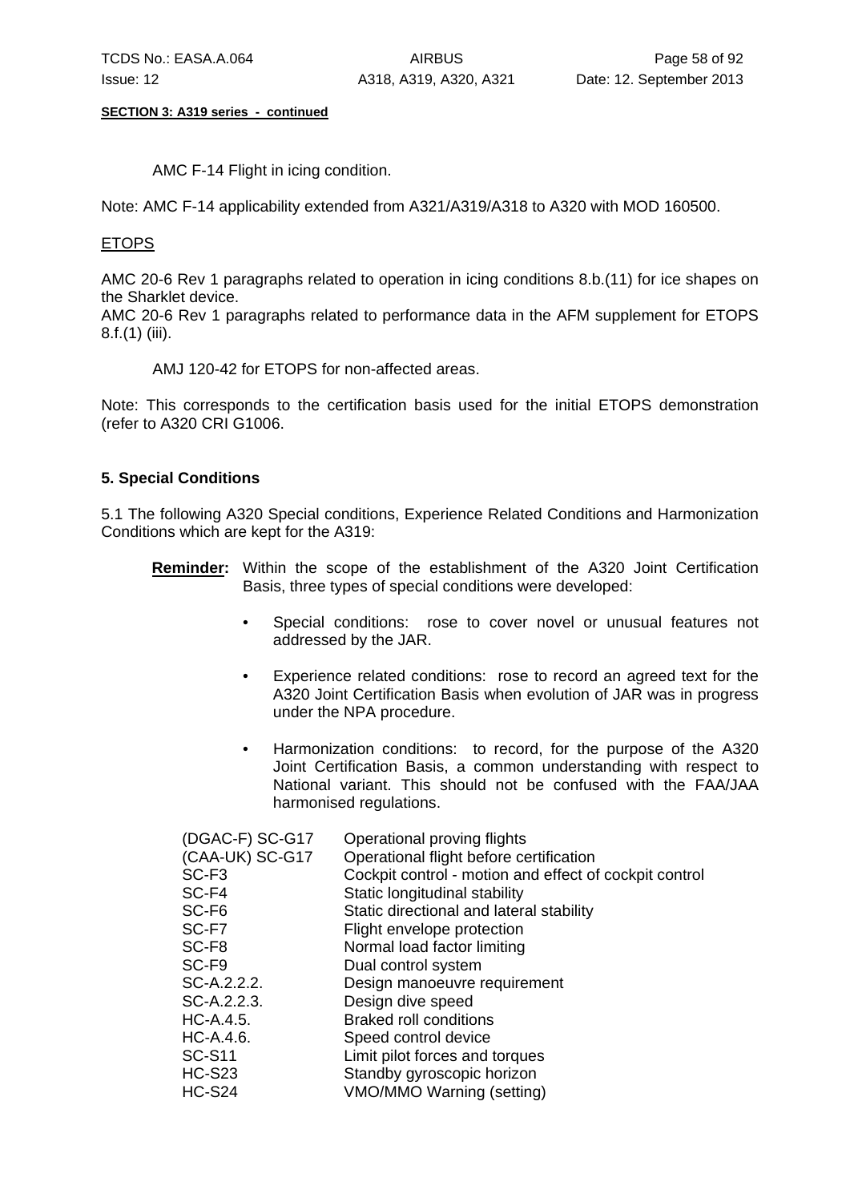**SECTION 3: A319 series - continued**

AMC F-14 Flight in icing condition.

Note: AMC F-14 applicability extended from A321/A319/A318 to A320 with MOD 160500.

ETOPS

AMC 20-6 Rev 1 paragraphs related to operation in icing conditions 8.b.(11) for ice shapes on the Sharklet device.
AMC 20-6 Rev 1 paragraphs related to performance data in the AFM supplement for ETOPS 8.f.(1) (iii).

AMJ 120-42 for ETOPS for non-affected areas.

Note: This corresponds to the certification basis used for the initial ETOPS demonstration (refer to A320 CRI G1006.

### 5. Special Conditions

5.1 The following A320 Special conditions, Experience Related Conditions and Harmonization Conditions which are kept for the A319:

**Reminder:** Within the scope of the establishment of the A320 Joint Certification Basis, three types of special conditions were developed:

- Special conditions: rose to cover novel or unusual features not addressed by the JAR.
- Experience related conditions: rose to record an agreed text for the A320 Joint Certification Basis when evolution of JAR was in progress under the NPA procedure.
- Harmonization conditions: to record, for the purpose of the A320 Joint Certification Basis, a common understanding with respect to National variant. This should not be confused with the FAA/JAA harmonised regulations.

| | |
|---|---|
| (DGAC-F) SC-G17 | Operational proving flights |
| (CAA-UK) SC-G17 | Operational flight before certification |
| SC-F3 | Cockpit control - motion and effect of cockpit control |
| SC-F4 | Static longitudinal stability |
| SC-F6 | Static directional and lateral stability |
| SC-F7 | Flight envelope protection |
| SC-F8 | Normal load factor limiting |
| SC-F9 | Dual control system |
| SC-A.2.2.2. | Design manoeuvre requirement |
| SC-A.2.2.3. | Design dive speed |
| HC-A.4.5. | Braked roll conditions |
| HC-A.4.6. | Speed control device |
| SC-S11 | Limit pilot forces and torques |
| HC-S23 | Standby gyroscopic horizon |
| HC-S24 | VMO/MMO Warning (setting) |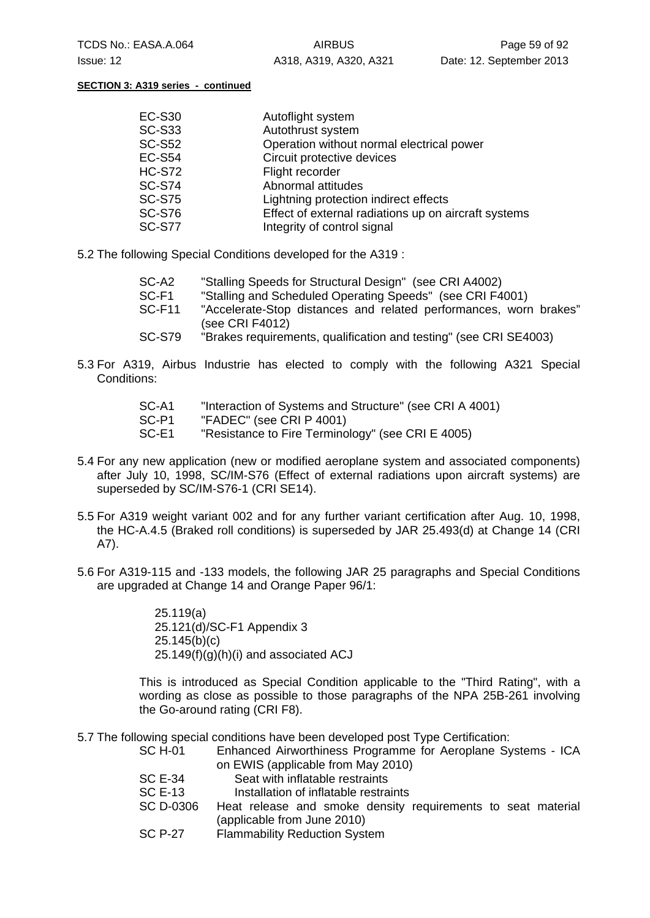**SECTION 3: A319 series - continued**

| | |
|---|---|
| EC-S30 | Autoflight system |
| SC-S33 | Autothrust system |
| SC-S52 | Operation without normal electrical power |
| EC-S54 | Circuit protective devices |
| HC-S72 | Flight recorder |
| SC-S74 | Abnormal attitudes |
| SC-S75 | Lightning protection indirect effects |
| SC-S76 | Effect of external radiations up on aircraft systems |
| SC-S77 | Integrity of control signal |

5.2 The following Special Conditions developed for the A319 :

| | |
|---|---|
| SC-A2 | "Stalling Speeds for Structural Design" (see CRI A4002) |
| SC-F1 | "Stalling and Scheduled Operating Speeds" (see CRI F4001) |
| SC-F11 | "Accelerate-Stop distances and related performances, worn brakes" (see CRI F4012) |
| SC-S79 | "Brakes requirements, qualification and testing" (see CRI SE4003) |

5.3 For A319, Airbus Industrie has elected to comply with the following A321 Special Conditions:

| | |
|---|---|
| SC-A1 | "Interaction of Systems and Structure" (see CRI A 4001) |
| SC-P1 | "FADEC" (see CRI P 4001) |
| SC-E1 | "Resistance to Fire Terminology" (see CRI E 4005) |

5.4 For any new application (new or modified aeroplane system and associated components) after July 10, 1998, SC/IM-S76 (Effect of external radiations upon aircraft systems) are superseded by SC/IM-S76-1 (CRI SE14).

5.5 For A319 weight variant 002 and for any further variant certification after Aug. 10, 1998, the HC-A.4.5 (Braked roll conditions) is superseded by JAR 25.493(d) at Change 14 (CRI A7).

5.6 For A319-115 and -133 models, the following JAR 25 paragraphs and Special Conditions are upgraded at Change 14 and Orange Paper 96/1:

25.119(a)
25.121(d)/SC-F1 Appendix 3
25.145(b)(c)
25.149(f)(g)(h)(i) and associated ACJ

This is introduced as Special Condition applicable to the "Third Rating", with a wording as close as possible to those paragraphs of the NPA 25B-261 involving the Go-around rating (CRI F8).

5.7 The following special conditions have been developed post Type Certification:

| | |
|---|---|
| SC H-01 | Enhanced Airworthiness Programme for Aeroplane Systems - ICA on EWIS (applicable from May 2010) |
| SC E-34 | Seat with inflatable restraints |
| SC E-13 | Installation of inflatable restraints |
| SC D-0306 | Heat release and smoke density requirements to seat material (applicable from June 2010) |
| SC P-27 | Flammability Reduction System |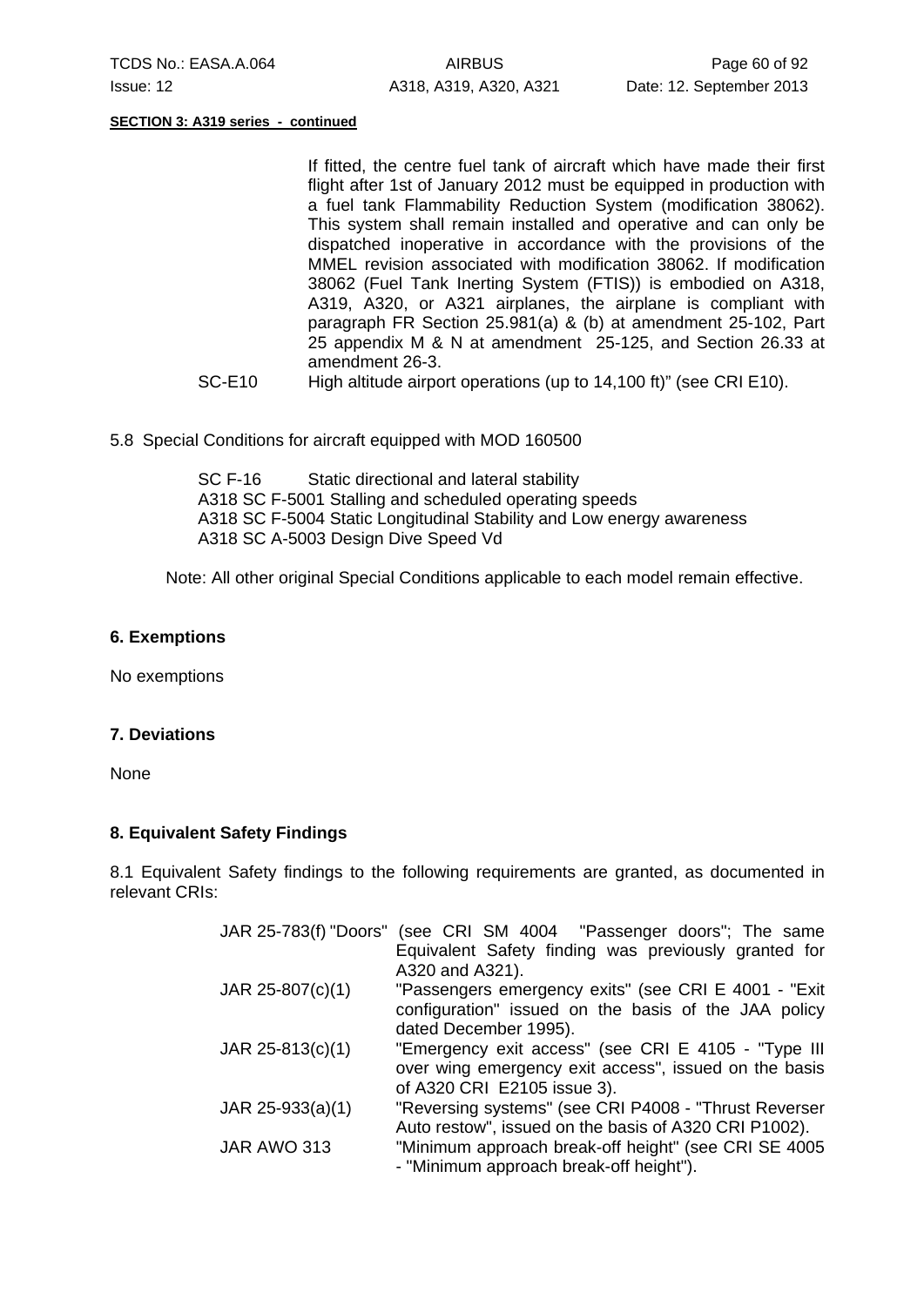**SECTION 3: A319 series - continued**

If fitted, the centre fuel tank of aircraft which have made their first flight after 1st of January 2012 must be equipped in production with a fuel tank Flammability Reduction System (modification 38062). This system shall remain installed and operative and can only be dispatched inoperative in accordance with the provisions of the MMEL revision associated with modification 38062. If modification 38062 (Fuel Tank Inerting System (FTIS)) is embodied on A318, A319, A320, or A321 airplanes, the airplane is compliant with paragraph FR Section 25.981(a) & (b) at amendment 25-102, Part 25 appendix M & N at amendment 25-125, and Section 26.33 at amendment 26-3.

SC-E10 High altitude airport operations (up to 14,100 ft)" (see CRI E10).

5.8 Special Conditions for aircraft equipped with MOD 160500

SC F-16 Static directional and lateral stability
A318 SC F-5001 Stalling and scheduled operating speeds
A318 SC F-5004 Static Longitudinal Stability and Low energy awareness
A318 SC A-5003 Design Dive Speed Vd

Note: All other original Special Conditions applicable to each model remain effective.

## 6. Exemptions

No exemptions

## 7. Deviations

None

## 8. Equivalent Safety Findings

8.1 Equivalent Safety findings to the following requirements are granted, as documented in relevant CRIs:

| | |
|---|---|
| JAR 25-783(f) "Doors" | (see CRI SM 4004 "Passenger doors"; The same Equivalent Safety finding was previously granted for A320 and A321). |
| JAR 25-807(c)(1) | "Passengers emergency exits" (see CRI E 4001 - "Exit configuration" issued on the basis of the JAA policy dated December 1995). |
| JAR 25-813(c)(1) | "Emergency exit access" (see CRI E 4105 - "Type III over wing emergency exit access", issued on the basis of A320 CRI E2105 issue 3). |
| JAR 25-933(a)(1) | "Reversing systems" (see CRI P4008 - "Thrust Reverser Auto restow", issued on the basis of the A320 CRI P1002). |
| JAR AWO 313 | "Minimum approach break-off height" (see CRI SE 4005 - "Minimum approach break-off height"). |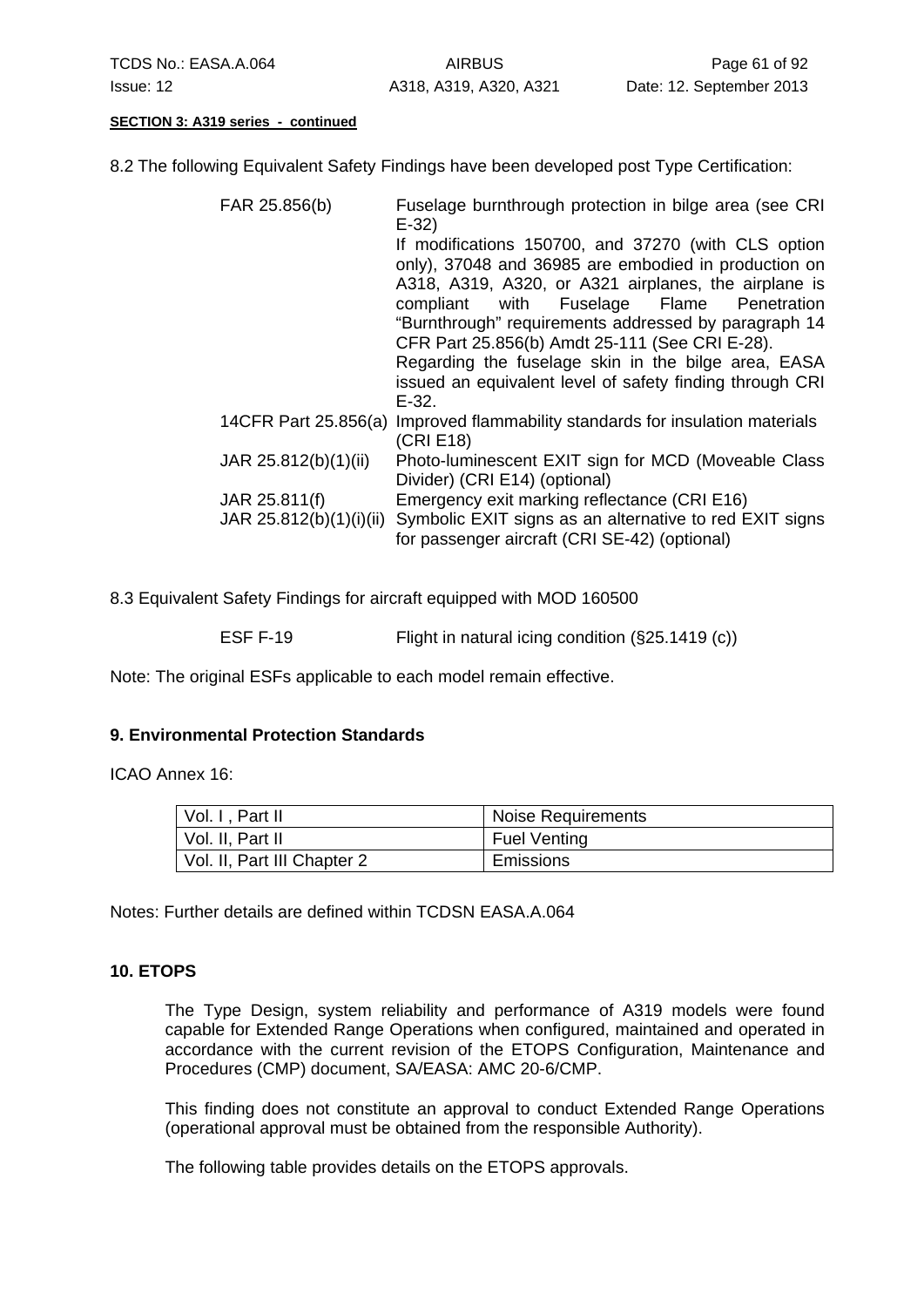**SECTION 3: A319 series - continued**

8.2 The following Equivalent Safety Findings have been developed post Type Certification:

| | |
|---|---|
| FAR 25.856(b) | Fuselage burnthrough protection in bilge area (see CRI E-32)<br>If modifications 150700, and 37270 (with CLS option only), 37048 and 36985 are embodied in production on A318, A319, A320, or A321 airplanes, the airplane is compliant with Fuselage Flame Penetration "Burnthrough" requirements addressed by paragraph 14 CFR Part 25.856(b) Amdt 25-111 (See CRI E-28).<br>Regarding the fuselage skin in the bilge area, EASA issued an equivalent level of safety finding through CRI E-32. |
| 14CFR Part 25.856(a) | Improved flammability standards for insulation materials (CRI E18) |
| JAR 25.812(b)(1)(ii) | Photo-luminescent EXIT sign for MCD (Moveable Class Divider) (CRI E14) (optional) |
| JAR 25.811(f) | Emergency exit marking reflectance (CRI E16) |
| JAR 25.812(b)(1)(i)(ii) | Symbolic EXIT signs as an alternative to red EXIT signs for passenger aircraft (CRI SE-42) (optional) |

8.3 Equivalent Safety Findings for aircraft equipped with MOD 160500

| | |
|---|---|
| ESF F-19 | Flight in natural icing condition (§25.1419 (c)) |

Note: The original ESFs applicable to each model remain effective.

### 9. Environmental Protection Standards

ICAO Annex 16:

| | |
|---|---|
| Vol. I , Part II | Noise Requirements |
| Vol. II, Part II | Fuel Venting |
| Vol. II, Part III Chapter 2 | Emissions |

Notes: Further details are defined within TCDSN EASA.A.064

### 10. ETOPS

The Type Design, system reliability and performance of A319 models were found capable for Extended Range Operations when configured, maintained and operated in accordance with the current revision of the ETOPS Configuration, Maintenance and Procedures (CMP) document, SA/EASA: AMC 20-6/CMP.

This finding does not constitute an approval to conduct Extended Range Operations (operational approval must be obtained from the responsible Authority).

The following table provides details on the ETOPS approvals.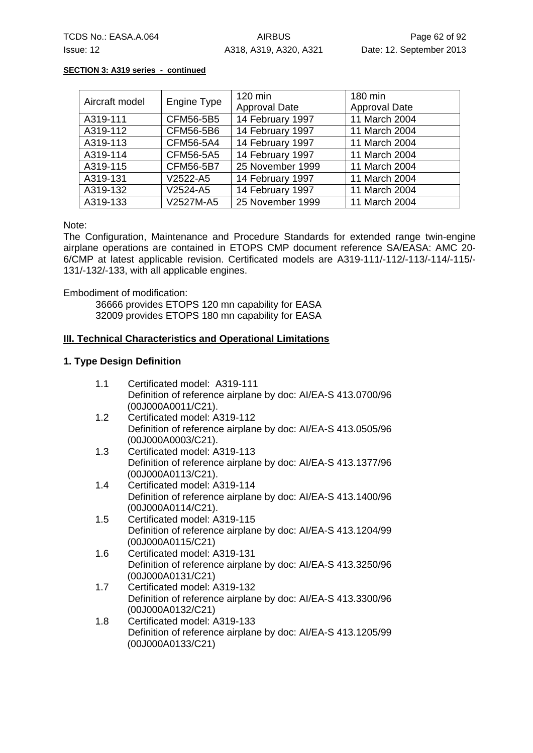**SECTION 3: A319 series - continued**

| Aircraft model | Engine Type | 120 min Approval Date | 180 min Approval Date |
|---|---|---|---|
| A319-111 | CFM56-5B5 | 14 February 1997 | 11 March 2004 |
| A319-112 | CFM56-5B6 | 14 February 1997 | 11 March 2004 |
| A319-113 | CFM56-5A4 | 14 February 1997 | 11 March 2004 |
| A319-114 | CFM56-5A5 | 14 February 1997 | 11 March 2004 |
| A319-115 | CFM56-5B7 | 25 November 1999 | 11 March 2004 |
| A319-131 | V2522-A5 | 14 February 1997 | 11 March 2004 |
| A319-132 | V2524-A5 | 14 February 1997 | 11 March 2004 |
| A319-133 | V2527M-A5 | 25 November 1999 | 11 March 2004 |

Note:
The Configuration, Maintenance and Procedure Standards for extended range twin-engine airplane operations are contained in ETOPS CMP document reference SA/EASA: AMC 20-6/CMP at latest applicable revision. Certificated models are A319-111/-112/-113/-114/-115/-131/-132/-133, with all applicable engines.

Embodiment of modification:

36666 provides ETOPS 120 mn capability for EASA
32009 provides ETOPS 180 mn capability for EASA

## III. Technical Characteristics and Operational Limitations

### 1. Type Design Definition

1.1 Certificated model: A319-111
Definition of reference airplane by doc: AI/EA-S 413.0700/96 (00J000A0011/C21).

1.2 Certificated model: A319-112
Definition of reference airplane by doc: AI/EA-S 413.0505/96 (00J000A0003/C21).

1.3 Certificated model: A319-113
Definition of reference airplane by doc: AI/EA-S 413.1377/96 (00J000A0113/C21).

1.4 Certificated model: A319-114
Definition of reference airplane by doc: AI/EA-S 413.1400/96 (00J000A0114/C21).

1.5 Certificated model: A319-115
Definition of reference airplane by doc: AI/EA-S 413.1204/99 (00J000A0115/C21)

1.6 Certificated model: A319-131
Definition of reference airplane by doc: AI/EA-S 413.3250/96 (00J000A0131/C21)

1.7 Certificated model: A319-132
Definition of reference airplane by doc: AI/EA-S 413.3300/96 (00J000A0132/C21)

1.8 Certificated model: A319-133
Definition of reference airplane by doc: AI/EA-S 413.1205/99 (00J000A0133/C21)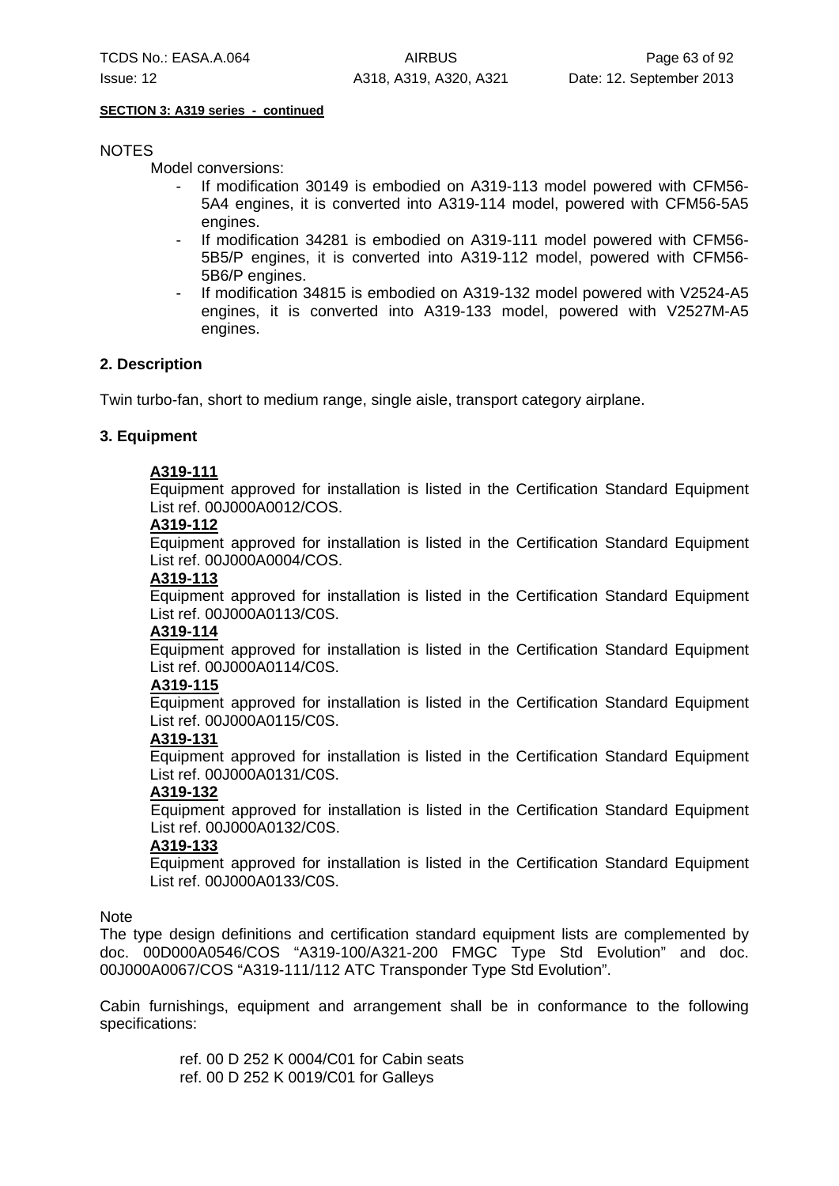**SECTION 3: A319 series - continued**

NOTES

Model conversions:

- If modification 30149 is embodied on A319-113 model powered with CFM56-5A4 engines, it is converted into A319-114 model, powered with CFM56-5A5 engines.
- If modification 34281 is embodied on A319-111 model powered with CFM56-5B5/P engines, it is converted into A319-112 model, powered with CFM56-5B6/P engines.
- If modification 34815 is embodied on A319-132 model powered with V2524-A5 engines, it is converted into A319-133 model, powered with V2527M-A5 engines.

## 2. Description

Twin turbo-fan, short to medium range, single aisle, transport category airplane.

## 3. Equipment

**A319-111**
Equipment approved for installation is listed in the Certification Standard Equipment List ref. 00J000A0012/COS.

**A319-112**
Equipment approved for installation is listed in the Certification Standard Equipment List ref. 00J000A0004/COS.

**A319-113**
Equipment approved for installation is listed in the Certification Standard Equipment List ref. 00J000A0113/C0S.

**A319-114**
Equipment approved for installation is listed in the Certification Standard Equipment List ref. 00J000A0114/C0S.

**A319-115**
Equipment approved for installation is listed in the Certification Standard Equipment List ref. 00J000A0115/C0S.

**A319-131**
Equipment approved for installation is listed in the Certification Standard Equipment List ref. 00J000A0131/C0S.

**A319-132**
Equipment approved for installation is listed in the Certification Standard Equipment List ref. 00J000A0132/C0S.

**A319-133**
Equipment approved for installation is listed in the Certification Standard Equipment List ref. 00J000A0133/C0S.

Note

The type design definitions and certification standard equipment lists are complemented by doc. 00D000A0546/COS "A319-100/A321-200 FMGC Type Std Evolution" and doc. 00J000A0067/COS "A319-111/112 ATC Transponder Type Std Evolution".

Cabin furnishings, equipment and arrangement shall be in conformance to the following specifications:

ref. 00 D 252 K 0004/C01 for Cabin seats
ref. 00 D 252 K 0019/C01 for Galleys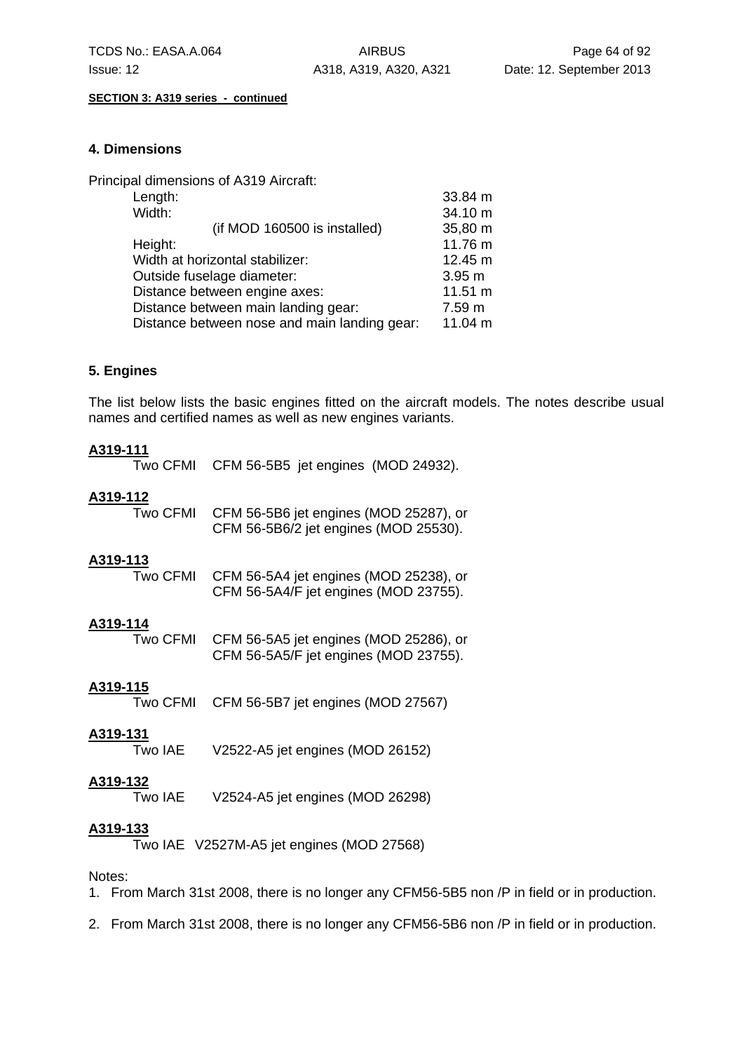**SECTION 3: A319 series - continued**

## 4. Dimensions

Principal dimensions of A319 Aircraft:

| | |
|---|---|
| Length: | 33.84 m |
| Width: | 34.10 m |
| (if MOD 160500 is installed) | 35,80 m |
| Height: | 11.76 m |
| Width at horizontal stabilizer: | 12.45 m |
| Outside fuselage diameter: | 3.95 m |
| Distance between engine axes: | 11.51 m |
| Distance between main landing gear: | 7.59 m |
| Distance between nose and main landing gear: | 11.04 m |

## 5. Engines

The list below lists the basic engines fitted on the aircraft models. The notes describe usual names and certified names as well as new engines variants.

**A319-111**
Two CFMI CFM 56-5B5 jet engines (MOD 24932).

**A319-112**
Two CFMI CFM 56-5B6 jet engines (MOD 25287), or
CFM 56-5B6/2 jet engines (MOD 25530).

**A319-113**
Two CFMI CFM 56-5A4 jet engines (MOD 25238), or
CFM 56-5A4/F jet engines (MOD 23755).

**A319-114**
Two CFMI CFM 56-5A5 jet engines (MOD 25286), or
CFM 56-5A5/F jet engines (MOD 23755).

**A319-115**
Two CFMI CFM 56-5B7 jet engines (MOD 27567)

**A319-131**
Two IAE V2522-A5 jet engines (MOD 26152)

**A319-132**
Two IAE V2524-A5 jet engines (MOD 26298)

**A319-133**
Two IAE V2527M-A5 jet engines (MOD 27568)

Notes:

1. From March 31st 2008, there is no longer any CFM56-5B5 non /P in field or in production.
2. From March 31st 2008, there is no longer any CFM56-5B6 non /P in field or in production.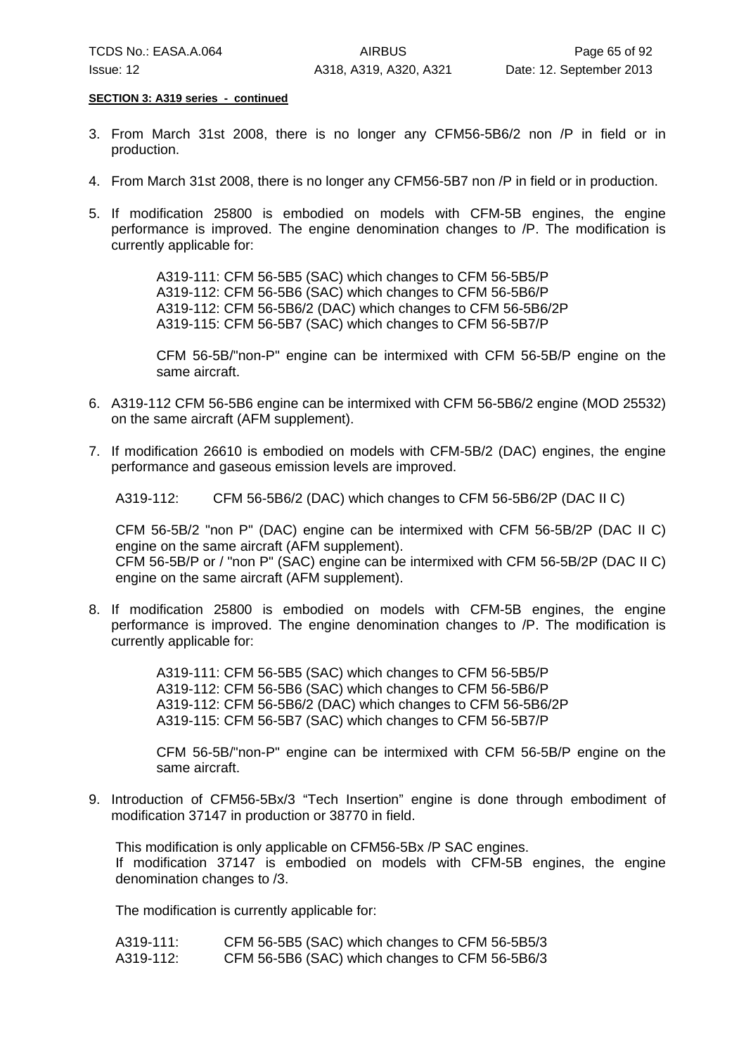**SECTION 3: A319 series - continued**

3. From March 31st 2008, there is no longer any CFM56-5B6/2 non /P in field or in production.

4. From March 31st 2008, there is no longer any CFM56-5B7 non /P in field or in production.

5. If modification 25800 is embodied on models with CFM-5B engines, the engine performance is improved. The engine denomination changes to /P. The modification is currently applicable for:

   A319-111: CFM 56-5B5 (SAC) which changes to CFM 56-5B5/P
   A319-112: CFM 56-5B6 (SAC) which changes to CFM 56-5B6/P
   A319-112: CFM 56-5B6/2 (DAC) which changes to CFM 56-5B6/2P
   A319-115: CFM 56-5B7 (SAC) which changes to CFM 56-5B7/P

   CFM 56-5B/"non-P" engine can be intermixed with CFM 56-5B/P engine on the same aircraft.

6. A319-112 CFM 56-5B6 engine can be intermixed with CFM 56-5B6/2 engine (MOD 25532) on the same aircraft (AFM supplement).

7. If modification 26610 is embodied on models with CFM-5B/2 (DAC) engines, the engine performance and gaseous emission levels are improved.

   A319-112: CFM 56-5B6/2 (DAC) which changes to CFM 56-5B6/2P (DAC II C)

   CFM 56-5B/2 "non P" (DAC) engine can be intermixed with CFM 56-5B/2P (DAC II C) engine on the same aircraft (AFM supplement).
   CFM 56-5B/P or / "non P" (SAC) engine can be intermixed with CFM 56-5B/2P (DAC II C) engine on the same aircraft (AFM supplement).

8. If modification 25800 is embodied on models with CFM-5B engines, the engine performance is improved. The engine denomination changes to /P. The modification is currently applicable for:

   A319-111: CFM 56-5B5 (SAC) which changes to CFM 56-5B5/P
   A319-112: CFM 56-5B6 (SAC) which changes to CFM 56-5B6/P
   A319-112: CFM 56-5B6/2 (DAC) which changes to CFM 56-5B6/2P
   A319-115: CFM 56-5B7 (SAC) which changes to CFM 56-5B7/P

   CFM 56-5B/"non-P" engine can be intermixed with CFM 56-5B/P engine on the same aircraft.

9. Introduction of CFM56-5Bx/3 "Tech Insertion" engine is done through embodiment of modification 37147 in production or 38770 in field.

   This modification is only applicable on CFM56-5Bx /P SAC engines.
   If modification 37147 is embodied on models with CFM-5B engines, the engine denomination changes to /3.

   The modification is currently applicable for:

   A319-111: CFM 56-5B5 (SAC) which changes to CFM 56-5B5/3
   A319-112: CFM 56-5B6 (SAC) which changes to CFM 56-5B6/3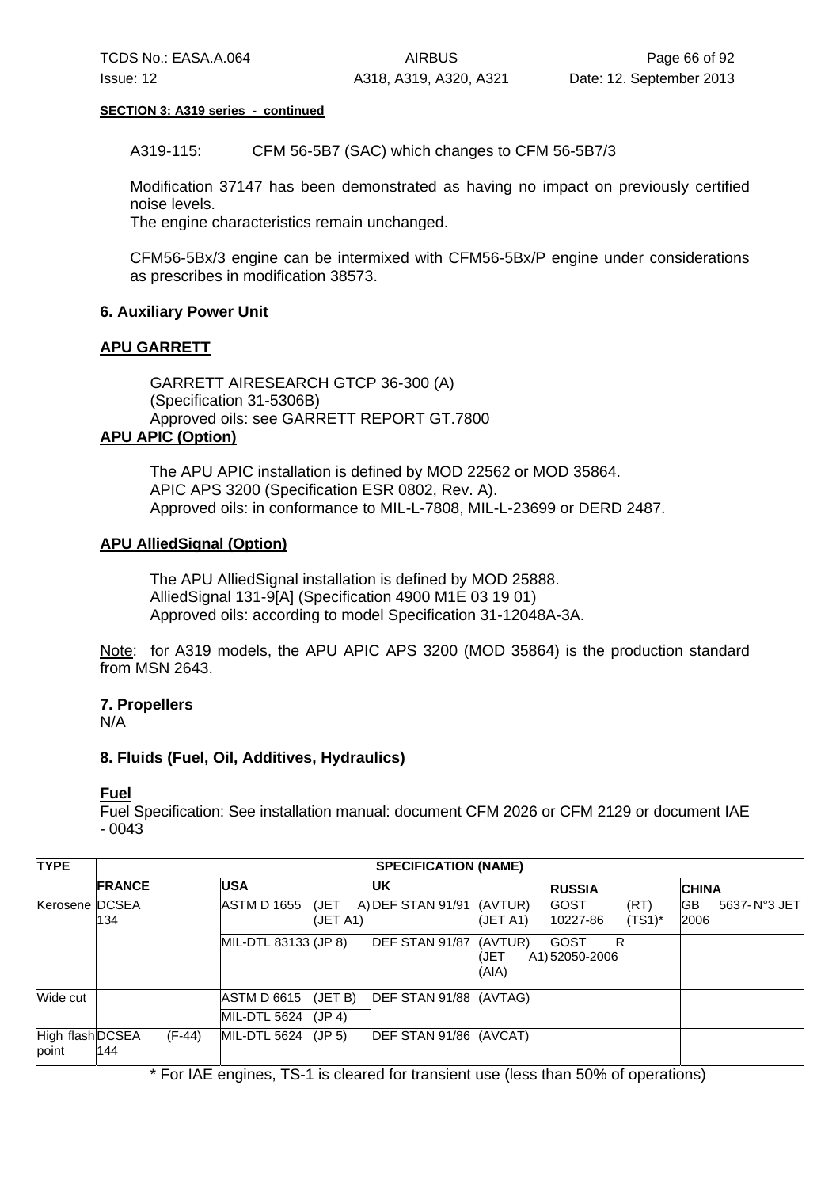**SECTION 3: A319 series - continued**

A319-115: CFM 56-5B7 (SAC) which changes to CFM 56-5B7/3

Modification 37147 has been demonstrated as having no impact on previously certified noise levels.
The engine characteristics remain unchanged.

CFM56-5Bx/3 engine can be intermixed with CFM56-5Bx/P engine under considerations as prescribes in modification 38573.

### 6. Auxiliary Power Unit

**APU GARRETT**

GARRETT AIRESEARCH GTCP 36-300 (A)
(Specification 31-5306B)
Approved oils: see GARRETT REPORT GT.7800

**APU APIC (Option)**

The APU APIC installation is defined by MOD 22562 or MOD 35864.
APIC APS 3200 (Specification ESR 0802, Rev. A).
Approved oils: in conformance to MIL-L-7808, MIL-L-23699 or DERD 2487.

**APU AlliedSignal (Option)**

The APU AlliedSignal installation is defined by MOD 25888.
AlliedSignal 131-9[A] (Specification 4900 M1E 03 19 01)
Approved oils: according to model Specification 31-12048A-3A.

Note: for A319 models, the APU APIC APS 3200 (MOD 35864) is the production standard from MSN 2643.

### 7. Propellers

N/A

### 8. Fluids (Fuel, Oil, Additives, Hydraulics)

**Fuel**

Fuel Specification: See installation manual: document CFM 2026 or CFM 2129 or document IAE - 0043

| TYPE | SPECIFICATION (NAME) | | | | | | | | | |
|---|---|---|---|---|---|---|---|---|---|---|
| | FRANCE | | USA | | UK | | RUSSIA | | CHINA | |
| Kerosene | DCSEA 134 | | ASTM D 1655 | (JET A) (JET A1) | DEF STAN 91/91 | (AVTUR) (JET A1) | GOST 10227-86 | (RT) (TS1)* | GB 5637-2006 | N°3 JET |
| | | | MIL-DTL 83133 | (JP 8) | DEF STAN 91/87 | (AVTUR) (JET A1) (AIA) | GOST R 52050-2006 | | | |
| Wide cut | | | ASTM D 6615 | (JET B) | DEF STAN 91/88 | (AVTAG) | | | | |
| | | | MIL-DTL 5624 | (JP 4) | | | | | | |
| High flash point | DCSEA 144 | (F-44) | MIL-DTL 5624 | (JP 5) | DEF STAN 91/86 | (AVCAT) | | | | |

\* For IAE engines, TS-1 is cleared for transient use (less than 50% of operations)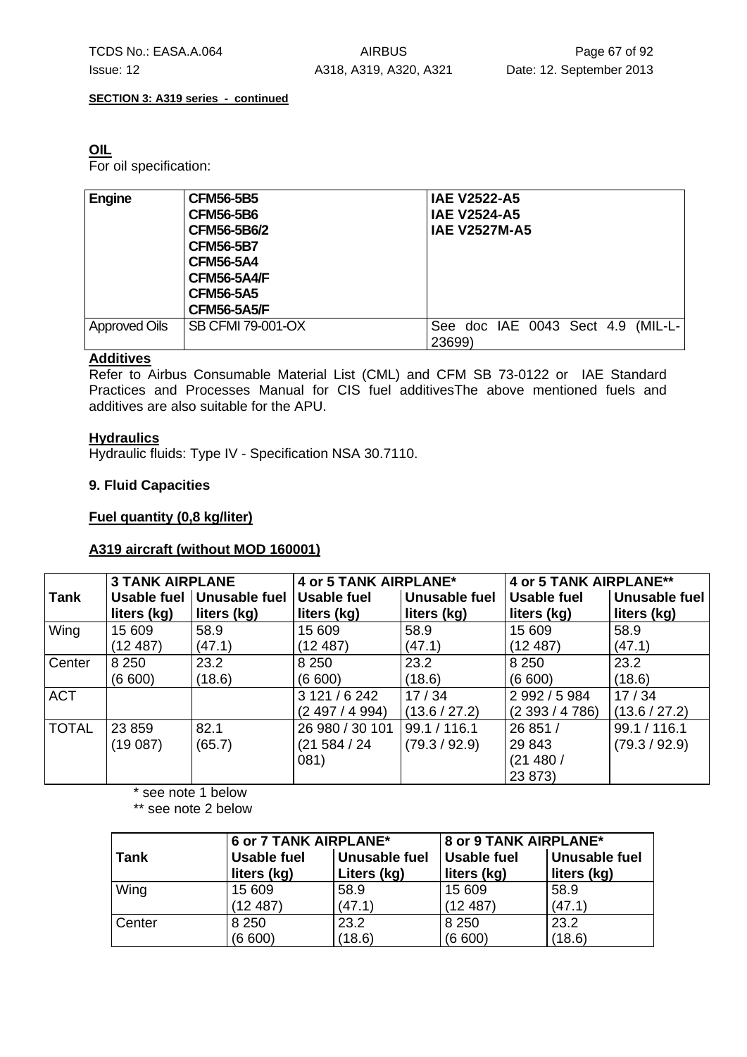**SECTION 3: A319 series - continued**

**OIL**

For oil specification:

| Engine | CFM56-5B5<br>CFM56-5B6<br>CFM56-5B6/2<br>CFM56-5B7<br>CFM56-5A4<br>CFM56-5A4/F<br>CFM56-5A5<br>CFM56-5A5/F | IAE V2522-A5<br>IAE V2524-A5<br>IAE V2527M-A5 |
|---|---|---|
| Approved Oils | SB CFMI 79-001-OX | See doc IAE 0043 Sect 4.9 (MIL-L-23699) |

**Additives**

Refer to Airbus Consumable Material List (CML) and CFM SB 73-0122 or IAE Standard Practices and Processes Manual for CIS fuel additivesThe above mentioned fuels and additives are also suitable for the APU.

**Hydraulics**

Hydraulic fluids: Type IV - Specification NSA 30.7110.

**9. Fluid Capacities**

**Fuel quantity (0,8 kg/liter)**

**A319 aircraft (without MOD 160001)**

| | 3 TANK AIRPLANE | | 4 or 5 TANK AIRPLANE* | | 4 or 5 TANK AIRPLANE** | |
|---|---|---|---|---|---|---|
| Tank | Usable fuel liters (kg) | Unusable fuel liters (kg) | Usable fuel liters (kg) | Unusable fuel liters (kg) | Usable fuel liters (kg) | Unusable fuel liters (kg) |
| Wing | 15 609 (12 487) | 58.9 (47.1) | 15 609 (12 487) | 58.9 (47.1) | 15 609 (12 487) | 58.9 (47.1) |
| Center | 8 250 (6 600) | 23.2 (18.6) | 8 250 (6 600) | 23.2 (18.6) | 8 250 (6 600) | 23.2 (18.6) |
| ACT | | | 3 121 / 6 242 (2 497 / 4 994) | 17 / 34 (13.6 / 27.2) | 2 992 / 5 984 (2 393 / 4 786) | 17 / 34 (13.6 / 27.2) |
| TOTAL | 23 859 (19 087) | 82.1 (65.7) | 26 980 / 30 101 (21 584 / 24 081) | 99.1 / 116.1 (79.3 / 92.9) | 26 851 / 29 843 (21 480 / 23 873) | 99.1 / 116.1 (79.3 / 92.9) |

\* see note 1 below

\*\* see note 2 below

| | 6 or 7 TANK AIRPLANE* | | 8 or 9 TANK AIRPLANE* | |
|---|---|---|---|---|
| Tank | Usable fuel liters (kg) | Unusable fuel Liters (kg) | Usable fuel liters (kg) | Unusable fuel liters (kg) |
| Wing | 15 609 (12 487) | 58.9 (47.1) | 15 609 (12 487) | 58.9 (47.1) |
| Center | 8 250 (6 600) | 23.2 (18.6) | 8 250 (6 600) | 23.2 (18.6) |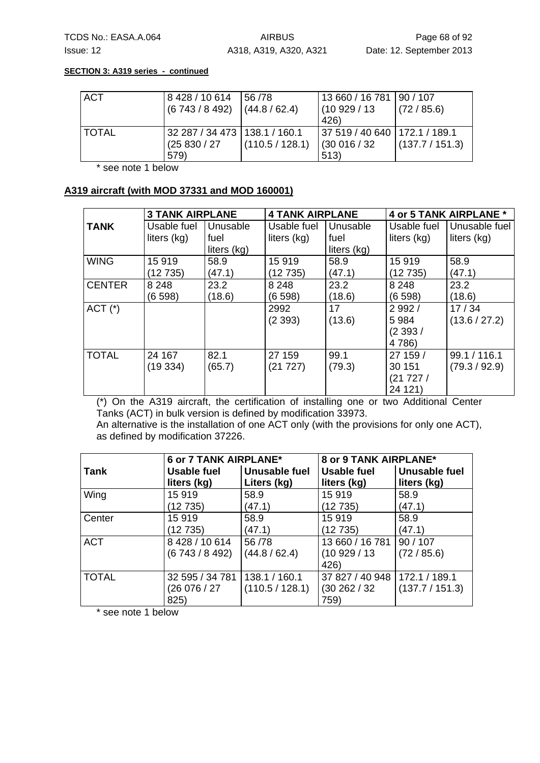**SECTION 3: A319 series - continued**

| | | | | |
|---|---|---|---|---|
| ACT | 8 428 / 10 614 (6 743 / 8 492) | 56 /78 (44.8 / 62.4) | 13 660 / 16 781 (10 929 / 13 426) | 90 / 107 (72 / 85.6) |
| TOTAL | 32 287 / 34 473 (25 830 / 27 579) | 138.1 / 160.1 (110.5 / 128.1) | 37 519 / 40 640 (30 016 / 32 513) | 172.1 / 189.1 (137.7 / 151.3) |

\* see note 1 below

**A319 aircraft (with MOD 37331 and MOD 160001)**

| TANK | 3 TANK AIRPLANE | | 4 TANK AIRPLANE | | 4 or 5 TANK AIRPLANE * | |
|---|---|---|---|---|---|---|
| | Usable fuel liters (kg) | Unusable fuel liters (kg) | Usable fuel liters (kg) | Unusable fuel liters (kg) | Usable fuel liters (kg) | Unusable fuel liters (kg) |
| WING | 15 919 (12 735) | 58.9 (47.1) | 15 919 (12 735) | 58.9 (47.1) | 15 919 (12 735) | 58.9 (47.1) |
| CENTER | 8 248 (6 598) | 23.2 (18.6) | 8 248 (6 598) | 23.2 (18.6) | 8 248 (6 598) | 23.2 (18.6) |
| ACT (*) | | | 2992 (2 393) | 17 (13.6) | 2 992 / 5 984 (2 393 / 4 786) | 17 / 34 (13.6 / 27.2) |
| TOTAL | 24 167 (19 334) | 82.1 (65.7) | 27 159 (21 727) | 99.1 (79.3) | 27 159 / 30 151 (21 727 / 24 121) | 99.1 / 116.1 (79.3 / 92.9) |

(*) On the A319 aircraft, the certification of installing one or two Additional Center Tanks (ACT) in bulk version is defined by modification 33973.
An alternative is the installation of one ACT only (with the provisions for only one ACT), as defined by modification 37226.

| Tank | 6 or 7 TANK AIRPLANE* | | 8 or 9 TANK AIRPLANE* | |
|---|---|---|---|---|
| | **Usable fuel liters (kg)** | **Unusable fuel Liters (kg)** | **Usable fuel liters (kg)** | **Unusable fuel liters (kg)** |
| Wing | 15 919 (12 735) | 58.9 (47.1) | 15 919 (12 735) | 58.9 (47.1) |
| Center | 15 919 (12 735) | 58.9 (47.1) | 15 919 (12 735) | 58.9 (47.1) |
| ACT | 8 428 / 10 614 (6 743 / 8 492) | 56 /78 (44.8 / 62.4) | 13 660 / 16 781 (10 929 / 13 426) | 90 / 107 (72 / 85.6) |
| TOTAL | 32 595 / 34 781 (26 076 / 27 825) | 138.1 / 160.1 (110.5 / 128.1) | 37 827 / 40 948 (30 262 / 32 759) | 172.1 / 189.1 (137.7 / 151.3) |

\* see note 1 below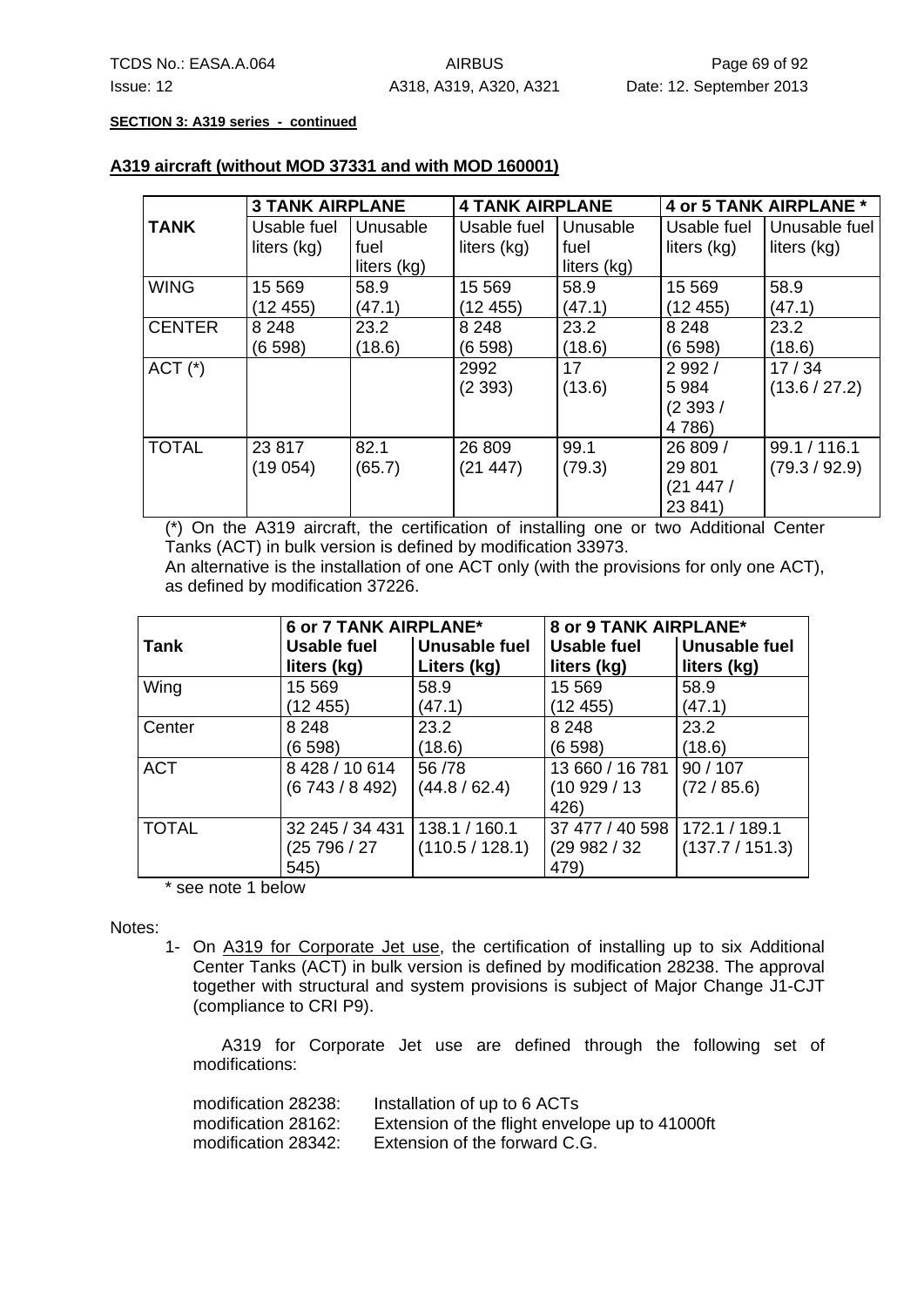**SECTION 3: A319 series - continued**

**A319 aircraft (without MOD 37331 and with MOD 160001)**

| TANK | 3 TANK AIRPLANE | | 4 TANK AIRPLANE | | 4 or 5 TANK AIRPLANE * | |
|---|---|---|---|---|---|---|
| | Usable fuel liters (kg) | Unusable fuel liters (kg) | Usable fuel liters (kg) | Unusable fuel liters (kg) | Usable fuel liters (kg) | Unusable fuel liters (kg) |
| WING | 15 569 (12 455) | 58.9 (47.1) | 15 569 (12 455) | 58.9 (47.1) | 15 569 (12 455) | 58.9 (47.1) |
| CENTER | 8 248 (6 598) | 23.2 (18.6) | 8 248 (6 598) | 23.2 (18.6) | 8 248 (6 598) | 23.2 (18.6) |
| ACT (*) | | | 2992 (2 393) | 17 (13.6) | 2 992 / 5 984 (2 393 / 4 786) | 17 / 34 (13.6 / 27.2) |
| TOTAL | 23 817 (19 054) | 82.1 (65.7) | 26 809 (21 447) | 99.1 (79.3) | 26 809 / 29 801 (21 447 / 23 841) | 99.1 / 116.1 (79.3 / 92.9) |

(*) On the A319 aircraft, the certification of installing one or two Additional Center Tanks (ACT) in bulk version is defined by modification 33973.
An alternative is the installation of one ACT only (with the provisions for only one ACT), as defined by modification 37226.

| Tank | 6 or 7 TANK AIRPLANE* | | 8 or 9 TANK AIRPLANE* | |
|---|---|---|---|---|
| | **Usable fuel liters (kg)** | **Unusable fuel Liters (kg)** | **Usable fuel liters (kg)** | **Unusable fuel liters (kg)** |
| Wing | 15 569 (12 455) | 58.9 (47.1) | 15 569 (12 455) | 58.9 (47.1) |
| Center | 8 248 (6 598) | 23.2 (18.6) | 8 248 (6 598) | 23.2 (18.6) |
| ACT | 8 428 / 10 614 (6 743 / 8 492) | 56 /78 (44.8 / 62.4) | 13 660 / 16 781 (10 929 / 13 426) | 90 / 107 (72 / 85.6) |
| TOTAL | 32 245 / 34 431 (25 796 / 27 545) | 138.1 / 160.1 (110.5 / 128.1) | 37 477 / 40 598 (29 982 / 32 479) | 172.1 / 189.1 (137.7 / 151.3) |

\* see note 1 below

Notes:

1- On A319 for Corporate Jet use, the certification of installing up to six Additional Center Tanks (ACT) in bulk version is defined by modification 28238. The approval together with structural and system provisions is subject of Major Change J1-CJT (compliance to CRI P9).

A319 for Corporate Jet use are defined through the following set of modifications:

modification 28238: Installation of up to 6 ACTs
modification 28162: Extension of the flight envelope up to 41000ft
modification 28342: Extension of the forward C.G.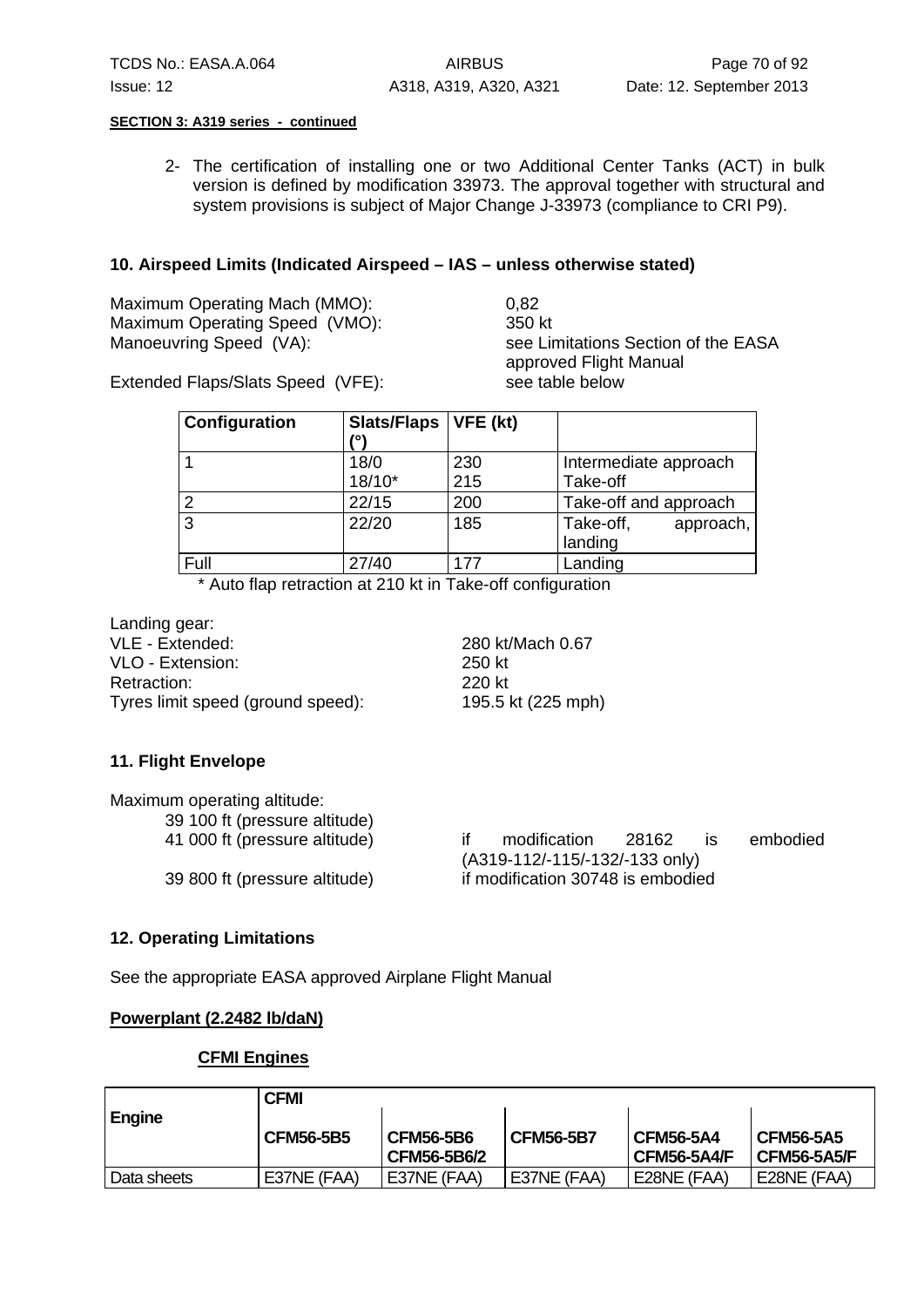**SECTION 3: A319 series - continued**

2- The certification of installing one or two Additional Center Tanks (ACT) in bulk version is defined by modification 33973. The approval together with structural and system provisions is subject of Major Change J-33973 (compliance to CRI P9).

## 10. Airspeed Limits (Indicated Airspeed – IAS – unless otherwise stated)

Maximum Operating Mach (MMO): 0,82
Maximum Operating Speed (VMO): 350 kt
Manoeuvring Speed (VA): see Limitations Section of the EASA approved Flight Manual

Extended Flaps/Slats Speed (VFE): see table below

| Configuration | Slats/Flaps (°) | VFE (kt) | |
|---|---|---|---|
| 1 | 18/0<br>18/10* | 230<br>215 | Intermediate approach<br>Take-off |
| 2 | 22/15 | 200 | Take-off and approach |
| 3 | 22/20 | 185 | Take-off, approach, landing |
| Full | 27/40 | 177 | Landing |

\* Auto flap retraction at 210 kt in Take-off configuration

Landing gear:
VLE - Extended: 280 kt/Mach 0.67
VLO - Extension: 250 kt
Retraction: 220 kt
Tyres limit speed (ground speed): 195.5 kt (225 mph)

## 11. Flight Envelope

Maximum operating altitude:

39 100 ft (pressure altitude)
41 000 ft (pressure altitude) if modification 28162 is embodied (A319-112/-115/-132/-133 only)
39 800 ft (pressure altitude) if modification 30748 is embodied

## 12. Operating Limitations

See the appropriate EASA approved Airplane Flight Manual

**Powerplant (2.2482 lb/daN)**

**CFMI Engines**

| Engine | CFMI | | | | |
|---|---|---|---|---|---|
| | **CFM56-5B5** | **CFM56-5B6<br>CFM56-5B6/2** | **CFM56-5B7** | **CFM56-5A4<br>CFM56-5A4/F** | **CFM56-5A5<br>CFM56-5A5/F** |
| Data sheets | E37NE (FAA) | E37NE (FAA) | E37NE (FAA) | E28NE (FAA) | E28NE (FAA) |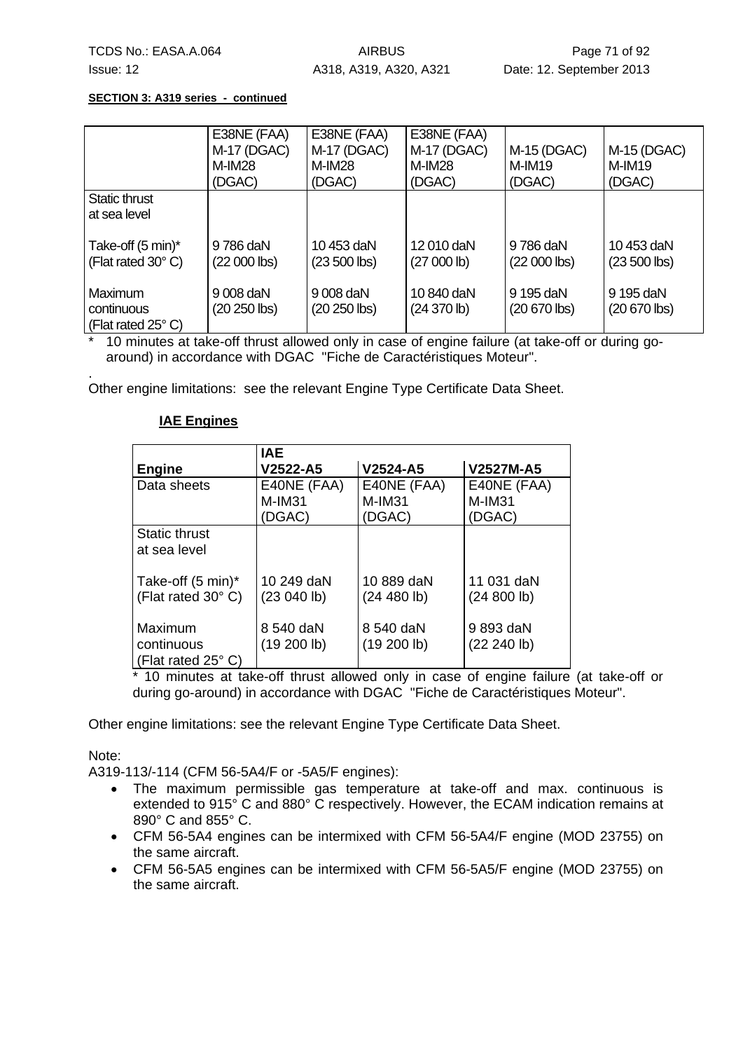**SECTION 3: A319 series - continued**

| | E38NE (FAA) M-17 (DGAC) M-IM28 (DGAC) | E38NE (FAA) M-17 (DGAC) M-IM28 (DGAC) | E38NE (FAA) M-17 (DGAC) M-IM28 (DGAC) | M-15 (DGAC) M-IM19 (DGAC) | M-15 (DGAC) M-IM19 (DGAC) |
|---|---|---|---|---|---|
| Static thrust at sea level | | | | | |
| Take-off (5 min)* (Flat rated 30° C) | 9 786 daN (22 000 lbs) | 10 453 daN (23 500 lbs) | 12 010 daN (27 000 lb) | 9 786 daN (22 000 lbs) | 10 453 daN (23 500 lbs) |
| Maximum continuous (Flat rated 25° C) | 9 008 daN (20 250 lbs) | 9 008 daN (20 250 lbs) | 10 840 daN (24 370 lb) | 9 195 daN (20 670 lbs) | 9 195 daN (20 670 lbs) |

\* 10 minutes at take-off thrust allowed only in case of engine failure (at take-off or during go-around) in accordance with DGAC "Fiche de Caractéristiques Moteur".

.
Other engine limitations: see the relevant Engine Type Certificate Data Sheet.

**IAE Engines**

| Engine | IAE V2522-A5 | V2524-A5 | V2527M-A5 |
|---|---|---|---|
| Data sheets | E40NE (FAA) M-IM31 (DGAC) | E40NE (FAA) M-IM31 (DGAC) | E40NE (FAA) M-IM31 (DGAC) |
| Static thrust at sea level | | | |
| Take-off (5 min)* (Flat rated 30° C) | 10 249 daN (23 040 lb) | 10 889 daN (24 480 lb) | 11 031 daN (24 800 lb) |
| Maximum continuous (Flat rated 25° C) | 8 540 daN (19 200 lb) | 8 540 daN (19 200 lb) | 9 893 daN (22 240 lb) |

\* 10 minutes at take-off thrust allowed only in case of engine failure (at take-off or during go-around) in accordance with DGAC "Fiche de Caractéristiques Moteur".

Other engine limitations: see the relevant Engine Type Certificate Data Sheet.

Note:
A319-113/-114 (CFM 56-5A4/F or -5A5/F engines):

- The maximum permissible gas temperature at take-off and max. continuous is extended to 915° C and 880° C respectively. However, the ECAM indication remains at 890° C and 855° C.
- CFM 56-5A4 engines can be intermixed with CFM 56-5A4/F engine (MOD 23755) on the same aircraft.
- CFM 56-5A5 engines can be intermixed with CFM 56-5A5/F engine (MOD 23755) on the same aircraft.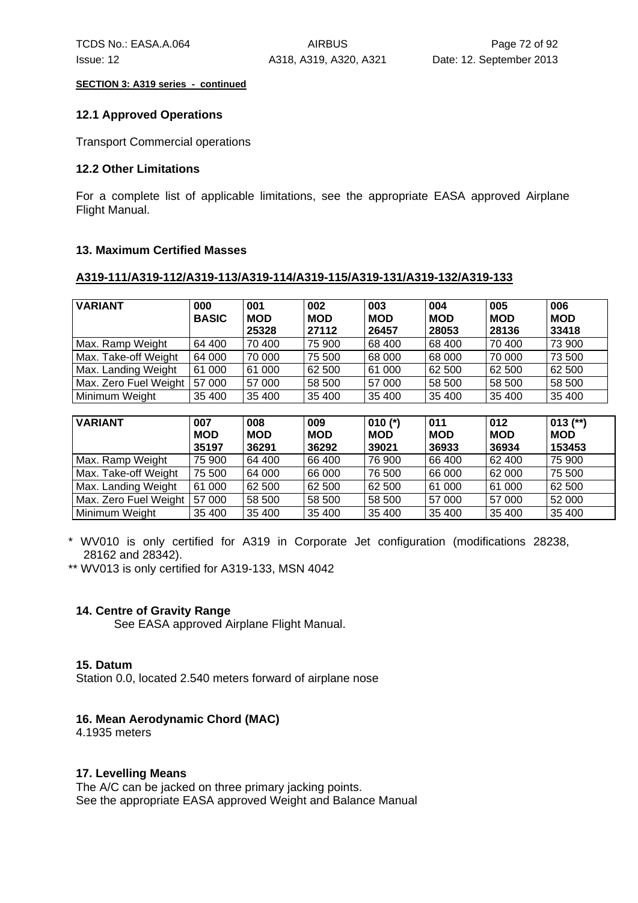**SECTION 3: A319 series - continued**

### 12.1 Approved Operations

Transport Commercial operations

### 12.2 Other Limitations

For a complete list of applicable limitations, see the appropriate EASA approved Airplane Flight Manual.

### 13. Maximum Certified Masses

**A319-111/A319-112/A319-113/A319-114/A319-115/A319-131/A319-132/A319-133**

| VARIANT | 000 BASIC | 001 MOD 25328 | 002 MOD 27112 | 003 MOD 26457 | 004 MOD 28053 | 005 MOD 28136 | 006 MOD 33418 |
|---|---|---|---|---|---|---|---|
| Max. Ramp Weight | 64 400 | 70 400 | 75 900 | 68 400 | 68 400 | 70 400 | 73 900 |
| Max. Take-off Weight | 64 000 | 70 000 | 75 500 | 68 000 | 68 000 | 70 000 | 73 500 |
| Max. Landing Weight | 61 000 | 61 000 | 62 500 | 61 000 | 62 500 | 62 500 | 62 500 |
| Max. Zero Fuel Weight | 57 000 | 57 000 | 58 500 | 57 000 | 58 500 | 58 500 | 58 500 |
| Minimum Weight | 35 400 | 35 400 | 35 400 | 35 400 | 35 400 | 35 400 | 35 400 |

| VARIANT | 007 MOD 35197 | 008 MOD 36291 | 009 MOD 36292 | 010 (*) MOD 39021 | 011 MOD 36933 | 012 MOD 36934 | 013 (**) MOD 153453 |
|---|---|---|---|---|---|---|---|
| Max. Ramp Weight | 75 900 | 64 400 | 66 400 | 76 900 | 66 400 | 62 400 | 75 900 |
| Max. Take-off Weight | 75 500 | 64 000 | 66 000 | 76 500 | 66 000 | 62 000 | 75 500 |
| Max. Landing Weight | 61 000 | 62 500 | 62 500 | 62 500 | 61 000 | 61 000 | 62 500 |
| Max. Zero Fuel Weight | 57 000 | 58 500 | 58 500 | 58 500 | 57 000 | 57 000 | 52 000 |
| Minimum Weight | 35 400 | 35 400 | 35 400 | 35 400 | 35 400 | 35 400 | 35 400 |

* WV010 is only certified for A319 in Corporate Jet configuration (modifications 28238, 28162 and 28342).

** WV013 is only certified for A319-133, MSN 4042

### 14. Centre of Gravity Range

See EASA approved Airplane Flight Manual.

### 15. Datum

Station 0.0, located 2.540 meters forward of airplane nose

### 16. Mean Aerodynamic Chord (MAC)

4.1935 meters

### 17. Levelling Means

The A/C can be jacked on three primary jacking points.
See the appropriate EASA approved Weight and Balance Manual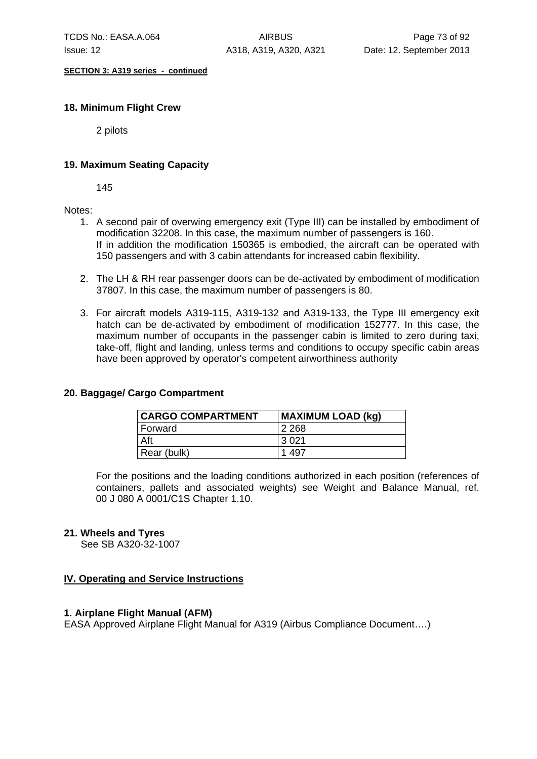**SECTION 3: A319 series - continued**

### 18. Minimum Flight Crew

2 pilots

### 19. Maximum Seating Capacity

145

Notes:

1. A second pair of overwing emergency exit (Type III) can be installed by embodiment of modification 32208. In this case, the maximum number of passengers is 160.
   If in addition the modification 150365 is embodied, the aircraft can be operated with 150 passengers and with 3 cabin attendants for increased cabin flexibility.

2. The LH & RH rear passenger doors can be de-activated by embodiment of modification 37807. In this case, the maximum number of passengers is 80.

3. For aircraft models A319-115, A319-132 and A319-133, the Type III emergency exit hatch can be de-activated by embodiment of modification 152777. In this case, the maximum number of occupants in the passenger cabin is limited to zero during taxi, take-off, flight and landing, unless terms and conditions to occupy specific cabin areas have been approved by operator's competent airworthiness authority

### 20. Baggage/ Cargo Compartment

| CARGO COMPARTMENT | MAXIMUM LOAD (kg) |
|---|---|
| Forward | 2 268 |
| Aft | 3 021 |
| Rear (bulk) | 1 497 |

For the positions and the loading conditions authorized in each position (references of containers, pallets and associated weights) see Weight and Balance Manual, ref. 00 J 080 A 0001/C1S Chapter 1.10.

### 21. Wheels and Tyres

See SB A320-32-1007

## IV. Operating and Service Instructions

### 1. Airplane Flight Manual (AFM)

EASA Approved Airplane Flight Manual for A319 (Airbus Compliance Document….)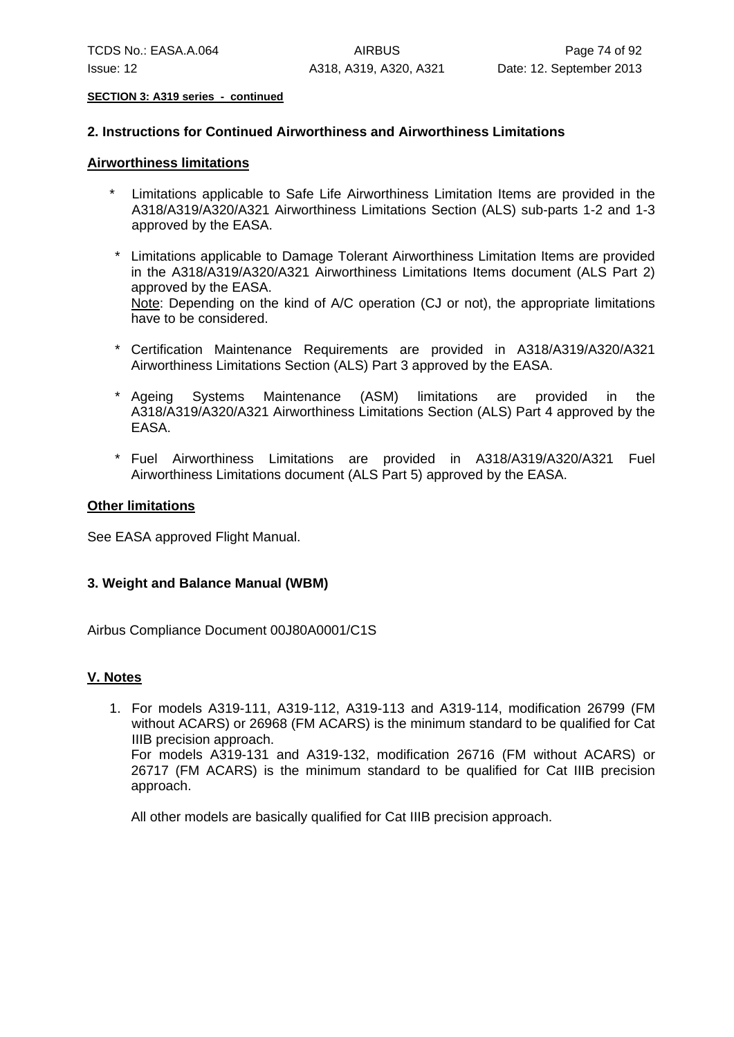**SECTION 3: A319 series - continued**

**2. Instructions for Continued Airworthiness and Airworthiness Limitations**

**Airworthiness limitations**

* Limitations applicable to Safe Life Airworthiness Limitation Items are provided in the A318/A319/A320/A321 Airworthiness Limitations Section (ALS) sub-parts 1-2 and 1-3 approved by the EASA.
* Limitations applicable to Damage Tolerant Airworthiness Limitation Items are provided in the A318/A319/A320/A321 Airworthiness Limitations Items document (ALS Part 2) approved by the EASA.
  Note: Depending on the kind of A/C operation (CJ or not), the appropriate limitations have to be considered.
* Certification Maintenance Requirements are provided in A318/A319/A320/A321 Airworthiness Limitations Section (ALS) Part 3 approved by the EASA.
* Ageing Systems Maintenance (ASM) limitations are provided in the A318/A319/A320/A321 Airworthiness Limitations Section (ALS) Part 4 approved by the EASA.
* Fuel Airworthiness Limitations are provided in A318/A319/A320/A321 Fuel Airworthiness Limitations document (ALS Part 5) approved by the EASA.

**Other limitations**

See EASA approved Flight Manual.

**3. Weight and Balance Manual (WBM)**

Airbus Compliance Document 00J80A0001/C1S

**V. Notes**

1. For models A319-111, A319-112, A319-113 and A319-114, modification 26799 (FM without ACARS) or 26968 (FM ACARS) is the minimum standard to be qualified for Cat IIIB precision approach.
   For models A319-131 and A319-132, modification 26716 (FM without ACARS) or 26717 (FM ACARS) is the minimum standard to be qualified for Cat IIIB precision approach.

   All other models are basically qualified for Cat IIIB precision approach.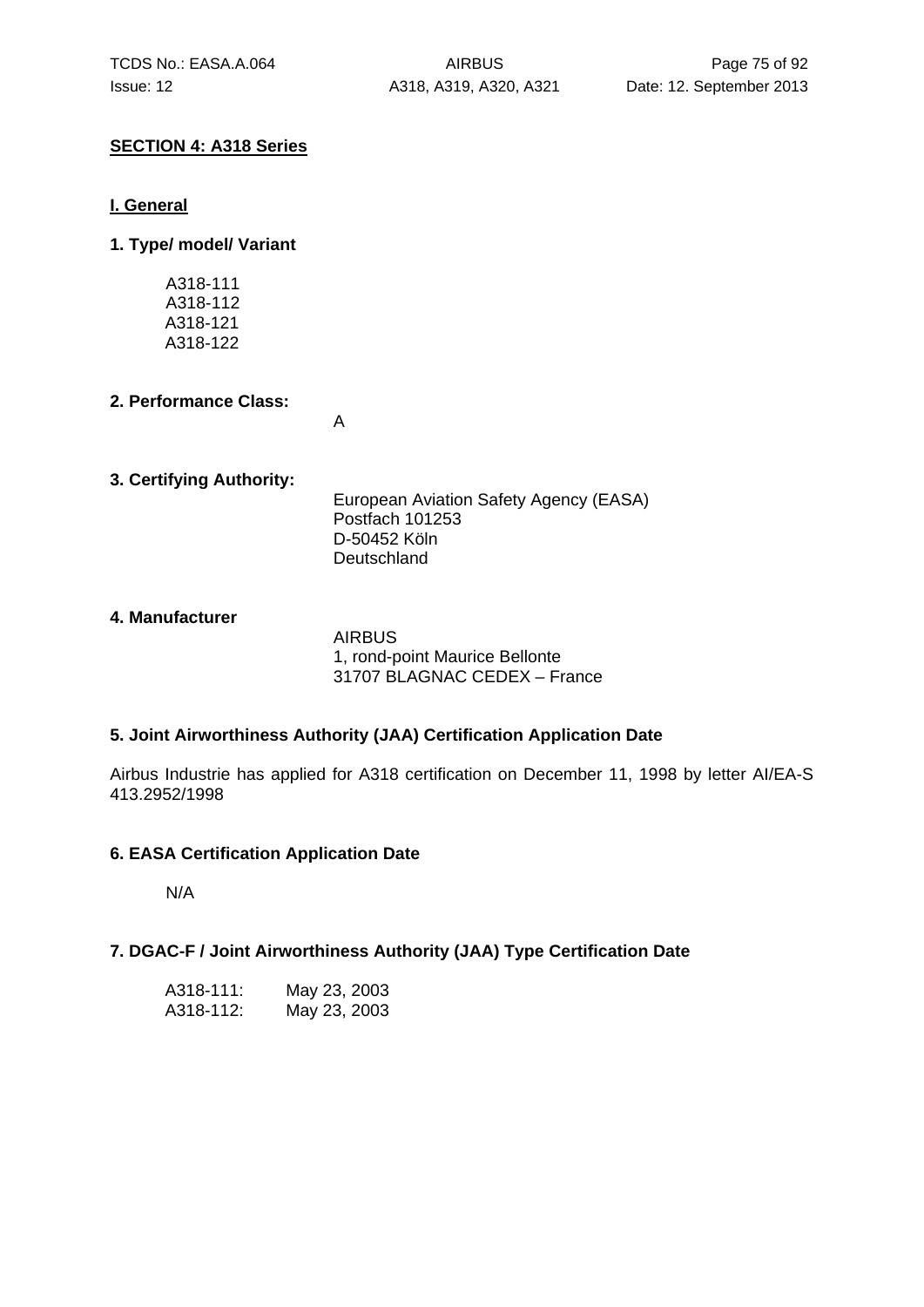## SECTION 4: A318 Series

### I. General

**1. Type/ model/ Variant**

A318-111
A318-112
A318-121
A318-122

**2. Performance Class:**

A

**3. Certifying Authority:**

European Aviation Safety Agency (EASA)
Postfach 101253
D-50452 Köln
Deutschland

**4. Manufacturer**

AIRBUS
1, rond-point Maurice Bellonte
31707 BLAGNAC CEDEX – France

**5. Joint Airworthiness Authority (JAA) Certification Application Date**

Airbus Industrie has applied for A318 certification on December 11, 1998 by letter AI/EA-S 413.2952/1998

**6. EASA Certification Application Date**

N/A

**7. DGAC-F / Joint Airworthiness Authority (JAA) Type Certification Date**

A318-111: May 23, 2003
A318-112: May 23, 2003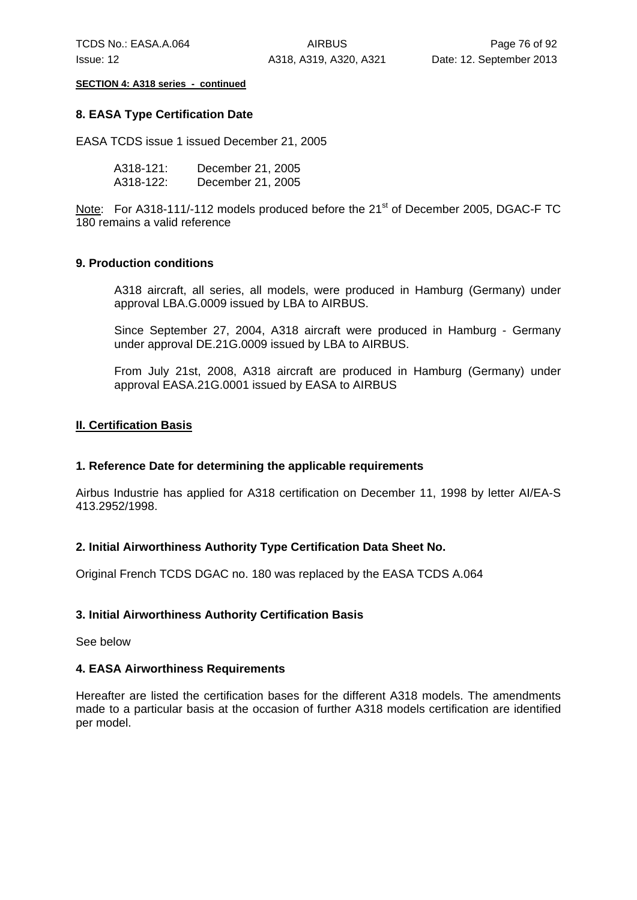**SECTION 4: A318 series - continued**

### 8. EASA Type Certification Date

EASA TCDS issue 1 issued December 21, 2005

| | |
|---|---|
| A318-121: | December 21, 2005 |
| A318-122: | December 21, 2005 |

Note: For A318-111/-112 models produced before the 21st of December 2005, DGAC-F TC 180 remains a valid reference

### 9. Production conditions

A318 aircraft, all series, all models, were produced in Hamburg (Germany) under approval LBA.G.0009 issued by LBA to AIRBUS.

Since September 27, 2004, A318 aircraft were produced in Hamburg - Germany under approval DE.21G.0009 issued by LBA to AIRBUS.

From July 21st, 2008, A318 aircraft are produced in Hamburg (Germany) under approval EASA.21G.0001 issued by EASA to AIRBUS

## II. Certification Basis

### 1. Reference Date for determining the applicable requirements

Airbus Industrie has applied for A318 certification on December 11, 1998 by letter AI/EA-S 413.2952/1998.

### 2. Initial Airworthiness Authority Type Certification Data Sheet No.

Original French TCDS DGAC no. 180 was replaced by the EASA TCDS A.064

### 3. Initial Airworthiness Authority Certification Basis

See below

### 4. EASA Airworthiness Requirements

Hereafter are listed the certification bases for the different A318 models. The amendments made to a particular basis at the occasion of further A318 models certification are identified per model.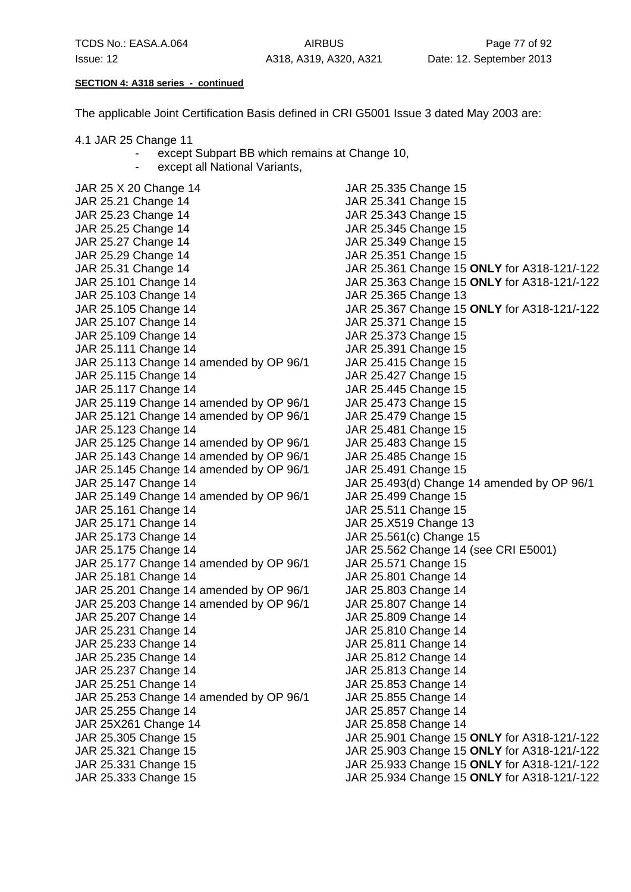**SECTION 4: A318 series - continued**

The applicable Joint Certification Basis defined in CRI G5001 Issue 3 dated May 2003 are:

4.1 JAR 25 Change 11

- except Subpart BB which remains at Change 10,
- except all National Variants,

JAR 25 X 20 Change 14
JAR 25.21 Change 14
JAR 25.23 Change 14
JAR 25.25 Change 14
JAR 25.27 Change 14
JAR 25.29 Change 14
JAR 25.31 Change 14
JAR 25.101 Change 14
JAR 25.103 Change 14
JAR 25.105 Change 14
JAR 25.107 Change 14
JAR 25.109 Change 14
JAR 25.111 Change 14
JAR 25.113 Change 14 amended by OP 96/1
JAR 25.115 Change 14
JAR 25.117 Change 14
JAR 25.119 Change 14 amended by OP 96/1
JAR 25.121 Change 14 amended by OP 96/1
JAR 25.123 Change 14
JAR 25.125 Change 14 amended by OP 96/1
JAR 25.143 Change 14 amended by OP 96/1
JAR 25.145 Change 14 amended by OP 96/1
JAR 25.147 Change 14
JAR 25.149 Change 14 amended by OP 96/1
JAR 25.161 Change 14
JAR 25.171 Change 14
JAR 25.173 Change 14
JAR 25.175 Change 14
JAR 25.177 Change 14 amended by OP 96/1
JAR 25.181 Change 14
JAR 25.201 Change 14 amended by OP 96/1
JAR 25.203 Change 14 amended by OP 96/1
JAR 25.207 Change 14
JAR 25.231 Change 14
JAR 25.233 Change 14
JAR 25.235 Change 14
JAR 25.237 Change 14
JAR 25.251 Change 14
JAR 25.253 Change 14 amended by OP 96/1
JAR 25.255 Change 14
JAR 25X261 Change 14
JAR 25.305 Change 15
JAR 25.321 Change 15
JAR 25.331 Change 15
JAR 25.333 Change 15
JAR 25.335 Change 15
JAR 25.341 Change 15
JAR 25.343 Change 15
JAR 25.345 Change 15
JAR 25.349 Change 15
JAR 25.351 Change 15
JAR 25.361 Change 15 **ONLY** for A318-121/-122
JAR 25.363 Change 15 **ONLY** for A318-121/-122
JAR 25.365 Change 13
JAR 25.367 Change 15 **ONLY** for A318-121/-122
JAR 25.371 Change 15
JAR 25.373 Change 15
JAR 25.391 Change 15
JAR 25.415 Change 15
JAR 25.427 Change 15
JAR 25.445 Change 15
JAR 25.473 Change 15
JAR 25.479 Change 15
JAR 25.481 Change 15
JAR 25.483 Change 15
JAR 25.485 Change 15
JAR 25.491 Change 15
JAR 25.493(d) Change 14 amended by OP 96/1
JAR 25.499 Change 15
JAR 25.511 Change 15
JAR 25.X519 Change 13
JAR 25.561(c) Change 15
JAR 25.562 Change 14 (see CRI E5001)
JAR 25.571 Change 15
JAR 25.801 Change 14
JAR 25.803 Change 14
JAR 25.807 Change 14
JAR 25.809 Change 14
JAR 25.810 Change 14
JAR 25.811 Change 14
JAR 25.812 Change 14
JAR 25.813 Change 14
JAR 25.853 Change 14
JAR 25.855 Change 14
JAR 25.857 Change 14
JAR 25.858 Change 14
JAR 25.901 Change 15 **ONLY** for A318-121/-122
JAR 25.903 Change 15 **ONLY** for A318-121/-122
JAR 25.933 Change 15 **ONLY** for A318-121/-122
JAR 25.934 Change 15 **ONLY** for A318-121/-122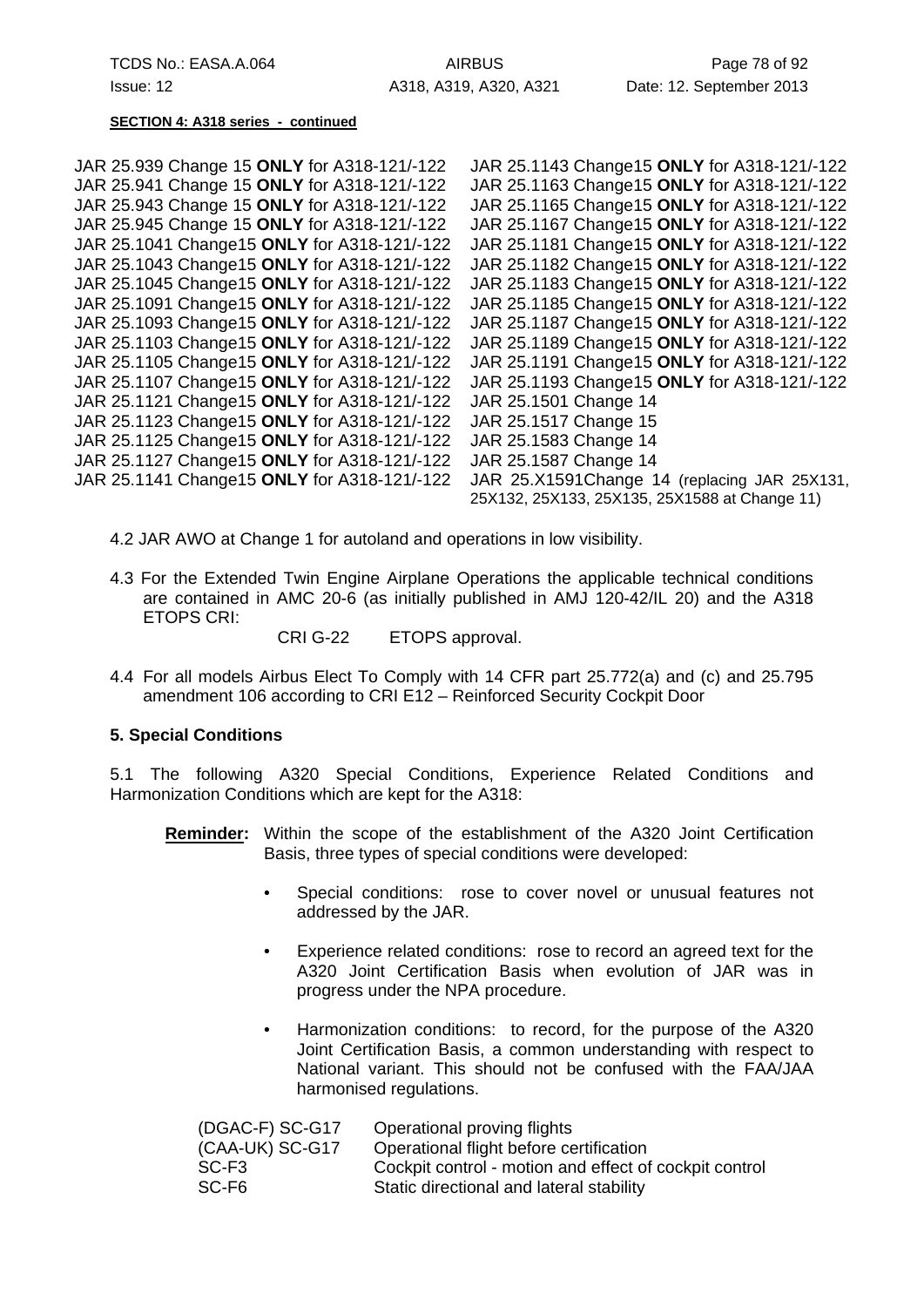**SECTION 4: A318 series - continued**

JAR 25.939 Change 15 **ONLY** for A318-121/-122
JAR 25.941 Change 15 **ONLY** for A318-121/-122
JAR 25.943 Change 15 **ONLY** for A318-121/-122
JAR 25.945 Change 15 **ONLY** for A318-121/-122
JAR 25.1041 Change15 **ONLY** for A318-121/-122
JAR 25.1043 Change15 **ONLY** for A318-121/-122
JAR 25.1045 Change15 **ONLY** for A318-121/-122
JAR 25.1091 Change15 **ONLY** for A318-121/-122
JAR 25.1093 Change15 **ONLY** for A318-121/-122
JAR 25.1103 Change15 **ONLY** for A318-121/-122
JAR 25.1105 Change15 **ONLY** for A318-121/-122
JAR 25.1107 Change15 **ONLY** for A318-121/-122
JAR 25.1121 Change15 **ONLY** for A318-121/-122
JAR 25.1123 Change15 **ONLY** for A318-121/-122
JAR 25.1125 Change15 **ONLY** for A318-121/-122
JAR 25.1127 Change15 **ONLY** for A318-121/-122
JAR 25.1141 Change15 **ONLY** for A318-121/-122
JAR 25.1143 Change15 **ONLY** for A318-121/-122
JAR 25.1163 Change15 **ONLY** for A318-121/-122
JAR 25.1165 Change15 **ONLY** for A318-121/-122
JAR 25.1167 Change15 **ONLY** for A318-121/-122
JAR 25.1181 Change15 **ONLY** for A318-121/-122
JAR 25.1182 Change15 **ONLY** for A318-121/-122
JAR 25.1183 Change15 **ONLY** for A318-121/-122
JAR 25.1185 Change15 **ONLY** for A318-121/-122
JAR 25.1187 Change15 **ONLY** for A318-121/-122
JAR 25.1189 Change15 **ONLY** for A318-121/-122
JAR 25.1191 Change15 **ONLY** for A318-121/-122
JAR 25.1193 Change15 **ONLY** for A318-121/-122
JAR 25.1501 Change 14
JAR 25.1517 Change 15
JAR 25.1583 Change 14
JAR 25.1587 Change 14
JAR 25.X1591Change 14 (replacing JAR 25X131, 25X132, 25X133, 25X135, 25X1588 at Change 11)

4.2 JAR AWO at Change 1 for autoland and operations in low visibility.

4.3 For the Extended Twin Engine Airplane Operations the applicable technical conditions are contained in AMC 20-6 (as initially published in AMJ 120-42/IL 20) and the A318 ETOPS CRI:

CRI G-22 ETOPS approval.

4.4 For all models Airbus Elect To Comply with 14 CFR part 25.772(a) and (c) and 25.795 amendment 106 according to CRI E12 – Reinforced Security Cockpit Door

**5. Special Conditions**

5.1 The following A320 Special Conditions, Experience Related Conditions and Harmonization Conditions which are kept for the A318:

**Reminder:** Within the scope of the establishment of the A320 Joint Certification Basis, three types of special conditions were developed:

- Special conditions: rose to cover novel or unusual features not addressed by the JAR.
- Experience related conditions: rose to record an agreed text for the A320 Joint Certification Basis when evolution of JAR was in progress under the NPA procedure.
- Harmonization conditions: to record, for the purpose of the A320 Joint Certification Basis, a common understanding with respect to National variant. This should not be confused with the FAA/JAA harmonised regulations.

| | |
|---|---|
| (DGAC-F) SC-G17 | Operational proving flights |
| (CAA-UK) SC-G17 | Operational flight before certification |
| SC-F3 | Cockpit control - motion and effect of cockpit control |
| SC-F6 | Static directional and lateral stability |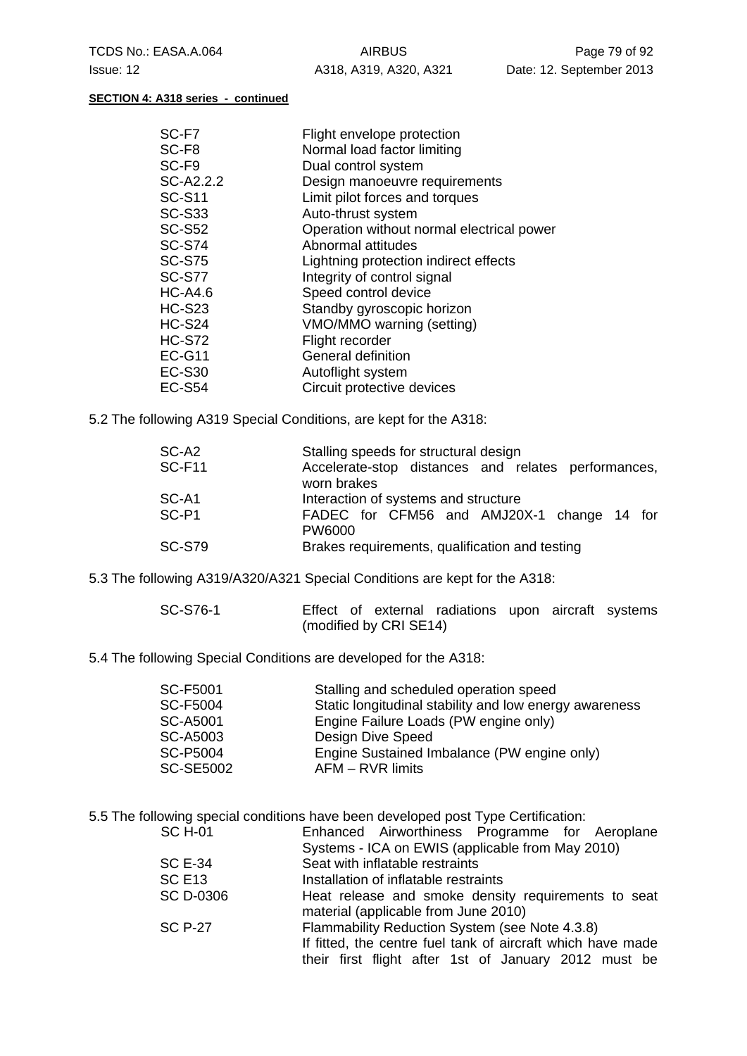**SECTION 4: A318 series - continued**

| | |
|---|---|
| SC-F7 | Flight envelope protection |
| SC-F8 | Normal load factor limiting |
| SC-F9 | Dual control system |
| SC-A2.2.2 | Design manoeuvre requirements |
| SC-S11 | Limit pilot forces and torques |
| SC-S33 | Auto-thrust system |
| SC-S52 | Operation without normal electrical power |
| SC-S74 | Abnormal attitudes |
| SC-S75 | Lightning protection indirect effects |
| SC-S77 | Integrity of control signal |
| HC-A4.6 | Speed control device |
| HC-S23 | Standby gyroscopic horizon |
| HC-S24 | VMO/MMO warning (setting) |
| HC-S72 | Flight recorder |
| EC-G11 | General definition |
| EC-S30 | Autoflight system |
| EC-S54 | Circuit protective devices |

5.2 The following A319 Special Conditions, are kept for the A318:

| | |
|---|---|
| SC-A2 | Stalling speeds for structural design |
| SC-F11 | Accelerate-stop distances and relates performances, worn brakes |
| SC-A1 | Interaction of systems and structure |
| SC-P1 | FADEC for CFM56 and AMJ20X-1 change 14 for PW6000 |
| SC-S79 | Brakes requirements, qualification and testing |

5.3 The following A319/A320/A321 Special Conditions are kept for the A318:

| | |
|---|---|
| SC-S76-1 | Effect of external radiations upon aircraft systems (modified by CRI SE14) |

5.4 The following Special Conditions are developed for the A318:

| | |
|---|---|
| SC-F5001 | Stalling and scheduled operation speed |
| SC-F5004 | Static longitudinal stability and low energy awareness |
| SC-A5001 | Engine Failure Loads (PW engine only) |
| SC-A5003 | Design Dive Speed |
| SC-P5004 | Engine Sustained Imbalance (PW engine only) |
| SC-SE5002 | AFM – RVR limits |

5.5 The following special conditions have been developed post Type Certification:

| | |
|---|---|
| SC H-01 | Enhanced Airworthiness Programme for Aeroplane Systems - ICA on EWIS (applicable from May 2010) |
| SC E-34 | Seat with inflatable restraints |
| SC E13 | Installation of inflatable restraints |
| SC D-0306 | Heat release and smoke density requirements to seat material (applicable from June 2010) |
| SC P-27 | Flammability Reduction System (see Note 4.3.8) If fitted, the centre fuel tank of aircraft which have made their first flight after 1st of January 2012 must be |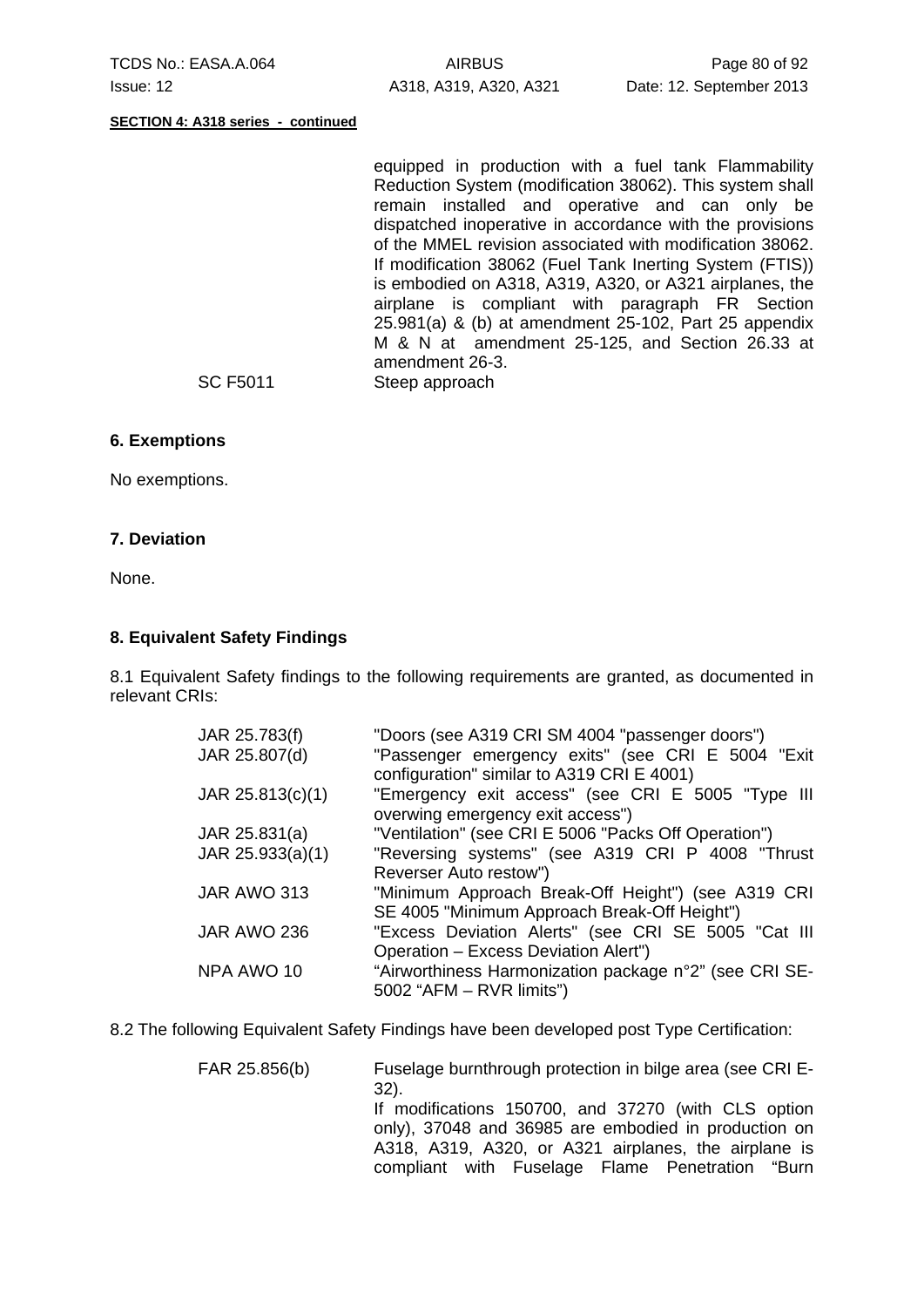**SECTION 4: A318 series - continued**

| | |
|---|---|
| | equipped in production with a fuel tank Flammability Reduction System (modification 38062). This system shall remain installed and operative and can only be dispatched inoperative in accordance with the provisions of the MMEL revision associated with modification 38062. If modification 38062 (Fuel Tank Inerting System (FTIS)) is embodied on A318, A319, A320, or A321 airplanes, the airplane is compliant with paragraph FR Section 25.981(a) & (b) at amendment 25-102, Part 25 appendix M & N at amendment 25-125, and Section 26.33 at amendment 26-3. |
| SC F5011 | Steep approach |

### 6. Exemptions

No exemptions.

### 7. Deviation

None.

### 8. Equivalent Safety Findings

8.1 Equivalent Safety findings to the following requirements are granted, as documented in relevant CRIs:

| | |
|---|---|
| JAR 25.783(f) | "Doors (see A319 CRI SM 4004 "passenger doors") |
| JAR 25.807(d) | "Passenger emergency exits" (see CRI E 5004 "Exit configuration" similar to A319 CRI E 4001) |
| JAR 25.813(c)(1) | "Emergency exit access" (see CRI E 5005 "Type III overwing emergency exit access") |
| JAR 25.831(a) | "Ventilation" (see CRI E 5006 "Packs Off Operation") |
| JAR 25.933(a)(1) | "Reversing systems" (see A319 CRI P 4008 "Thrust Reverser Auto restow") |
| JAR AWO 313 | "Minimum Approach Break-Off Height") (see A319 CRI SE 4005 "Minimum Approach Break-Off Height") |
| JAR AWO 236 | "Excess Deviation Alerts" (see CRI SE 5005 "Cat III Operation – Excess Deviation Alert") |
| NPA AWO 10 | "Airworthiness Harmonization package n°2" (see CRI SE-5002 "AFM – RVR limits") |

8.2 The following Equivalent Safety Findings have been developed post Type Certification:

| | |
|---|---|
| FAR 25.856(b) | Fuselage burnthrough protection in bilge area (see CRI E-32). If modifications 150700, and 37270 (with CLS option only), 37048 and 36985 are embodied in production on A318, A319, A320, or A321 airplanes, the airplane is compliant with Fuselage Flame Penetration "Burn |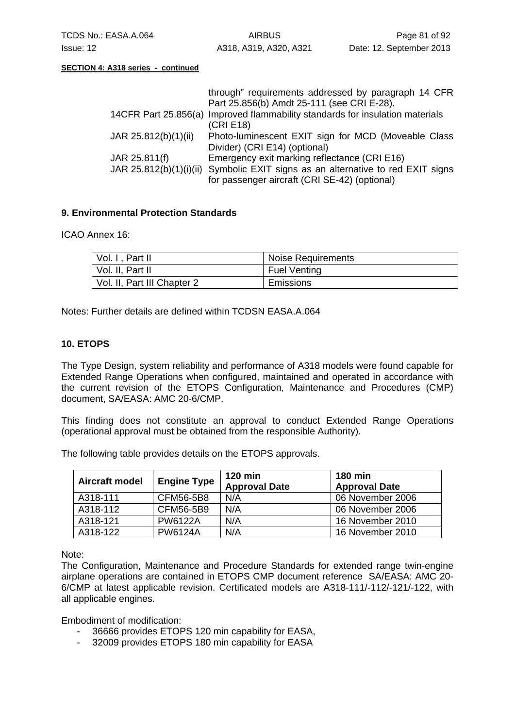**SECTION 4: A318 series - continued**

| | |
|---|---|
| | through" requirements addressed by paragraph 14 CFR Part 25.856(b) Amdt 25-111 (see CRI E-28). |
| 14CFR Part 25.856(a) | Improved flammability standards for insulation materials (CRI E18) |
| JAR 25.812(b)(1)(ii) | Photo-luminescent EXIT sign for MCD (Moveable Class Divider) (CRI E14) (optional) |
| JAR 25.811(f) | Emergency exit marking reflectance (CRI E16) |
| JAR 25.812(b)(1)(i)(ii) | Symbolic EXIT signs as an alternative to red EXIT signs for passenger aircraft (CRI SE-42) (optional) |

## 9. Environmental Protection Standards

ICAO Annex 16:

| | |
|---|---|
| Vol. I , Part II | Noise Requirements |
| Vol. II, Part II | Fuel Venting |
| Vol. II, Part III Chapter 2 | Emissions |

Notes: Further details are defined within TCDSN EASA.A.064

## 10. ETOPS

The Type Design, system reliability and performance of A318 models were found capable for Extended Range Operations when configured, maintained and operated in accordance with the current revision of the ETOPS Configuration, Maintenance and Procedures (CMP) document, SA/EASA: AMC 20-6/CMP.

This finding does not constitute an approval to conduct Extended Range Operations (operational approval must be obtained from the responsible Authority).

The following table provides details on the ETOPS approvals.

| Aircraft model | Engine Type | 120 min Approval Date | 180 min Approval Date |
|---|---|---|---|
| A318-111 | CFM56-5B8 | N/A | 06 November 2006 |
| A318-112 | CFM56-5B9 | N/A | 06 November 2006 |
| A318-121 | PW6122A | N/A | 16 November 2010 |
| A318-122 | PW6124A | N/A | 16 November 2010 |

Note:
The Configuration, Maintenance and Procedure Standards for extended range twin-engine airplane operations are contained in ETOPS CMP document reference SA/EASA: AMC 20-6/CMP at latest applicable revision. Certificated models are A318-111/-112/-121/-122, with all applicable engines.

Embodiment of modification:

- 36666 provides ETOPS 120 min capability for EASA,
- 32009 provides ETOPS 180 min capability for EASA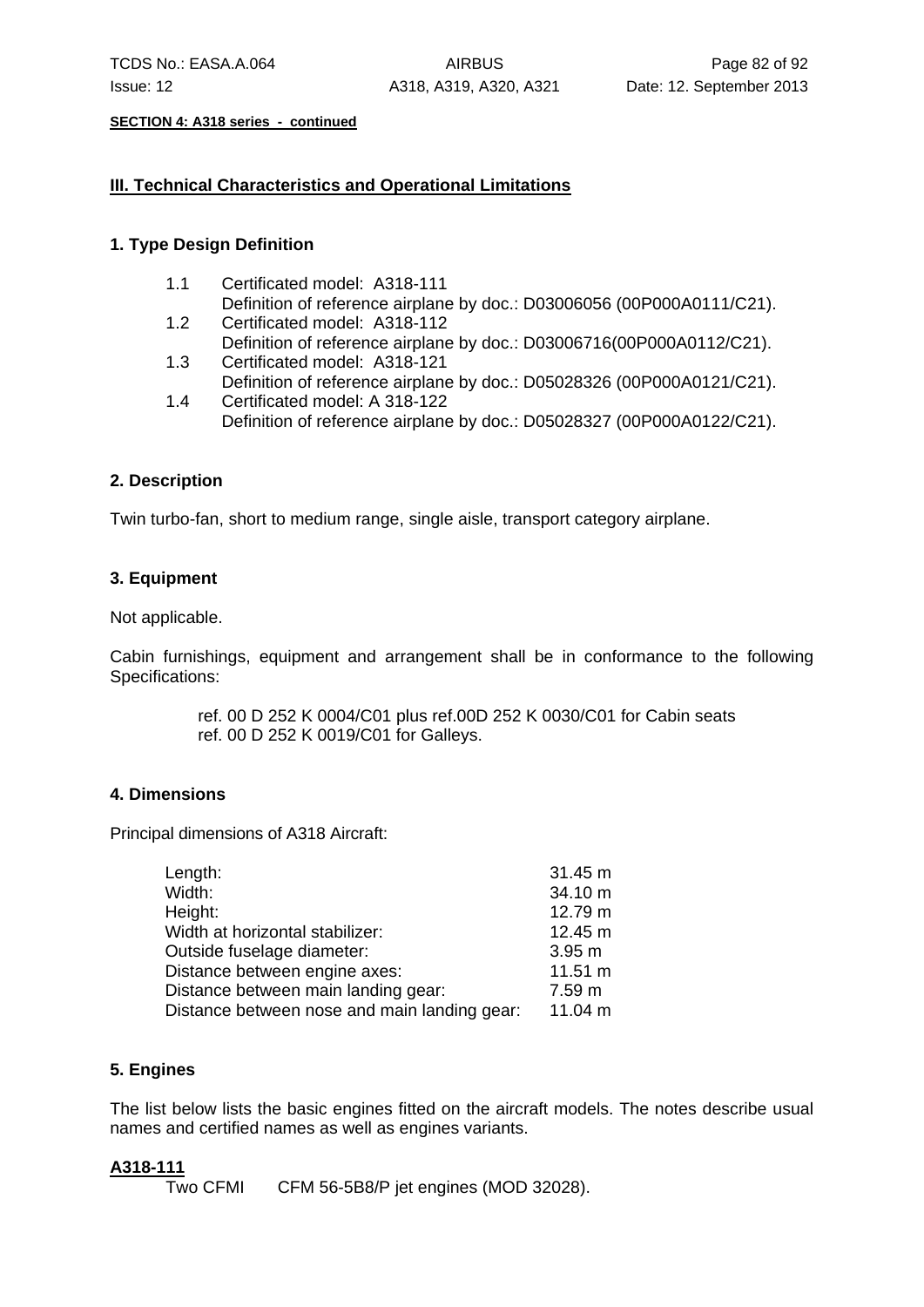**SECTION 4: A318 series - continued**

## III. Technical Characteristics and Operational Limitations

### 1. Type Design Definition

1.1 Certificated model: A318-111
Definition of reference airplane by doc.: D03006056 (00P000A0111/C21).

1.2 Certificated model: A318-112
Definition of reference airplane by doc.: D03006716(00P000A0112/C21).

1.3 Certificated model: A318-121
Definition of reference airplane by doc.: D05028326 (00P000A0121/C21).

1.4 Certificated model: A 318-122
Definition of reference airplane by doc.: D05028327 (00P000A0122/C21).

### 2. Description

Twin turbo-fan, short to medium range, single aisle, transport category airplane.

### 3. Equipment

Not applicable.

Cabin furnishings, equipment and arrangement shall be in conformance to the following Specifications:

ref. 00 D 252 K 0004/C01 plus ref.00D 252 K 0030/C01 for Cabin seats
ref. 00 D 252 K 0019/C01 for Galleys.

### 4. Dimensions

Principal dimensions of A318 Aircraft:

| | |
|---|---|
| Length: | 31.45 m |
| Width: | 34.10 m |
| Height: | 12.79 m |
| Width at horizontal stabilizer: | 12.45 m |
| Outside fuselage diameter: | 3.95 m |
| Distance between engine axes: | 11.51 m |
| Distance between main landing gear: | 7.59 m |
| Distance between nose and main landing gear: | 11.04 m |

### 5. Engines

The list below lists the basic engines fitted on the aircraft models. The notes describe usual names and certified names as well as engines variants.

**A318-111**

Two CFMI CFM 56-5B8/P jet engines (MOD 32028).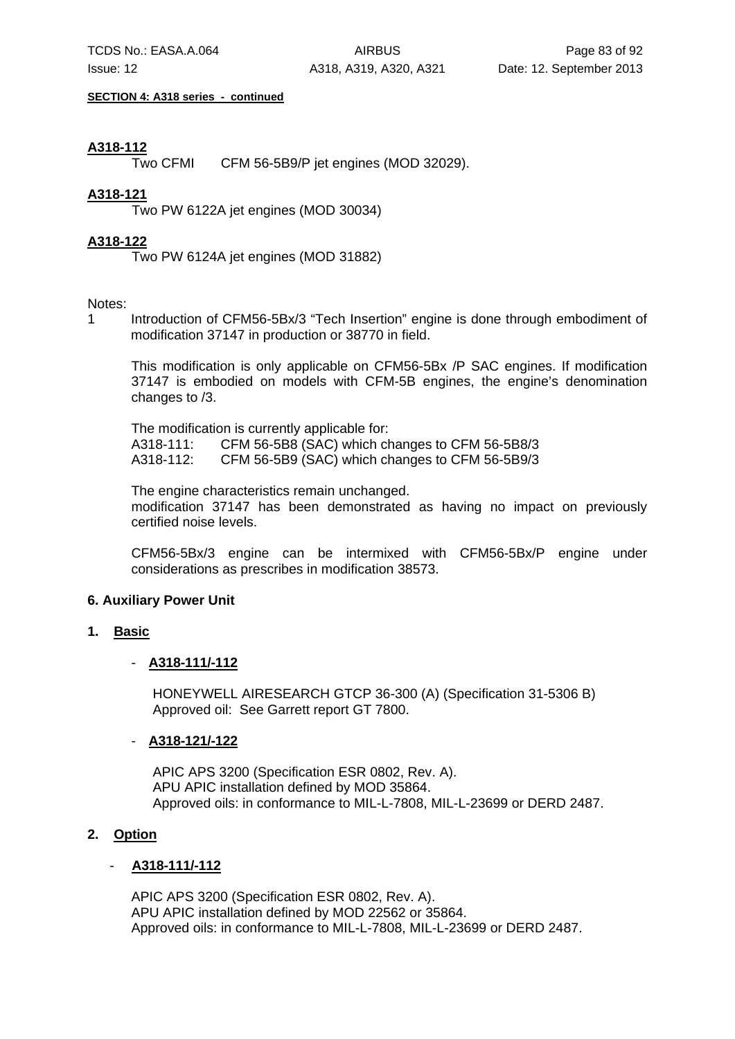**SECTION 4: A318 series - continued**

**A318-112**
Two CFMI CFM 56-5B9/P jet engines (MOD 32029).

**A318-121**
Two PW 6122A jet engines (MOD 30034)

**A318-122**
Two PW 6124A jet engines (MOD 31882)

Notes:

1 Introduction of CFM56-5Bx/3 “Tech Insertion” engine is done through embodiment of modification 37147 in production or 38770 in field.

This modification is only applicable on CFM56-5Bx /P SAC engines. If modification 37147 is embodied on models with CFM-5B engines, the engine’s denomination changes to /3.

The modification is currently applicable for:
A318-111: CFM 56-5B8 (SAC) which changes to CFM 56-5B8/3
A318-112: CFM 56-5B9 (SAC) which changes to CFM 56-5B9/3

The engine characteristics remain unchanged.
modification 37147 has been demonstrated as having no impact on previously certified noise levels.

CFM56-5Bx/3 engine can be intermixed with CFM56-5Bx/P engine under considerations as prescribes in modification 38573.

**6. Auxiliary Power Unit**

**1. Basic**

- **A318-111/-112**

  HONEYWELL AIRESEARCH GTCP 36-300 (A) (Specification 31-5306 B)
  Approved oil: See Garrett report GT 7800.

- **A318-121/-122**

  APIC APS 3200 (Specification ESR 0802, Rev. A).
  APU APIC installation defined by MOD 35864.
  Approved oils: in conformance to MIL-L-7808, MIL-L-23699 or DERD 2487.

**2. Option**

- **A318-111/-112**

  APIC APS 3200 (Specification ESR 0802, Rev. A).
  APU APIC installation defined by MOD 22562 or 35864.
  Approved oils: in conformance to MIL-L-7808, MIL-L-23699 or DERD 2487.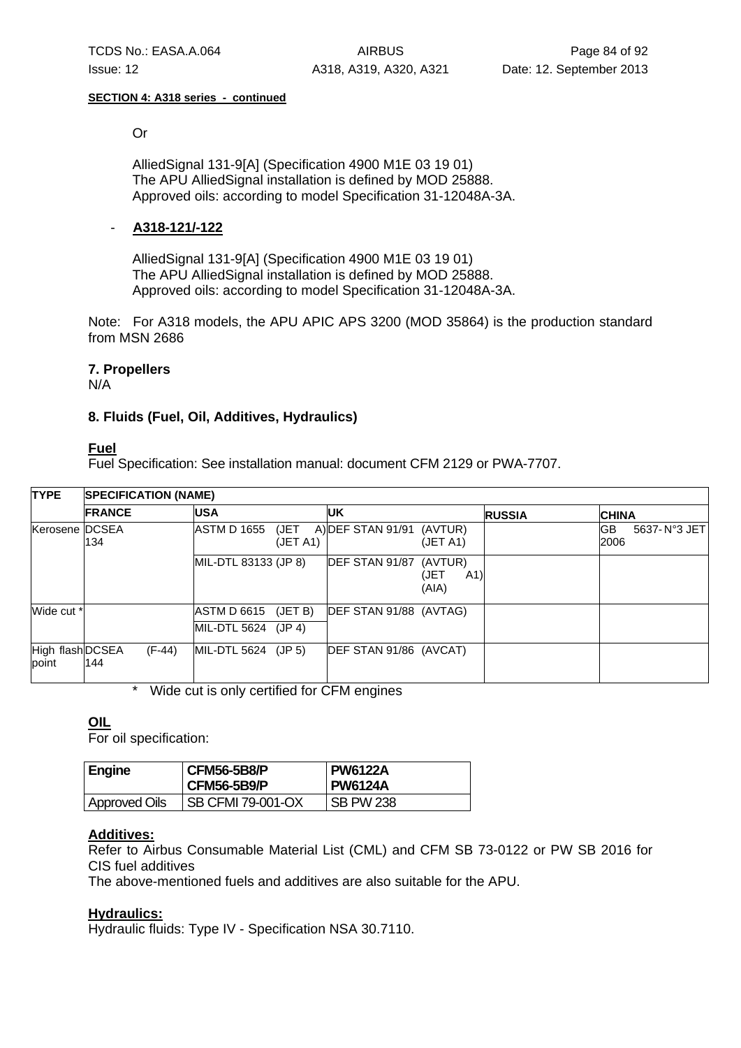**SECTION 4: A318 series - continued**

Or

AlliedSignal 131-9[A] (Specification 4900 M1E 03 19 01)
The APU AlliedSignal installation is defined by MOD 25888.
Approved oils: according to model Specification 31-12048A-3A.

- **A318-121/-122**

  AlliedSignal 131-9[A] (Specification 4900 M1E 03 19 01)
  The APU AlliedSignal installation is defined by MOD 25888.
  Approved oils: according to model Specification 31-12048A-3A.

Note: For A318 models, the APU APIC APS 3200 (MOD 35864) is the production standard from MSN 2686

### 7. Propellers

N/A

### 8. Fluids (Fuel, Oil, Additives, Hydraulics)

**Fuel**

Fuel Specification: See installation manual: document CFM 2129 or PWA-7707.

| TYPE | SPECIFICATION (NAME) | | | | |
|---|---|---|---|---|---|
| | **FRANCE** | **USA** | **UK** | **RUSSIA** | **CHINA** |
| Kerosene | DCSEA 134 | ASTM D 1655 (JET A) (JET A1) | DEF STAN 91/91 (AVTUR) (JET A1) | | GB 5637- N°3 JET 2006 |
| | | MIL-DTL 83133 (JP 8) | DEF STAN 91/87 (AVTUR) (JET A1) (AIA) | | |
| Wide cut * | | ASTM D 6615 (JET B) | DEF STAN 91/88 (AVTAG) | | |
| | | MIL-DTL 5624 (JP 4) | | | |
| High flash point | DCSEA 144 (F-44) | MIL-DTL 5624 (JP 5) | DEF STAN 91/86 (AVCAT) | | |

\* Wide cut is only certified for CFM engines

**OIL**

For oil specification:

| Engine | CFM56-5B8/P<br>CFM56-5B9/P | PW6122A<br>PW6124A |
|---|---|---|
| Approved Oils | SB CFMI 79-001-OX | SB PW 238 |

**Additives:**

Refer to Airbus Consumable Material List (CML) and CFM SB 73-0122 or PW SB 2016 for CIS fuel additives
The above-mentioned fuels and additives are also suitable for the APU.

**Hydraulics:**

Hydraulic fluids: Type IV - Specification NSA 30.7110.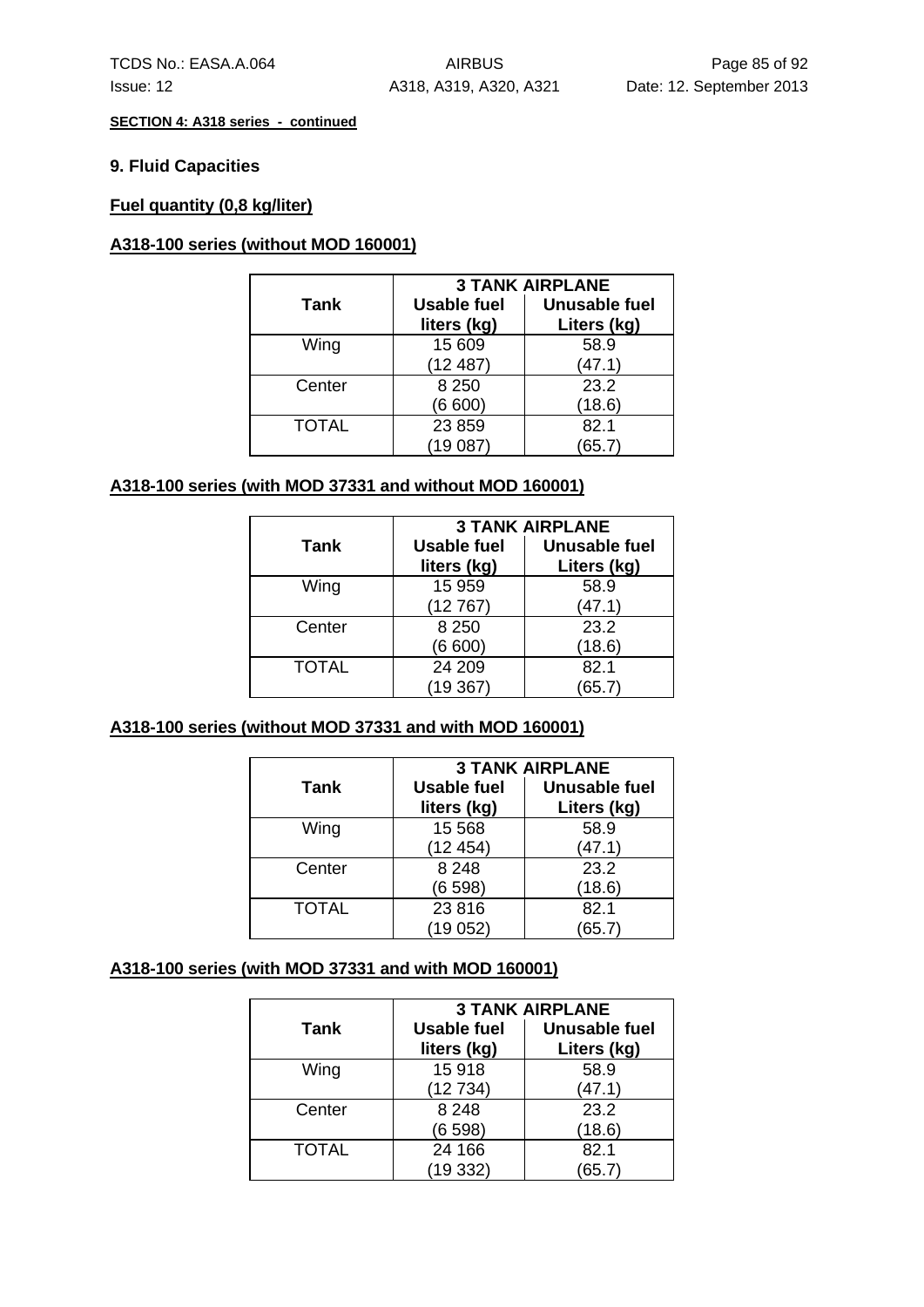**SECTION 4: A318 series - continued**

### 9. Fluid Capacities

**Fuel quantity (0,8 kg/liter)**

**A318-100 series (without MOD 160001)**

| Tank | 3 TANK AIRPLANE | |
|---|---|---|
| | Usable fuel liters (kg) | Unusable fuel Liters (kg) |
| Wing | 15 609 (12 487) | 58.9 (47.1) |
| Center | 8 250 (6 600) | 23.2 (18.6) |
| TOTAL | 23 859 (19 087) | 82.1 (65.7) |

**A318-100 series (with MOD 37331 and without MOD 160001)**

| Tank | 3 TANK AIRPLANE | |
|---|---|---|
| | Usable fuel liters (kg) | Unusable fuel Liters (kg) |
| Wing | 15 959 (12 767) | 58.9 (47.1) |
| Center | 8 250 (6 600) | 23.2 (18.6) |
| TOTAL | 24 209 (19 367) | 82.1 (65.7) |

**A318-100 series (without MOD 37331 and with MOD 160001)**

| Tank | 3 TANK AIRPLANE | |
|---|---|---|
| | Usable fuel liters (kg) | Unusable fuel Liters (kg) |
| Wing | 15 568 (12 454) | 58.9 (47.1) |
| Center | 8 248 (6 598) | 23.2 (18.6) |
| TOTAL | 23 816 (19 052) | 82.1 (65.7) |

**A318-100 series (with MOD 37331 and with MOD 160001)**

| Tank | 3 TANK AIRPLANE | |
|---|---|---|
| | Usable fuel liters (kg) | Unusable fuel Liters (kg) |
| Wing | 15 918 (12 734) | 58.9 (47.1) |
| Center | 8 248 (6 598) | 23.2 (18.6) |
| TOTAL | 24 166 (19 332) | 82.1 (65.7) |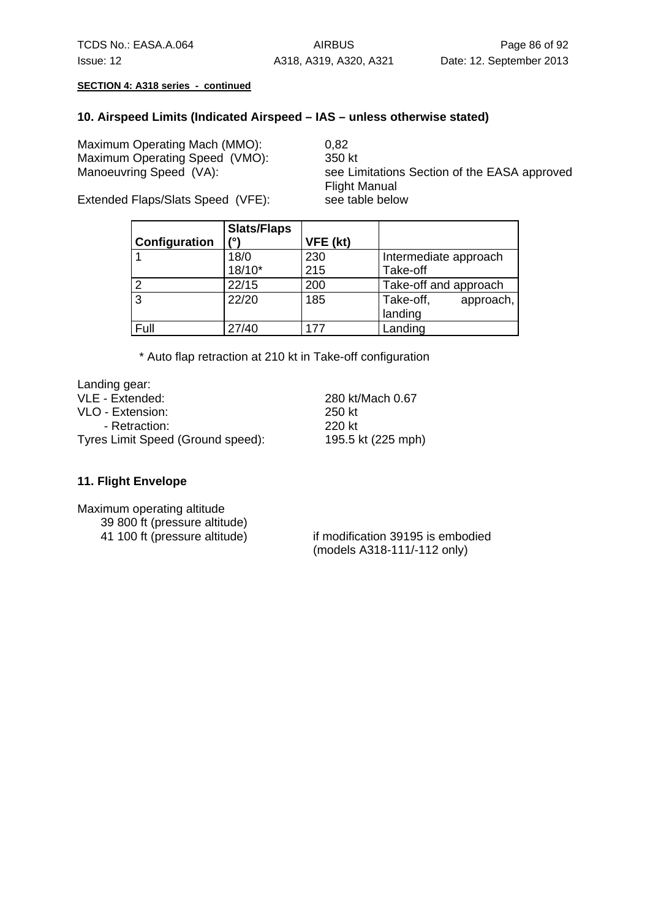**SECTION 4: A318 series - continued**

### 10. Airspeed Limits (Indicated Airspeed – IAS – unless otherwise stated)

Maximum Operating Mach (MMO): 0,82
Maximum Operating Speed (VMO): 350 kt
Manoeuvring Speed (VA): see Limitations Section of the EASA approved Flight Manual
Extended Flaps/Slats Speed (VFE): see table below

| Configuration | Slats/Flaps (°) | VFE (kt) | |
|---|---|---|---|
| 1 | 18/0<br>18/10* | 230<br>215 | Intermediate approach<br>Take-off |
| 2 | 22/15 | 200 | Take-off and approach |
| 3 | 22/20 | 185 | Take-off, approach, landing |
| Full | 27/40 | 177 | Landing |

\* Auto flap retraction at 210 kt in Take-off configuration

Landing gear:
VLE - Extended: 280 kt/Mach 0.67
VLO - Extension: 250 kt
- Retraction: 220 kt

Tyres Limit Speed (Ground speed): 195.5 kt (225 mph)

### 11. Flight Envelope

Maximum operating altitude
39 800 ft (pressure altitude)
41 100 ft (pressure altitude) if modification 39195 is embodied (models A318-111/-112 only)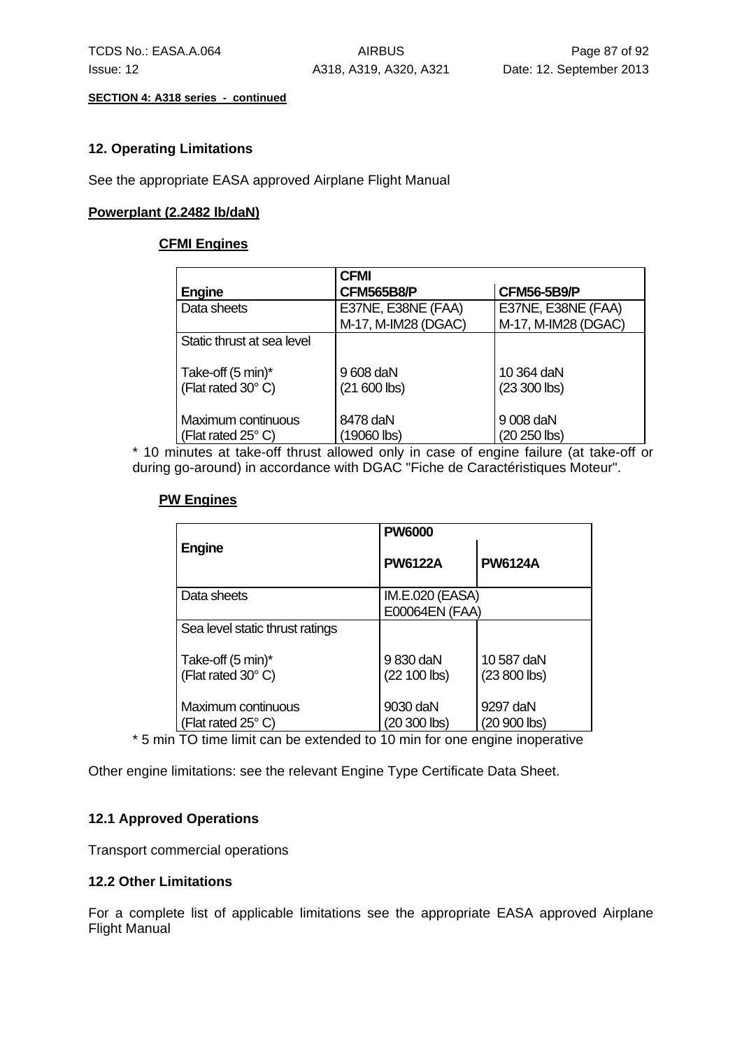**SECTION 4: A318 series - continued**

### 12. Operating Limitations

See the appropriate EASA approved Airplane Flight Manual

**Powerplant (2.2482 lb/daN)**

**CFMI Engines**

| Engine | CFMI<br>CFM565B8/P | CFM56-5B9/P |
|---|---|---|
| Data sheets | E37NE, E38NE (FAA)<br>M-17, M-IM28 (DGAC) | E37NE, E38NE (FAA)<br>M-17, M-IM28 (DGAC) |
| Static thrust at sea level | | |
| Take-off (5 min)*<br>(Flat rated 30° C) | 9 608 daN<br>(21 600 lbs) | 10 364 daN<br>(23 300 lbs) |
| Maximum continuous<br>(Flat rated 25° C) | 8478 daN<br>(19060 lbs) | 9 008 daN<br>(20 250 lbs) |

* 10 minutes at take-off thrust allowed only in case of engine failure (at take-off or during go-around) in accordance with DGAC "Fiche de Caractéristiques Moteur".

**PW Engines**

| Engine | PW6000 | |
|---|---|---|
| | PW6122A | PW6124A |
| Data sheets | IM.E.020 (EASA)<br>E00064EN (FAA) | |
| Sea level static thrust ratings | | |
| Take-off (5 min)*<br>(Flat rated 30° C) | 9 830 daN<br>(22 100 lbs) | 10 587 daN<br>(23 800 lbs) |
| Maximum continuous<br>(Flat rated 25° C) | 9030 daN<br>(20 300 lbs) | 9297 daN<br>(20 900 lbs) |

* 5 min TO time limit can be extended to 10 min for one engine inoperative

Other engine limitations: see the relevant Engine Type Certificate Data Sheet.

### 12.1 Approved Operations

Transport commercial operations

### 12.2 Other Limitations

For a complete list of applicable limitations see the appropriate EASA approved Airplane Flight Manual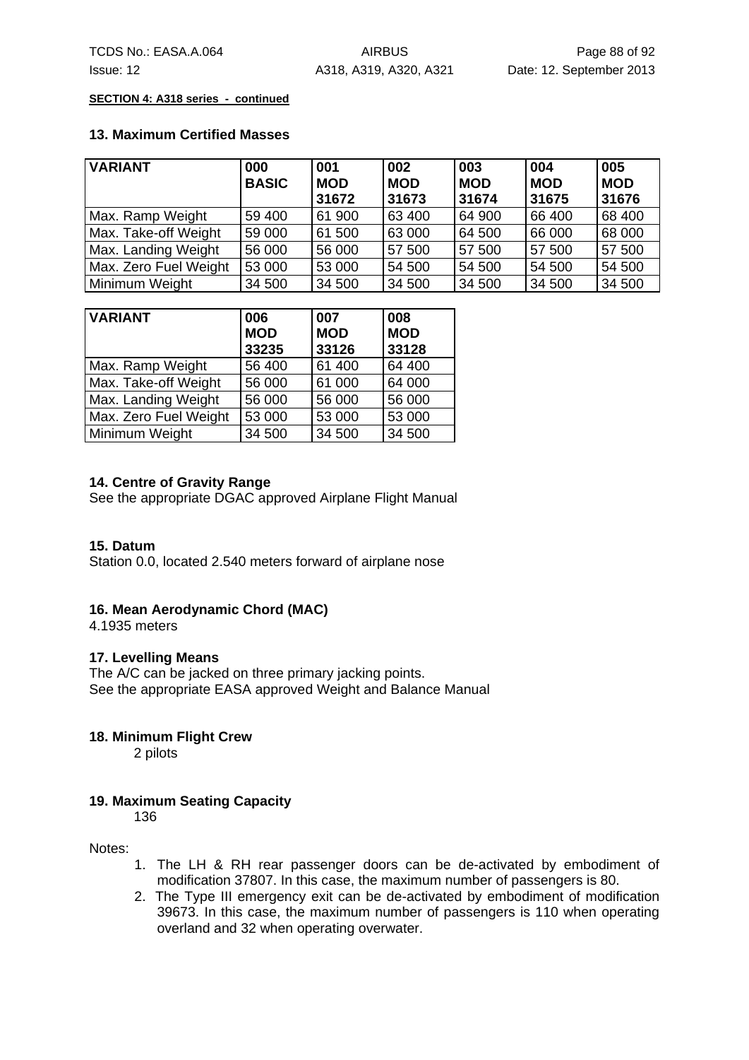**SECTION 4: A318 series - continued**

### 13. Maximum Certified Masses

| VARIANT | 000 BASIC | 001 MOD 31672 | 002 MOD 31673 | 003 MOD 31674 | 004 MOD 31675 | 005 MOD 31676 |
|---|---|---|---|---|---|---|
| Max. Ramp Weight | 59 400 | 61 900 | 63 400 | 64 900 | 66 400 | 68 400 |
| Max. Take-off Weight | 59 000 | 61 500 | 63 000 | 64 500 | 66 000 | 68 000 |
| Max. Landing Weight | 56 000 | 56 000 | 57 500 | 57 500 | 57 500 | 57 500 |
| Max. Zero Fuel Weight | 53 000 | 53 000 | 54 500 | 54 500 | 54 500 | 54 500 |
| Minimum Weight | 34 500 | 34 500 | 34 500 | 34 500 | 34 500 | 34 500 |

| VARIANT | 006 MOD 33235 | 007 MOD 33126 | 008 MOD 33128 |
|---|---|---|---|
| Max. Ramp Weight | 56 400 | 61 400 | 64 400 |
| Max. Take-off Weight | 56 000 | 61 000 | 64 000 |
| Max. Landing Weight | 56 000 | 56 000 | 56 000 |
| Max. Zero Fuel Weight | 53 000 | 53 000 | 53 000 |
| Minimum Weight | 34 500 | 34 500 | 34 500 |

### 14. Centre of Gravity Range

See the appropriate DGAC approved Airplane Flight Manual

### 15. Datum

Station 0.0, located 2.540 meters forward of airplane nose

### 16. Mean Aerodynamic Chord (MAC)

4.1935 meters

### 17. Levelling Means

The A/C can be jacked on three primary jacking points.
See the appropriate EASA approved Weight and Balance Manual

### 18. Minimum Flight Crew

2 pilots

### 19. Maximum Seating Capacity

136

Notes:

1. The LH & RH rear passenger doors can be de-activated by embodiment of modification 37807. In this case, the maximum number of passengers is 80.
2. The Type III emergency exit can be de-activated by embodiment of modification 39673. In this case, the maximum number of passengers is 110 when operating overland and 32 when operating overwater.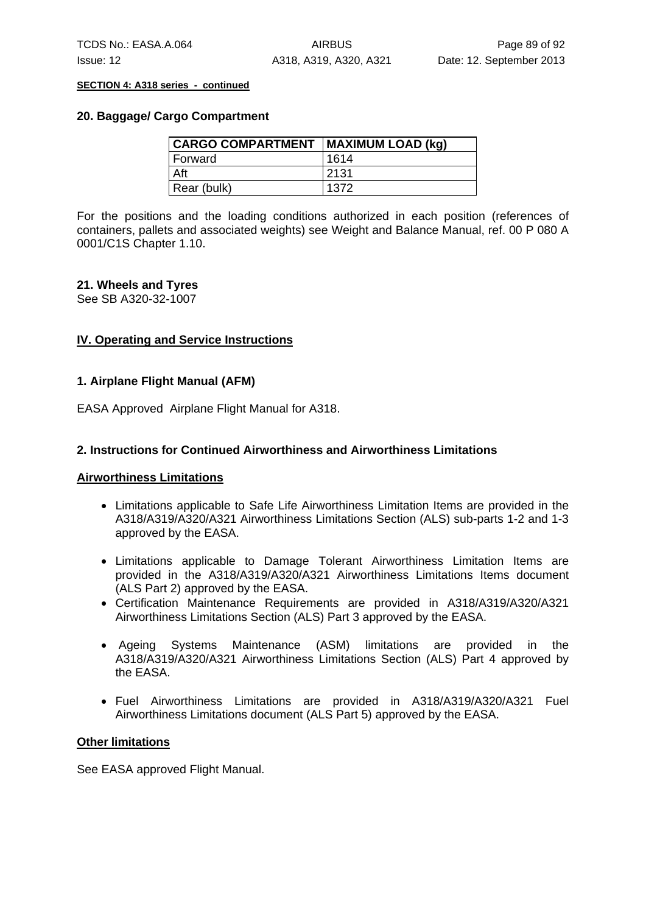**SECTION 4: A318 series - continued**

### 20. Baggage/ Cargo Compartment

| CARGO COMPARTMENT | MAXIMUM LOAD (kg) |
|---|---|
| Forward | 1614 |
| Aft | 2131 |
| Rear (bulk) | 1372 |

For the positions and the loading conditions authorized in each position (references of containers, pallets and associated weights) see Weight and Balance Manual, ref. 00 P 080 A 0001/C1S Chapter 1.10.

### 21. Wheels and Tyres

See SB A320-32-1007

## IV. Operating and Service Instructions

### 1. Airplane Flight Manual (AFM)

EASA Approved Airplane Flight Manual for A318.

### 2. Instructions for Continued Airworthiness and Airworthiness Limitations

**Airworthiness Limitations**

- Limitations applicable to Safe Life Airworthiness Limitation Items are provided in the A318/A319/A320/A321 Airworthiness Limitations Section (ALS) sub-parts 1-2 and 1-3 approved by the EASA.
- Limitations applicable to Damage Tolerant Airworthiness Limitation Items are provided in the A318/A319/A320/A321 Airworthiness Limitations Items document (ALS Part 2) approved by the EASA.
- Certification Maintenance Requirements are provided in A318/A319/A320/A321 Airworthiness Limitations Section (ALS) Part 3 approved by the EASA.
- Ageing Systems Maintenance (ASM) limitations are provided in the A318/A319/A320/A321 Airworthiness Limitations Section (ALS) Part 4 approved by the EASA.
- Fuel Airworthiness Limitations are provided in A318/A319/A320/A321 Fuel Airworthiness Limitations document (ALS Part 5) approved by the EASA.

**Other limitations**

See EASA approved Flight Manual.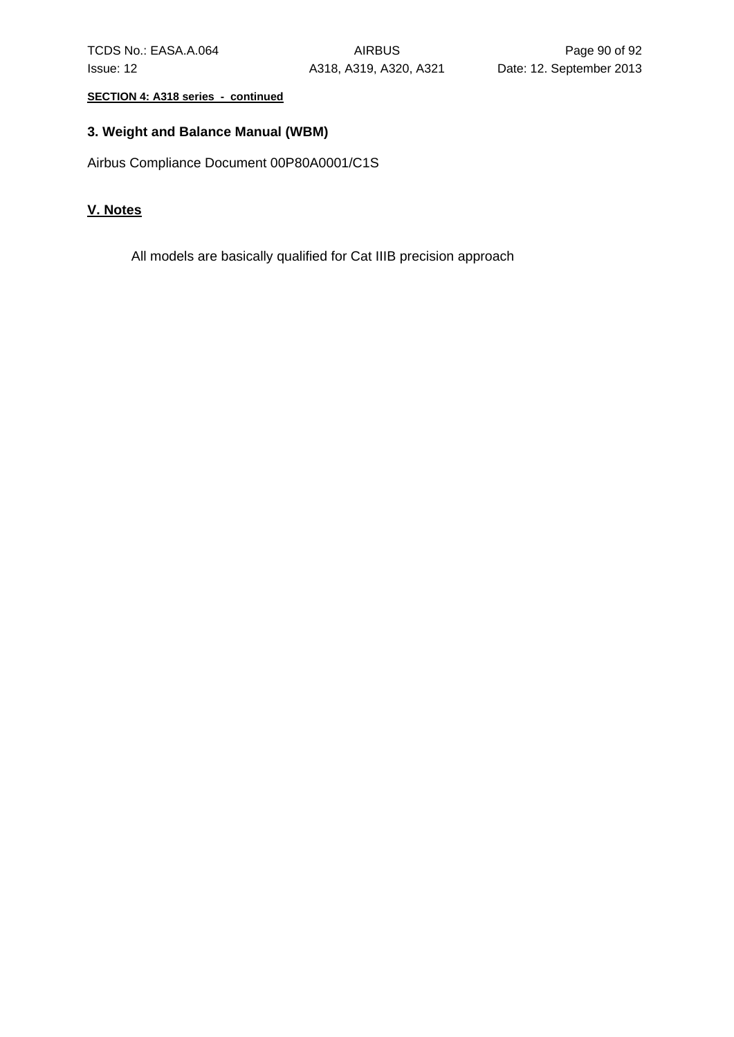**SECTION 4: A318 series - continued**

### 3. Weight and Balance Manual (WBM)

Airbus Compliance Document 00P80A0001/C1S

## V. Notes

All models are basically qualified for Cat IIIB precision approach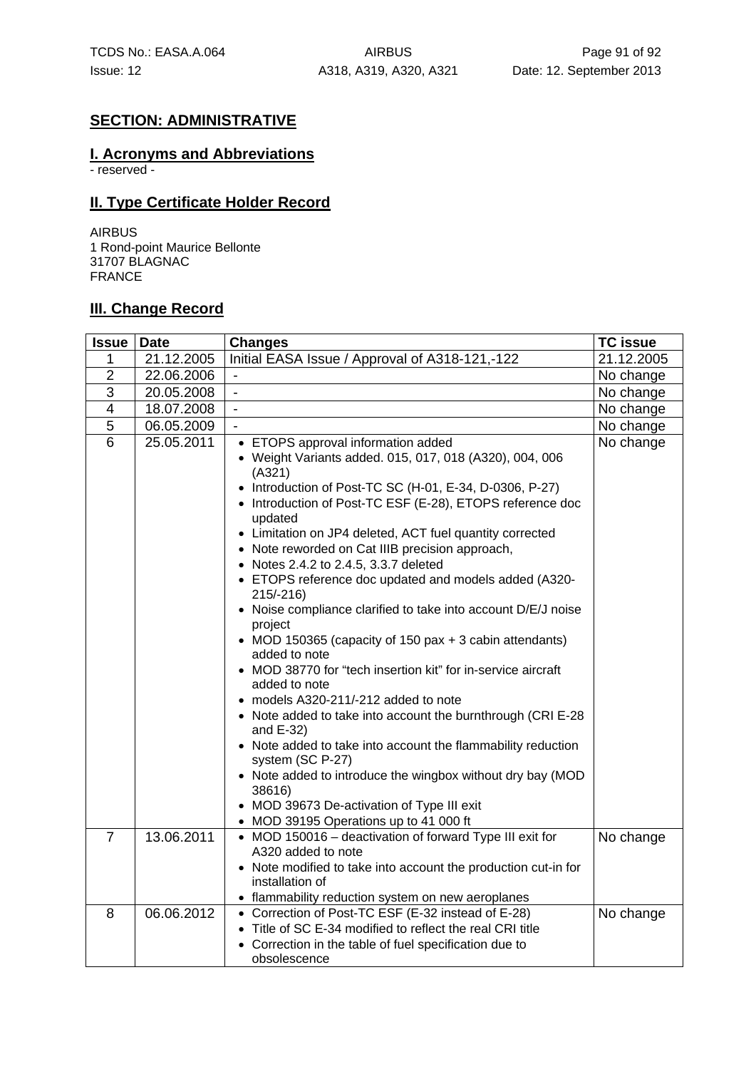## SECTION: ADMINISTRATIVE

### I. Acronyms and Abbreviations

- reserved -

### II. Type Certificate Holder Record

AIRBUS
1 Rond-point Maurice Bellonte
31707 BLAGNAC
FRANCE

### III. Change Record

| Issue | Date | Changes | TC issue |
|---|---|---|---|
| 1 | 21.12.2005 | Initial EASA Issue / Approval of A318-121,-122 | 21.12.2005 |
| 2 | 22.06.2006 | - | No change |
| 3 | 20.05.2008 | - | No change |
| 4 | 18.07.2008 | - | No change |
| 5 | 06.05.2009 | - | No change |
| 6 | 25.05.2011 | • ETOPS approval information added<br>• Weight Variants added. 015, 017, 018 (A320), 004, 006 (A321)<br>• Introduction of Post-TC SC (H-01, E-34, D-0306, P-27)<br>• Introduction of Post-TC ESF (E-28), ETOPS reference doc updated<br>• Limitation on JP4 deleted, ACT fuel quantity corrected<br>• Note reworded on Cat IIIB precision approach,<br>• Notes 2.4.2 to 2.4.5, 3.3.7 deleted<br>• ETOPS reference doc updated and models added (A320-215/-216)<br>• Noise compliance clarified to take into account D/E/J noise project<br>• MOD 150365 (capacity of 150 pax + 3 cabin attendants) added to note<br>• MOD 38770 for "tech insertion kit" for in-service aircraft added to note<br>• models A320-211/-212 added to note<br>• Note added to take into account the burnthrough (CRI E-28 and E-32)<br>• Note added to take into account the flammability reduction system (SC P-27)<br>• Note added to introduce the wingbox without dry bay (MOD 38616)<br>• MOD 39673 De-activation of Type III exit<br>• MOD 39195 Operations up to 41 000 ft | No change |
| 7 | 13.06.2011 | • MOD 150016 – deactivation of forward Type III exit for A320 added to note<br>• Note modified to take into account the production cut-in for installation of<br>• flammability reduction system on new aeroplanes | No change |
| 8 | 06.06.2012 | • Correction of Post-TC ESF (E-32 instead of E-28)<br>• Title of SC E-34 modified to reflect the real CRI title<br>• Correction in the table of fuel specification due to obsolescence | No change |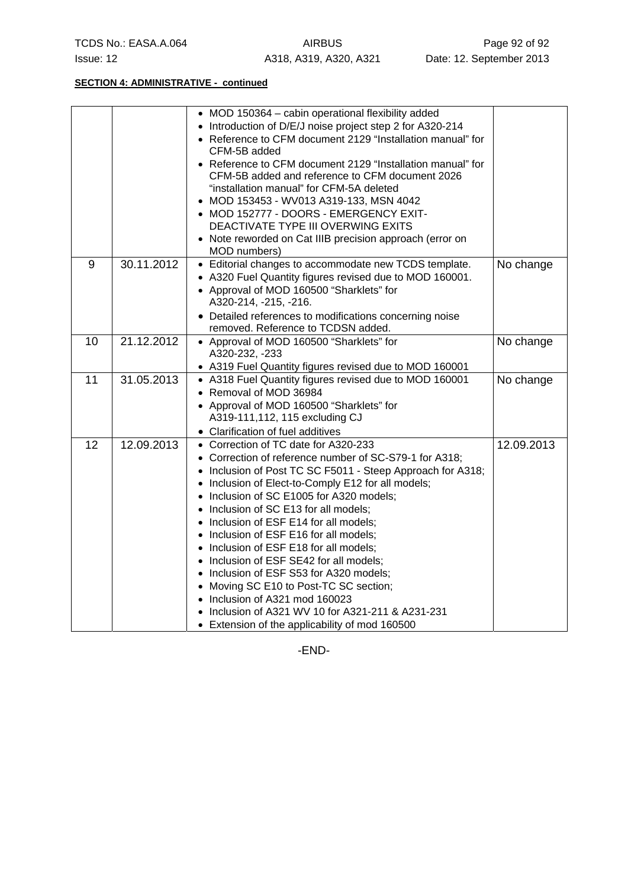**SECTION 4: ADMINISTRATIVE - continued**

| | | | |
|---|---|---|---|
| | | • MOD 150364 – cabin operational flexibility added<br>• Introduction of D/E/J noise project step 2 for A320-214<br>• Reference to CFM document 2129 "Installation manual" for CFM-5B added<br>• Reference to CFM document 2129 "Installation manual" for CFM-5B added and reference to CFM document 2026 "installation manual" for CFM-5A deleted<br>• MOD 153453 - WV013 A319-133, MSN 4042<br>• MOD 152777 - DOORS - EMERGENCY EXIT-DEACTIVATE TYPE III OVERWING EXITS<br>• Note reworded on Cat IIIB precision approach (error on MOD numbers) | |
| 9 | 30.11.2012 | • Editorial changes to accommodate new TCDS template.<br>• A320 Fuel Quantity figures revised due to MOD 160001.<br>• Approval of MOD 160500 "Sharklets" for A320-214, -215, -216.<br>• Detailed references to modifications concerning noise removed. Reference to TCDSN added. | No change |
| 10 | 21.12.2012 | • Approval of MOD 160500 "Sharklets" for A320-232, -233<br>• A319 Fuel Quantity figures revised due to MOD 160001 | No change |
| 11 | 31.05.2013 | • A318 Fuel Quantity figures revised due to MOD 160001<br>• Removal of MOD 36984<br>• Approval of MOD 160500 "Sharklets" for A319-111,112, 115 excluding CJ<br>• Clarification of fuel additives | No change |
| 12 | 12.09.2013 | • Correction of TC date for A320-233<br>• Correction of reference number of SC-S79-1 for A318;<br>• Inclusion of Post TC SC F5011 - Steep Approach for A318;<br>• Inclusion of Elect-to-Comply E12 for all models;<br>• Inclusion of SC E1005 for A320 models;<br>• Inclusion of SC E13 for all models;<br>• Inclusion of ESF E14 for all models;<br>• Inclusion of ESF E16 for all models;<br>• Inclusion of ESF E18 for all models;<br>• Inclusion of ESF SE42 for all models;<br>• Inclusion of ESF S53 for A320 models;<br>• Moving SC E10 to Post-TC SC section;<br>• Inclusion of A321 mod 160023<br>• Inclusion of A321 WV 10 for A321-211 & A231-231<br>• Extension of the applicability of mod 160500 | 12.09.2013 |

-END-